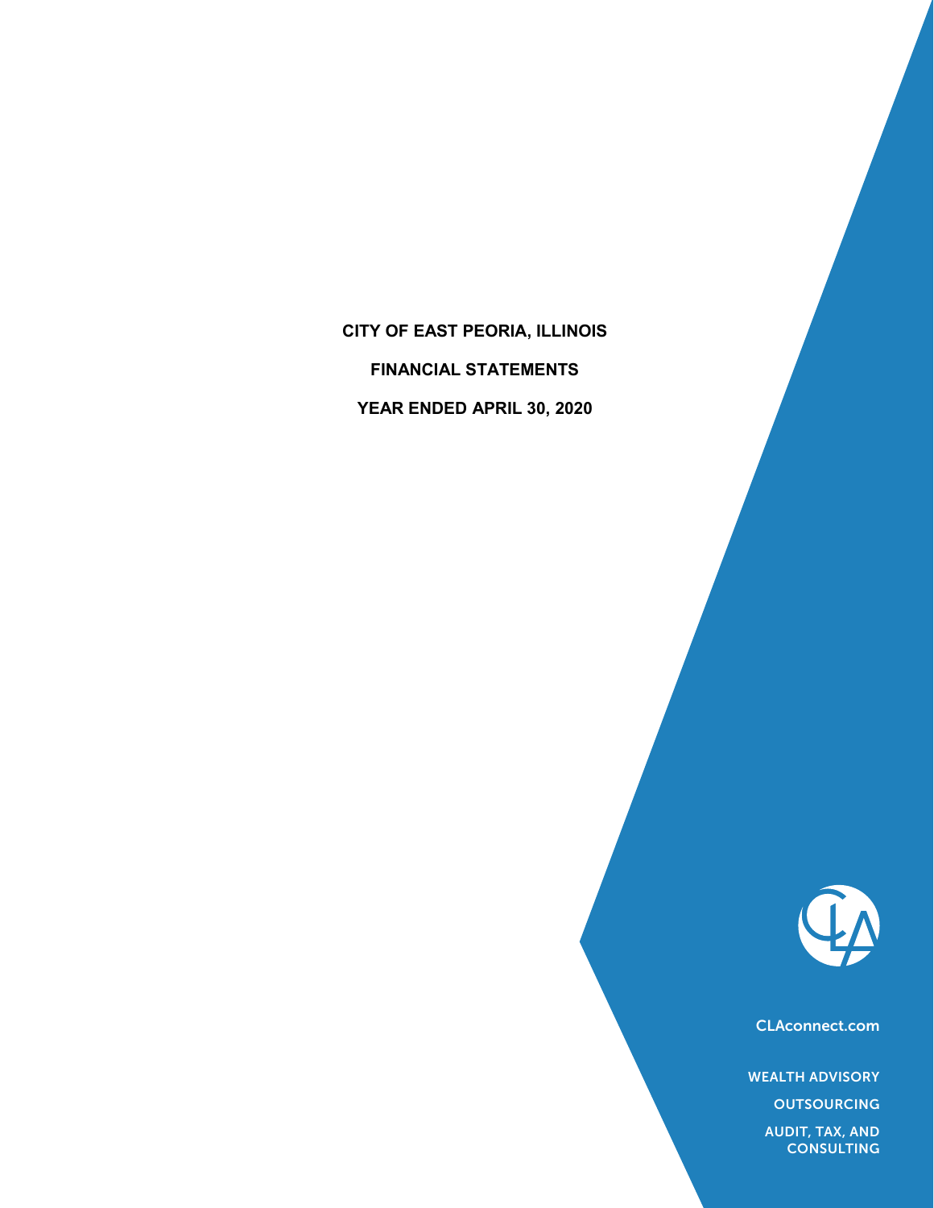# CITY OF EAST PEORIA, ILLINOIS

## FINANCIAL STATEMENTS

## YEAR ENDED APRIL 30, 2020

CLAconnect.com

WEALTH ADVISORY

OUTSOURCING

AUDIT, TAX, AND CONSULTING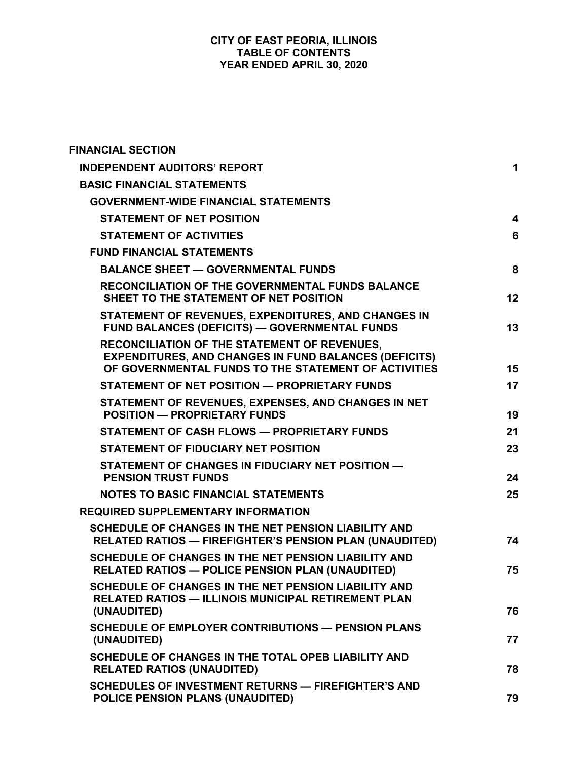# CITY OF EAST PEORIA, ILLINOIS
## TABLE OF CONTENTS
### YEAR ENDED APRIL 30, 2020

| | |
|---|---|
| **FINANCIAL SECTION** | |
| **INDEPENDENT AUDITORS' REPORT** | **1** |
| **BASIC FINANCIAL STATEMENTS** | |
| **GOVERNMENT-WIDE FINANCIAL STATEMENTS** | |
| **STATEMENT OF NET POSITION** | **4** |
| **STATEMENT OF ACTIVITIES** | **6** |
| **FUND FINANCIAL STATEMENTS** | |
| **BALANCE SHEET — GOVERNMENTAL FUNDS** | **8** |
| **RECONCILIATION OF THE GOVERNMENTAL FUNDS BALANCE SHEET TO THE STATEMENT OF NET POSITION** | **12** |
| **STATEMENT OF REVENUES, EXPENDITURES, AND CHANGES IN FUND BALANCES (DEFICITS) — GOVERNMENTAL FUNDS** | **13** |
| **RECONCILIATION OF THE STATEMENT OF REVENUES, EXPENDITURES, AND CHANGES IN FUND BALANCES (DEFICITS) OF GOVERNMENTAL FUNDS TO THE STATEMENT OF ACTIVITIES** | **15** |
| **STATEMENT OF NET POSITION — PROPRIETARY FUNDS** | **17** |
| **STATEMENT OF REVENUES, EXPENSES, AND CHANGES IN NET POSITION — PROPRIETARY FUNDS** | **19** |
| **STATEMENT OF CASH FLOWS — PROPRIETARY FUNDS** | **21** |
| **STATEMENT OF FIDUCIARY NET POSITION** | **23** |
| **STATEMENT OF CHANGES IN FIDUCIARY NET POSITION — PENSION TRUST FUNDS** | **24** |
| **NOTES TO BASIC FINANCIAL STATEMENTS** | **25** |
| **REQUIRED SUPPLEMENTARY INFORMATION** | |
| **SCHEDULE OF CHANGES IN THE NET PENSION LIABILITY AND RELATED RATIOS — FIREFIGHTER'S PENSION PLAN (UNAUDITED)** | **74** |
| **SCHEDULE OF CHANGES IN THE NET PENSION LIABILITY AND RELATED RATIOS — POLICE PENSION PLAN (UNAUDITED)** | **75** |
| **SCHEDULE OF CHANGES IN THE NET PENSION LIABILITY AND RELATED RATIOS — ILLINOIS MUNICIPAL RETIREMENT PLAN (UNAUDITED)** | **76** |
| **SCHEDULE OF EMPLOYER CONTRIBUTIONS — PENSION PLANS (UNAUDITED)** | **77** |
| **SCHEDULE OF CHANGES IN THE TOTAL OPEB LIABILITY AND RELATED RATIOS (UNAUDITED)** | **78** |
| **SCHEDULES OF INVESTMENT RETURNS — FIREFIGHTER'S AND POLICE PENSION PLANS (UNAUDITED)** | **79** |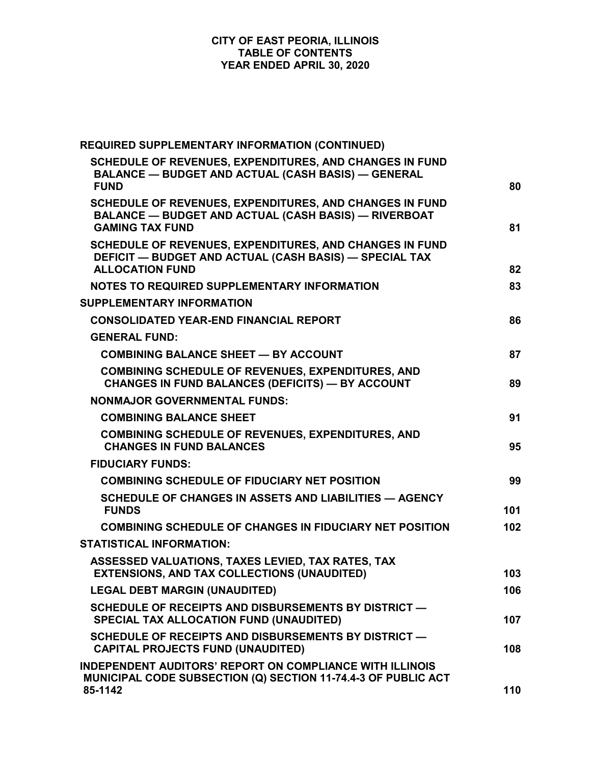# CITY OF EAST PEORIA, ILLINOIS
## TABLE OF CONTENTS
## YEAR ENDED APRIL 30, 2020

| | |
|---|---|
| **REQUIRED SUPPLEMENTARY INFORMATION (CONTINUED)** | |
| **SCHEDULE OF REVENUES, EXPENDITURES, AND CHANGES IN FUND BALANCE — BUDGET AND ACTUAL (CASH BASIS) — GENERAL FUND** | **80** |
| **SCHEDULE OF REVENUES, EXPENDITURES, AND CHANGES IN FUND BALANCE — BUDGET AND ACTUAL (CASH BASIS) — RIVERBOAT GAMING TAX FUND** | **81** |
| **SCHEDULE OF REVENUES, EXPENDITURES, AND CHANGES IN FUND DEFICIT — BUDGET AND ACTUAL (CASH BASIS) — SPECIAL TAX ALLOCATION FUND** | **82** |
| **NOTES TO REQUIRED SUPPLEMENTARY INFORMATION** | **83** |
| **SUPPLEMENTARY INFORMATION** | |
| **CONSOLIDATED YEAR-END FINANCIAL REPORT** | **86** |
| **GENERAL FUND:** | |
| **COMBINING BALANCE SHEET — BY ACCOUNT** | **87** |
| **COMBINING SCHEDULE OF REVENUES, EXPENDITURES, AND CHANGES IN FUND BALANCES (DEFICITS) — BY ACCOUNT** | **89** |
| **NONMAJOR GOVERNMENTAL FUNDS:** | |
| **COMBINING BALANCE SHEET** | **91** |
| **COMBINING SCHEDULE OF REVENUES, EXPENDITURES, AND CHANGES IN FUND BALANCES** | **95** |
| **FIDUCIARY FUNDS:** | |
| **COMBINING SCHEDULE OF FIDUCIARY NET POSITION** | **99** |
| **SCHEDULE OF CHANGES IN ASSETS AND LIABILITIES — AGENCY FUNDS** | **101** |
| **COMBINING SCHEDULE OF CHANGES IN FIDUCIARY NET POSITION** | **102** |
| **STATISTICAL INFORMATION:** | |
| **ASSESSED VALUATIONS, TAXES LEVIED, TAX RATES, TAX EXTENSIONS, AND TAX COLLECTIONS (UNAUDITED)** | **103** |
| **LEGAL DEBT MARGIN (UNAUDITED)** | **106** |
| **SCHEDULE OF RECEIPTS AND DISBURSEMENTS BY DISTRICT — SPECIAL TAX ALLOCATION FUND (UNAUDITED)** | **107** |
| **SCHEDULE OF RECEIPTS AND DISBURSEMENTS BY DISTRICT — CAPITAL PROJECTS FUND (UNAUDITED)** | **108** |
| **INDEPENDENT AUDITORS' REPORT ON COMPLIANCE WITH ILLINOIS MUNICIPAL CODE SUBSECTION (Q) SECTION 11-74.4-3 OF PUBLIC ACT 85-1142** | **110** |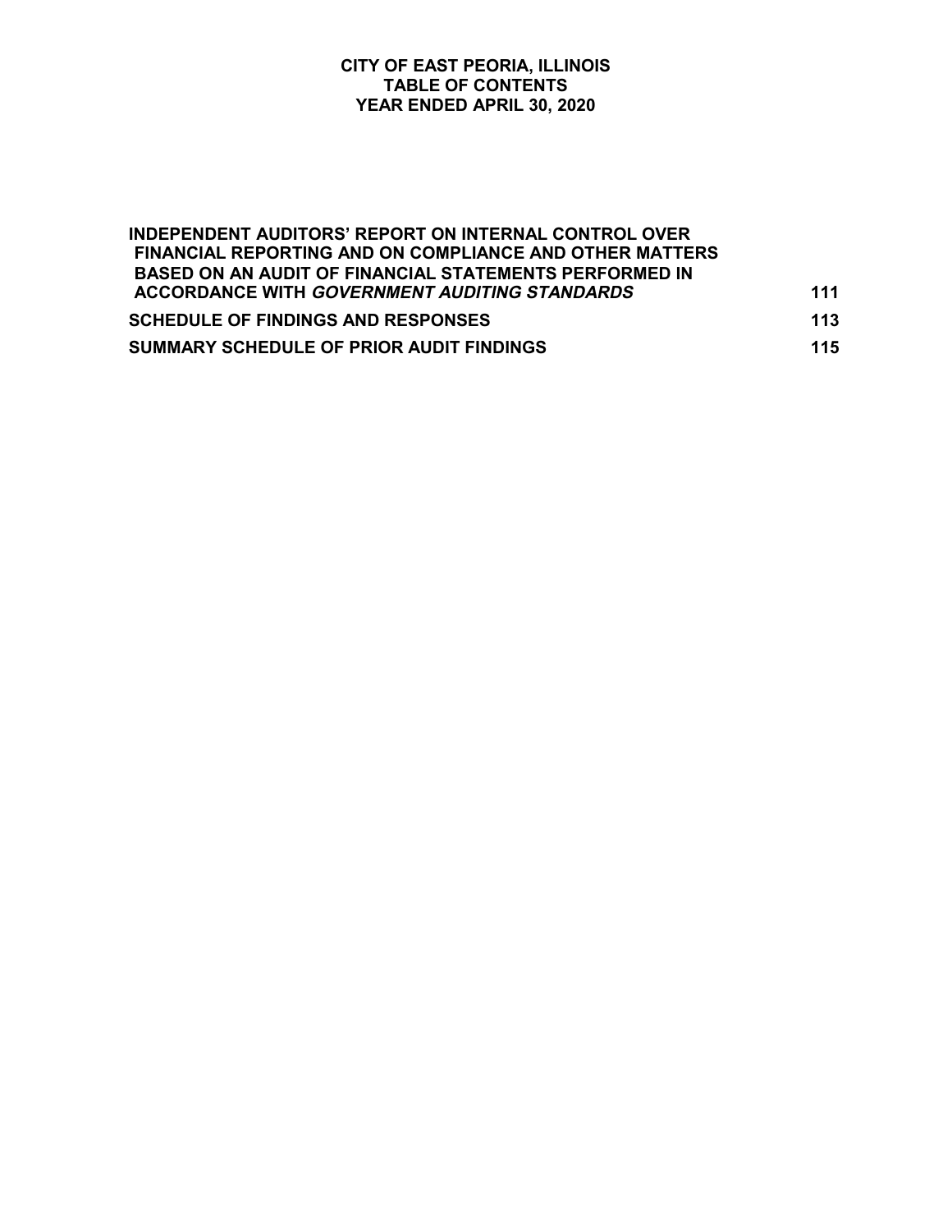# CITY OF EAST PEORIA, ILLINOIS
## TABLE OF CONTENTS
## YEAR ENDED APRIL 30, 2020

| | |
|---|---|
| **INDEPENDENT AUDITORS' REPORT ON INTERNAL CONTROL OVER FINANCIAL REPORTING AND ON COMPLIANCE AND OTHER MATTERS BASED ON AN AUDIT OF FINANCIAL STATEMENTS PERFORMED IN ACCORDANCE WITH *GOVERNMENT AUDITING STANDARDS*** | **111** |
| **SCHEDULE OF FINDINGS AND RESPONSES** | **113** |
| **SUMMARY SCHEDULE OF PRIOR AUDIT FINDINGS** | **115** |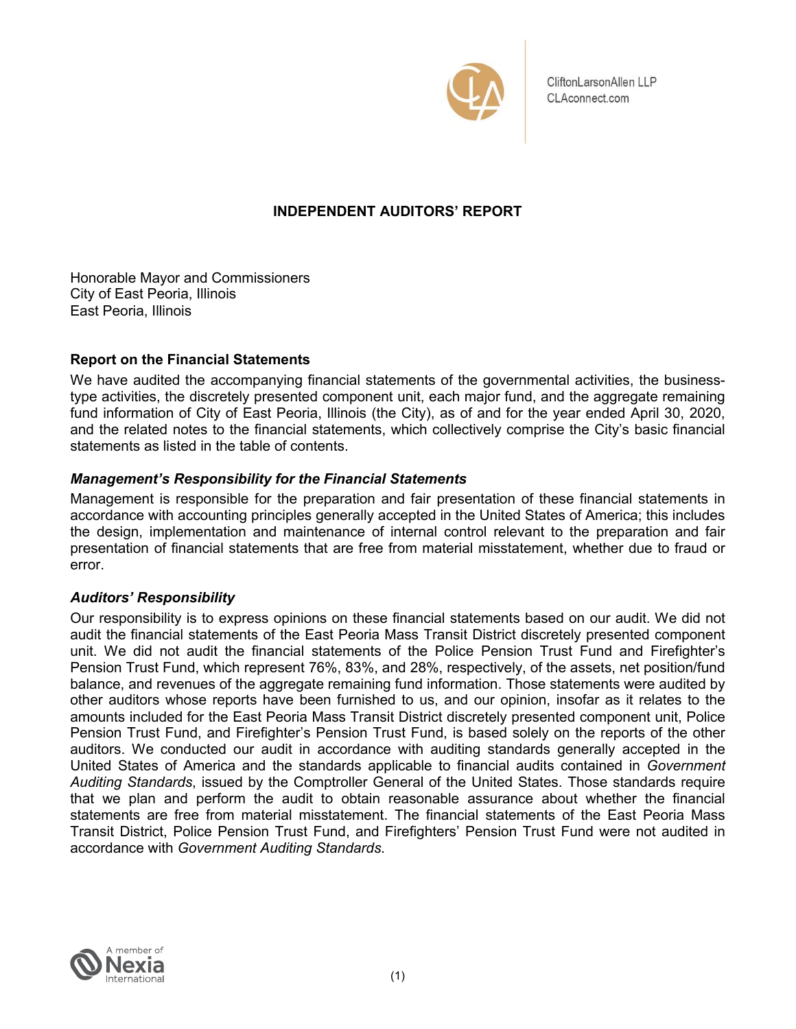CliftonLarsonAllen LLP
CLAconnect.com

## INDEPENDENT AUDITORS' REPORT

Honorable Mayor and Commissioners
City of East Peoria, Illinois
East Peoria, Illinois

### Report on the Financial Statements

We have audited the accompanying financial statements of the governmental activities, the business-type activities, the discretely presented component unit, each major fund, and the aggregate remaining fund information of City of East Peoria, Illinois (the City), as of and for the year ended April 30, 2020, and the related notes to the financial statements, which collectively comprise the City's basic financial statements as listed in the table of contents.

### *Management's Responsibility for the Financial Statements*

Management is responsible for the preparation and fair presentation of these financial statements in accordance with accounting principles generally accepted in the United States of America; this includes the design, implementation and maintenance of internal control relevant to the preparation and fair presentation of financial statements that are free from material misstatement, whether due to fraud or error.

### *Auditors' Responsibility*

Our responsibility is to express opinions on these financial statements based on our audit. We did not audit the financial statements of the East Peoria Mass Transit District discretely presented component unit. We did not audit the financial statements of the Police Pension Trust Fund and Firefighter's Pension Trust Fund, which represent 76%, 83%, and 28%, respectively, of the assets, net position/fund balance, and revenues of the aggregate remaining fund information. Those statements were audited by other auditors whose reports have been furnished to us, and our opinion, insofar as it relates to the amounts included for the East Peoria Mass Transit District discretely presented component unit, Police Pension Trust Fund, and Firefighter's Pension Trust Fund, is based solely on the reports of the other auditors. We conducted our audit in accordance with auditing standards generally accepted in the United States of America and the standards applicable to financial audits contained in *Government Auditing Standards*, issued by the Comptroller General of the United States. Those standards require that we plan and perform the audit to obtain reasonable assurance about whether the financial statements are free from material misstatement. The financial statements of the East Peoria Mass Transit District, Police Pension Trust Fund, and Firefighters' Pension Trust Fund were not audited in accordance with *Government Auditing Standards*.

A member of Nexia International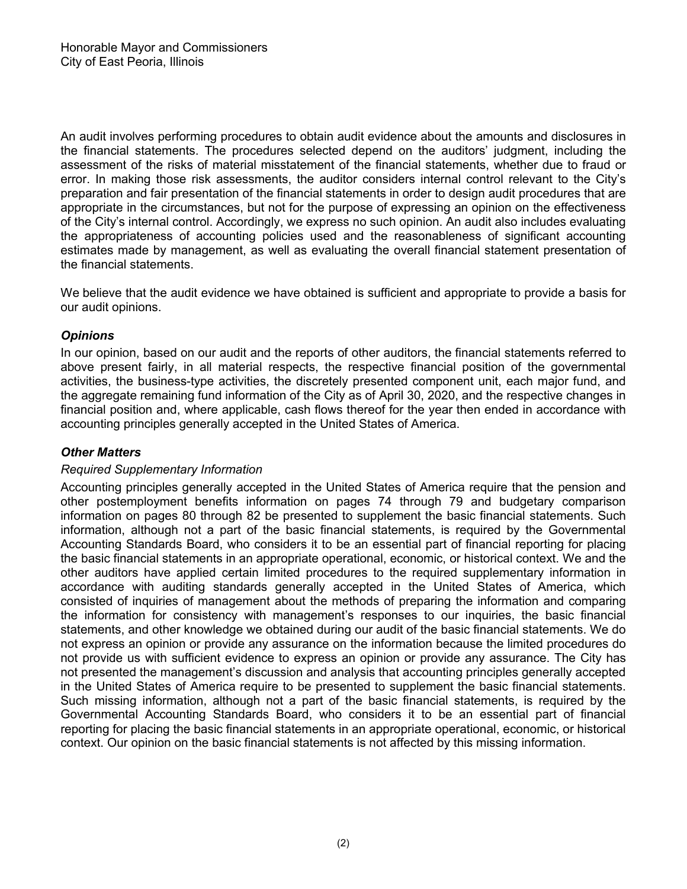Honorable Mayor and Commissioners
City of East Peoria, Illinois

An audit involves performing procedures to obtain audit evidence about the amounts and disclosures in the financial statements. The procedures selected depend on the auditors' judgment, including the assessment of the risks of material misstatement of the financial statements, whether due to fraud or error. In making those risk assessments, the auditor considers internal control relevant to the City's preparation and fair presentation of the financial statements in order to design audit procedures that are appropriate in the circumstances, but not for the purpose of expressing an opinion on the effectiveness of the City's internal control. Accordingly, we express no such opinion. An audit also includes evaluating the appropriateness of accounting policies used and the reasonableness of significant accounting estimates made by management, as well as evaluating the overall financial statement presentation of the financial statements.

We believe that the audit evidence we have obtained is sufficient and appropriate to provide a basis for our audit opinions.

***Opinions***

In our opinion, based on our audit and the reports of other auditors, the financial statements referred to above present fairly, in all material respects, the respective financial position of the governmental activities, the business-type activities, the discretely presented component unit, each major fund, and the aggregate remaining fund information of the City as of April 30, 2020, and the respective changes in financial position and, where applicable, cash flows thereof for the year then ended in accordance with accounting principles generally accepted in the United States of America.

***Other Matters***

*Required Supplementary Information*

Accounting principles generally accepted in the United States of America require that the pension and other postemployment benefits information on pages 74 through 79 and budgetary comparison information on pages 80 through 82 be presented to supplement the basic financial statements. Such information, although not a part of the basic financial statements, is required by the Governmental Accounting Standards Board, who considers it to be an essential part of financial reporting for placing the basic financial statements in an appropriate operational, economic, or historical context. We and the other auditors have applied certain limited procedures to the required supplementary information in accordance with auditing standards generally accepted in the United States of America, which consisted of inquiries of management about the methods of preparing the information and comparing the information for consistency with management's responses to our inquiries, the basic financial statements, and other knowledge we obtained during our audit of the basic financial statements. We do not express an opinion or provide any assurance on the information because the limited procedures do not provide us with sufficient evidence to express an opinion or provide any assurance. The City has not presented the management's discussion and analysis that accounting principles generally accepted in the United States of America require to be presented to supplement the basic financial statements. Such missing information, although not a part of the basic financial statements, is required by the Governmental Accounting Standards Board, who considers it to be an essential part of financial reporting for placing the basic financial statements in an appropriate operational, economic, or historical context. Our opinion on the basic financial statements is not affected by this missing information.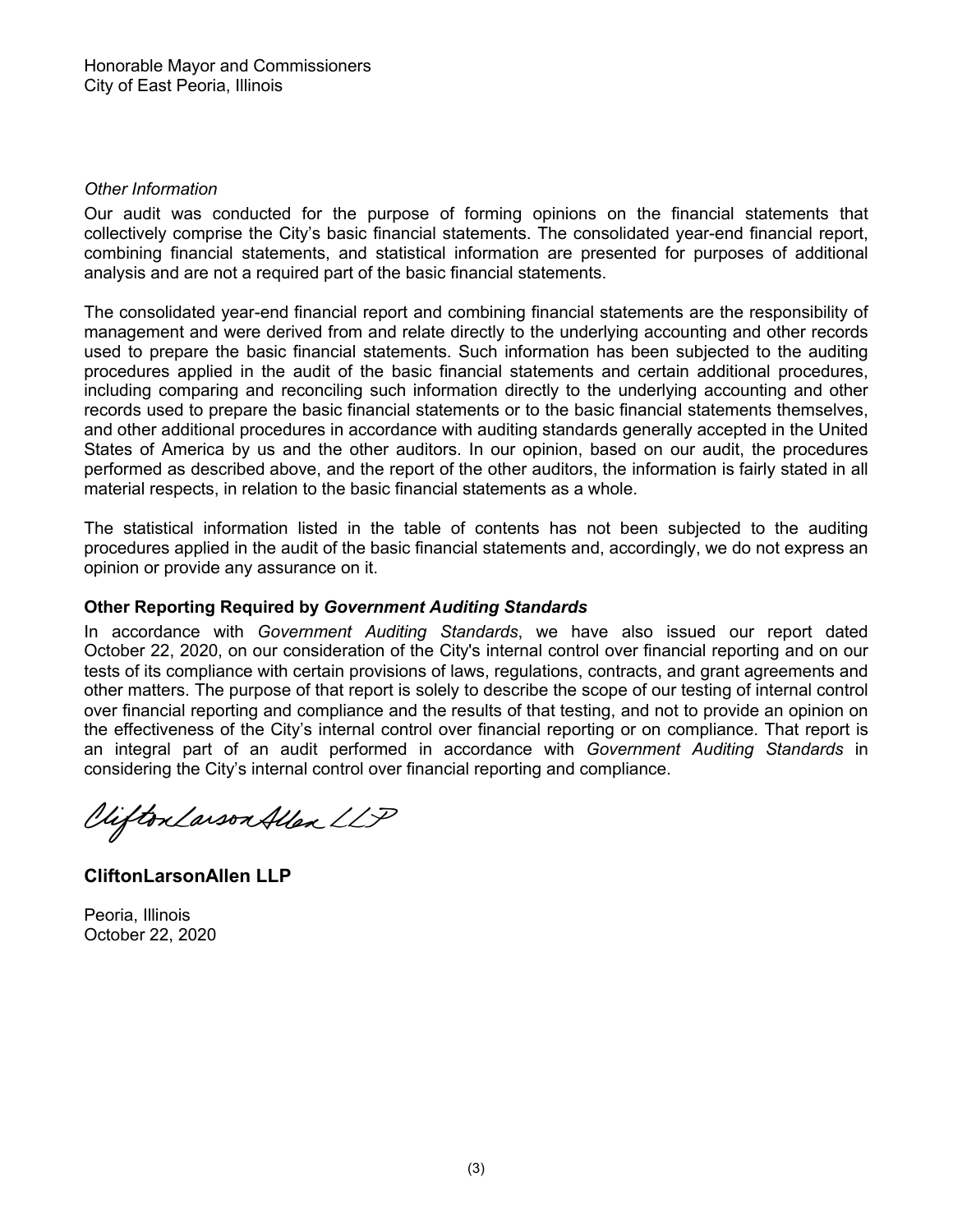Honorable Mayor and Commissioners
City of East Peoria, Illinois

*Other Information*

Our audit was conducted for the purpose of forming opinions on the financial statements that collectively comprise the City's basic financial statements. The consolidated year-end financial report, combining financial statements, and statistical information are presented for purposes of additional analysis and are not a required part of the basic financial statements.

The consolidated year-end financial report and combining financial statements are the responsibility of management and were derived from and relate directly to the underlying accounting and other records used to prepare the basic financial statements. Such information has been subjected to the auditing procedures applied in the audit of the basic financial statements and certain additional procedures, including comparing and reconciling such information directly to the underlying accounting and other records used to prepare the basic financial statements or to the basic financial statements themselves, and other additional procedures in accordance with auditing standards generally accepted in the United States of America by us and the other auditors. In our opinion, based on our audit, the procedures performed as described above, and the report of the other auditors, the information is fairly stated in all material respects, in relation to the basic financial statements as a whole.

The statistical information listed in the table of contents has not been subjected to the auditing procedures applied in the audit of the basic financial statements and, accordingly, we do not express an opinion or provide any assurance on it.

**Other Reporting Required by *Government Auditing Standards***

In accordance with *Government Auditing Standards*, we have also issued our report dated October 22, 2020, on our consideration of the City's internal control over financial reporting and on our tests of its compliance with certain provisions of laws, regulations, contracts, and grant agreements and other matters. The purpose of that report is solely to describe the scope of our testing of internal control over financial reporting and compliance and the results of that testing, and not to provide an opinion on the effectiveness of the City's internal control over financial reporting or on compliance. That report is an integral part of an audit performed in accordance with *Government Auditing Standards* in considering the City's internal control over financial reporting and compliance.

*CliftonLarsonAllen LLP*

**CliftonLarsonAllen LLP**

Peoria, Illinois
October 22, 2020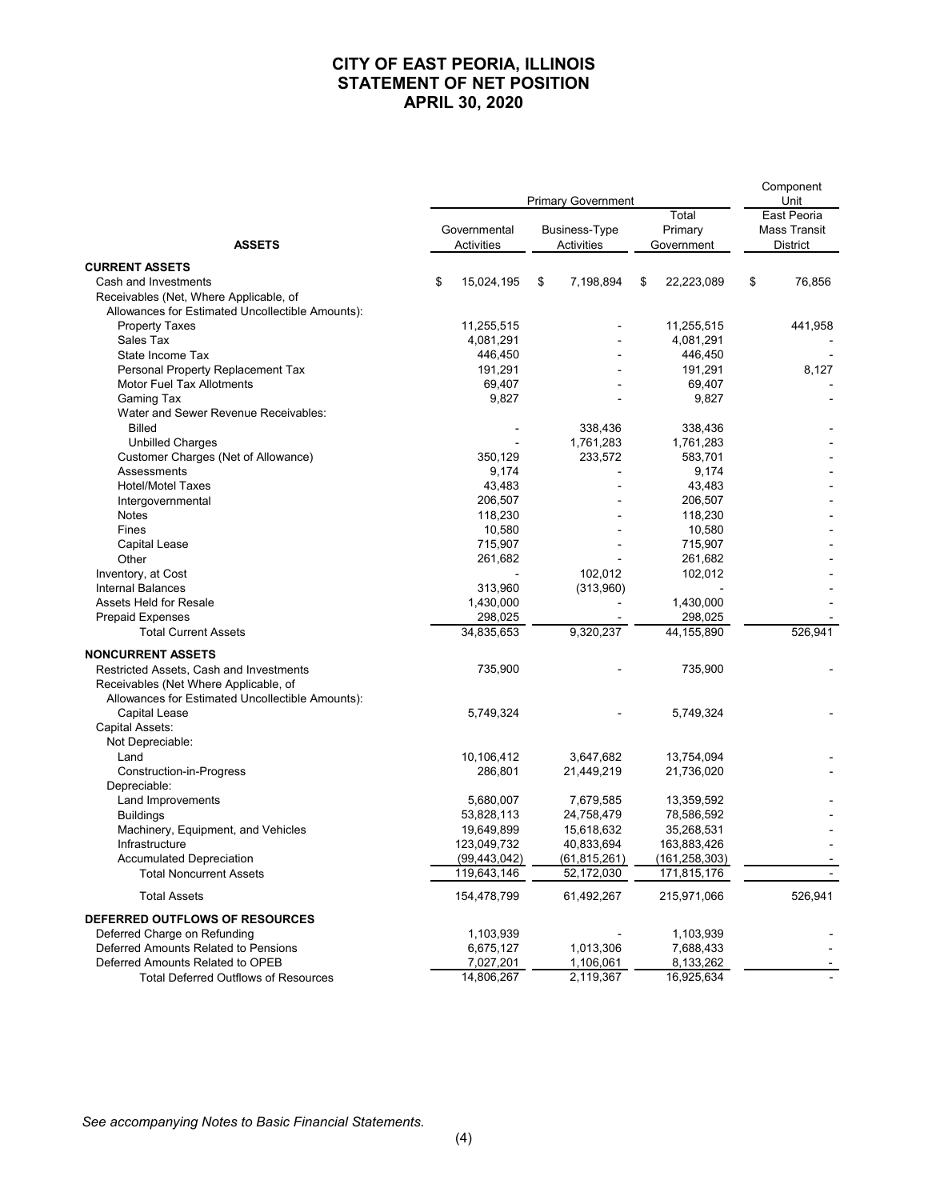# CITY OF EAST PEORIA, ILLINOIS
## STATEMENT OF NET POSITION
### APRIL 30, 2020

| ASSETS | Primary Government | | | Component Unit |
|---|---|---|---|---|
| | Governmental Activities | Business-Type Activities | Total Primary Government | East Peoria Mass Transit District |
| **CURRENT ASSETS** | | | | |
| Cash and Investments | $ 15,024,195 | $ 7,198,894 | $ 22,223,089 | $ 76,856 |
| Receivables (Net, Where Applicable, of Allowances for Estimated Uncollectible Amounts): | | | | |
| Property Taxes | 11,255,515 | - | 11,255,515 | 441,958 |
| Sales Tax | 4,081,291 | - | 4,081,291 | - |
| State Income Tax | 446,450 | - | 446,450 | - |
| Personal Property Replacement Tax | 191,291 | - | 191,291 | 8,127 |
| Motor Fuel Tax Allotments | 69,407 | - | 69,407 | - |
| Gaming Tax | 9,827 | - | 9,827 | - |
| Water and Sewer Revenue Receivables: | | | | |
| Billed | - | 338,436 | 338,436 | - |
| Unbilled Charges | - | 1,761,283 | 1,761,283 | - |
| Customer Charges (Net of Allowance) | 350,129 | 233,572 | 583,701 | - |
| Assessments | 9,174 | - | 9,174 | - |
| Hotel/Motel Taxes | 43,483 | - | 43,483 | - |
| Intergovernmental | 206,507 | - | 206,507 | - |
| Notes | 118,230 | - | 118,230 | - |
| Fines | 10,580 | - | 10,580 | - |
| Capital Lease | 715,907 | - | 715,907 | - |
| Other | 261,682 | - | 261,682 | - |
| Inventory, at Cost | - | 102,012 | 102,012 | - |
| Internal Balances | 313,960 | (313,960) | - | - |
| Assets Held for Resale | 1,430,000 | - | 1,430,000 | - |
| Prepaid Expenses | 298,025 | - | 298,025 | - |
| Total Current Assets | 34,835,653 | 9,320,237 | 44,155,890 | 526,941 |
| **NONCURRENT ASSETS** | | | | |
| Restricted Assets, Cash and Investments | 735,900 | - | 735,900 | - |
| Receivables (Net Where Applicable, of Allowances for Estimated Uncollectible Amounts): | | | | |
| Capital Lease | 5,749,324 | - | 5,749,324 | - |
| Capital Assets: | | | | |
| Not Depreciable: | | | | |
| Land | 10,106,412 | 3,647,682 | 13,754,094 | - |
| Construction-in-Progress | 286,801 | 21,449,219 | 21,736,020 | - |
| Depreciable: | | | | |
| Land Improvements | 5,680,007 | 7,679,585 | 13,359,592 | - |
| Buildings | 53,828,113 | 24,758,479 | 78,586,592 | - |
| Machinery, Equipment, and Vehicles | 19,649,899 | 15,618,632 | 35,268,531 | - |
| Infrastructure | 123,049,732 | 40,833,694 | 163,883,426 | - |
| Accumulated Depreciation | (99,443,042) | (61,815,261) | (161,258,303) | - |
| Total Noncurrent Assets | 119,643,146 | 52,172,030 | 171,815,176 | - |
| Total Assets | 154,478,799 | 61,492,267 | 215,971,066 | 526,941 |
| **DEFERRED OUTFLOWS OF RESOURCES** | | | | |
| Deferred Charge on Refunding | 1,103,939 | - | 1,103,939 | - |
| Deferred Amounts Related to Pensions | 6,675,127 | 1,013,306 | 7,688,433 | - |
| Deferred Amounts Related to OPEB | 7,027,201 | 1,106,061 | 8,133,262 | - |
| Total Deferred Outflows of Resources | 14,806,267 | 2,119,367 | 16,925,634 | - |

*See accompanying Notes to Basic Financial Statements.*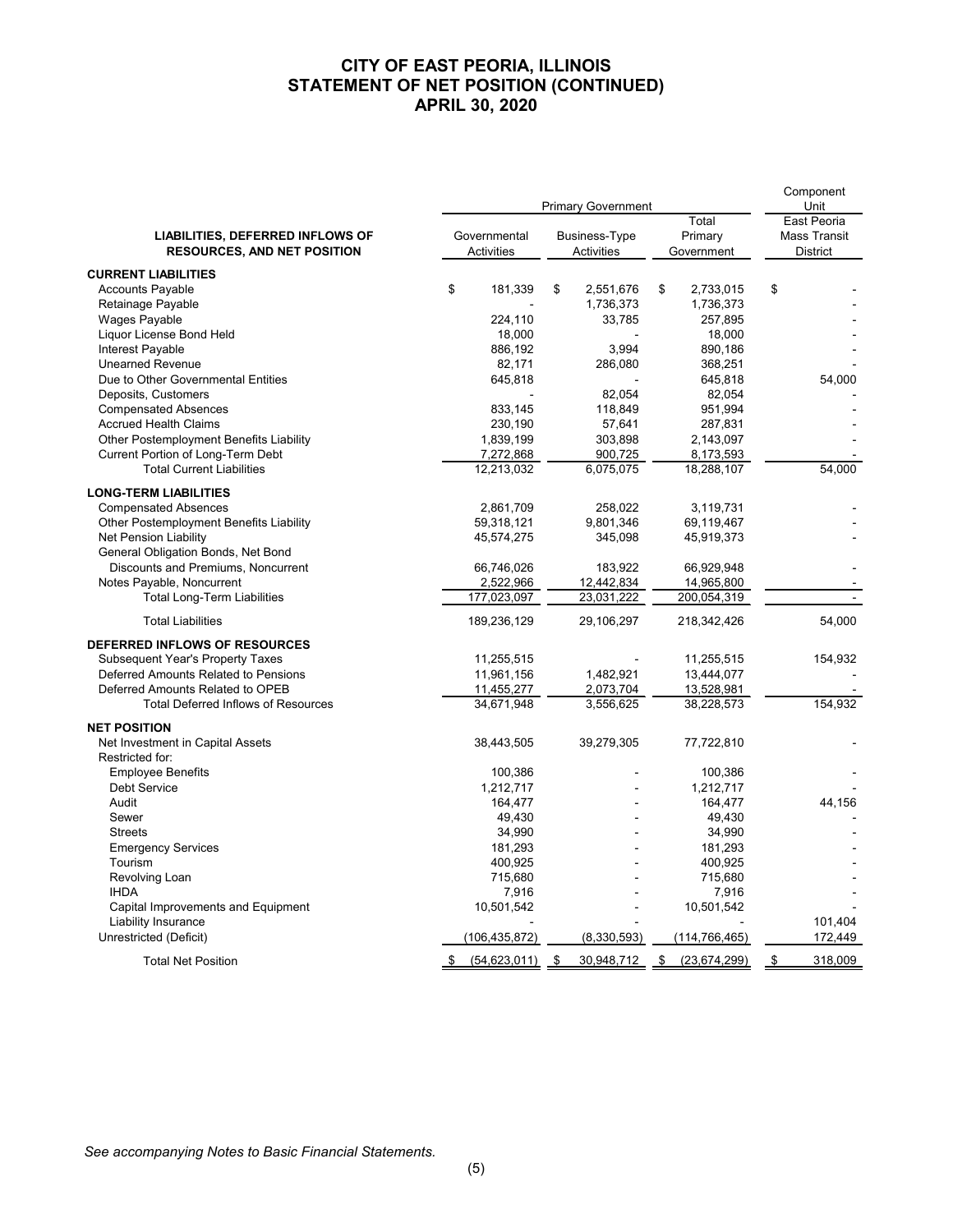# CITY OF EAST PEORIA, ILLINOIS
# STATEMENT OF NET POSITION (CONTINUED)
# APRIL 30, 2020

| | Primary Government | | | Component Unit |
|---|---|---|---|---|
| **LIABILITIES, DEFERRED INFLOWS OF RESOURCES, AND NET POSITION** | Governmental Activities | Business-Type Activities | Total Primary Government | East Peoria Mass Transit District |
| **CURRENT LIABILITIES** | | | | |
| Accounts Payable | $ 181,339 | $ 2,551,676 | $ 2,733,015 | $ - |
| Retainage Payable | - | 1,736,373 | 1,736,373 | - |
| Wages Payable | 224,110 | 33,785 | 257,895 | - |
| Liquor License Bond Held | 18,000 | - | 18,000 | - |
| Interest Payable | 886,192 | 3,994 | 890,186 | - |
| Unearned Revenue | 82,171 | 286,080 | 368,251 | - |
| Due to Other Governmental Entities | 645,818 | - | 645,818 | 54,000 |
| Deposits, Customers | - | 82,054 | 82,054 | - |
| Compensated Absences | 833,145 | 118,849 | 951,994 | - |
| Accrued Health Claims | 230,190 | 57,641 | 287,831 | - |
| Other Postemployment Benefits Liability | 1,839,199 | 303,898 | 2,143,097 | - |
| Current Portion of Long-Term Debt | 7,272,868 | 900,725 | 8,173,593 | - |
| Total Current Liabilities | 12,213,032 | 6,075,075 | 18,288,107 | 54,000 |
| **LONG-TERM LIABILITIES** | | | | |
| Compensated Absences | 2,861,709 | 258,022 | 3,119,731 | - |
| Other Postemployment Benefits Liability | 59,318,121 | 9,801,346 | 69,119,467 | - |
| Net Pension Liability | 45,574,275 | 345,098 | 45,919,373 | - |
| General Obligation Bonds, Net Bond Discounts and Premiums, Noncurrent | 66,746,026 | 183,922 | 66,929,948 | - |
| Notes Payable, Noncurrent | 2,522,966 | 12,442,834 | 14,965,800 | - |
| Total Long-Term Liabilities | 177,023,097 | 23,031,222 | 200,054,319 | - |
| Total Liabilities | 189,236,129 | 29,106,297 | 218,342,426 | 54,000 |
| **DEFERRED INFLOWS OF RESOURCES** | | | | |
| Subsequent Year's Property Taxes | 11,255,515 | - | 11,255,515 | 154,932 |
| Deferred Amounts Related to Pensions | 11,961,156 | 1,482,921 | 13,444,077 | - |
| Deferred Amounts Related to OPEB | 11,455,277 | 2,073,704 | 13,528,981 | - |
| Total Deferred Inflows of Resources | 34,671,948 | 3,556,625 | 38,228,573 | 154,932 |
| **NET POSITION** | | | | |
| Net Investment in Capital Assets | 38,443,505 | 39,279,305 | 77,722,810 | - |
| Restricted for: | | | | |
| Employee Benefits | 100,386 | - | 100,386 | - |
| Debt Service | 1,212,717 | - | 1,212,717 | - |
| Audit | 164,477 | - | 164,477 | 44,156 |
| Sewer | 49,430 | - | 49,430 | - |
| Streets | 34,990 | - | 34,990 | - |
| Emergency Services | 181,293 | - | 181,293 | - |
| Tourism | 400,925 | - | 400,925 | - |
| Revolving Loan | 715,680 | - | 715,680 | - |
| IHDA | 7,916 | - | 7,916 | - |
| Capital Improvements and Equipment | 10,501,542 | - | 10,501,542 | - |
| Liability Insurance | - | - | - | 101,404 |
| Unrestricted (Deficit) | (106,435,872) | (8,330,593) | (114,766,465) | 172,449 |
| Total Net Position | $ (54,623,011) | $ 30,948,712 | $ (23,674,299) | $ 318,009 |

*See accompanying Notes to Basic Financial Statements.*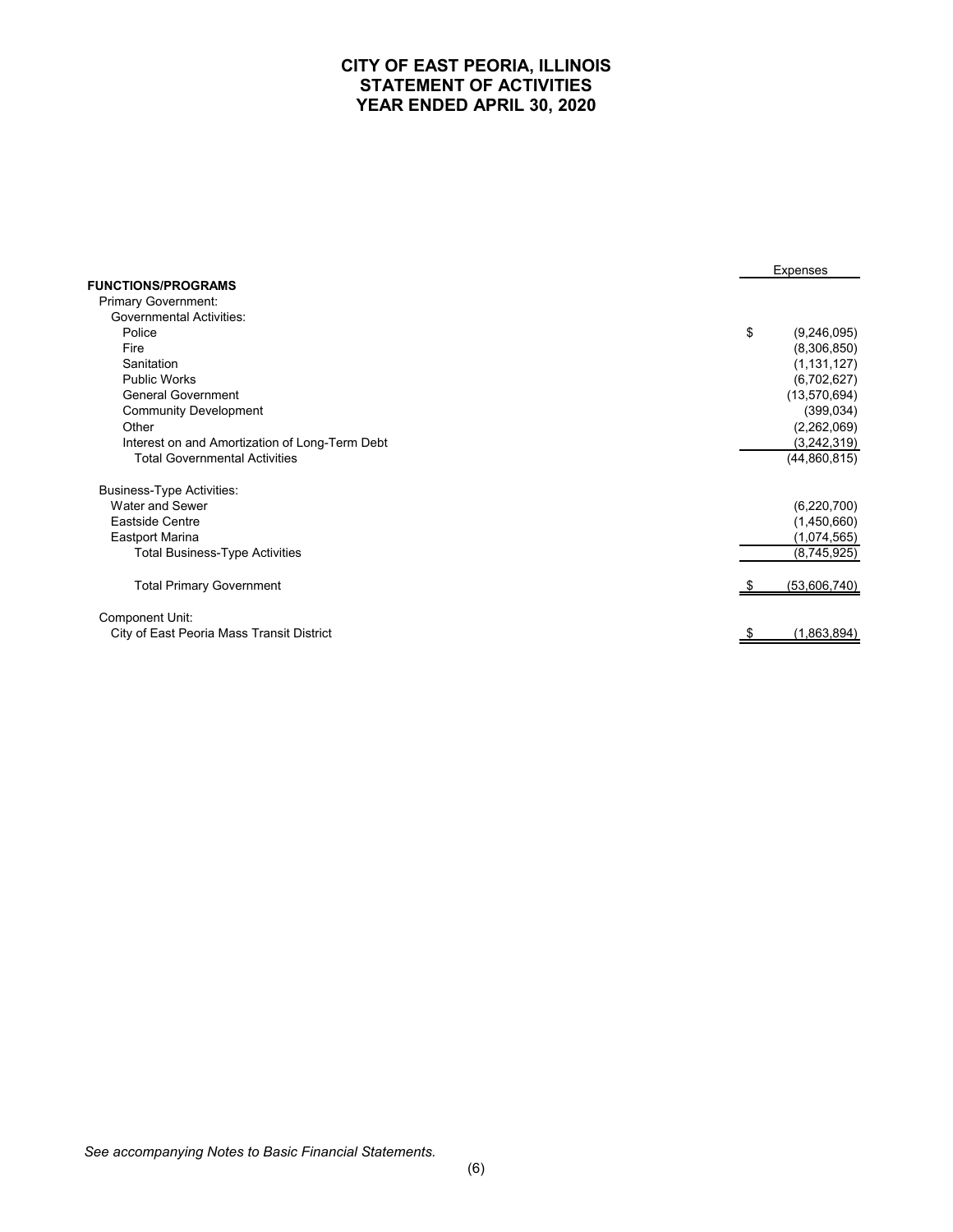# CITY OF EAST PEORIA, ILLINOIS
## STATEMENT OF ACTIVITIES
## YEAR ENDED APRIL 30, 2020

| | Expenses |
|---|---|
| **FUNCTIONS/PROGRAMS** | |
| Primary Government: | |
| Governmental Activities: | |
| Police | $ (9,246,095) |
| Fire | (8,306,850) |
| Sanitation | (1,131,127) |
| Public Works | (6,702,627) |
| General Government | (13,570,694) |
| Community Development | (399,034) |
| Other | (2,262,069) |
| Interest on and Amortization of Long-Term Debt | (3,242,319) |
| Total Governmental Activities | (44,860,815) |
| Business-Type Activities: | |
| Water and Sewer | (6,220,700) |
| Eastside Centre | (1,450,660) |
| Eastport Marina | (1,074,565) |
| Total Business-Type Activities | (8,745,925) |
| Total Primary Government | $ (53,606,740) |
| Component Unit: | |
| City of East Peoria Mass Transit District | $ (1,863,894) |

*See accompanying Notes to Basic Financial Statements.*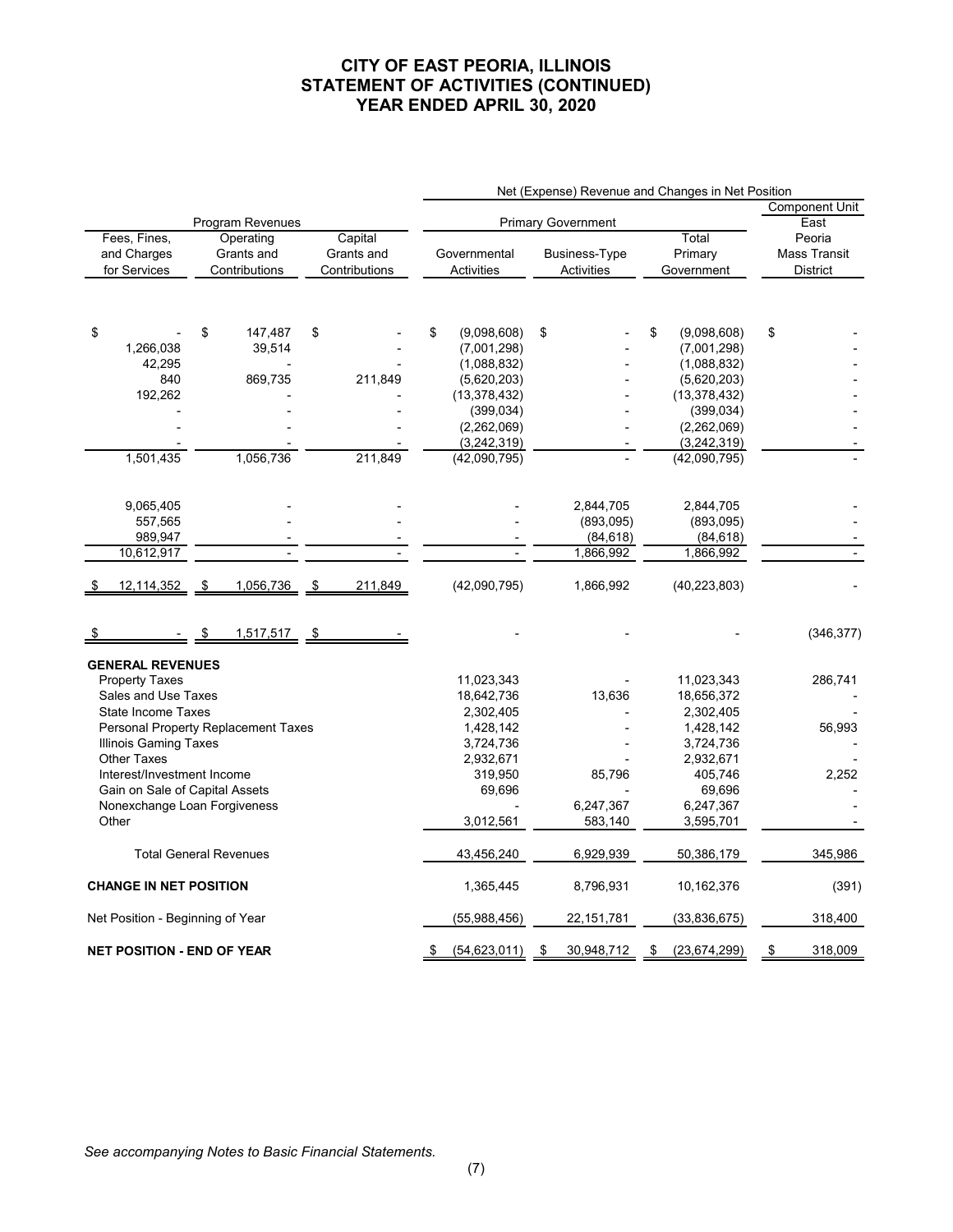# CITY OF EAST PEORIA, ILLINOIS
## STATEMENT OF ACTIVITIES (CONTINUED)
## YEAR ENDED APRIL 30, 2020

| Program Revenues | | | Net (Expense) Revenue and Changes in Net Position | | | |
|---|---|---|---|---|---|---|
| | | | Primary Government | | | Component Unit |
| Fees, Fines, and Charges for Services | Operating Grants and Contributions | Capital Grants and Contributions | Governmental Activities | Business-Type Activities | Total Primary Government | East Peoria Mass Transit District |
| $ - | $ 147,487 | $ - | $ (9,098,608) | $ - | $ (9,098,608) | $ - |
| 1,266,038 | 39,514 | - | (7,001,298) | - | (7,001,298) | - |
| 42,295 | - | - | (1,088,832) | - | (1,088,832) | - |
| 840 | 869,735 | 211,849 | (5,620,203) | - | (5,620,203) | - |
| 192,262 | - | - | (13,378,432) | - | (13,378,432) | - |
| - | - | - | (399,034) | - | (399,034) | - |
| - | - | - | (2,262,069) | - | (2,262,069) | - |
| - | - | - | (3,242,319) | - | (3,242,319) | - |
| 1,501,435 | 1,056,736 | 211,849 | (42,090,795) | - | (42,090,795) | - |
| | | | | | | |
| 9,065,405 | - | - | - | 2,844,705 | 2,844,705 | - |
| 557,565 | - | - | - | (893,095) | (893,095) | - |
| 989,947 | - | - | - | (84,618) | (84,618) | - |
| 10,612,917 | - | - | - | 1,866,992 | 1,866,992 | - |
| | | | | | | |
| $ 12,114,352 | $ 1,056,736 | $ 211,849 | (42,090,795) | 1,866,992 | (40,223,803) | - |
| | | | | | | |
| $ - | $ 1,517,517 | $ - | - | - | - | (346,377) |

| | Governmental Activities | Business-Type Activities | Total Primary Government | East Peoria Mass Transit District |
|---|---|---|---|---|
| **GENERAL REVENUES** | | | | |
| Property Taxes | 11,023,343 | - | 11,023,343 | 286,741 |
| Sales and Use Taxes | 18,642,736 | 13,636 | 18,656,372 | - |
| State Income Taxes | 2,302,405 | - | 2,302,405 | - |
| Personal Property Replacement Taxes | 1,428,142 | - | 1,428,142 | 56,993 |
| Illinois Gaming Taxes | 3,724,736 | - | 3,724,736 | - |
| Other Taxes | 2,932,671 | - | 2,932,671 | - |
| Interest/Investment Income | 319,950 | 85,796 | 405,746 | 2,252 |
| Gain on Sale of Capital Assets | 69,696 | - | 69,696 | - |
| Nonexchange Loan Forgiveness | - | 6,247,367 | 6,247,367 | - |
| Other | 3,012,561 | 583,140 | 3,595,701 | - |
| Total General Revenues | 43,456,240 | 6,929,939 | 50,386,179 | 345,986 |
| **CHANGE IN NET POSITION** | 1,365,445 | 8,796,931 | 10,162,376 | (391) |
| Net Position - Beginning of Year | (55,988,456) | 22,151,781 | (33,836,675) | 318,400 |
| **NET POSITION - END OF YEAR** | $ (54,623,011) | $ 30,948,712 | $ (23,674,299) | $ 318,009 |

*See accompanying Notes to Basic Financial Statements.*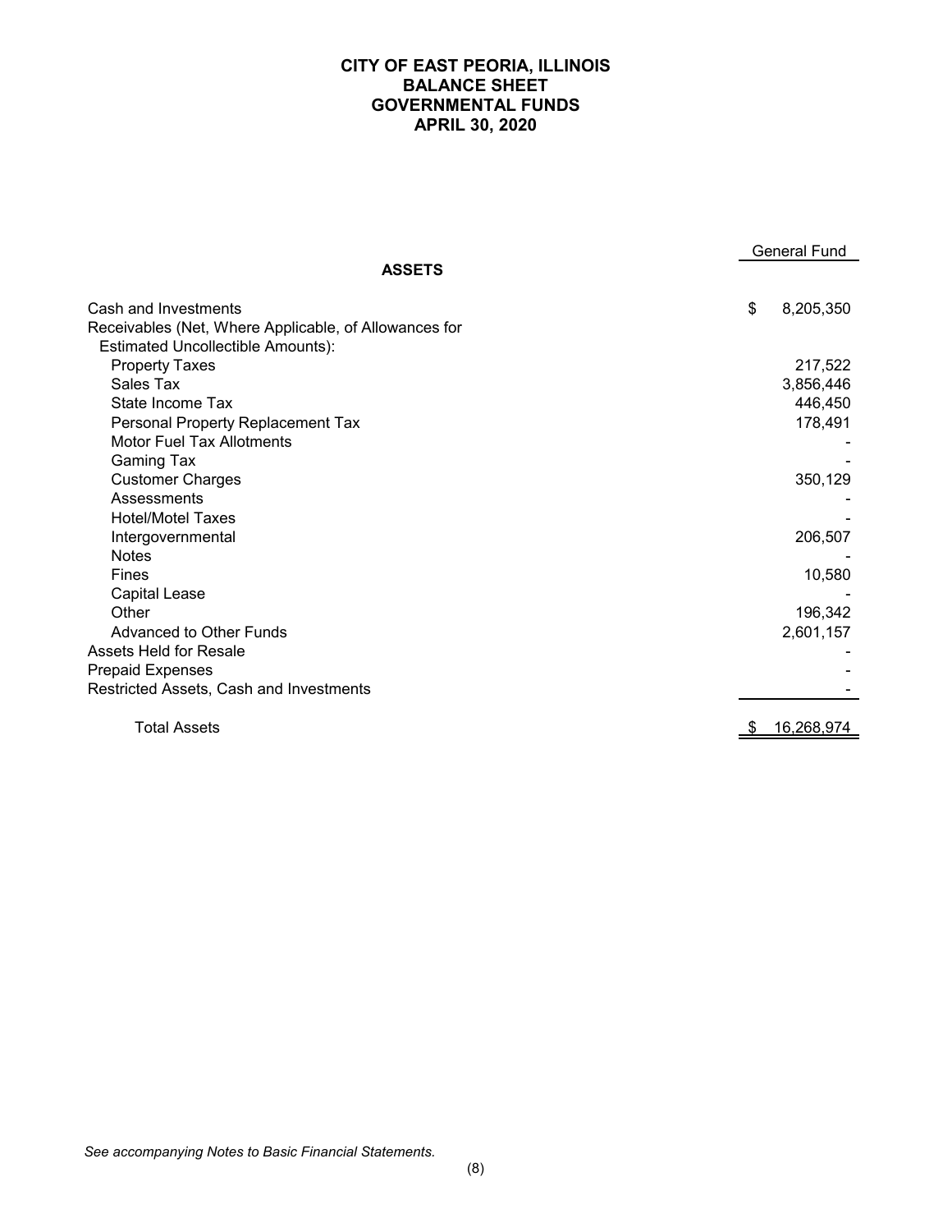# CITY OF EAST PEORIA, ILLINOIS
## BALANCE SHEET
## GOVERNMENTAL FUNDS
## APRIL 30, 2020

| | General Fund |
|---|---|
| **ASSETS** | |
| Cash and Investments | $ 8,205,350 |
| Receivables (Net, Where Applicable, of Allowances for Estimated Uncollectible Amounts): | |
| Property Taxes | 217,522 |
| Sales Tax | 3,856,446 |
| State Income Tax | 446,450 |
| Personal Property Replacement Tax | 178,491 |
| Motor Fuel Tax Allotments | - |
| Gaming Tax | - |
| Customer Charges | 350,129 |
| Assessments | - |
| Hotel/Motel Taxes | - |
| Intergovernmental | 206,507 |
| Notes | - |
| Fines | 10,580 |
| Capital Lease | - |
| Other | 196,342 |
| Advanced to Other Funds | 2,601,157 |
| Assets Held for Resale | - |
| Prepaid Expenses | - |
| Restricted Assets, Cash and Investments | - |
| Total Assets | $ 16,268,974 |

*See accompanying Notes to Basic Financial Statements.*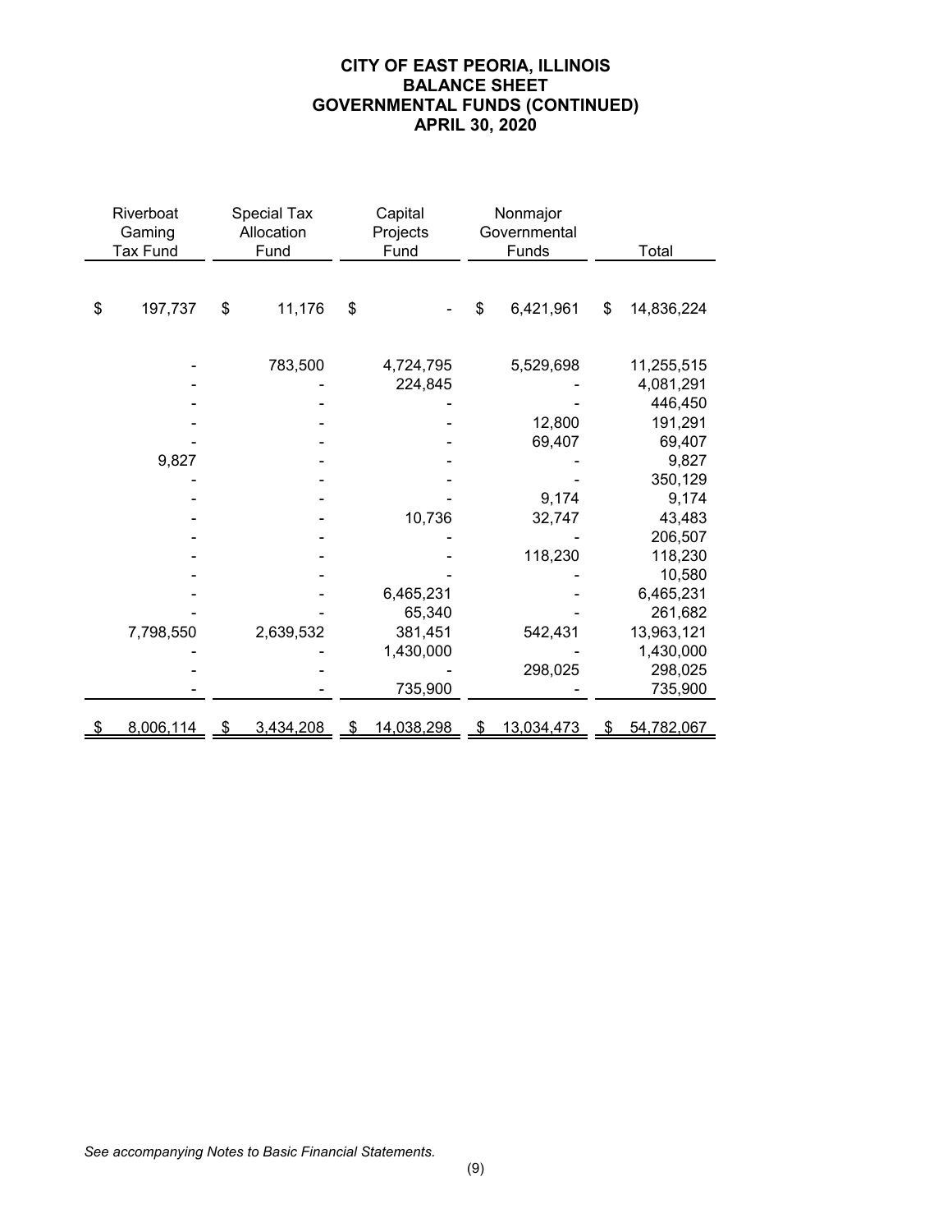# CITY OF EAST PEORIA, ILLINOIS
## BALANCE SHEET
## GOVERNMENTAL FUNDS (CONTINUED)
## APRIL 30, 2020

| Riverboat Gaming Tax Fund | Special Tax Allocation Fund | Capital Projects Fund | Nonmajor Governmental Funds | Total |
|---|---|---|---|---|
| $ 197,737 | $ 11,176 | $ - | $ 6,421,961 | $ 14,836,224 |
| - | 783,500 | 4,724,795 | 5,529,698 | 11,255,515 |
| - | - | 224,845 | - | 4,081,291 |
| - | - | - | - | 446,450 |
| - | - | - | 12,800 | 191,291 |
| - | - | - | 69,407 | 69,407 |
| 9,827 | - | - | - | 9,827 |
| - | - | - | - | 350,129 |
| - | - | - | 9,174 | 9,174 |
| - | - | 10,736 | 32,747 | 43,483 |
| - | - | - | - | 206,507 |
| - | - | - | 118,230 | 118,230 |
| - | - | - | - | 10,580 |
| - | - | 6,465,231 | - | 6,465,231 |
| - | - | 65,340 | - | 261,682 |
| 7,798,550 | 2,639,532 | 381,451 | 542,431 | 13,963,121 |
| - | - | 1,430,000 | - | 1,430,000 |
| - | - | - | 298,025 | 298,025 |
| - | - | 735,900 | - | 735,900 |
| $ 8,006,114 | $ 3,434,208 | $ 14,038,298 | $ 13,034,473 | $ 54,782,067 |

*See accompanying Notes to Basic Financial Statements.*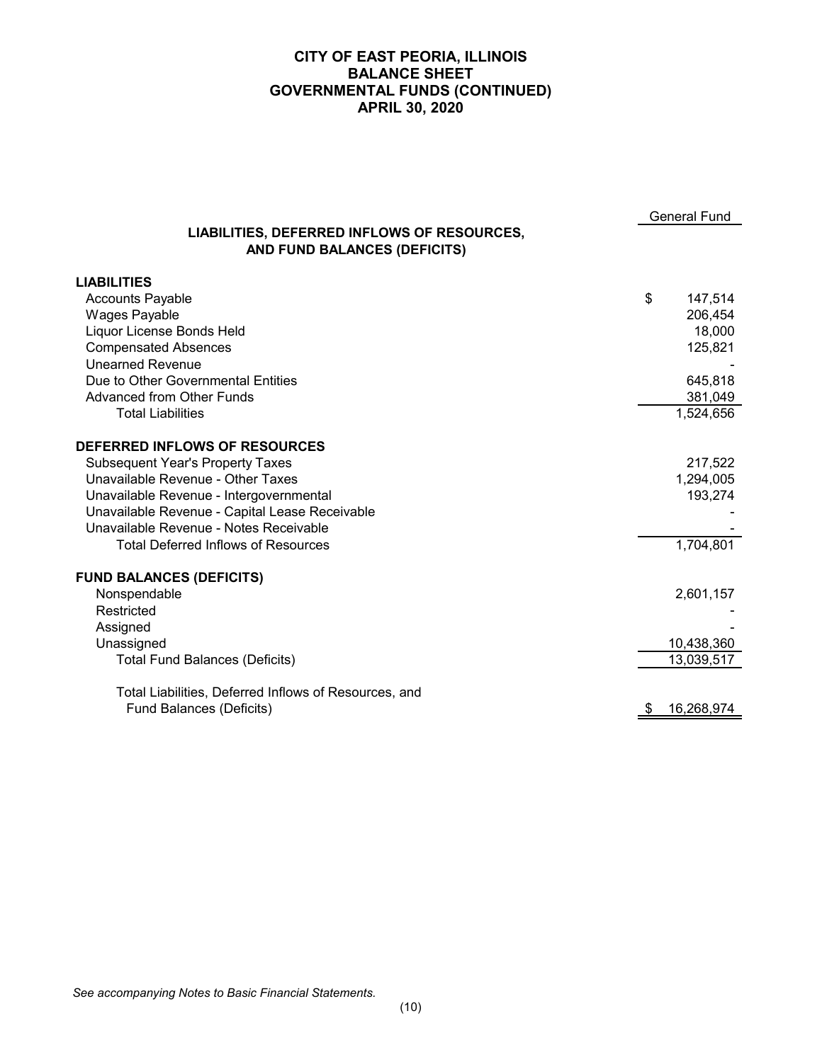# CITY OF EAST PEORIA, ILLINOIS
## BALANCE SHEET
## GOVERNMENTAL FUNDS (CONTINUED)
## APRIL 30, 2020

| LIABILITIES, DEFERRED INFLOWS OF RESOURCES, AND FUND BALANCES (DEFICITS) | General Fund |
|---|---|
| **LIABILITIES** | |
| Accounts Payable | $ 147,514 |
| Wages Payable | 206,454 |
| Liquor License Bonds Held | 18,000 |
| Compensated Absences | 125,821 |
| Unearned Revenue | - |
| Due to Other Governmental Entities | 645,818 |
| Advanced from Other Funds | 381,049 |
| Total Liabilities | 1,524,656 |
| **DEFERRED INFLOWS OF RESOURCES** | |
| Subsequent Year's Property Taxes | 217,522 |
| Unavailable Revenue - Other Taxes | 1,294,005 |
| Unavailable Revenue - Intergovernmental | 193,274 |
| Unavailable Revenue - Capital Lease Receivable | - |
| Unavailable Revenue - Notes Receivable | - |
| Total Deferred Inflows of Resources | 1,704,801 |
| **FUND BALANCES (DEFICITS)** | |
| Nonspendable | 2,601,157 |
| Restricted | - |
| Assigned | - |
| Unassigned | 10,438,360 |
| Total Fund Balances (Deficits) | 13,039,517 |
| Total Liabilities, Deferred Inflows of Resources, and Fund Balances (Deficits) | $ 16,268,974 |

*See accompanying Notes to Basic Financial Statements.*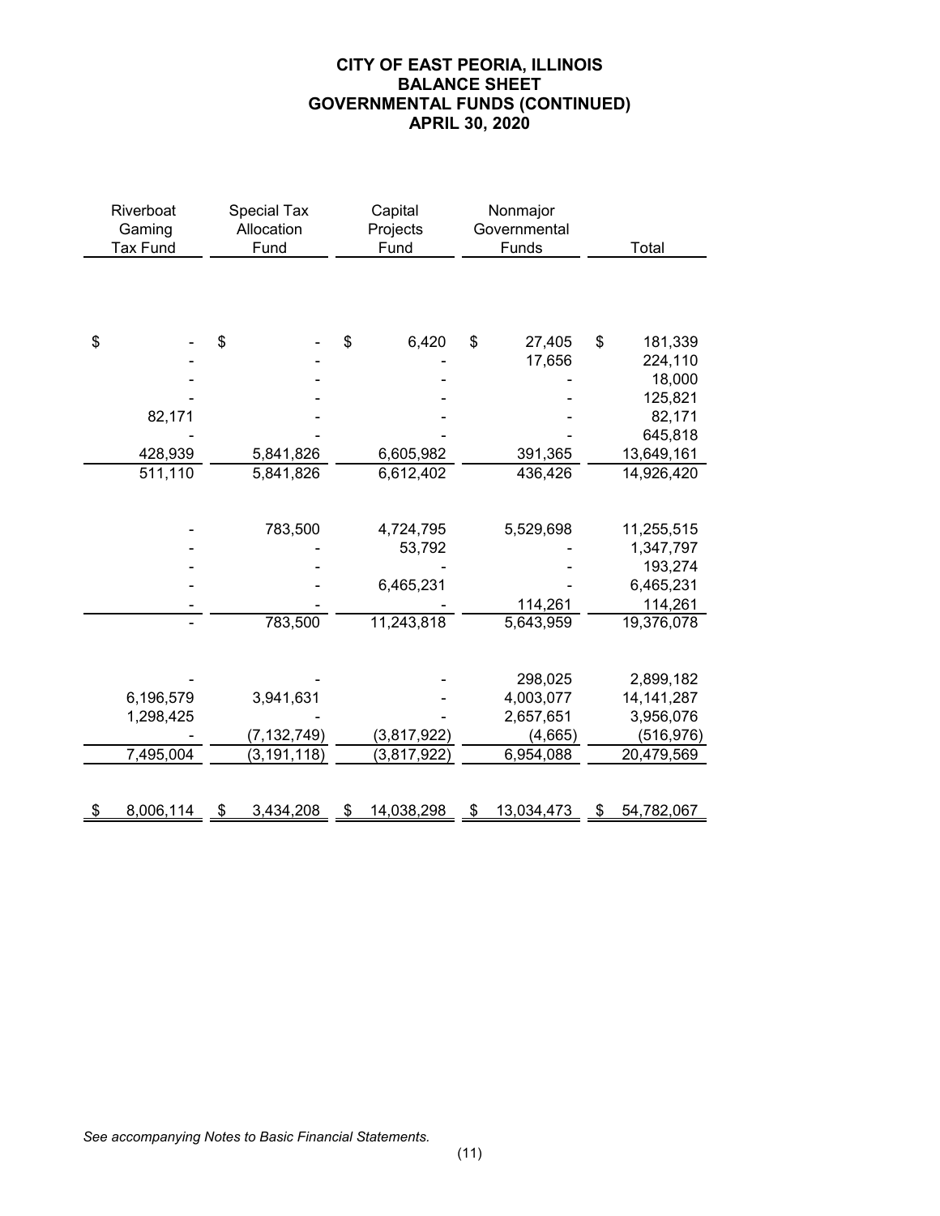# CITY OF EAST PEORIA, ILLINOIS
## BALANCE SHEET
## GOVERNMENTAL FUNDS (CONTINUED)
## APRIL 30, 2020

| Riverboat Gaming Tax Fund | Special Tax Allocation Fund | Capital Projects Fund | Nonmajor Governmental Funds | Total |
|---|---|---|---|---|
| | | | | |
| $ - | $ - | $ 6,420 | $ 27,405 | $ 181,339 |
| - | - | - | 17,656 | 224,110 |
| - | - | - | - | 18,000 |
| - | - | - | - | 125,821 |
| 82,171 | - | - | - | 82,171 |
| - | - | - | - | 645,818 |
| 428,939 | 5,841,826 | 6,605,982 | 391,365 | 13,649,161 |
| 511,110 | 5,841,826 | 6,612,402 | 436,426 | 14,926,420 |
| | | | | |
| - | 783,500 | 4,724,795 | 5,529,698 | 11,255,515 |
| - | - | 53,792 | - | 1,347,797 |
| - | - | - | - | 193,274 |
| - | - | 6,465,231 | - | 6,465,231 |
| - | - | - | 114,261 | 114,261 |
| - | 783,500 | 11,243,818 | 5,643,959 | 19,376,078 |
| | | | | |
| - | - | - | 298,025 | 2,899,182 |
| 6,196,579 | 3,941,631 | - | 4,003,077 | 14,141,287 |
| 1,298,425 | - | - | 2,657,651 | 3,956,076 |
| - | (7,132,749) | (3,817,922) | (4,665) | (516,976) |
| 7,495,004 | (3,191,118) | (3,817,922) | 6,954,088 | 20,479,569 |
| | | | | |
| $ 8,006,114 | $ 3,434,208 | $ 14,038,298 | $ 13,034,473 | $ 54,782,067 |

*See accompanying Notes to Basic Financial Statements.*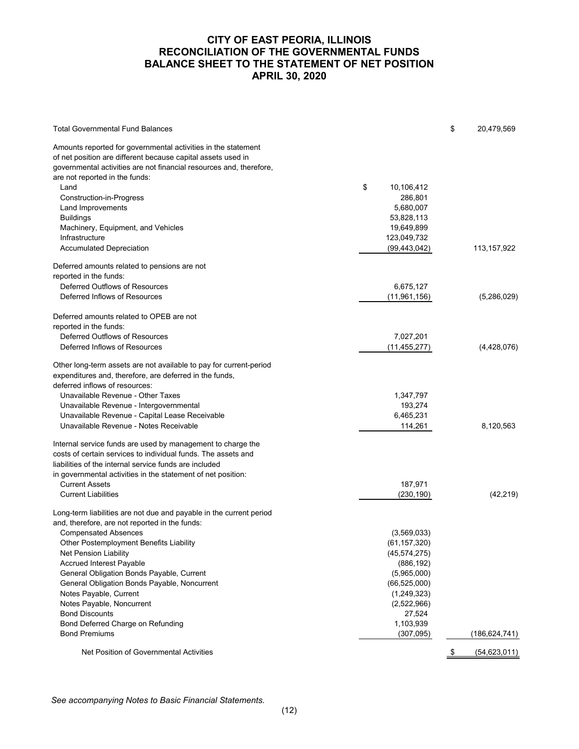# CITY OF EAST PEORIA, ILLINOIS
## RECONCILIATION OF THE GOVERNMENTAL FUNDS BALANCE SHEET TO THE STATEMENT OF NET POSITION
### APRIL 30, 2020

| | | |
|---|---|---|
| Total Governmental Fund Balances | | $ 20,479,569 |
| Amounts reported for governmental activities in the statement of net position are different because capital assets used in governmental activities are not financial resources and, therefore, are not reported in the funds: | | |
| Land | $ 10,106,412 | |
| Construction-in-Progress | 286,801 | |
| Land Improvements | 5,680,007 | |
| Buildings | 53,828,113 | |
| Machinery, Equipment, and Vehicles | 19,649,899 | |
| Infrastructure | 123,049,732 | |
| Accumulated Depreciation | (99,443,042) | 113,157,922 |
| Deferred amounts related to pensions are not reported in the funds: | | |
| Deferred Outflows of Resources | 6,675,127 | |
| Deferred Inflows of Resources | (11,961,156) | (5,286,029) |
| Deferred amounts related to OPEB are not reported in the funds: | | |
| Deferred Outflows of Resources | 7,027,201 | |
| Deferred Inflows of Resources | (11,455,277) | (4,428,076) |
| Other long-term assets are not available to pay for current-period expenditures and, therefore, are deferred in the funds, deferred inflows of resources: | | |
| Unavailable Revenue - Other Taxes | 1,347,797 | |
| Unavailable Revenue - Intergovernmental | 193,274 | |
| Unavailable Revenue - Capital Lease Receivable | 6,465,231 | |
| Unavailable Revenue - Notes Receivable | 114,261 | 8,120,563 |
| Internal service funds are used by management to charge the costs of certain services to individual funds. The assets and liabilities of the internal service funds are included in governmental activities in the statement of net position: | | |
| Current Assets | 187,971 | |
| Current Liabilities | (230,190) | (42,219) |
| Long-term liabilities are not due and payable in the current period and, therefore, are not reported in the funds: | | |
| Compensated Absences | (3,569,033) | |
| Other Postemployment Benefits Liability | (61,157,320) | |
| Net Pension Liability | (45,574,275) | |
| Accrued Interest Payable | (886,192) | |
| General Obligation Bonds Payable, Current | (5,965,000) | |
| General Obligation Bonds Payable, Noncurrent | (66,525,000) | |
| Notes Payable, Current | (1,249,323) | |
| Notes Payable, Noncurrent | (2,522,966) | |
| Bond Discounts | 27,524 | |
| Bond Deferred Charge on Refunding | 1,103,939 | |
| Bond Premiums | (307,095) | (186,624,741) |
| Net Position of Governmental Activities | | $ (54,623,011) |

*See accompanying Notes to Basic Financial Statements.*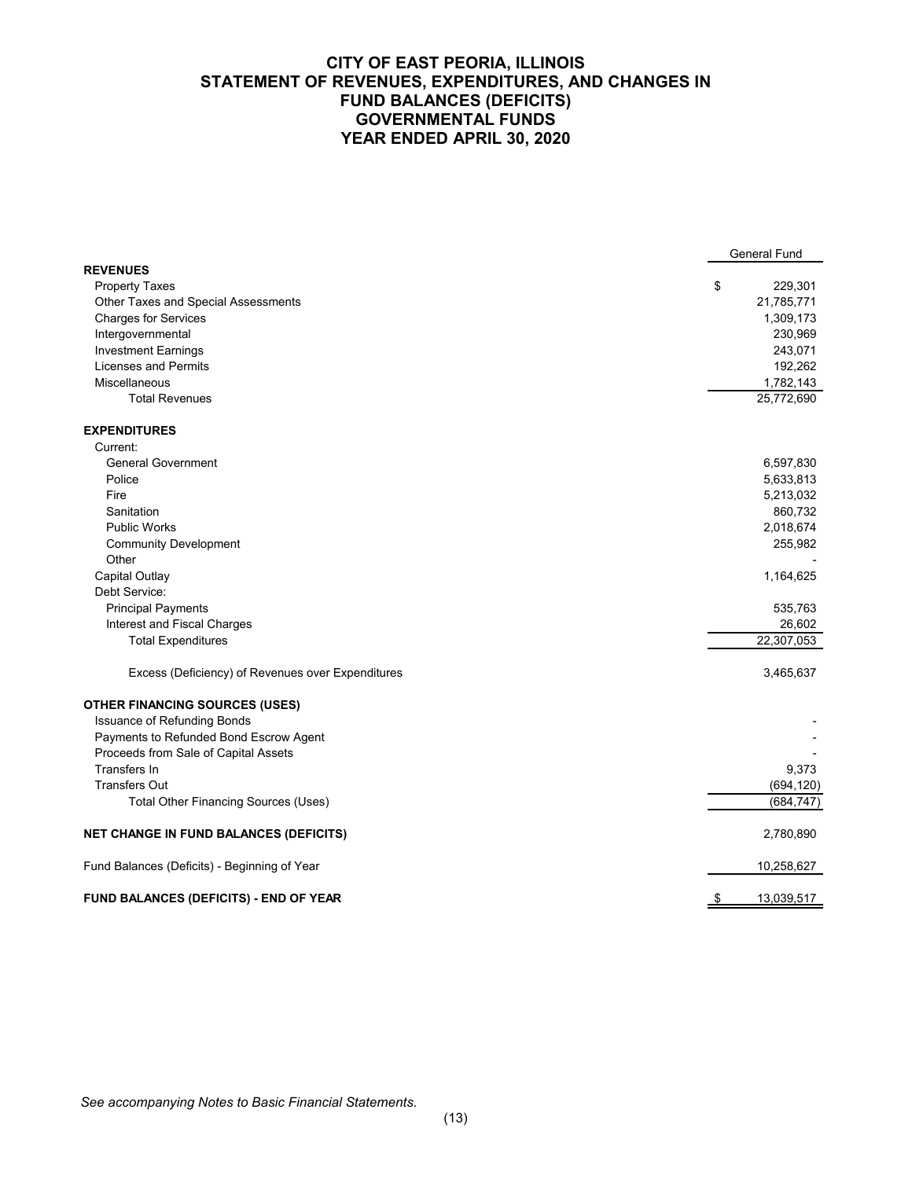# CITY OF EAST PEORIA, ILLINOIS
## STATEMENT OF REVENUES, EXPENDITURES, AND CHANGES IN FUND BALANCES (DEFICITS)
## GOVERNMENTAL FUNDS
## YEAR ENDED APRIL 30, 2020

| | General Fund |
|---|---|
| **REVENUES** | |
| Property Taxes | $ 229,301 |
| Other Taxes and Special Assessments | 21,785,771 |
| Charges for Services | 1,309,173 |
| Intergovernmental | 230,969 |
| Investment Earnings | 243,071 |
| Licenses and Permits | 192,262 |
| Miscellaneous | 1,782,143 |
| Total Revenues | 25,772,690 |
| **EXPENDITURES** | |
| Current: | |
| General Government | 6,597,830 |
| Police | 5,633,813 |
| Fire | 5,213,032 |
| Sanitation | 860,732 |
| Public Works | 2,018,674 |
| Community Development | 255,982 |
| Other | - |
| Capital Outlay | 1,164,625 |
| Debt Service: | |
| Principal Payments | 535,763 |
| Interest and Fiscal Charges | 26,602 |
| Total Expenditures | 22,307,053 |
| Excess (Deficiency) of Revenues over Expenditures | 3,465,637 |
| **OTHER FINANCING SOURCES (USES)** | |
| Issuance of Refunding Bonds | - |
| Payments to Refunded Bond Escrow Agent | - |
| Proceeds from Sale of Capital Assets | - |
| Transfers In | 9,373 |
| Transfers Out | (694,120) |
| Total Other Financing Sources (Uses) | (684,747) |
| **NET CHANGE IN FUND BALANCES (DEFICITS)** | 2,780,890 |
| Fund Balances (Deficits) - Beginning of Year | 10,258,627 |
| **FUND BALANCES (DEFICITS) - END OF YEAR** | $ 13,039,517 |

*See accompanying Notes to Basic Financial Statements.*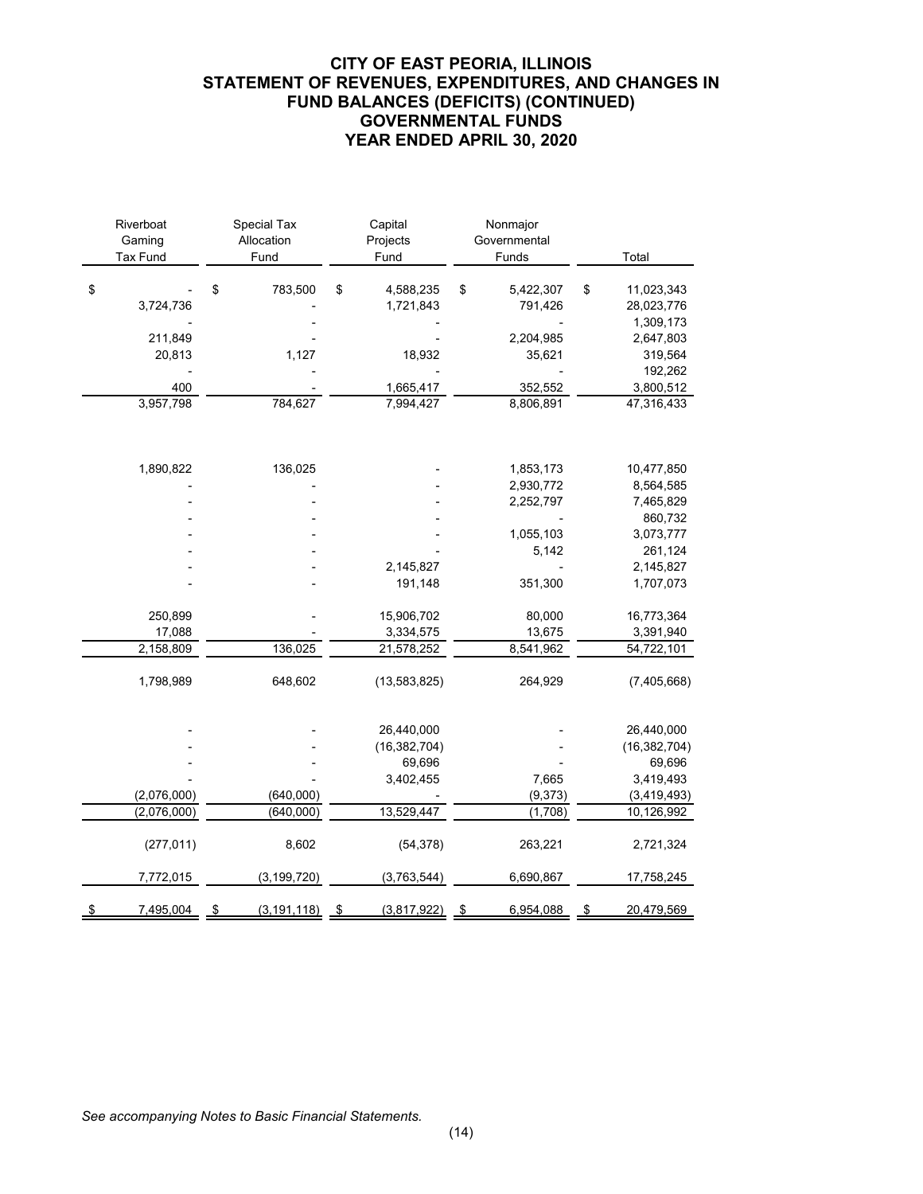# CITY OF EAST PEORIA, ILLINOIS
## STATEMENT OF REVENUES, EXPENDITURES, AND CHANGES IN FUND BALANCES (DEFICITS) (CONTINUED)
## GOVERNMENTAL FUNDS
## YEAR ENDED APRIL 30, 2020

| Riverboat Gaming Tax Fund | Special Tax Allocation Fund | Capital Projects Fund | Nonmajor Governmental Funds | Total |
|---|---|---|---|---|
| $ - | $ 783,500 | $ 4,588,235 | $ 5,422,307 | $ 11,023,343 |
| 3,724,736 | - | 1,721,843 | 791,426 | 28,023,776 |
| - | - | - | - | 1,309,173 |
| 211,849 | - | - | 2,204,985 | 2,647,803 |
| 20,813 | 1,127 | 18,932 | 35,621 | 319,564 |
| - | - | - | - | 192,262 |
| 400 | - | 1,665,417 | 352,552 | 3,800,512 |
| 3,957,798 | 784,627 | 7,994,427 | 8,806,891 | 47,316,433 |
| | | | | |
| 1,890,822 | 136,025 | - | 1,853,173 | 10,477,850 |
| - | - | - | 2,930,772 | 8,564,585 |
| - | - | - | 2,252,797 | 7,465,829 |
| - | - | - | - | 860,732 |
| - | - | - | 1,055,103 | 3,073,777 |
| - | - | - | 5,142 | 261,124 |
| - | - | 2,145,827 | - | 2,145,827 |
| - | - | 191,148 | 351,300 | 1,707,073 |
| | | | | |
| 250,899 | - | 15,906,702 | 80,000 | 16,773,364 |
| 17,088 | - | 3,334,575 | 13,675 | 3,391,940 |
| 2,158,809 | 136,025 | 21,578,252 | 8,541,962 | 54,722,101 |
| | | | | |
| 1,798,989 | 648,602 | (13,583,825) | 264,929 | (7,405,668) |
| | | | | |
| - | - | 26,440,000 | - | 26,440,000 |
| - | - | (16,382,704) | - | (16,382,704) |
| - | - | 69,696 | - | 69,696 |
| - | - | 3,402,455 | 7,665 | 3,419,493 |
| (2,076,000) | (640,000) | - | (9,373) | (3,419,493) |
| (2,076,000) | (640,000) | 13,529,447 | (1,708) | 10,126,992 |
| | | | | |
| (277,011) | 8,602 | (54,378) | 263,221 | 2,721,324 |
| | | | | |
| 7,772,015 | (3,199,720) | (3,763,544) | 6,690,867 | 17,758,245 |
| | | | | |
| $ 7,495,004 | $ (3,191,118) | $ (3,817,922) | $ 6,954,088 | $ 20,479,569 |

*See accompanying Notes to Basic Financial Statements.*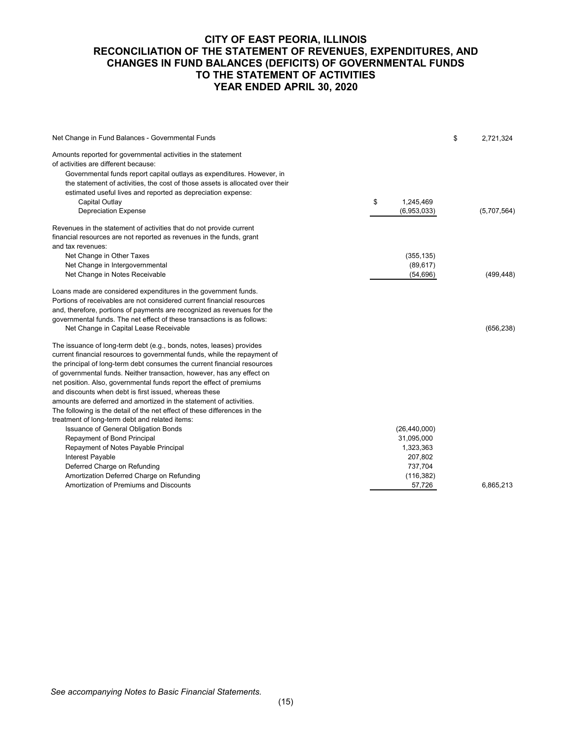# CITY OF EAST PEORIA, ILLINOIS
## RECONCILIATION OF THE STATEMENT OF REVENUES, EXPENDITURES, AND CHANGES IN FUND BALANCES (DEFICITS) OF GOVERNMENTAL FUNDS TO THE STATEMENT OF ACTIVITIES
## YEAR ENDED APRIL 30, 2020

| | | |
|---|---|---|
| Net Change in Fund Balances - Governmental Funds | | $ 2,721,324 |
| Amounts reported for governmental activities in the statement of activities are different because: | | |
| Governmental funds report capital outlays as expenditures. However, in the statement of activities, the cost of those assets is allocated over their estimated useful lives and reported as depreciation expense: | | |
| Capital Outlay | $ 1,245,469 | |
| Depreciation Expense | (6,953,033) | (5,707,564) |
| Revenues in the statement of activities that do not provide current financial resources are not reported as revenues in the funds, grant and tax revenues: | | |
| Net Change in Other Taxes | (355,135) | |
| Net Change in Intergovernmental | (89,617) | |
| Net Change in Notes Receivable | (54,696) | (499,448) |
| Loans made are considered expenditures in the government funds. Portions of receivables are not considered current financial resources and, therefore, portions of payments are recognized as revenues for the governmental funds. The net effect of these transactions is as follows: | | |
| Net Change in Capital Lease Receivable | | (656,238) |
| The issuance of long-term debt (e.g., bonds, notes, leases) provides current financial resources to governmental funds, while the repayment of the principal of long-term debt consumes the current financial resources of governmental funds. Neither transaction, however, has any effect on net position. Also, governmental funds report the effect of premiums and discounts when debt is first issued, whereas these amounts are deferred and amortized in the statement of activities. The following is the detail of the net effect of these differences in the treatment of long-term debt and related items: | | |
| Issuance of General Obligation Bonds | (26,440,000) | |
| Repayment of Bond Principal | 31,095,000 | |
| Repayment of Notes Payable Principal | 1,323,363 | |
| Interest Payable | 207,802 | |
| Deferred Charge on Refunding | 737,704 | |
| Amortization Deferred Charge on Refunding | (116,382) | |
| Amortization of Premiums and Discounts | 57,726 | 6,865,213 |

*See accompanying Notes to Basic Financial Statements.*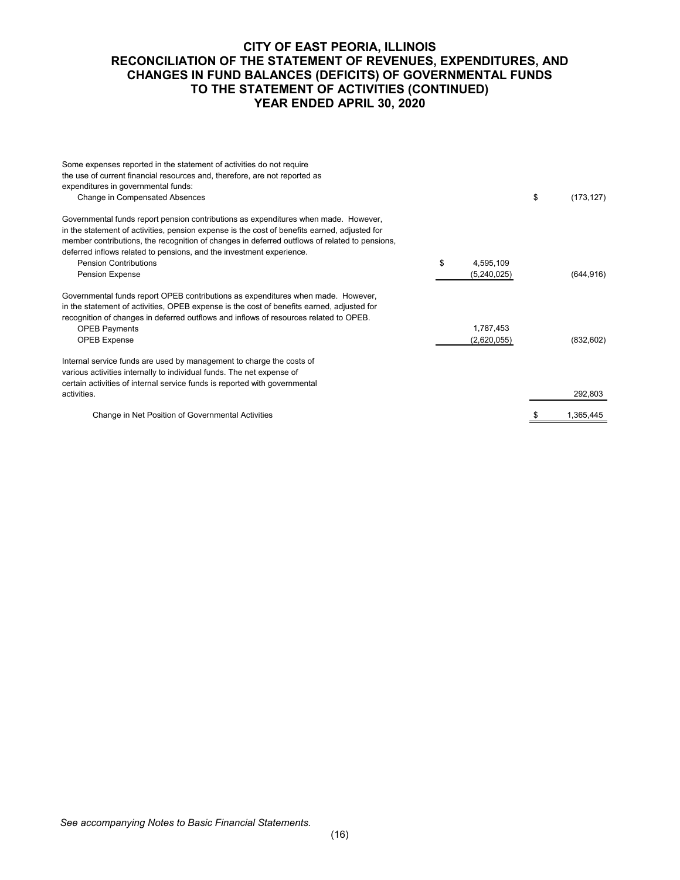# CITY OF EAST PEORIA, ILLINOIS
## RECONCILIATION OF THE STATEMENT OF REVENUES, EXPENDITURES, AND CHANGES IN FUND BALANCES (DEFICITS) OF GOVERNMENTAL FUNDS TO THE STATEMENT OF ACTIVITIES (CONTINUED)
## YEAR ENDED APRIL 30, 2020

| | | |
|---|---|---|
| Some expenses reported in the statement of activities do not require the use of current financial resources and, therefore, are not reported as expenditures in governmental funds: | | |
| Change in Compensated Absences | | $ (173,127) |
| Governmental funds report pension contributions as expenditures when made. However, in the statement of activities, pension expense is the cost of benefits earned, adjusted for member contributions, the recognition of changes in deferred outflows of related to pensions, deferred inflows related to pensions, and the investment experience. | | |
| Pension Contributions | $ 4,595,109 | |
| Pension Expense | (5,240,025) | (644,916) |
| Governmental funds report OPEB contributions as expenditures when made. However, in the statement of activities, OPEB expense is the cost of benefits earned, adjusted for recognition of changes in deferred outflows and inflows of resources related to OPEB. | | |
| OPEB Payments | 1,787,453 | |
| OPEB Expense | (2,620,055) | (832,602) |
| Internal service funds are used by management to charge the costs of various activities internally to individual funds. The net expense of certain activities of internal service funds is reported with governmental activities. | | 292,803 |
| Change in Net Position of Governmental Activities | | $ 1,365,445 |

*See accompanying Notes to Basic Financial Statements.*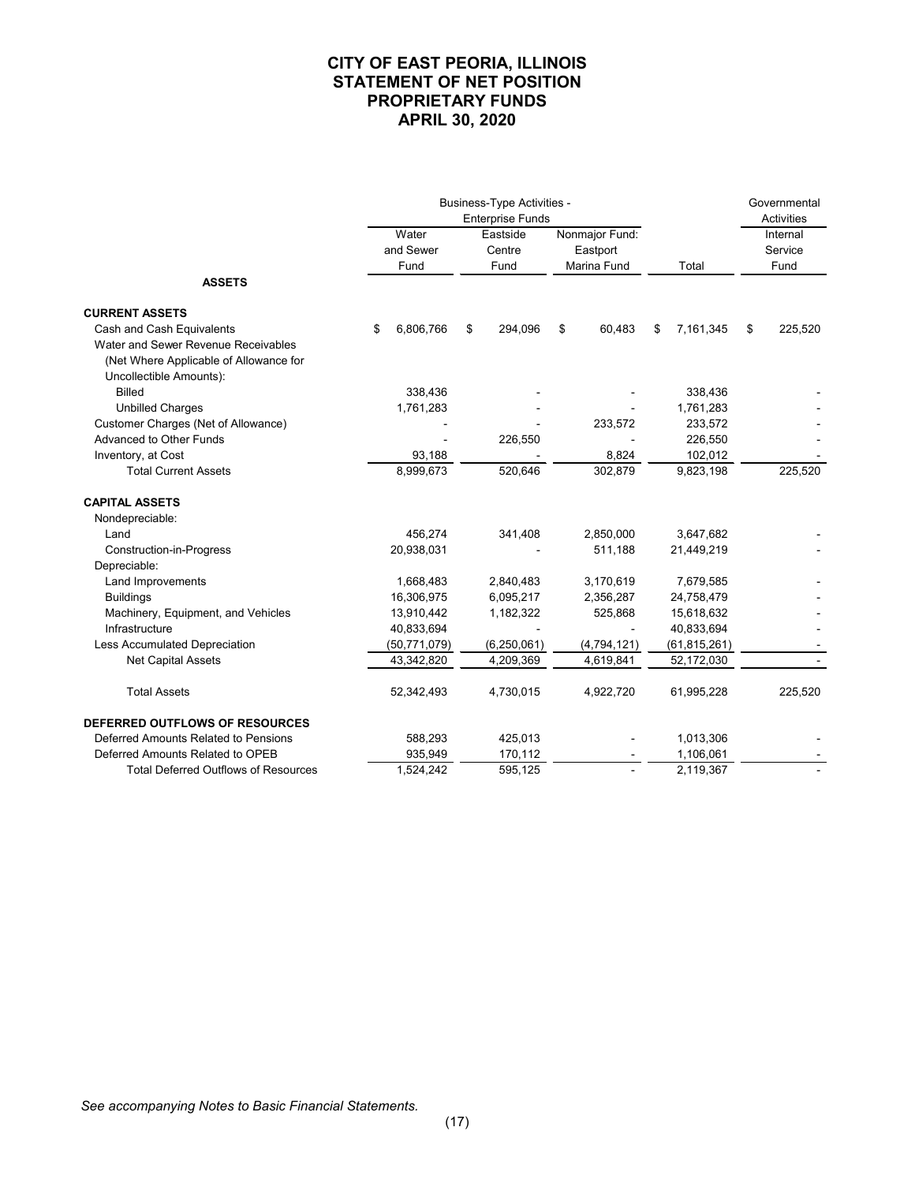# CITY OF EAST PEORIA, ILLINOIS
## STATEMENT OF NET POSITION
## PROPRIETARY FUNDS
## APRIL 30, 2020

| | Business-Type Activities - Enterprise Funds | | | | Governmental Activities |
|---|---|---|---|---|---|
| | Water and Sewer Fund | Eastside Centre Fund | Nonmajor Fund: Eastport Marina Fund | Total | Internal Service Fund |
| **ASSETS** | | | | | |
| **CURRENT ASSETS** | | | | | |
| Cash and Cash Equivalents | $ 6,806,766 | $ 294,096 | $ 60,483 | $ 7,161,345 | $ 225,520 |
| Water and Sewer Revenue Receivables (Net Where Applicable of Allowance for Uncollectible Amounts): | | | | | |
| Billed | 338,436 | - | - | 338,436 | - |
| Unbilled Charges | 1,761,283 | - | - | 1,761,283 | - |
| Customer Charges (Net of Allowance) | - | - | 233,572 | 233,572 | - |
| Advanced to Other Funds | - | 226,550 | - | 226,550 | - |
| Inventory, at Cost | 93,188 | - | 8,824 | 102,012 | - |
| Total Current Assets | 8,999,673 | 520,646 | 302,879 | 9,823,198 | 225,520 |
| **CAPITAL ASSETS** | | | | | |
| Nondepreciable: | | | | | |
| Land | 456,274 | 341,408 | 2,850,000 | 3,647,682 | - |
| Construction-in-Progress | 20,938,031 | - | 511,188 | 21,449,219 | - |
| Depreciable: | | | | | |
| Land Improvements | 1,668,483 | 2,840,483 | 3,170,619 | 7,679,585 | - |
| Buildings | 16,306,975 | 6,095,217 | 2,356,287 | 24,758,479 | - |
| Machinery, Equipment, and Vehicles | 13,910,442 | 1,182,322 | 525,868 | 15,618,632 | - |
| Infrastructure | 40,833,694 | - | - | 40,833,694 | - |
| Less Accumulated Depreciation | (50,771,079) | (6,250,061) | (4,794,121) | (61,815,261) | - |
| Net Capital Assets | 43,342,820 | 4,209,369 | 4,619,841 | 52,172,030 | - |
| Total Assets | 52,342,493 | 4,730,015 | 4,922,720 | 61,995,228 | 225,520 |
| **DEFERRED OUTFLOWS OF RESOURCES** | | | | | |
| Deferred Amounts Related to Pensions | 588,293 | 425,013 | - | 1,013,306 | - |
| Deferred Amounts Related to OPEB | 935,949 | 170,112 | - | 1,106,061 | - |
| Total Deferred Outflows of Resources | 1,524,242 | 595,125 | - | 2,119,367 | - |

*See accompanying Notes to Basic Financial Statements.*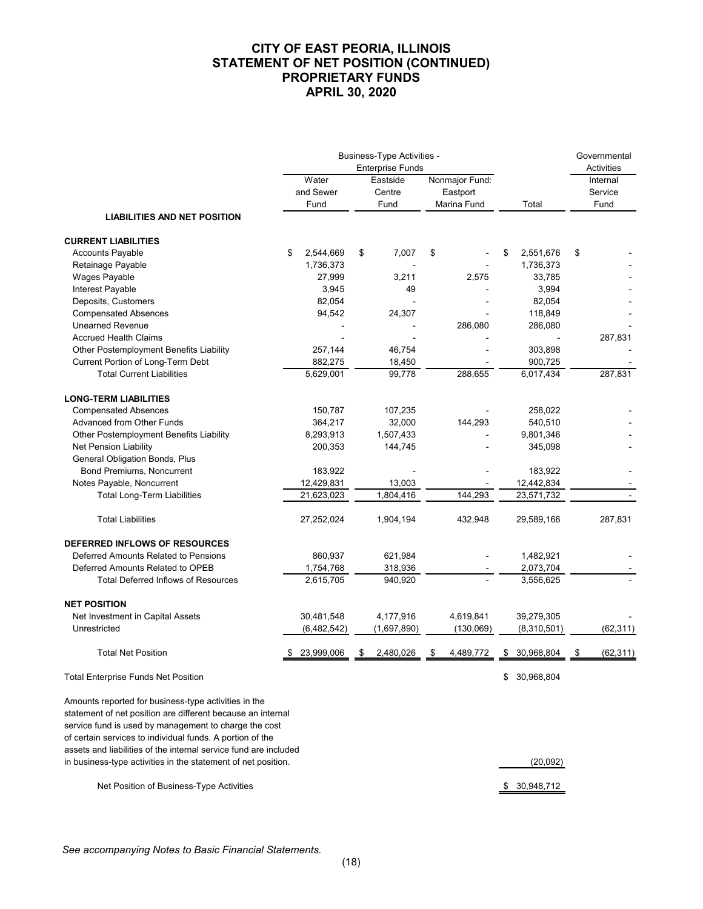# CITY OF EAST PEORIA, ILLINOIS
# STATEMENT OF NET POSITION (CONTINUED)
# PROPRIETARY FUNDS
# APRIL 30, 2020

| | Business-Type Activities - Enterprise Funds | | | | Governmental Activities |
|---|---|---|---|---|---|
| | Water and Sewer Fund | Eastside Centre Fund | Nonmajor Fund: Eastport Marina Fund | Total | Internal Service Fund |
| **LIABILITIES AND NET POSITION** | | | | | |
| **CURRENT LIABILITIES** | | | | | |
| Accounts Payable | $ 2,544,669 | $ 7,007 | $ - | $ 2,551,676 | $ - |
| Retainage Payable | 1,736,373 | - | - | 1,736,373 | - |
| Wages Payable | 27,999 | 3,211 | 2,575 | 33,785 | - |
| Interest Payable | 3,945 | 49 | - | 3,994 | - |
| Deposits, Customers | 82,054 | - | - | 82,054 | - |
| Compensated Absences | 94,542 | 24,307 | - | 118,849 | - |
| Unearned Revenue | - | - | 286,080 | 286,080 | - |
| Accrued Health Claims | - | - | - | - | 287,831 |
| Other Postemployment Benefits Liability | 257,144 | 46,754 | - | 303,898 | - |
| Current Portion of Long-Term Debt | 882,275 | 18,450 | - | 900,725 | - |
| Total Current Liabilities | 5,629,001 | 99,778 | 288,655 | 6,017,434 | 287,831 |
| **LONG-TERM LIABILITIES** | | | | | |
| Compensated Absences | 150,787 | 107,235 | - | 258,022 | - |
| Advanced from Other Funds | 364,217 | 32,000 | 144,293 | 540,510 | - |
| Other Postemployment Benefits Liability | 8,293,913 | 1,507,433 | - | 9,801,346 | - |
| Net Pension Liability | 200,353 | 144,745 | - | 345,098 | - |
| General Obligation Bonds, Plus Bond Premiums, Noncurrent | 183,922 | - | - | 183,922 | - |
| Notes Payable, Noncurrent | 12,429,831 | 13,003 | - | 12,442,834 | - |
| Total Long-Term Liabilities | 21,623,023 | 1,804,416 | 144,293 | 23,571,732 | - |
| Total Liabilities | 27,252,024 | 1,904,194 | 432,948 | 29,589,166 | 287,831 |
| **DEFERRED INFLOWS OF RESOURCES** | | | | | |
| Deferred Amounts Related to Pensions | 860,937 | 621,984 | - | 1,482,921 | - |
| Deferred Amounts Related to OPEB | 1,754,768 | 318,936 | - | 2,073,704 | - |
| Total Deferred Inflows of Resources | 2,615,705 | 940,920 | - | 3,556,625 | - |
| **NET POSITION** | | | | | |
| Net Investment in Capital Assets | 30,481,548 | 4,177,916 | 4,619,841 | 39,279,305 | - |
| Unrestricted | (6,482,542) | (1,697,890) | (130,069) | (8,310,501) | (62,311) |
| Total Net Position | $ 23,999,006 | $ 2,480,026 | $ 4,489,772 | $ 30,968,804 | $ (62,311) |
| Total Enterprise Funds Net Position | | | | $ 30,968,804 | |
| Amounts reported for business-type activities in the statement of net position are different because an internal service fund is used by management to charge the cost of certain services to individual funds. A portion of the assets and liabilities of the internal service fund are included in business-type activities in the statement of net position. | | | | (20,092) | |
| Net Position of Business-Type Activities | | | | $ 30,948,712 | |

*See accompanying Notes to Basic Financial Statements.*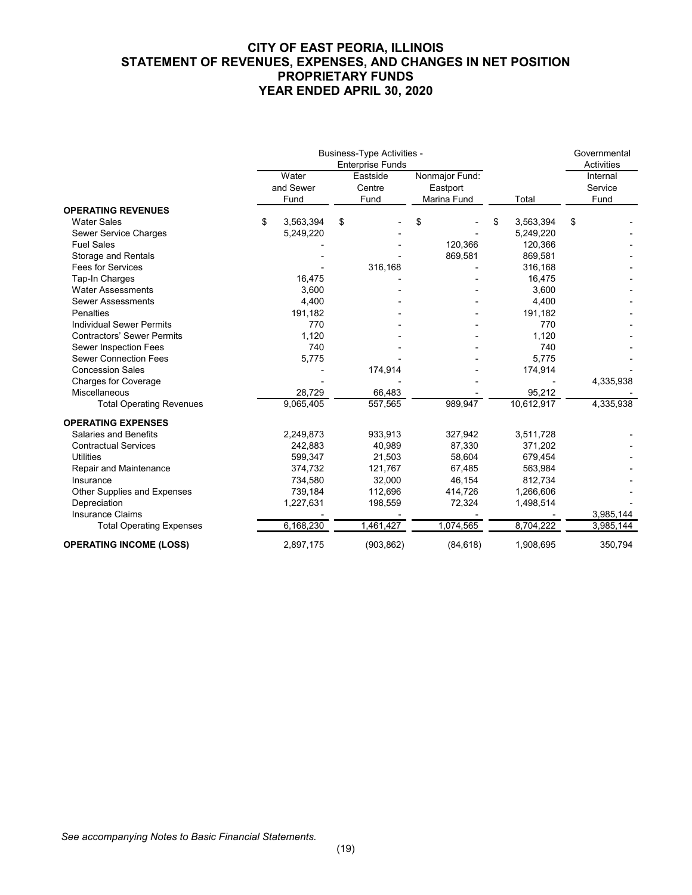# CITY OF EAST PEORIA, ILLINOIS
## STATEMENT OF REVENUES, EXPENSES, AND CHANGES IN NET POSITION
## PROPRIETARY FUNDS
## YEAR ENDED APRIL 30, 2020

| | Business-Type Activities - Enterprise Funds | | | | Governmental Activities |
|---|---|---|---|---|---|
| | Water and Sewer Fund | Eastside Centre Fund | Nonmajor Fund: Eastport Marina Fund | Total | Internal Service Fund |
| **OPERATING REVENUES** | | | | | |
| Water Sales | $ 3,563,394 | $ - | $ - | $ 3,563,394 | $ - |
| Sewer Service Charges | 5,249,220 | - | - | 5,249,220 | - |
| Fuel Sales | - | - | 120,366 | 120,366 | - |
| Storage and Rentals | - | - | 869,581 | 869,581 | - |
| Fees for Services | - | 316,168 | - | 316,168 | - |
| Tap-In Charges | 16,475 | - | - | 16,475 | - |
| Water Assessments | 3,600 | - | - | 3,600 | - |
| Sewer Assessments | 4,400 | - | - | 4,400 | - |
| Penalties | 191,182 | - | - | 191,182 | - |
| Individual Sewer Permits | 770 | - | - | 770 | - |
| Contractors' Sewer Permits | 1,120 | - | - | 1,120 | - |
| Sewer Inspection Fees | 740 | - | - | 740 | - |
| Sewer Connection Fees | 5,775 | - | - | 5,775 | - |
| Concession Sales | - | 174,914 | - | 174,914 | - |
| Charges for Coverage | - | - | - | - | 4,335,938 |
| Miscellaneous | 28,729 | 66,483 | - | 95,212 | - |
| Total Operating Revenues | 9,065,405 | 557,565 | 989,947 | 10,612,917 | 4,335,938 |
| **OPERATING EXPENSES** | | | | | |
| Salaries and Benefits | 2,249,873 | 933,913 | 327,942 | 3,511,728 | - |
| Contractual Services | 242,883 | 40,989 | 87,330 | 371,202 | - |
| Utilities | 599,347 | 21,503 | 58,604 | 679,454 | - |
| Repair and Maintenance | 374,732 | 121,767 | 67,485 | 563,984 | - |
| Insurance | 734,580 | 32,000 | 46,154 | 812,734 | - |
| Other Supplies and Expenses | 739,184 | 112,696 | 414,726 | 1,266,606 | - |
| Depreciation | 1,227,631 | 198,559 | 72,324 | 1,498,514 | - |
| Insurance Claims | - | - | - | - | 3,985,144 |
| Total Operating Expenses | 6,168,230 | 1,461,427 | 1,074,565 | 8,704,222 | 3,985,144 |
| **OPERATING INCOME (LOSS)** | 2,897,175 | (903,862) | (84,618) | 1,908,695 | 350,794 |

*See accompanying Notes to Basic Financial Statements.*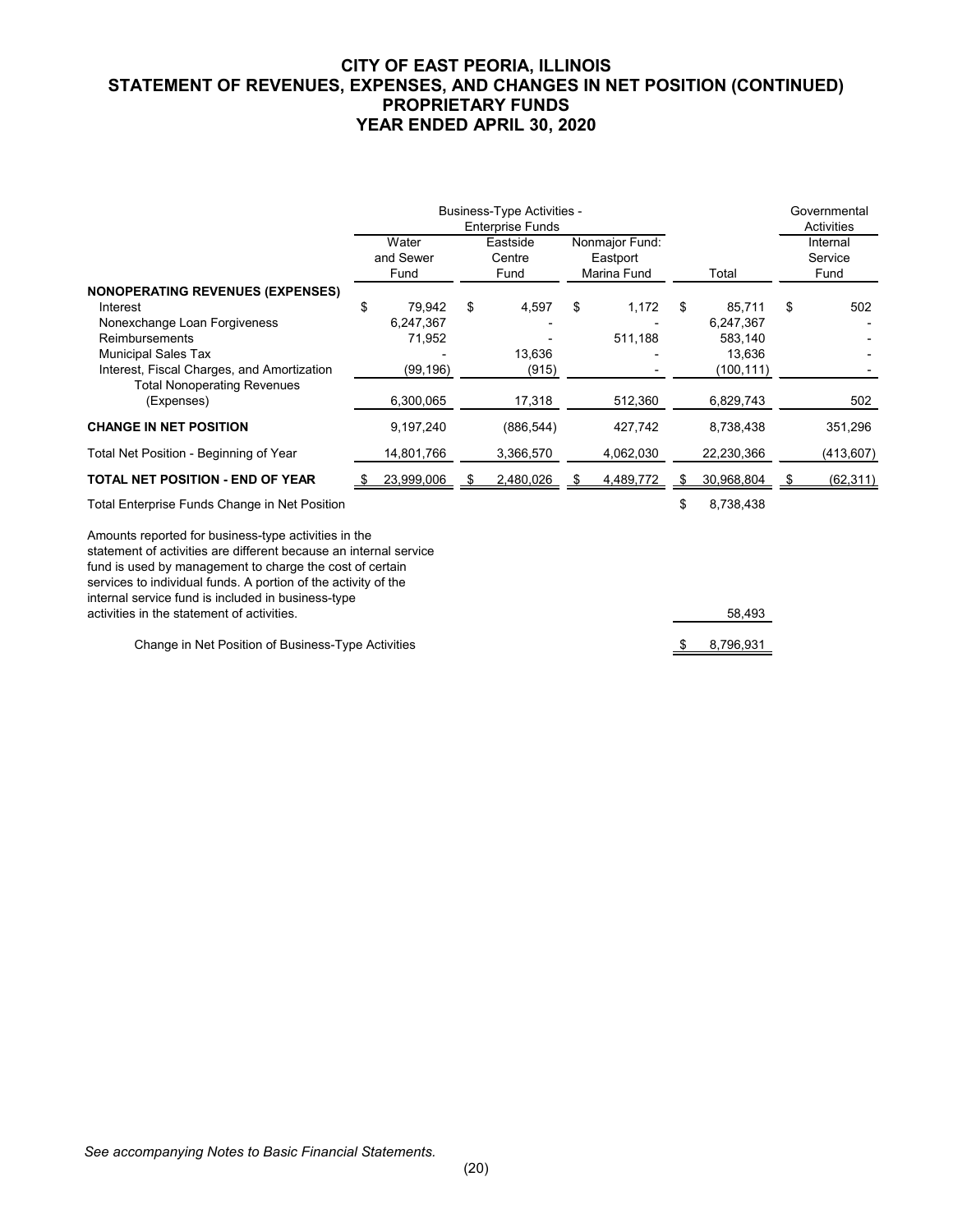# CITY OF EAST PEORIA, ILLINOIS
## STATEMENT OF REVENUES, EXPENSES, AND CHANGES IN NET POSITION (CONTINUED)
## PROPRIETARY FUNDS
## YEAR ENDED APRIL 30, 2020

| | Business-Type Activities - Enterprise Funds | | | | Governmental Activities |
|---|---|---|---|---|---|
| | Water and Sewer Fund | Eastside Centre Fund | Nonmajor Fund: Eastport Marina Fund | Total | Internal Service Fund |
| **NONOPERATING REVENUES (EXPENSES)** | | | | | |
| Interest | $ 79,942 | $ 4,597 | $ 1,172 | $ 85,711 | $ 502 |
| Nonexchange Loan Forgiveness | 6,247,367 | - | - | 6,247,367 | - |
| Reimbursements | 71,952 | - | 511,188 | 583,140 | - |
| Municipal Sales Tax | - | 13,636 | - | 13,636 | - |
| Interest, Fiscal Charges, and Amortization | (99,196) | (915) | - | (100,111) | - |
| Total Nonoperating Revenues (Expenses) | 6,300,065 | 17,318 | 512,360 | 6,829,743 | 502 |
| **CHANGE IN NET POSITION** | 9,197,240 | (886,544) | 427,742 | 8,738,438 | 351,296 |
| Total Net Position - Beginning of Year | 14,801,766 | 3,366,570 | 4,062,030 | 22,230,366 | (413,607) |
| **TOTAL NET POSITION - END OF YEAR** | $ 23,999,006 | $ 2,480,026 | $ 4,489,772 | $ 30,968,804 | $ (62,311) |
| Total Enterprise Funds Change in Net Position | | | | $ 8,738,438 | |
| Amounts reported for business-type activities in the statement of activities are different because an internal service fund is used by management to charge the cost of certain services to individual funds. A portion of the activity of the internal service fund is included in business-type activities in the statement of activities. | | | | 58,493 | |
| Change in Net Position of Business-Type Activities | | | | $ 8,796,931 | |

*See accompanying Notes to Basic Financial Statements.*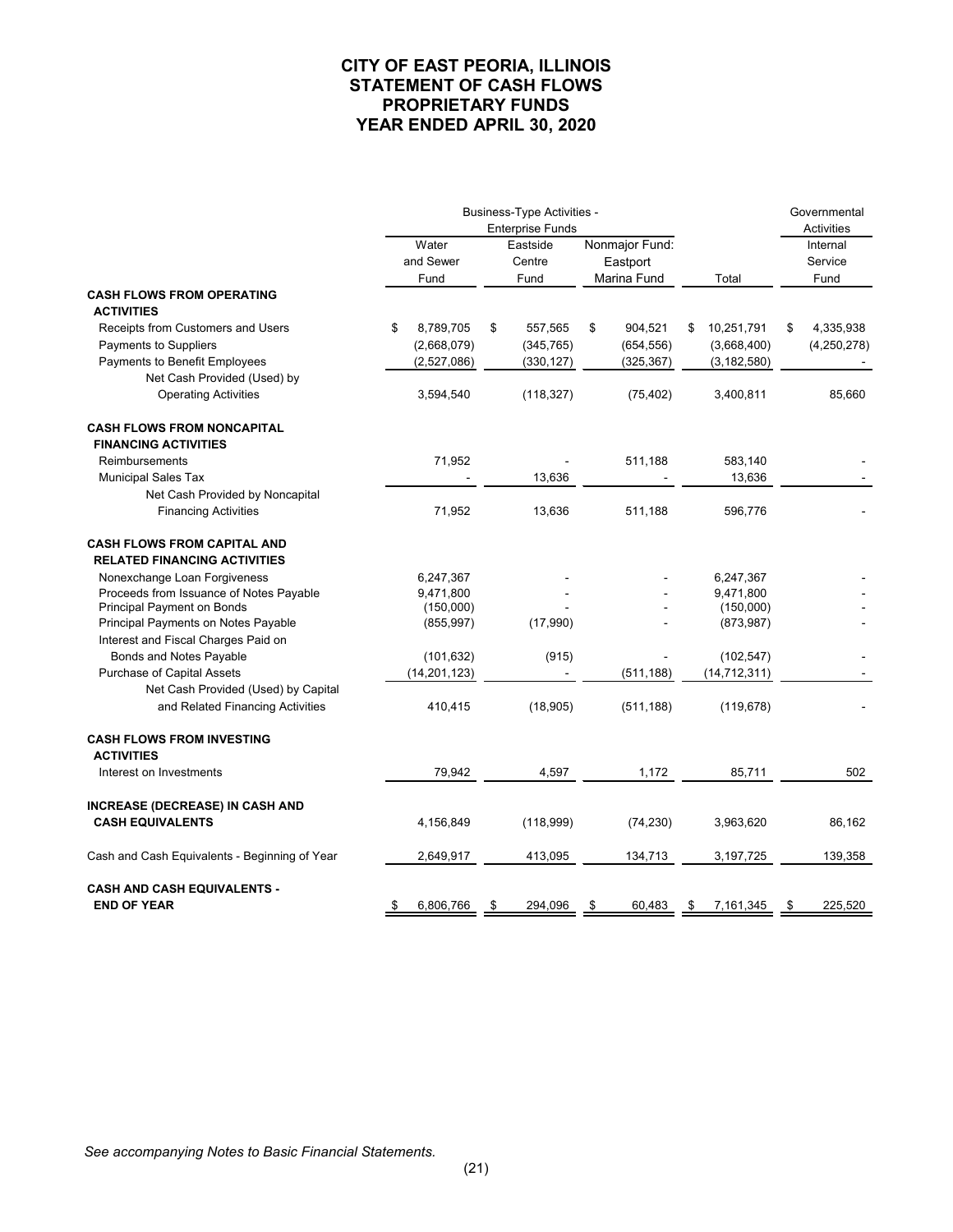# CITY OF EAST PEORIA, ILLINOIS
# STATEMENT OF CASH FLOWS
# PROPRIETARY FUNDS
# YEAR ENDED APRIL 30, 2020

| | Business-Type Activities - Enterprise Funds | | | | Governmental Activities |
|---|---|---|---|---|---|
| | Water and Sewer Fund | Eastside Centre Fund | Nonmajor Fund: Eastport Marina Fund | Total | Internal Service Fund |
| **CASH FLOWS FROM OPERATING ACTIVITIES** | | | | | |
| Receipts from Customers and Users | $ 8,789,705 | $ 557,565 | $ 904,521 | $ 10,251,791 | $ 4,335,938 |
| Payments to Suppliers | (2,668,079) | (345,765) | (654,556) | (3,668,400) | (4,250,278) |
| Payments to Benefit Employees | (2,527,086) | (330,127) | (325,367) | (3,182,580) | - |
| Net Cash Provided (Used) by Operating Activities | 3,594,540 | (118,327) | (75,402) | 3,400,811 | 85,660 |
| **CASH FLOWS FROM NONCAPITAL FINANCING ACTIVITIES** | | | | | |
| Reimbursements | 71,952 | - | 511,188 | 583,140 | - |
| Municipal Sales Tax | - | 13,636 | - | 13,636 | - |
| Net Cash Provided by Noncapital Financing Activities | 71,952 | 13,636 | 511,188 | 596,776 | - |
| **CASH FLOWS FROM CAPITAL AND RELATED FINANCING ACTIVITIES** | | | | | |
| Nonexchange Loan Forgiveness | 6,247,367 | - | - | 6,247,367 | - |
| Proceeds from Issuance of Notes Payable | 9,471,800 | - | - | 9,471,800 | - |
| Principal Payment on Bonds | (150,000) | - | - | (150,000) | - |
| Principal Payments on Notes Payable | (855,997) | (17,990) | - | (873,987) | - |
| Interest and Fiscal Charges Paid on Bonds and Notes Payable | (101,632) | (915) | - | (102,547) | - |
| Purchase of Capital Assets | (14,201,123) | - | (511,188) | (14,712,311) | - |
| Net Cash Provided (Used) by Capital and Related Financing Activities | 410,415 | (18,905) | (511,188) | (119,678) | - |
| **CASH FLOWS FROM INVESTING ACTIVITIES** | | | | | |
| Interest on Investments | 79,942 | 4,597 | 1,172 | 85,711 | 502 |
| **INCREASE (DECREASE) IN CASH AND CASH EQUIVALENTS** | 4,156,849 | (118,999) | (74,230) | 3,963,620 | 86,162 |
| Cash and Cash Equivalents - Beginning of Year | 2,649,917 | 413,095 | 134,713 | 3,197,725 | 139,358 |
| **CASH AND CASH EQUIVALENTS - END OF YEAR** | $ 6,806,766 | $ 294,096 | $ 60,483 | $ 7,161,345 | $ 225,520 |

*See accompanying Notes to Basic Financial Statements.*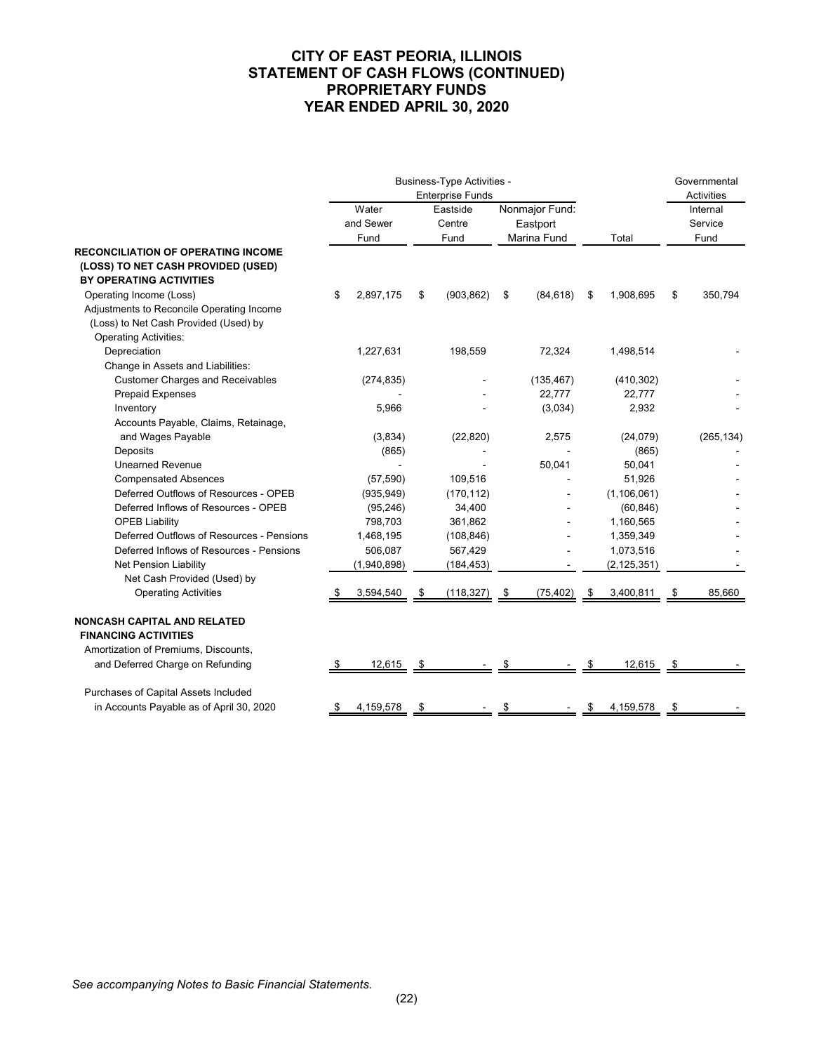# CITY OF EAST PEORIA, ILLINOIS
# STATEMENT OF CASH FLOWS (CONTINUED)
# PROPRIETARY FUNDS
# YEAR ENDED APRIL 30, 2020

| | Business-Type Activities - Enterprise Funds | | | | Governmental Activities |
|---|---|---|---|---|---|
| | Water and Sewer Fund | Eastside Centre Fund | Nonmajor Fund: Eastport Marina Fund | Total | Internal Service Fund |
| **RECONCILIATION OF OPERATING INCOME (LOSS) TO NET CASH PROVIDED (USED) BY OPERATING ACTIVITIES** | | | | | |
| Operating Income (Loss) | $ 2,897,175 | $ (903,862) | $ (84,618) | $ 1,908,695 | $ 350,794 |
| Adjustments to Reconcile Operating Income (Loss) to Net Cash Provided (Used) by Operating Activities: | | | | | |
| Depreciation | 1,227,631 | 198,559 | 72,324 | 1,498,514 | - |
| Change in Assets and Liabilities: | | | | | |
| Customer Charges and Receivables | (274,835) | - | (135,467) | (410,302) | - |
| Prepaid Expenses | - | - | 22,777 | 22,777 | - |
| Inventory | 5,966 | - | (3,034) | 2,932 | - |
| Accounts Payable, Claims, Retainage, and Wages Payable | (3,834) | (22,820) | 2,575 | (24,079) | (265,134) |
| Deposits | (865) | - | - | (865) | - |
| Unearned Revenue | - | - | 50,041 | 50,041 | - |
| Compensated Absences | (57,590) | 109,516 | - | 51,926 | - |
| Deferred Outflows of Resources - OPEB | (935,949) | (170,112) | - | (1,106,061) | - |
| Deferred Inflows of Resources - OPEB | (95,246) | 34,400 | - | (60,846) | - |
| OPEB Liability | 798,703 | 361,862 | - | 1,160,565 | - |
| Deferred Outflows of Resources - Pensions | 1,468,195 | (108,846) | - | 1,359,349 | - |
| Deferred Inflows of Resources - Pensions | 506,087 | 567,429 | - | 1,073,516 | - |
| Net Pension Liability | (1,940,898) | (184,453) | - | (2,125,351) | - |
| Net Cash Provided (Used) by Operating Activities | $ 3,594,540 | $ (118,327) | $ (75,402) | $ 3,400,811 | $ 85,660 |
| **NONCASH CAPITAL AND RELATED FINANCING ACTIVITIES** | | | | | |
| Amortization of Premiums, Discounts, and Deferred Charge on Refunding | $ 12,615 | $ - | $ - | $ 12,615 | $ - |
| Purchases of Capital Assets Included in Accounts Payable as of April 30, 2020 | $ 4,159,578 | $ - | $ - | $ 4,159,578 | $ - |

*See accompanying Notes to Basic Financial Statements.*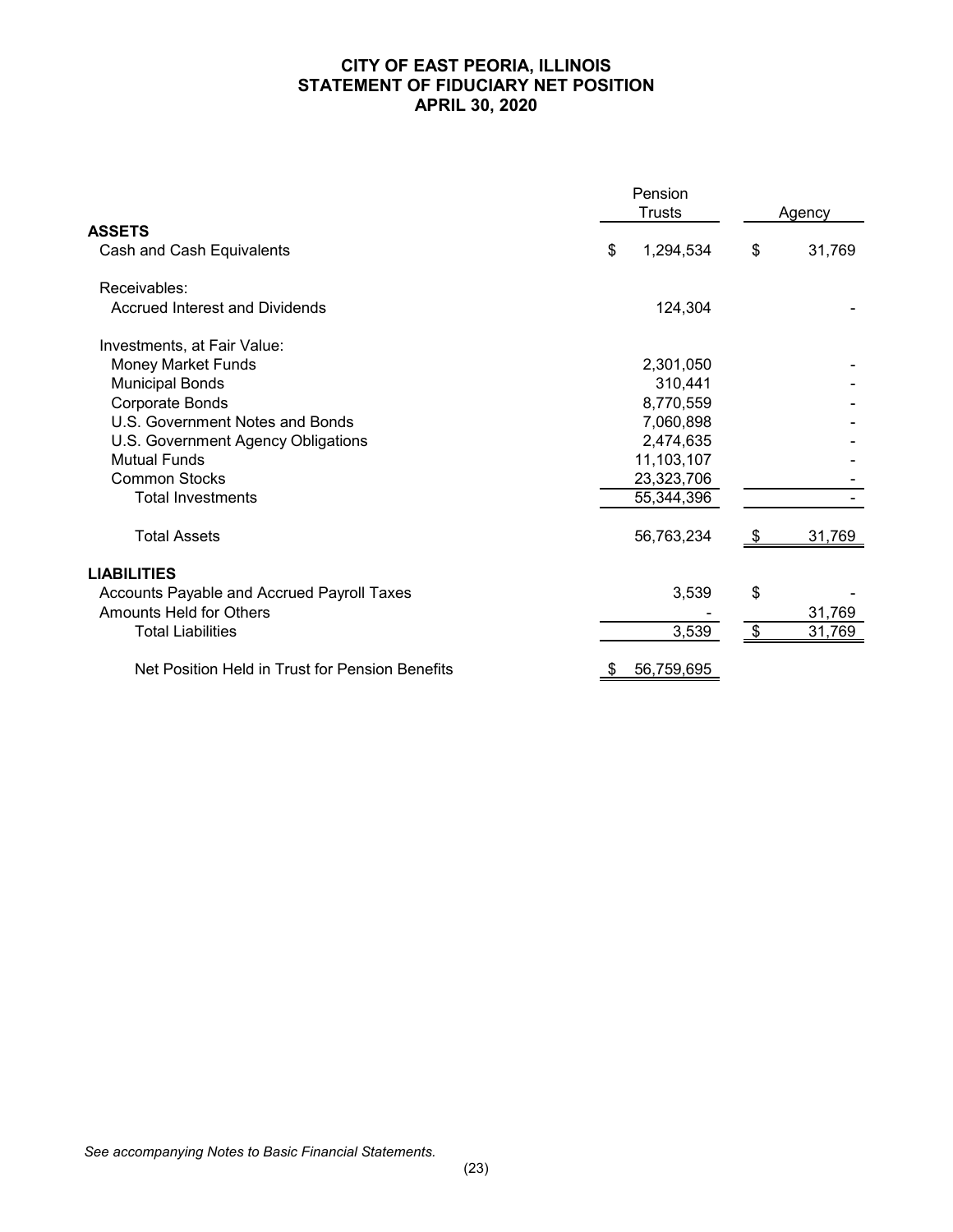# CITY OF EAST PEORIA, ILLINOIS
# STATEMENT OF FIDUCIARY NET POSITION
# APRIL 30, 2020

| | Pension Trusts | Agency |
|---|---|---|
| **ASSETS** | | |
| Cash and Cash Equivalents | $ 1,294,534 | $ 31,769 |
| Receivables: | | |
| Accrued Interest and Dividends | 124,304 | - |
| Investments, at Fair Value: | | |
| Money Market Funds | 2,301,050 | - |
| Municipal Bonds | 310,441 | - |
| Corporate Bonds | 8,770,559 | - |
| U.S. Government Notes and Bonds | 7,060,898 | - |
| U.S. Government Agency Obligations | 2,474,635 | - |
| Mutual Funds | 11,103,107 | - |
| Common Stocks | 23,323,706 | - |
| Total Investments | 55,344,396 | - |
| Total Assets | 56,763,234 | $ 31,769 |
| **LIABILITIES** | | |
| Accounts Payable and Accrued Payroll Taxes | 3,539 | $ - |
| Amounts Held for Others | - | 31,769 |
| Total Liabilities | 3,539 | $ 31,769 |
| Net Position Held in Trust for Pension Benefits | $ 56,759,695 | |

*See accompanying Notes to Basic Financial Statements.*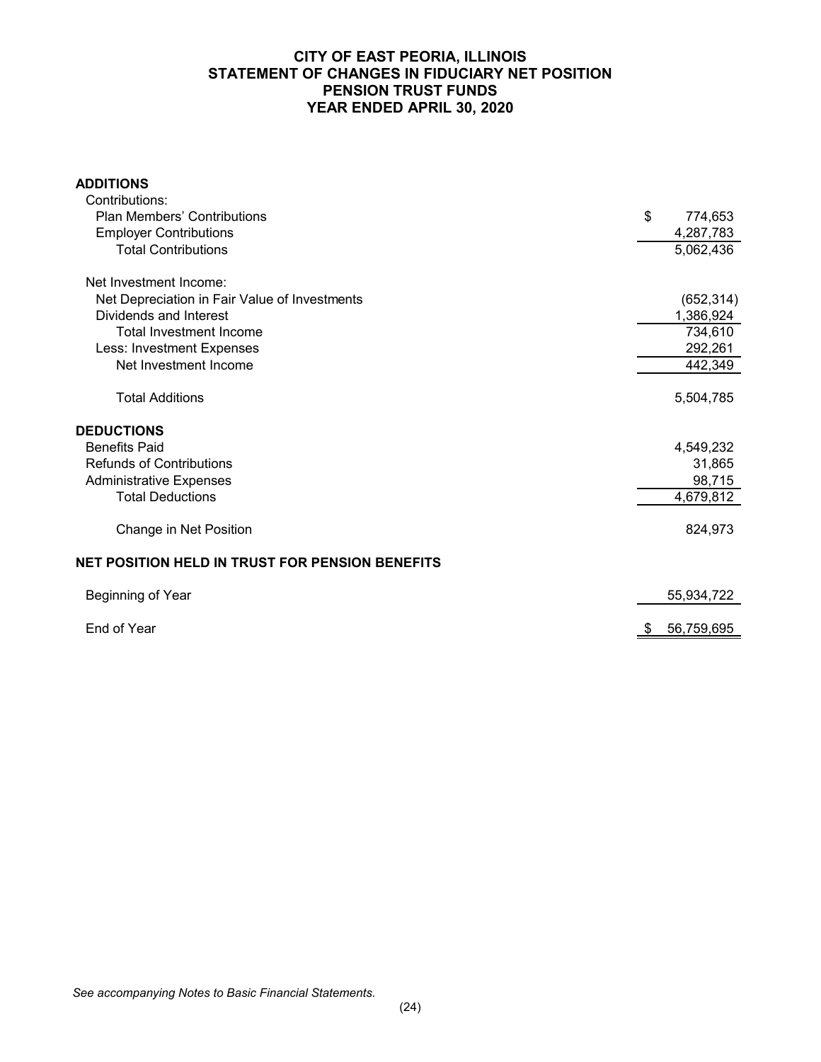# CITY OF EAST PEORIA, ILLINOIS
## STATEMENT OF CHANGES IN FIDUCIARY NET POSITION
## PENSION TRUST FUNDS
## YEAR ENDED APRIL 30, 2020

| | |
|---|---|
| **ADDITIONS** | |
| Contributions: | |
| Plan Members' Contributions | $ 774,653 |
| Employer Contributions | 4,287,783 |
| Total Contributions | 5,062,436 |
| | |
| Net Investment Income: | |
| Net Depreciation in Fair Value of Investments | (652,314) |
| Dividends and Interest | 1,386,924 |
| Total Investment Income | 734,610 |
| Less: Investment Expenses | 292,261 |
| Net Investment Income | 442,349 |
| | |
| Total Additions | 5,504,785 |
| | |
| **DEDUCTIONS** | |
| Benefits Paid | 4,549,232 |
| Refunds of Contributions | 31,865 |
| Administrative Expenses | 98,715 |
| Total Deductions | 4,679,812 |
| | |
| Change in Net Position | 824,973 |
| | |
| **NET POSITION HELD IN TRUST FOR PENSION BENEFITS** | |
| Beginning of Year | 55,934,722 |
| End of Year | $ 56,759,695 |

*See accompanying Notes to Basic Financial Statements.*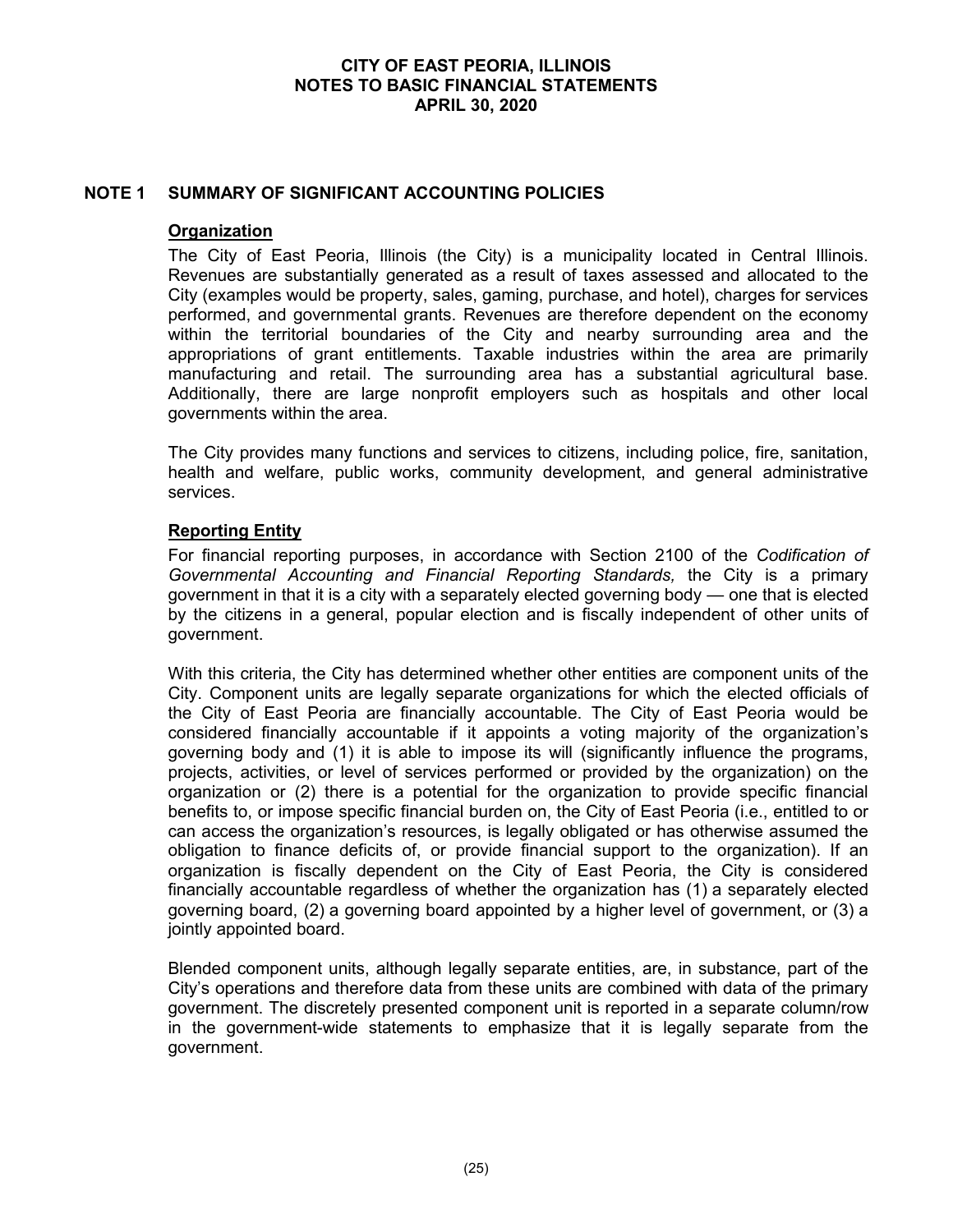## NOTE 1 SUMMARY OF SIGNIFICANT ACCOUNTING POLICIES

### Organization

The City of East Peoria, Illinois (the City) is a municipality located in Central Illinois. Revenues are substantially generated as a result of taxes assessed and allocated to the City (examples would be property, sales, gaming, purchase, and hotel), charges for services performed, and governmental grants. Revenues are therefore dependent on the economy within the territorial boundaries of the City and nearby surrounding area and the appropriations of grant entitlements. Taxable industries within the area are primarily manufacturing and retail. The surrounding area has a substantial agricultural base. Additionally, there are large nonprofit employers such as hospitals and other local governments within the area.

The City provides many functions and services to citizens, including police, fire, sanitation, health and welfare, public works, community development, and general administrative services.

### Reporting Entity

For financial reporting purposes, in accordance with Section 2100 of the *Codification of Governmental Accounting and Financial Reporting Standards,* the City is a primary government in that it is a city with a separately elected governing body — one that is elected by the citizens in a general, popular election and is fiscally independent of other units of government.

With this criteria, the City has determined whether other entities are component units of the City. Component units are legally separate organizations for which the elected officials of the City of East Peoria are financially accountable. The City of East Peoria would be considered financially accountable if it appoints a voting majority of the organization's governing body and (1) it is able to impose its will (significantly influence the programs, projects, activities, or level of services performed or provided by the organization) on the organization or (2) there is a potential for the organization to provide specific financial benefits to, or impose specific financial burden on, the City of East Peoria (i.e., entitled to or can access the organization's resources, is legally obligated or has otherwise assumed the obligation to finance deficits of, or provide financial support to the organization). If an organization is fiscally dependent on the City of East Peoria, the City is considered financially accountable regardless of whether the organization has (1) a separately elected governing board, (2) a governing board appointed by a higher level of government, or (3) a jointly appointed board.

Blended component units, although legally separate entities, are, in substance, part of the City's operations and therefore data from these units are combined with data of the primary government. The discretely presented component unit is reported in a separate column/row in the government-wide statements to emphasize that it is legally separate from the government.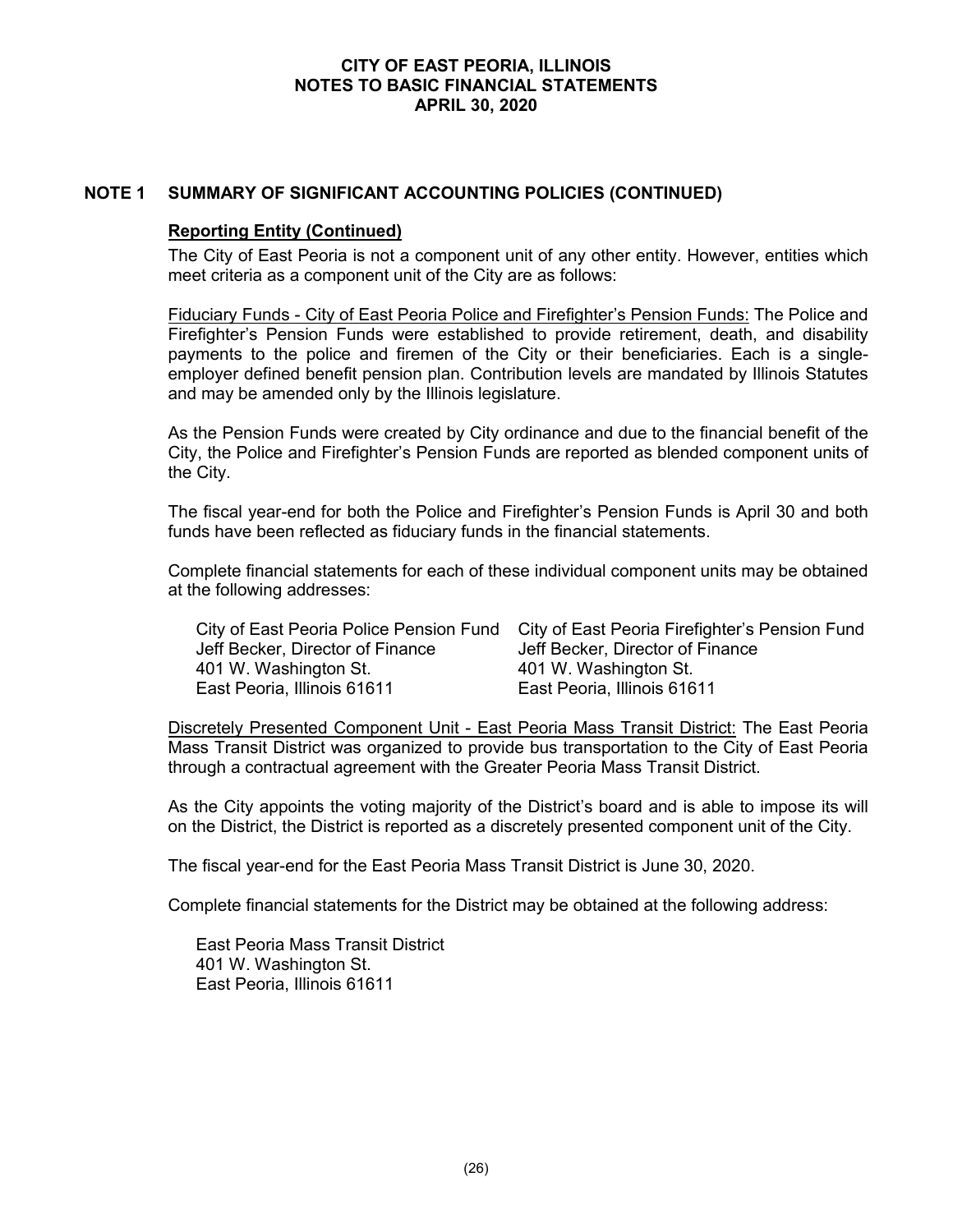## NOTE 1 SUMMARY OF SIGNIFICANT ACCOUNTING POLICIES (CONTINUED)

### Reporting Entity (Continued)

The City of East Peoria is not a component unit of any other entity. However, entities which meet criteria as a component unit of the City are as follows:

Fiduciary Funds - City of East Peoria Police and Firefighter's Pension Funds: The Police and Firefighter's Pension Funds were established to provide retirement, death, and disability payments to the police and firemen of the City or their beneficiaries. Each is a single-employer defined benefit pension plan. Contribution levels are mandated by Illinois Statutes and may be amended only by the Illinois legislature.

As the Pension Funds were created by City ordinance and due to the financial benefit of the City, the Police and Firefighter's Pension Funds are reported as blended component units of the City.

The fiscal year-end for both the Police and Firefighter's Pension Funds is April 30 and both funds have been reflected as fiduciary funds in the financial statements.

Complete financial statements for each of these individual component units may be obtained at the following addresses:

City of East Peoria Police Pension Fund
Jeff Becker, Director of Finance
401 W. Washington St.
East Peoria, Illinois 61611

City of East Peoria Firefighter's Pension Fund
Jeff Becker, Director of Finance
401 W. Washington St.
East Peoria, Illinois 61611

Discretely Presented Component Unit - East Peoria Mass Transit District: The East Peoria Mass Transit District was organized to provide bus transportation to the City of East Peoria through a contractual agreement with the Greater Peoria Mass Transit District.

As the City appoints the voting majority of the District's board and is able to impose its will on the District, the District is reported as a discretely presented component unit of the City.

The fiscal year-end for the East Peoria Mass Transit District is June 30, 2020.

Complete financial statements for the District may be obtained at the following address:

East Peoria Mass Transit District
401 W. Washington St.
East Peoria, Illinois 61611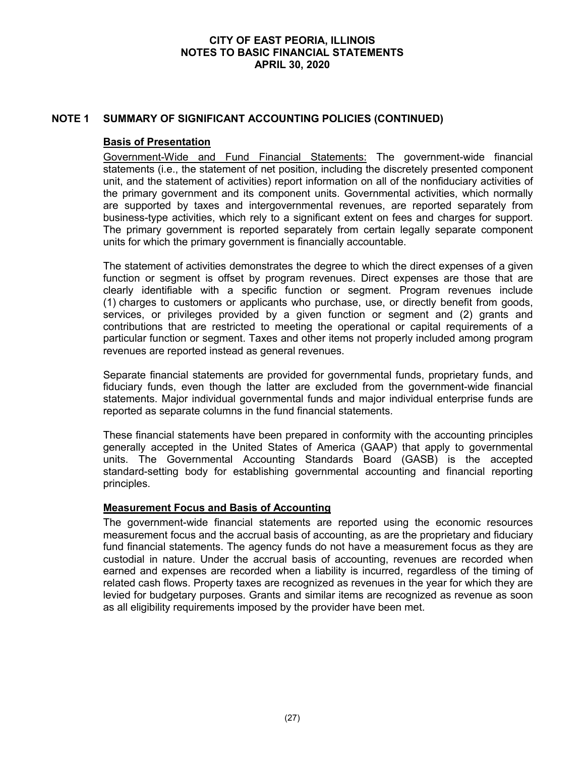## NOTE 1 SUMMARY OF SIGNIFICANT ACCOUNTING POLICIES (CONTINUED)

### Basis of Presentation

Government-Wide and Fund Financial Statements: The government-wide financial statements (i.e., the statement of net position, including the discretely presented component unit, and the statement of activities) report information on all of the nonfiduciary activities of the primary government and its component units. Governmental activities, which normally are supported by taxes and intergovernmental revenues, are reported separately from business-type activities, which rely to a significant extent on fees and charges for support. The primary government is reported separately from certain legally separate component units for which the primary government is financially accountable.

The statement of activities demonstrates the degree to which the direct expenses of a given function or segment is offset by program revenues. Direct expenses are those that are clearly identifiable with a specific function or segment. Program revenues include (1) charges to customers or applicants who purchase, use, or directly benefit from goods, services, or privileges provided by a given function or segment and (2) grants and contributions that are restricted to meeting the operational or capital requirements of a particular function or segment. Taxes and other items not properly included among program revenues are reported instead as general revenues.

Separate financial statements are provided for governmental funds, proprietary funds, and fiduciary funds, even though the latter are excluded from the government-wide financial statements. Major individual governmental funds and major individual enterprise funds are reported as separate columns in the fund financial statements.

These financial statements have been prepared in conformity with the accounting principles generally accepted in the United States of America (GAAP) that apply to governmental units. The Governmental Accounting Standards Board (GASB) is the accepted standard-setting body for establishing governmental accounting and financial reporting principles.

### Measurement Focus and Basis of Accounting

The government-wide financial statements are reported using the economic resources measurement focus and the accrual basis of accounting, as are the proprietary and fiduciary fund financial statements. The agency funds do not have a measurement focus as they are custodial in nature. Under the accrual basis of accounting, revenues are recorded when earned and expenses are recorded when a liability is incurred, regardless of the timing of related cash flows. Property taxes are recognized as revenues in the year for which they are levied for budgetary purposes. Grants and similar items are recognized as revenue as soon as all eligibility requirements imposed by the provider have been met.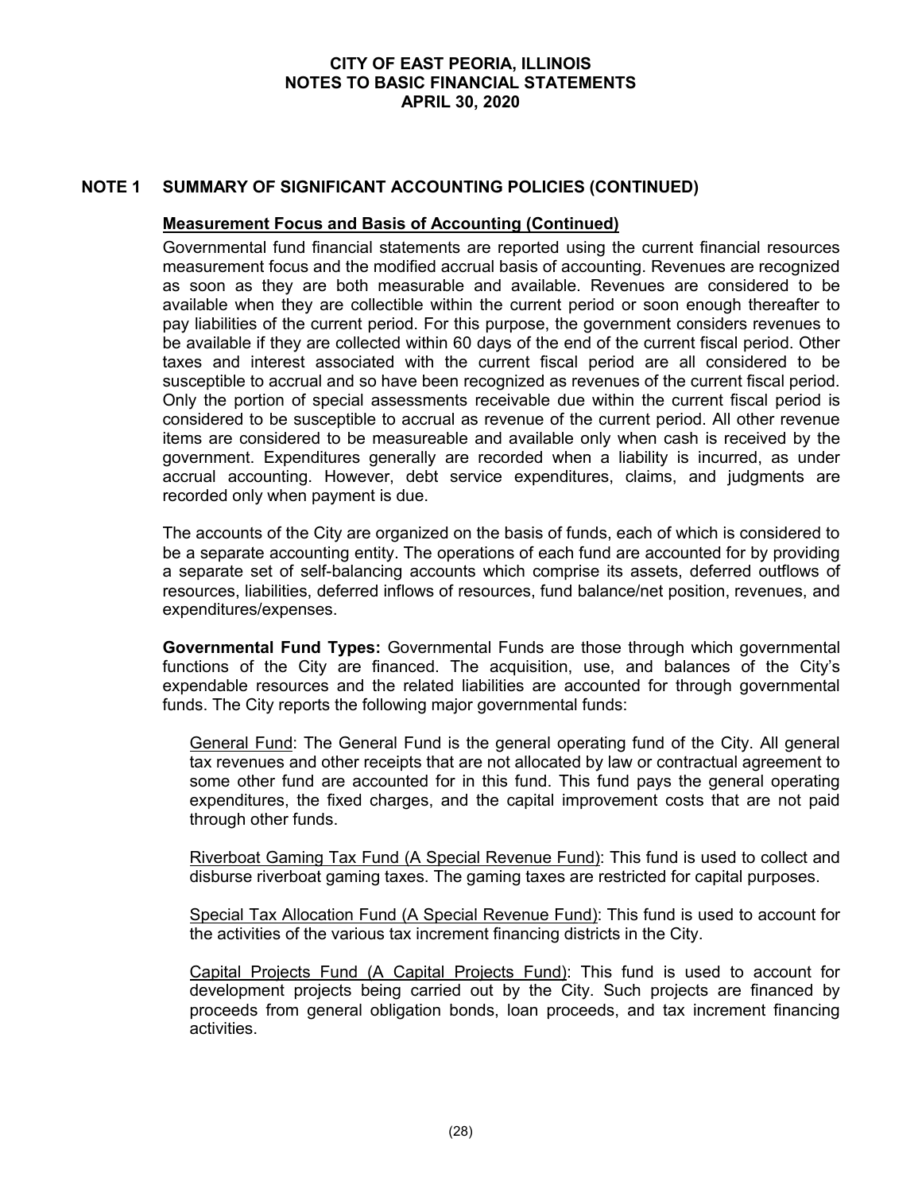## NOTE 1 SUMMARY OF SIGNIFICANT ACCOUNTING POLICIES (CONTINUED)

**Measurement Focus and Basis of Accounting (Continued)**

Governmental fund financial statements are reported using the current financial resources measurement focus and the modified accrual basis of accounting. Revenues are recognized as soon as they are both measurable and available. Revenues are considered to be available when they are collectible within the current period or soon enough thereafter to pay liabilities of the current period. For this purpose, the government considers revenues to be available if they are collected within 60 days of the end of the current fiscal period. Other taxes and interest associated with the current fiscal period are all considered to be susceptible to accrual and so have been recognized as revenues of the current fiscal period. Only the portion of special assessments receivable due within the current fiscal period is considered to be susceptible to accrual as revenue of the current period. All other revenue items are considered to be measureable and available only when cash is received by the government. Expenditures generally are recorded when a liability is incurred, as under accrual accounting. However, debt service expenditures, claims, and judgments are recorded only when payment is due.

The accounts of the City are organized on the basis of funds, each of which is considered to be a separate accounting entity. The operations of each fund are accounted for by providing a separate set of self-balancing accounts which comprise its assets, deferred outflows of resources, liabilities, deferred inflows of resources, fund balance/net position, revenues, and expenditures/expenses.

**Governmental Fund Types:** Governmental Funds are those through which governmental functions of the City are financed. The acquisition, use, and balances of the City's expendable resources and the related liabilities are accounted for through governmental funds. The City reports the following major governmental funds:

General Fund: The General Fund is the general operating fund of the City. All general tax revenues and other receipts that are not allocated by law or contractual agreement to some other fund are accounted for in this fund. This fund pays the general operating expenditures, the fixed charges, and the capital improvement costs that are not paid through other funds.

Riverboat Gaming Tax Fund (A Special Revenue Fund): This fund is used to collect and disburse riverboat gaming taxes. The gaming taxes are restricted for capital purposes.

Special Tax Allocation Fund (A Special Revenue Fund): This fund is used to account for the activities of the various tax increment financing districts in the City.

Capital Projects Fund (A Capital Projects Fund): This fund is used to account for development projects being carried out by the City. Such projects are financed by proceeds from general obligation bonds, loan proceeds, and tax increment financing activities.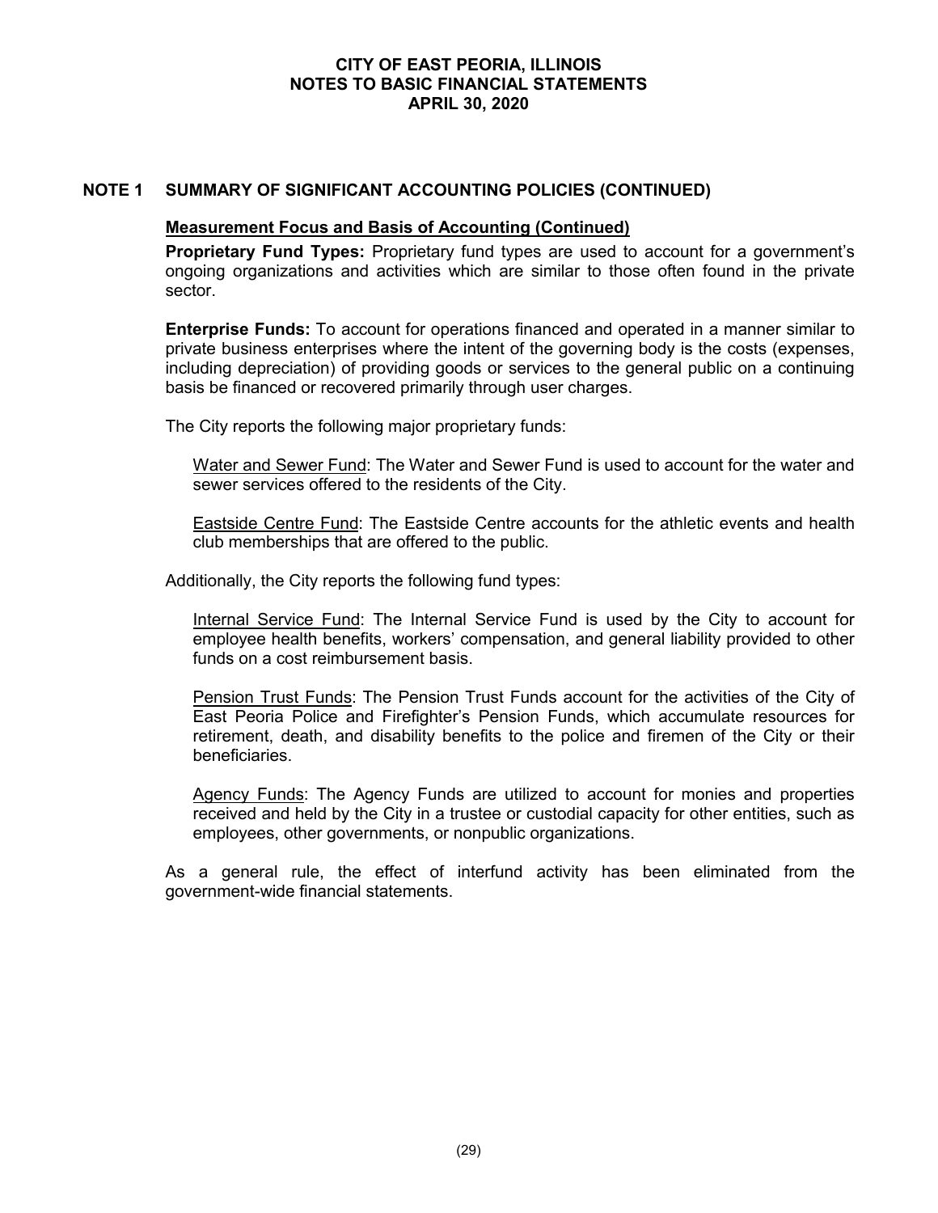## NOTE 1 SUMMARY OF SIGNIFICANT ACCOUNTING POLICIES (CONTINUED)

### Measurement Focus and Basis of Accounting (Continued)

**Proprietary Fund Types:** Proprietary fund types are used to account for a government's ongoing organizations and activities which are similar to those often found in the private sector.

**Enterprise Funds:** To account for operations financed and operated in a manner similar to private business enterprises where the intent of the governing body is the costs (expenses, including depreciation) of providing goods or services to the general public on a continuing basis be financed or recovered primarily through user charges.

The City reports the following major proprietary funds:

Water and Sewer Fund: The Water and Sewer Fund is used to account for the water and sewer services offered to the residents of the City.

Eastside Centre Fund: The Eastside Centre accounts for the athletic events and health club memberships that are offered to the public.

Additionally, the City reports the following fund types:

Internal Service Fund: The Internal Service Fund is used by the City to account for employee health benefits, workers' compensation, and general liability provided to other funds on a cost reimbursement basis.

Pension Trust Funds: The Pension Trust Funds account for the activities of the City of East Peoria Police and Firefighter's Pension Funds, which accumulate resources for retirement, death, and disability benefits to the police and firemen of the City or their beneficiaries.

Agency Funds: The Agency Funds are utilized to account for monies and properties received and held by the City in a trustee or custodial capacity for other entities, such as employees, other governments, or nonpublic organizations.

As a general rule, the effect of interfund activity has been eliminated from the government-wide financial statements.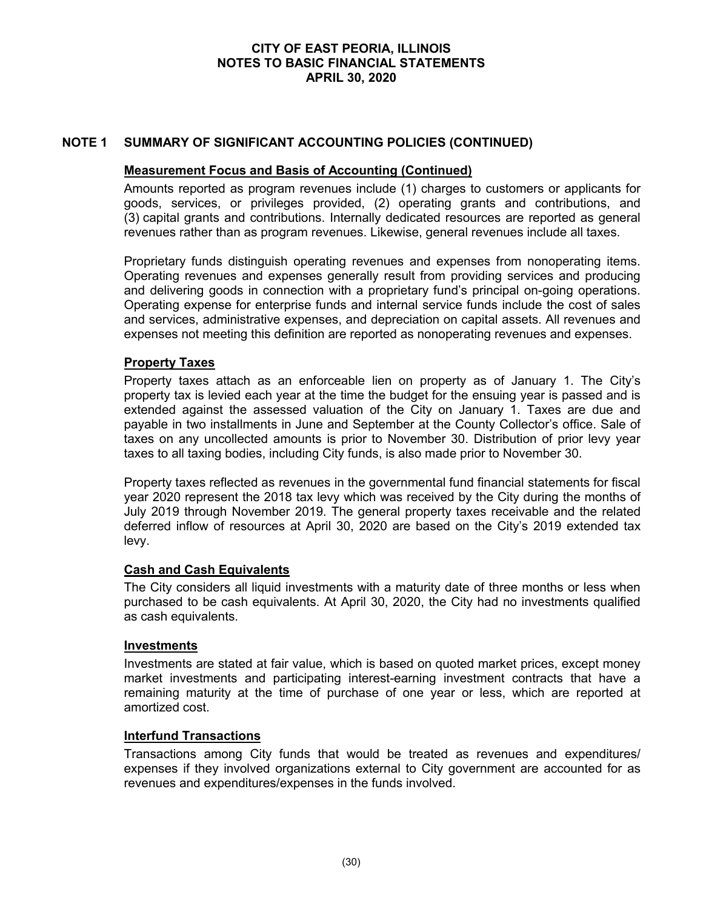# CITY OF EAST PEORIA, ILLINOIS
# NOTES TO BASIC FINANCIAL STATEMENTS
# APRIL 30, 2020

## NOTE 1 SUMMARY OF SIGNIFICANT ACCOUNTING POLICIES (CONTINUED)

### Measurement Focus and Basis of Accounting (Continued)

Amounts reported as program revenues include (1) charges to customers or applicants for goods, services, or privileges provided, (2) operating grants and contributions, and (3) capital grants and contributions. Internally dedicated resources are reported as general revenues rather than as program revenues. Likewise, general revenues include all taxes.

Proprietary funds distinguish operating revenues and expenses from nonoperating items. Operating revenues and expenses generally result from providing services and producing and delivering goods in connection with a proprietary fund's principal on-going operations. Operating expense for enterprise funds and internal service funds include the cost of sales and services, administrative expenses, and depreciation on capital assets. All revenues and expenses not meeting this definition are reported as nonoperating revenues and expenses.

### Property Taxes

Property taxes attach as an enforceable lien on property as of January 1. The City's property tax is levied each year at the time the budget for the ensuing year is passed and is extended against the assessed valuation of the City on January 1. Taxes are due and payable in two installments in June and September at the County Collector's office. Sale of taxes on any uncollected amounts is prior to November 30. Distribution of prior levy year taxes to all taxing bodies, including City funds, is also made prior to November 30.

Property taxes reflected as revenues in the governmental fund financial statements for fiscal year 2020 represent the 2018 tax levy which was received by the City during the months of July 2019 through November 2019. The general property taxes receivable and the related deferred inflow of resources at April 30, 2020 are based on the City's 2019 extended tax levy.

### Cash and Cash Equivalents

The City considers all liquid investments with a maturity date of three months or less when purchased to be cash equivalents. At April 30, 2020, the City had no investments qualified as cash equivalents.

### Investments

Investments are stated at fair value, which is based on quoted market prices, except money market investments and participating interest-earning investment contracts that have a remaining maturity at the time of purchase of one year or less, which are reported at amortized cost.

### Interfund Transactions

Transactions among City funds that would be treated as revenues and expenditures/ expenses if they involved organizations external to City government are accounted for as revenues and expenditures/expenses in the funds involved.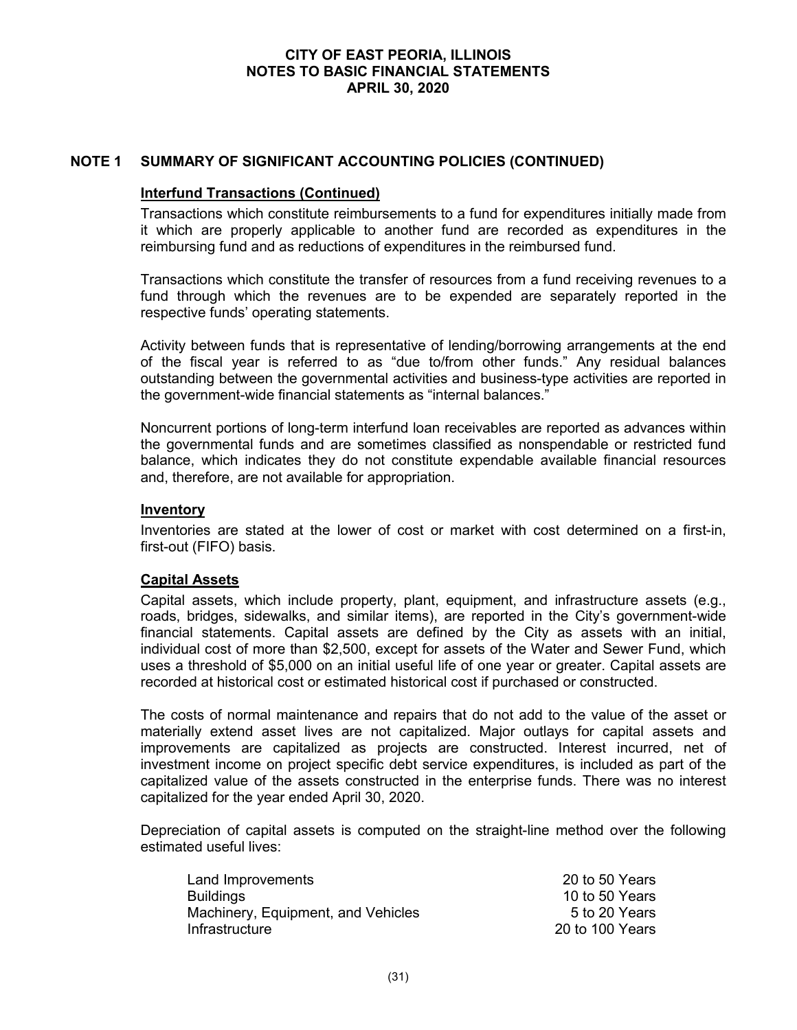## NOTE 1 SUMMARY OF SIGNIFICANT ACCOUNTING POLICIES (CONTINUED)

### Interfund Transactions (Continued)

Transactions which constitute reimbursements to a fund for expenditures initially made from it which are properly applicable to another fund are recorded as expenditures in the reimbursing fund and as reductions of expenditures in the reimbursed fund.

Transactions which constitute the transfer of resources from a fund receiving revenues to a fund through which the revenues are to be expended are separately reported in the respective funds' operating statements.

Activity between funds that is representative of lending/borrowing arrangements at the end of the fiscal year is referred to as "due to/from other funds." Any residual balances outstanding between the governmental activities and business-type activities are reported in the government-wide financial statements as "internal balances."

Noncurrent portions of long-term interfund loan receivables are reported as advances within the governmental funds and are sometimes classified as nonspendable or restricted fund balance, which indicates they do not constitute expendable available financial resources and, therefore, are not available for appropriation.

### Inventory

Inventories are stated at the lower of cost or market with cost determined on a first-in, first-out (FIFO) basis.

### Capital Assets

Capital assets, which include property, plant, equipment, and infrastructure assets (e.g., roads, bridges, sidewalks, and similar items), are reported in the City's government-wide financial statements. Capital assets are defined by the City as assets with an initial, individual cost of more than $2,500, except for assets of the Water and Sewer Fund, which uses a threshold of $5,000 on an initial useful life of one year or greater. Capital assets are recorded at historical cost or estimated historical cost if purchased or constructed.

The costs of normal maintenance and repairs that do not add to the value of the asset or materially extend asset lives are not capitalized. Major outlays for capital assets and improvements are capitalized as projects are constructed. Interest incurred, net of investment income on project specific debt service expenditures, is included as part of the capitalized value of the assets constructed in the enterprise funds. There was no interest capitalized for the year ended April 30, 2020.

Depreciation of capital assets is computed on the straight-line method over the following estimated useful lives:

| | |
|---|---|
| Land Improvements | 20 to 50 Years |
| Buildings | 10 to 50 Years |
| Machinery, Equipment, and Vehicles | 5 to 20 Years |
| Infrastructure | 20 to 100 Years |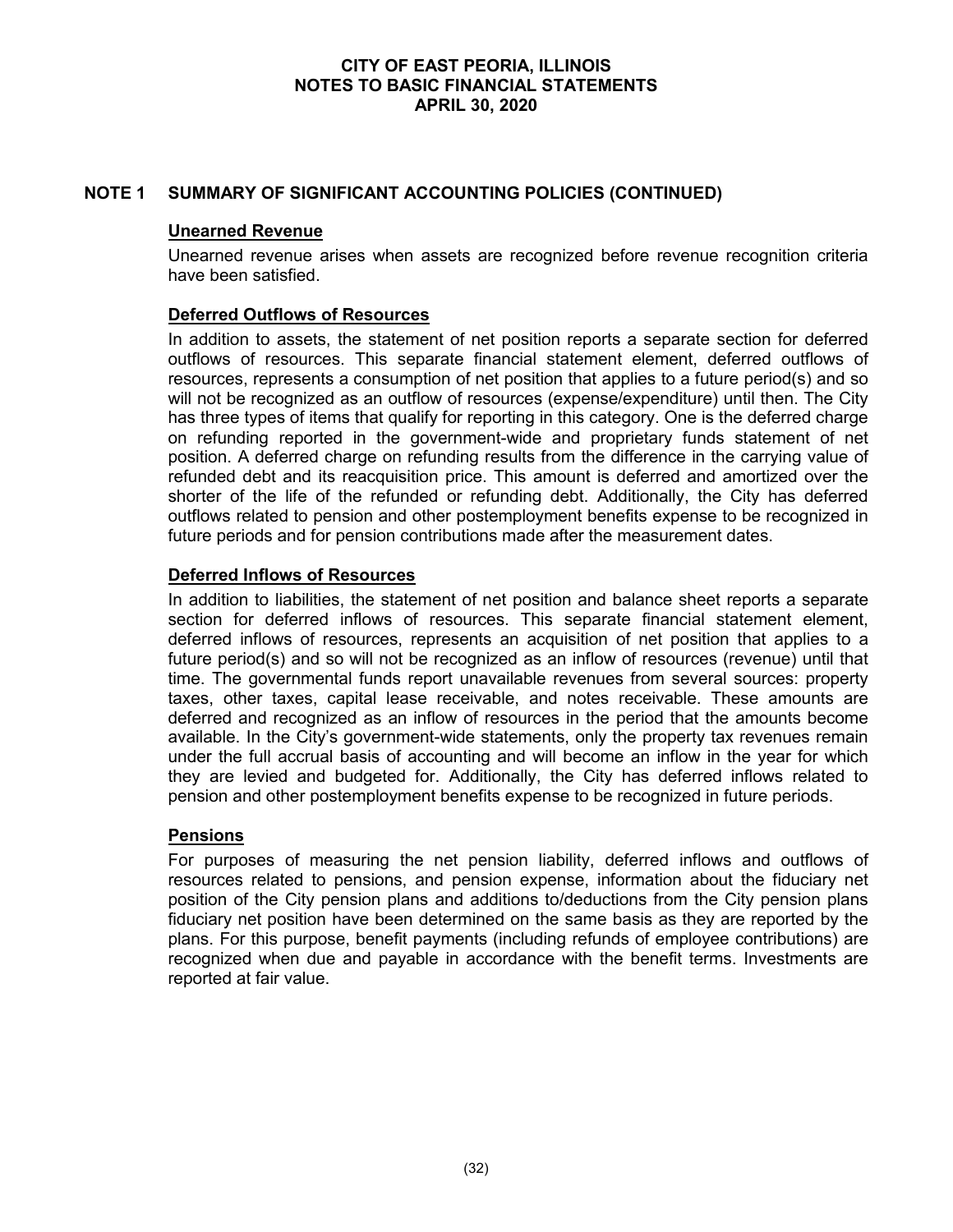## NOTE 1 SUMMARY OF SIGNIFICANT ACCOUNTING POLICIES (CONTINUED)

### Unearned Revenue

Unearned revenue arises when assets are recognized before revenue recognition criteria have been satisfied.

### Deferred Outflows of Resources

In addition to assets, the statement of net position reports a separate section for deferred outflows of resources. This separate financial statement element, deferred outflows of resources, represents a consumption of net position that applies to a future period(s) and so will not be recognized as an outflow of resources (expense/expenditure) until then. The City has three types of items that qualify for reporting in this category. One is the deferred charge on refunding reported in the government-wide and proprietary funds statement of net position. A deferred charge on refunding results from the difference in the carrying value of refunded debt and its reacquisition price. This amount is deferred and amortized over the shorter of the life of the refunded or refunding debt. Additionally, the City has deferred outflows related to pension and other postemployment benefits expense to be recognized in future periods and for pension contributions made after the measurement dates.

### Deferred Inflows of Resources

In addition to liabilities, the statement of net position and balance sheet reports a separate section for deferred inflows of resources. This separate financial statement element, deferred inflows of resources, represents an acquisition of net position that applies to a future period(s) and so will not be recognized as an inflow of resources (revenue) until that time. The governmental funds report unavailable revenues from several sources: property taxes, other taxes, capital lease receivable, and notes receivable. These amounts are deferred and recognized as an inflow of resources in the period that the amounts become available. In the City's government-wide statements, only the property tax revenues remain under the full accrual basis of accounting and will become an inflow in the year for which they are levied and budgeted for. Additionally, the City has deferred inflows related to pension and other postemployment benefits expense to be recognized in future periods.

### Pensions

For purposes of measuring the net pension liability, deferred inflows and outflows of resources related to pensions, and pension expense, information about the fiduciary net position of the City pension plans and additions to/deductions from the City pension plans fiduciary net position have been determined on the same basis as they are reported by the plans. For this purpose, benefit payments (including refunds of employee contributions) are recognized when due and payable in accordance with the benefit terms. Investments are reported at fair value.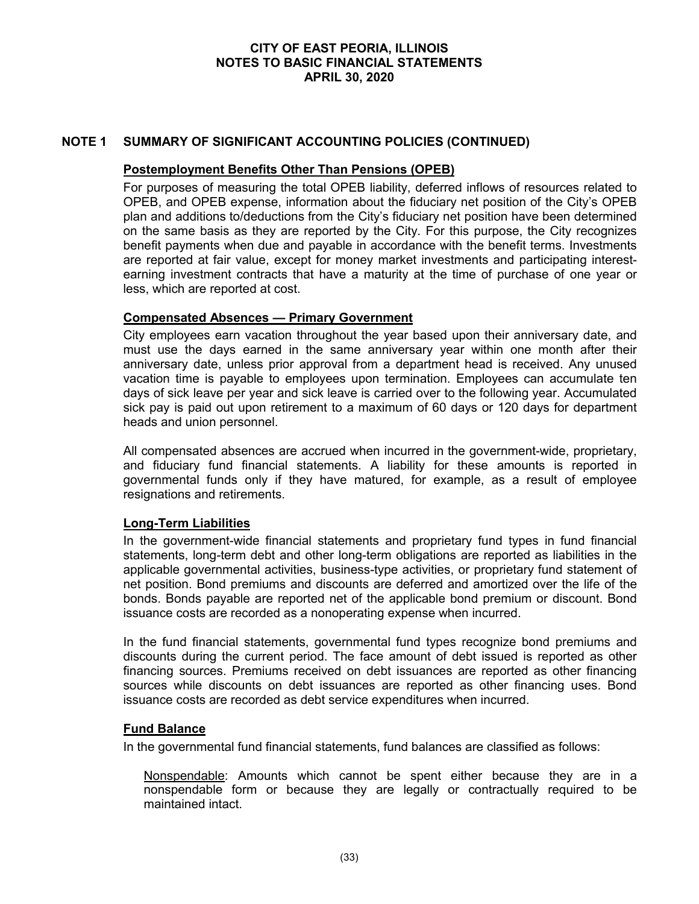## NOTE 1 SUMMARY OF SIGNIFICANT ACCOUNTING POLICIES (CONTINUED)

### Postemployment Benefits Other Than Pensions (OPEB)

For purposes of measuring the total OPEB liability, deferred inflows of resources related to OPEB, and OPEB expense, information about the fiduciary net position of the City's OPEB plan and additions to/deductions from the City's fiduciary net position have been determined on the same basis as they are reported by the City. For this purpose, the City recognizes benefit payments when due and payable in accordance with the benefit terms. Investments are reported at fair value, except for money market investments and participating interest-earning investment contracts that have a maturity at the time of purchase of one year or less, which are reported at cost.

### Compensated Absences — Primary Government

City employees earn vacation throughout the year based upon their anniversary date, and must use the days earned in the same anniversary year within one month after their anniversary date, unless prior approval from a department head is received. Any unused vacation time is payable to employees upon termination. Employees can accumulate ten days of sick leave per year and sick leave is carried over to the following year. Accumulated sick pay is paid out upon retirement to a maximum of 60 days or 120 days for department heads and union personnel.

All compensated absences are accrued when incurred in the government-wide, proprietary, and fiduciary fund financial statements. A liability for these amounts is reported in governmental funds only if they have matured, for example, as a result of employee resignations and retirements.

### Long-Term Liabilities

In the government-wide financial statements and proprietary fund types in fund financial statements, long-term debt and other long-term obligations are reported as liabilities in the applicable governmental activities, business-type activities, or proprietary fund statement of net position. Bond premiums and discounts are deferred and amortized over the life of the bonds. Bonds payable are reported net of the applicable bond premium or discount. Bond issuance costs are recorded as a nonoperating expense when incurred.

In the fund financial statements, governmental fund types recognize bond premiums and discounts during the current period. The face amount of debt issued is reported as other financing sources. Premiums received on debt issuances are reported as other financing sources while discounts on debt issuances are reported as other financing uses. Bond issuance costs are recorded as debt service expenditures when incurred.

### Fund Balance

In the governmental fund financial statements, fund balances are classified as follows:

Nonspendable: Amounts which cannot be spent either because they are in a nonspendable form or because they are legally or contractually required to be maintained intact.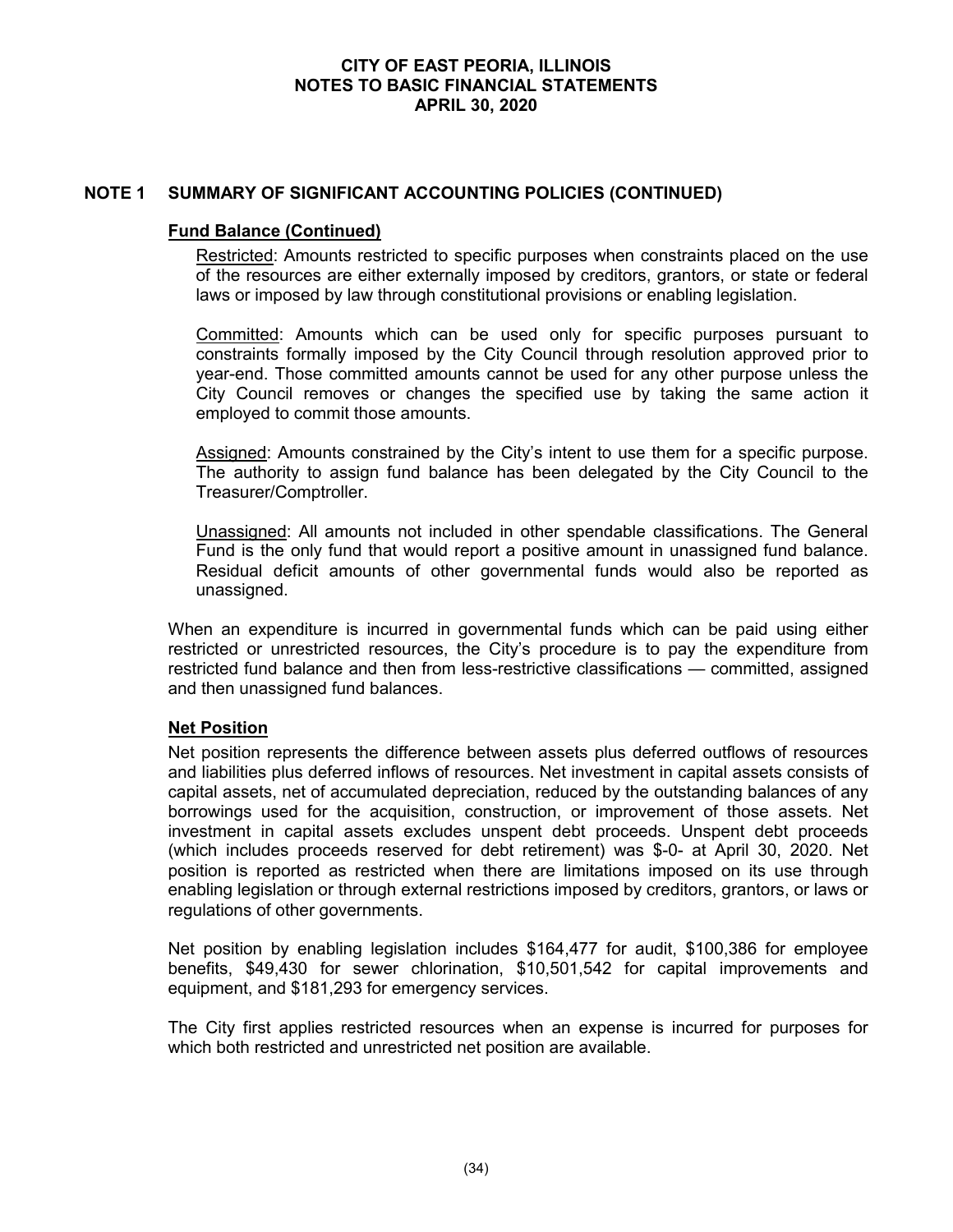## NOTE 1 SUMMARY OF SIGNIFICANT ACCOUNTING POLICIES (CONTINUED)

### Fund Balance (Continued)

Restricted: Amounts restricted to specific purposes when constraints placed on the use of the resources are either externally imposed by creditors, grantors, or state or federal laws or imposed by law through constitutional provisions or enabling legislation.

Committed: Amounts which can be used only for specific purposes pursuant to constraints formally imposed by the City Council through resolution approved prior to year-end. Those committed amounts cannot be used for any other purpose unless the City Council removes or changes the specified use by taking the same action it employed to commit those amounts.

Assigned: Amounts constrained by the City's intent to use them for a specific purpose. The authority to assign fund balance has been delegated by the City Council to the Treasurer/Comptroller.

Unassigned: All amounts not included in other spendable classifications. The General Fund is the only fund that would report a positive amount in unassigned fund balance. Residual deficit amounts of other governmental funds would also be reported as unassigned.

When an expenditure is incurred in governmental funds which can be paid using either restricted or unrestricted resources, the City's procedure is to pay the expenditure from restricted fund balance and then from less-restrictive classifications — committed, assigned and then unassigned fund balances.

### Net Position

Net position represents the difference between assets plus deferred outflows of resources and liabilities plus deferred inflows of resources. Net investment in capital assets consists of capital assets, net of accumulated depreciation, reduced by the outstanding balances of any borrowings used for the acquisition, construction, or improvement of those assets. Net investment in capital assets excludes unspent debt proceeds. Unspent debt proceeds (which includes proceeds reserved for debt retirement) was $-0- at April 30, 2020. Net position is reported as restricted when there are limitations imposed on its use through enabling legislation or through external restrictions imposed by creditors, grantors, or laws or regulations of other governments.

Net position by enabling legislation includes $164,477 for audit, $100,386 for employee benefits, $49,430 for sewer chlorination, $10,501,542 for capital improvements and equipment, and $181,293 for emergency services.

The City first applies restricted resources when an expense is incurred for purposes for which both restricted and unrestricted net position are available.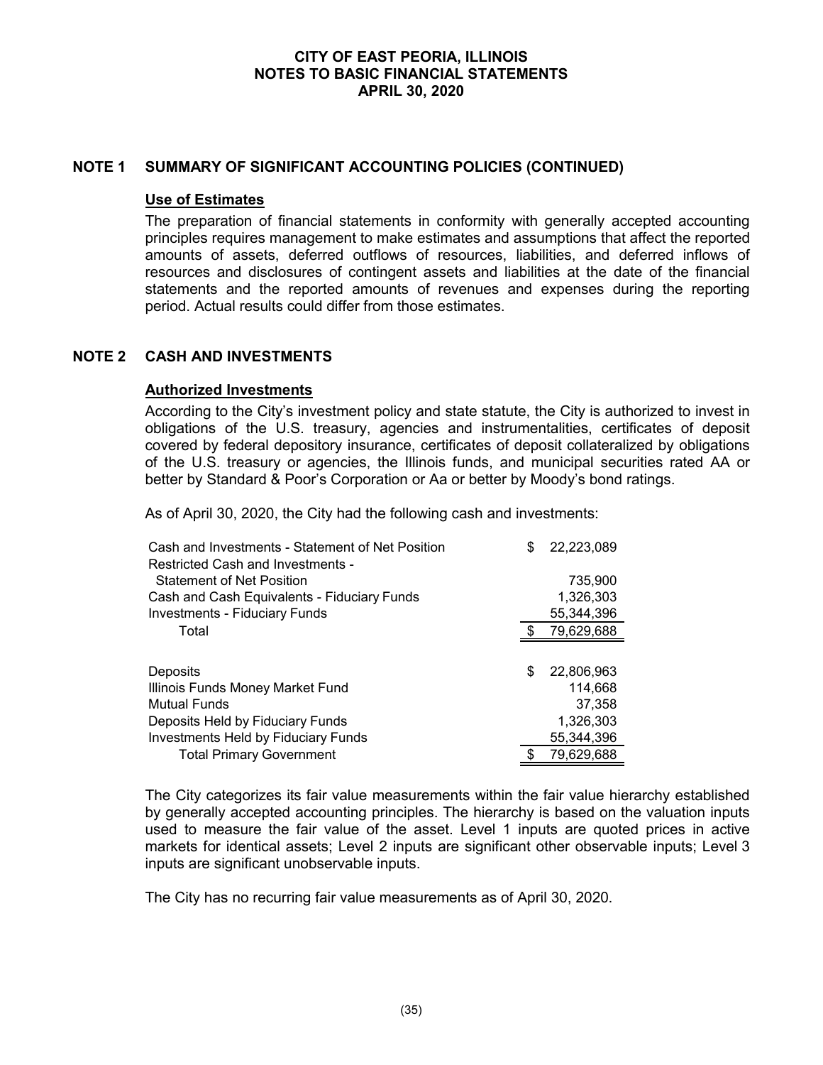## NOTE 1 SUMMARY OF SIGNIFICANT ACCOUNTING POLICIES (CONTINUED)

**Use of Estimates**

The preparation of financial statements in conformity with generally accepted accounting principles requires management to make estimates and assumptions that affect the reported amounts of assets, deferred outflows of resources, liabilities, and deferred inflows of resources and disclosures of contingent assets and liabilities at the date of the financial statements and the reported amounts of revenues and expenses during the reporting period. Actual results could differ from those estimates.

## NOTE 2 CASH AND INVESTMENTS

**Authorized Investments**

According to the City's investment policy and state statute, the City is authorized to invest in obligations of the U.S. treasury, agencies and instrumentalities, certificates of deposit covered by federal depository insurance, certificates of deposit collateralized by obligations of the U.S. treasury or agencies, the Illinois funds, and municipal securities rated AA or better by Standard & Poor's Corporation or Aa or better by Moody's bond ratings.

As of April 30, 2020, the City had the following cash and investments:

| | |
|---|---|
| Cash and Investments - Statement of Net Position | $ 22,223,089 |
| Restricted Cash and Investments - Statement of Net Position | 735,900 |
| Cash and Cash Equivalents - Fiduciary Funds | 1,326,303 |
| Investments - Fiduciary Funds | 55,344,396 |
| Total | $ 79,629,688 |
| | |
| Deposits | $ 22,806,963 |
| Illinois Funds Money Market Fund | 114,668 |
| Mutual Funds | 37,358 |
| Deposits Held by Fiduciary Funds | 1,326,303 |
| Investments Held by Fiduciary Funds | 55,344,396 |
| Total Primary Government | $ 79,629,688 |

The City categorizes its fair value measurements within the fair value hierarchy established by generally accepted accounting principles. The hierarchy is based on the valuation inputs used to measure the fair value of the asset. Level 1 inputs are quoted prices in active markets for identical assets; Level 2 inputs are significant other observable inputs; Level 3 inputs are significant unobservable inputs.

The City has no recurring fair value measurements as of April 30, 2020.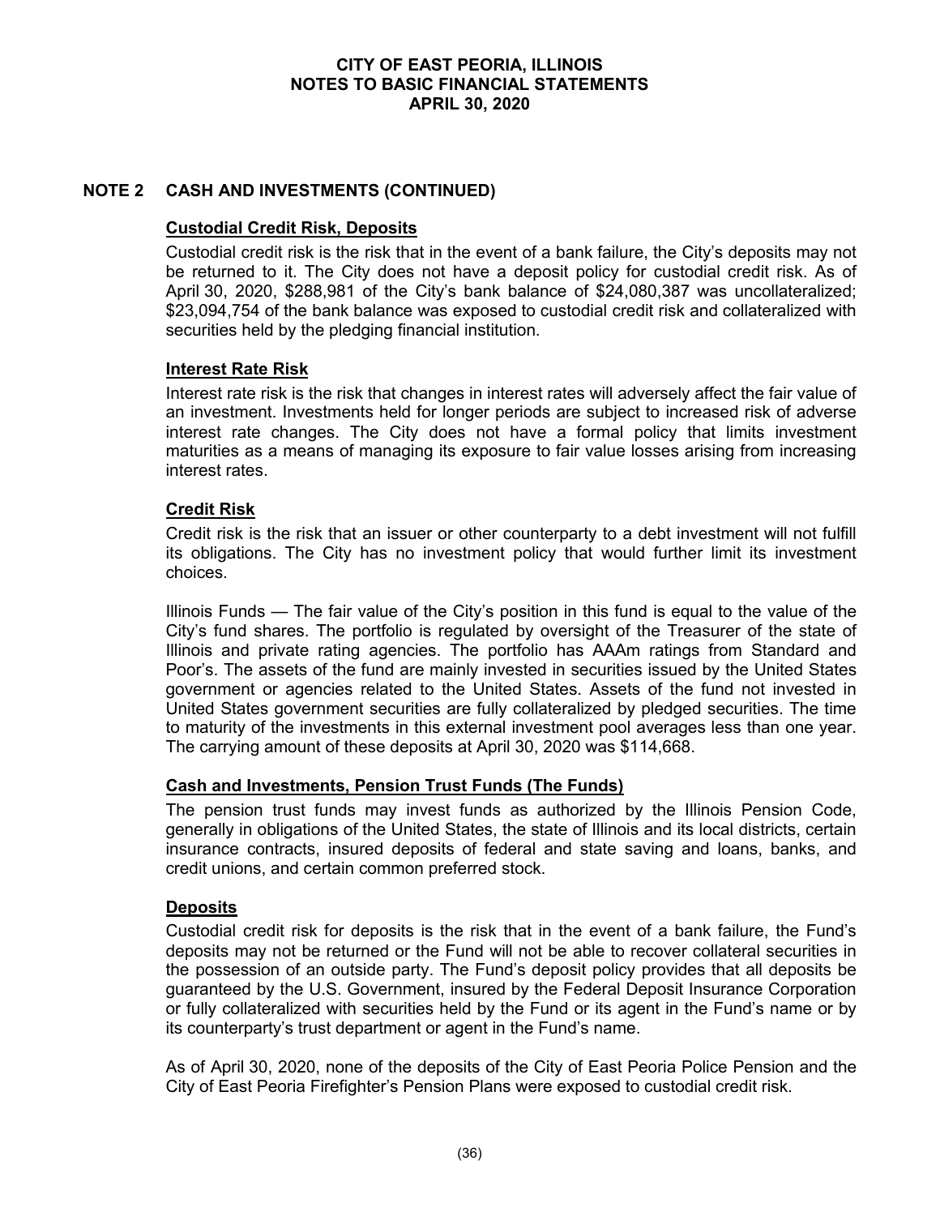## NOTE 2 CASH AND INVESTMENTS (CONTINUED)

### Custodial Credit Risk, Deposits

Custodial credit risk is the risk that in the event of a bank failure, the City's deposits may not be returned to it. The City does not have a deposit policy for custodial credit risk. As of April 30, 2020, $288,981 of the City's bank balance of $24,080,387 was uncollateralized; $23,094,754 of the bank balance was exposed to custodial credit risk and collateralized with securities held by the pledging financial institution.

### Interest Rate Risk

Interest rate risk is the risk that changes in interest rates will adversely affect the fair value of an investment. Investments held for longer periods are subject to increased risk of adverse interest rate changes. The City does not have a formal policy that limits investment maturities as a means of managing its exposure to fair value losses arising from increasing interest rates.

### Credit Risk

Credit risk is the risk that an issuer or other counterparty to a debt investment will not fulfill its obligations. The City has no investment policy that would further limit its investment choices.

Illinois Funds — The fair value of the City's position in this fund is equal to the value of the City's fund shares. The portfolio is regulated by oversight of the Treasurer of the state of Illinois and private rating agencies. The portfolio has AAAm ratings from Standard and Poor's. The assets of the fund are mainly invested in securities issued by the United States government or agencies related to the United States. Assets of the fund not invested in United States government securities are fully collateralized by pledged securities. The time to maturity of the investments in this external investment pool averages less than one year. The carrying amount of these deposits at April 30, 2020 was $114,668.

### Cash and Investments, Pension Trust Funds (The Funds)

The pension trust funds may invest funds as authorized by the Illinois Pension Code, generally in obligations of the United States, the state of Illinois and its local districts, certain insurance contracts, insured deposits of federal and state saving and loans, banks, and credit unions, and certain common preferred stock.

### Deposits

Custodial credit risk for deposits is the risk that in the event of a bank failure, the Fund's deposits may not be returned or the Fund will not be able to recover collateral securities in the possession of an outside party. The Fund's deposit policy provides that all deposits be guaranteed by the U.S. Government, insured by the Federal Deposit Insurance Corporation or fully collateralized with securities held by the Fund or its agent in the Fund's name or by its counterparty's trust department or agent in the Fund's name.

As of April 30, 2020, none of the deposits of the City of East Peoria Police Pension and the City of East Peoria Firefighter's Pension Plans were exposed to custodial credit risk.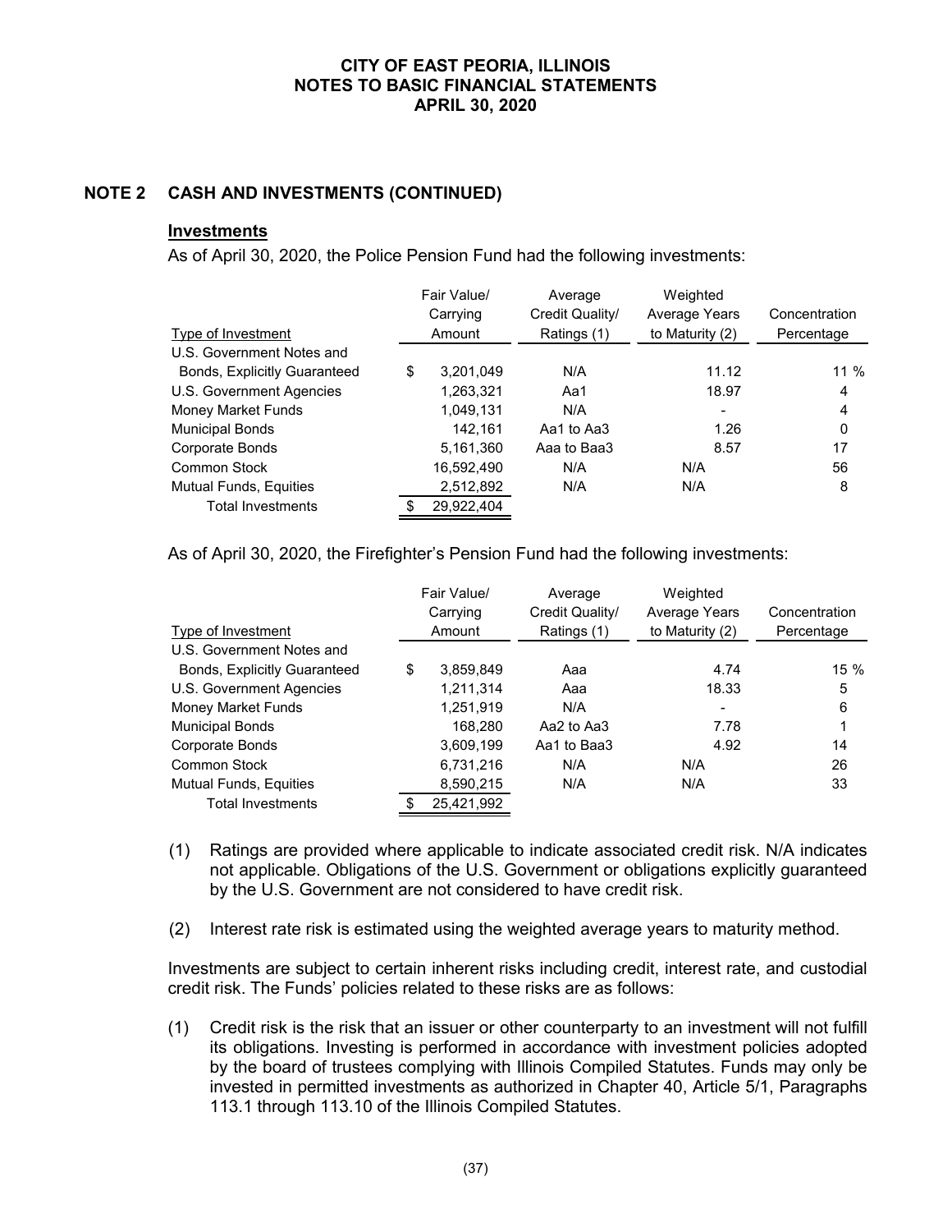CITY OF EAST PEORIA, ILLINOIS
NOTES TO BASIC FINANCIAL STATEMENTS
APRIL 30, 2020

## NOTE 2 CASH AND INVESTMENTS (CONTINUED)

### Investments

As of April 30, 2020, the Police Pension Fund had the following investments:

| Type of Investment | Fair Value/ Carrying Amount | Average Credit Quality/ Ratings (1) | Weighted Average Years to Maturity (2) | Concentration Percentage |
|---|---|---|---|---|
| U.S. Government Notes and Bonds, Explicitly Guaranteed | $ 3,201,049 | N/A | 11.12 | 11 % |
| U.S. Government Agencies | 1,263,321 | Aa1 | 18.97 | 4 |
| Money Market Funds | 1,049,131 | N/A | - | 4 |
| Municipal Bonds | 142,161 | Aa1 to Aa3 | 1.26 | 0 |
| Corporate Bonds | 5,161,360 | Aaa to Baa3 | 8.57 | 17 |
| Common Stock | 16,592,490 | N/A | N/A | 56 |
| Mutual Funds, Equities | 2,512,892 | N/A | N/A | 8 |
| Total Investments | $ 29,922,404 | | | |

As of April 30, 2020, the Firefighter's Pension Fund had the following investments:

| Type of Investment | Fair Value/ Carrying Amount | Average Credit Quality/ Ratings (1) | Weighted Average Years to Maturity (2) | Concentration Percentage |
|---|---|---|---|---|
| U.S. Government Notes and Bonds, Explicitly Guaranteed | $ 3,859,849 | Aaa | 4.74 | 15 % |
| U.S. Government Agencies | 1,211,314 | Aaa | 18.33 | 5 |
| Money Market Funds | 1,251,919 | N/A | - | 6 |
| Municipal Bonds | 168,280 | Aa2 to Aa3 | 7.78 | 1 |
| Corporate Bonds | 3,609,199 | Aa1 to Baa3 | 4.92 | 14 |
| Common Stock | 6,731,216 | N/A | N/A | 26 |
| Mutual Funds, Equities | 8,590,215 | N/A | N/A | 33 |
| Total Investments | $ 25,421,992 | | | |

(1) Ratings are provided where applicable to indicate associated credit risk. N/A indicates not applicable. Obligations of the U.S. Government or obligations explicitly guaranteed by the U.S. Government are not considered to have credit risk.

(2) Interest rate risk is estimated using the weighted average years to maturity method.

Investments are subject to certain inherent risks including credit, interest rate, and custodial credit risk. The Funds' policies related to these risks are as follows:

(1) Credit risk is the risk that an issuer or other counterparty to an investment will not fulfill its obligations. Investing is performed in accordance with investment policies adopted by the board of trustees complying with Illinois Compiled Statutes. Funds may only be invested in permitted investments as authorized in Chapter 40, Article 5/1, Paragraphs 113.1 through 113.10 of the Illinois Compiled Statutes.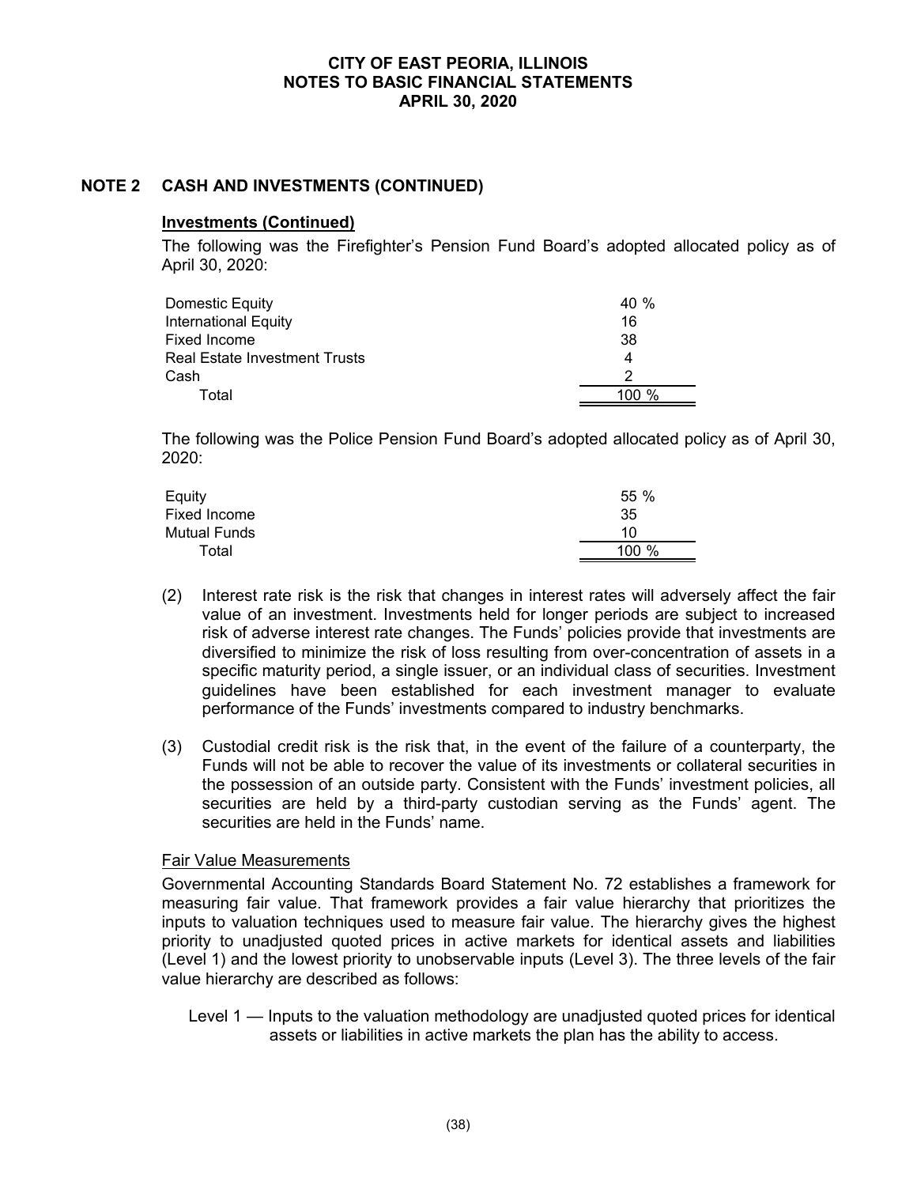## NOTE 2 CASH AND INVESTMENTS (CONTINUED)

### Investments (Continued)

The following was the Firefighter's Pension Fund Board's adopted allocated policy as of April 30, 2020:

| | |
|---|---|
| Domestic Equity | 40 % |
| International Equity | 16 |
| Fixed Income | 38 |
| Real Estate Investment Trusts | 4 |
| Cash | 2 |
| Total | 100 % |

The following was the Police Pension Fund Board's adopted allocated policy as of April 30, 2020:

| | |
|---|---|
| Equity | 55 % |
| Fixed Income | 35 |
| Mutual Funds | 10 |
| Total | 100 % |

(2) Interest rate risk is the risk that changes in interest rates will adversely affect the fair value of an investment. Investments held for longer periods are subject to increased risk of adverse interest rate changes. The Funds' policies provide that investments are diversified to minimize the risk of loss resulting from over-concentration of assets in a specific maturity period, a single issuer, or an individual class of securities. Investment guidelines have been established for each investment manager to evaluate performance of the Funds' investments compared to industry benchmarks.

(3) Custodial credit risk is the risk that, in the event of the failure of a counterparty, the Funds will not be able to recover the value of its investments or collateral securities in the possession of an outside party. Consistent with the Funds' investment policies, all securities are held by a third-party custodian serving as the Funds' agent. The securities are held in the Funds' name.

#### Fair Value Measurements

Governmental Accounting Standards Board Statement No. 72 establishes a framework for measuring fair value. That framework provides a fair value hierarchy that prioritizes the inputs to valuation techniques used to measure fair value. The hierarchy gives the highest priority to unadjusted quoted prices in active markets for identical assets and liabilities (Level 1) and the lowest priority to unobservable inputs (Level 3). The three levels of the fair value hierarchy are described as follows:

Level 1 — Inputs to the valuation methodology are unadjusted quoted prices for identical assets or liabilities in active markets the plan has the ability to access.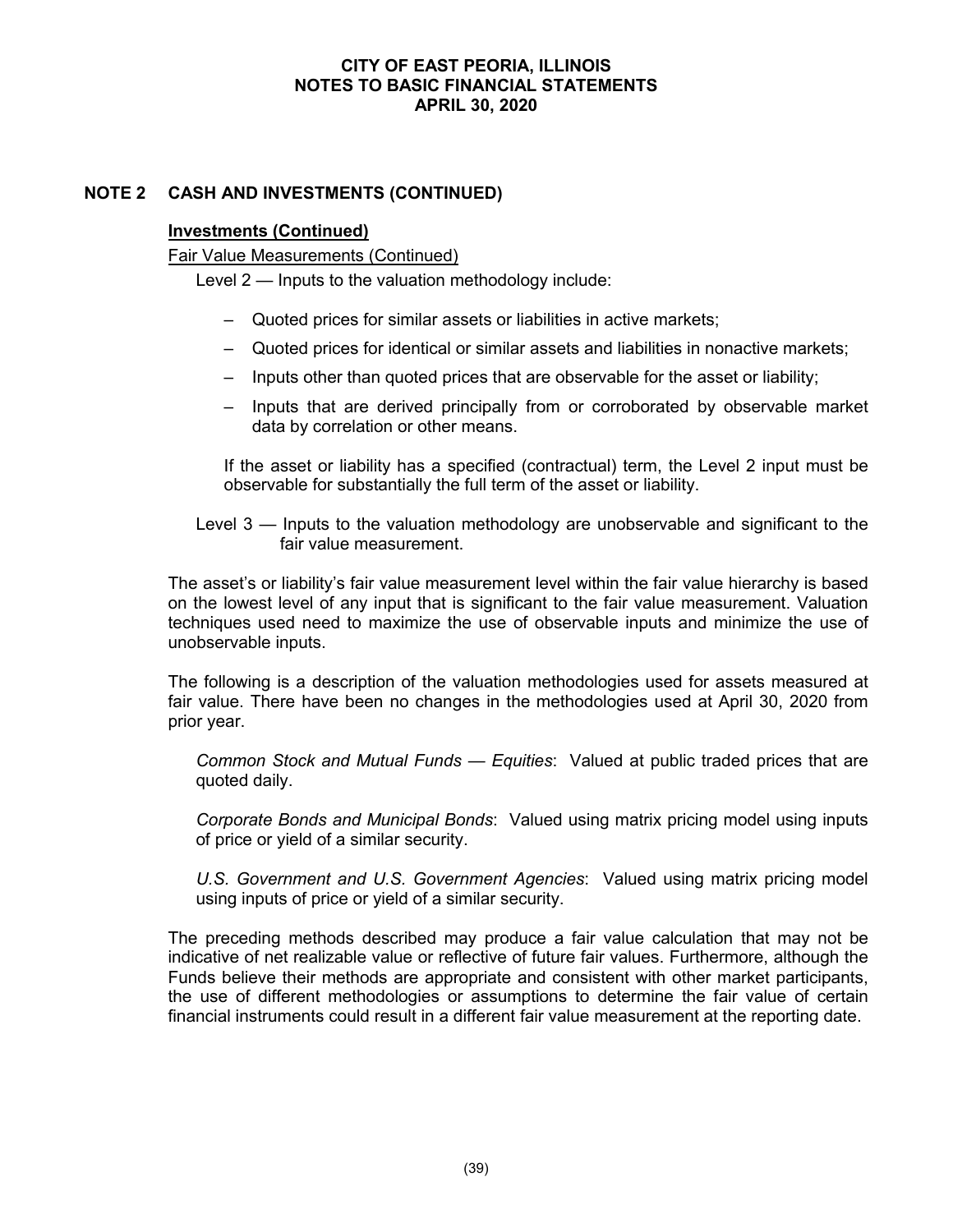## NOTE 2 CASH AND INVESTMENTS (CONTINUED)

### Investments (Continued)

Fair Value Measurements (Continued)

Level 2 — Inputs to the valuation methodology include:

- Quoted prices for similar assets or liabilities in active markets;
- Quoted prices for identical or similar assets and liabilities in nonactive markets;
- Inputs other than quoted prices that are observable for the asset or liability;
- Inputs that are derived principally from or corroborated by observable market data by correlation or other means.

If the asset or liability has a specified (contractual) term, the Level 2 input must be observable for substantially the full term of the asset or liability.

Level 3 — Inputs to the valuation methodology are unobservable and significant to the fair value measurement.

The asset's or liability's fair value measurement level within the fair value hierarchy is based on the lowest level of any input that is significant to the fair value measurement. Valuation techniques used need to maximize the use of observable inputs and minimize the use of unobservable inputs.

The following is a description of the valuation methodologies used for assets measured at fair value. There have been no changes in the methodologies used at April 30, 2020 from prior year.

*Common Stock and Mutual Funds — Equities*: Valued at public traded prices that are quoted daily.

*Corporate Bonds and Municipal Bonds*: Valued using matrix pricing model using inputs of price or yield of a similar security.

*U.S. Government and U.S. Government Agencies*: Valued using matrix pricing model using inputs of price or yield of a similar security.

The preceding methods described may produce a fair value calculation that may not be indicative of net realizable value or reflective of future fair values. Furthermore, although the Funds believe their methods are appropriate and consistent with other market participants, the use of different methodologies or assumptions to determine the fair value of certain financial instruments could result in a different fair value measurement at the reporting date.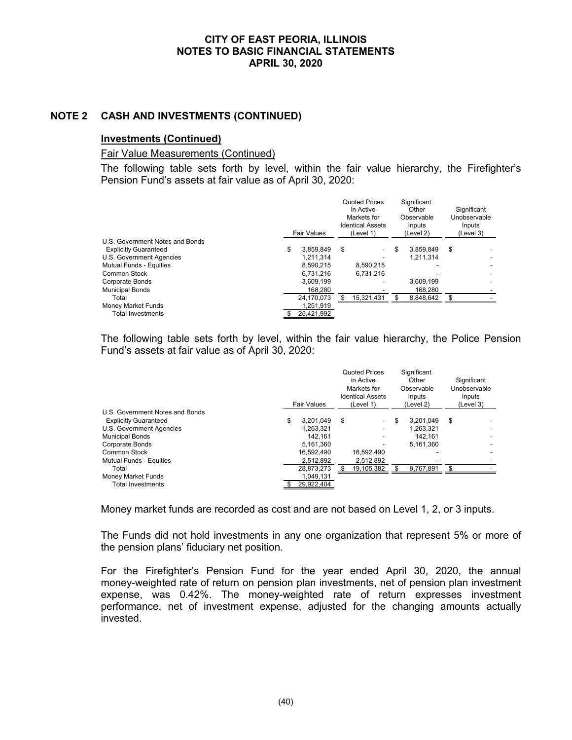**CITY OF EAST PEORIA, ILLINOIS**
**NOTES TO BASIC FINANCIAL STATEMENTS**
**APRIL 30, 2020**

## NOTE 2 CASH AND INVESTMENTS (CONTINUED)

### Investments (Continued)

Fair Value Measurements (Continued)

The following table sets forth by level, within the fair value hierarchy, the Firefighter's Pension Fund's assets at fair value as of April 30, 2020:

| | Fair Values | Quoted Prices in Active Markets for Identical Assets (Level 1) | Significant Other Observable Inputs (Level 2) | Significant Unobservable Inputs (Level 3) |
|---|---|---|---|---|
| U.S. Government Notes and Bonds | | | | |
| Explicitly Guaranteed | $ 3,859,849 | $ - | $ 3,859,849 | $ - |
| U.S. Government Agencies | 1,211,314 | - | 1,211,314 | - |
| Mutual Funds - Equities | 8,590,215 | 8,590,215 | - | - |
| Common Stock | 6,731,216 | 6,731,216 | - | - |
| Corporate Bonds | 3,609,199 | - | 3,609,199 | - |
| Municipal Bonds | 168,280 | - | 168,280 | - |
| Total | 24,170,073 | $ 15,321,431 | $ 8,848,642 | $ - |
| Money Market Funds | 1,251,919 | | | |
| Total Investments | $ 25,421,992 | | | |

The following table sets forth by level, within the fair value hierarchy, the Police Pension Fund's assets at fair value as of April 30, 2020:

| | Fair Values | Quoted Prices in Active Markets for Identical Assets (Level 1) | Significant Other Observable Inputs (Level 2) | Significant Unobservable Inputs (Level 3) |
|---|---|---|---|---|
| U.S. Government Notes and Bonds | | | | |
| Explicitly Guaranteed | $ 3,201,049 | $ - | $ 3,201,049 | $ - |
| U.S. Government Agencies | 1,263,321 | - | 1,263,321 | - |
| Municipal Bonds | 142,161 | - | 142,161 | - |
| Corporate Bonds | 5,161,360 | - | 5,161,360 | - |
| Common Stock | 16,592,490 | 16,592,490 | - | - |
| Mutual Funds - Equities | 2,512,892 | 2,512,892 | - | - |
| Total | 28,873,273 | $ 19,105,382 | $ 9,767,891 | $ - |
| Money Market Funds | 1,049,131 | | | |
| Total Investments | $ 29,922,404 | | | |

Money market funds are recorded as cost and are not based on Level 1, 2, or 3 inputs.

The Funds did not hold investments in any one organization that represent 5% or more of the pension plans' fiduciary net position.

For the Firefighter's Pension Fund for the year ended April 30, 2020, the annual money-weighted rate of return on pension plan investments, net of pension plan investment expense, was 0.42%. The money-weighted rate of return expresses investment performance, net of investment expense, adjusted for the changing amounts actually invested.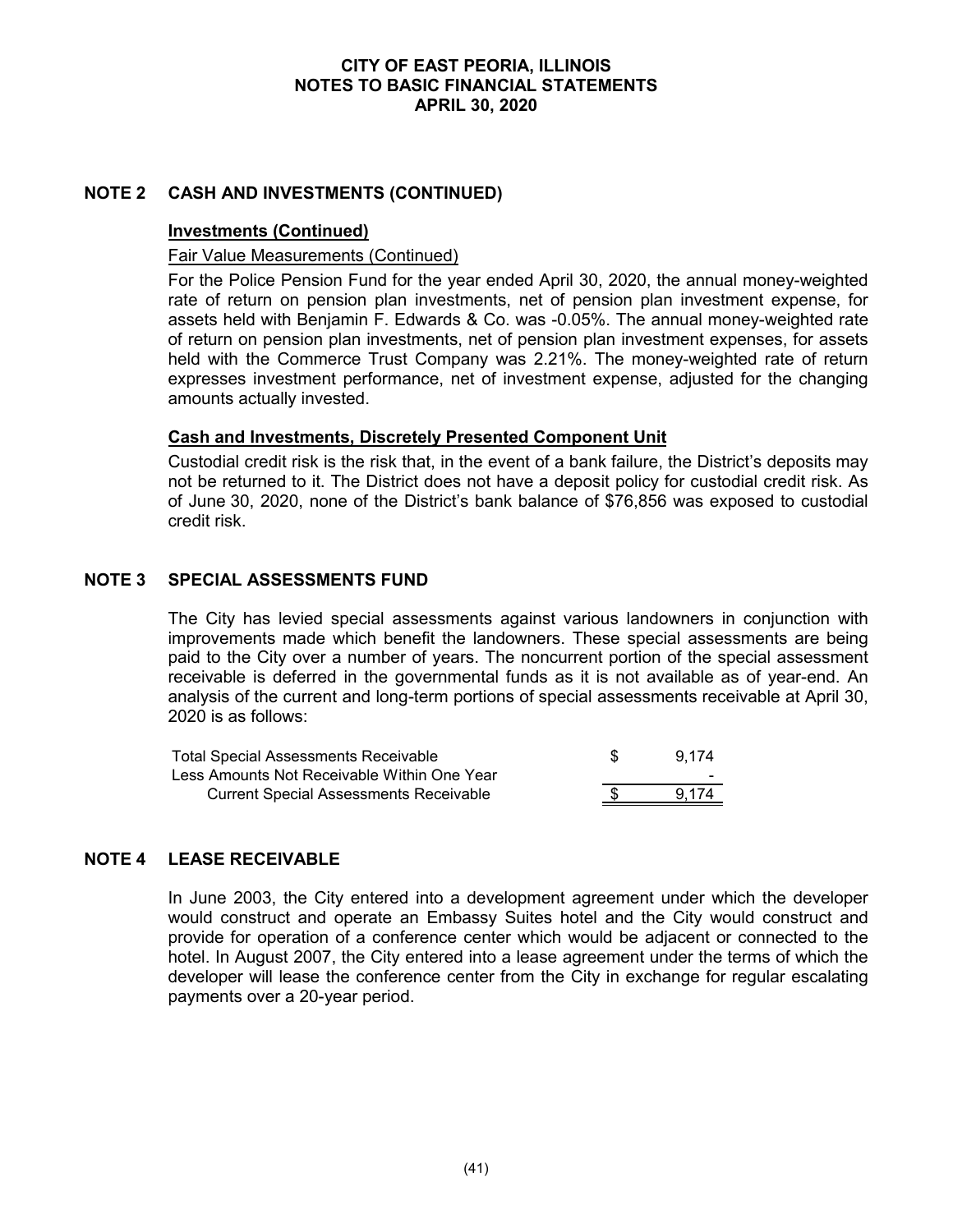## NOTE 2 CASH AND INVESTMENTS (CONTINUED)

### Investments (Continued)

Fair Value Measurements (Continued)

For the Police Pension Fund for the year ended April 30, 2020, the annual money-weighted rate of return on pension plan investments, net of pension plan investment expense, for assets held with Benjamin F. Edwards & Co. was -0.05%. The annual money-weighted rate of return on pension plan investments, net of pension plan investment expenses, for assets held with the Commerce Trust Company was 2.21%. The money-weighted rate of return expresses investment performance, net of investment expense, adjusted for the changing amounts actually invested.

### Cash and Investments, Discretely Presented Component Unit

Custodial credit risk is the risk that, in the event of a bank failure, the District's deposits may not be returned to it. The District does not have a deposit policy for custodial credit risk. As of June 30, 2020, none of the District's bank balance of $76,856 was exposed to custodial credit risk.

## NOTE 3 SPECIAL ASSESSMENTS FUND

The City has levied special assessments against various landowners in conjunction with improvements made which benefit the landowners. These special assessments are being paid to the City over a number of years. The noncurrent portion of the special assessment receivable is deferred in the governmental funds as it is not available as of year-end. An analysis of the current and long-term portions of special assessments receivable at April 30, 2020 is as follows:

| | |
|---|---|
| Total Special Assessments Receivable | $ 9,174 |
| Less Amounts Not Receivable Within One Year | - |
| Current Special Assessments Receivable | $ 9,174 |

## NOTE 4 LEASE RECEIVABLE

In June 2003, the City entered into a development agreement under which the developer would construct and operate an Embassy Suites hotel and the City would construct and provide for operation of a conference center which would be adjacent or connected to the hotel. In August 2007, the City entered into a lease agreement under the terms of which the developer will lease the conference center from the City in exchange for regular escalating payments over a 20-year period.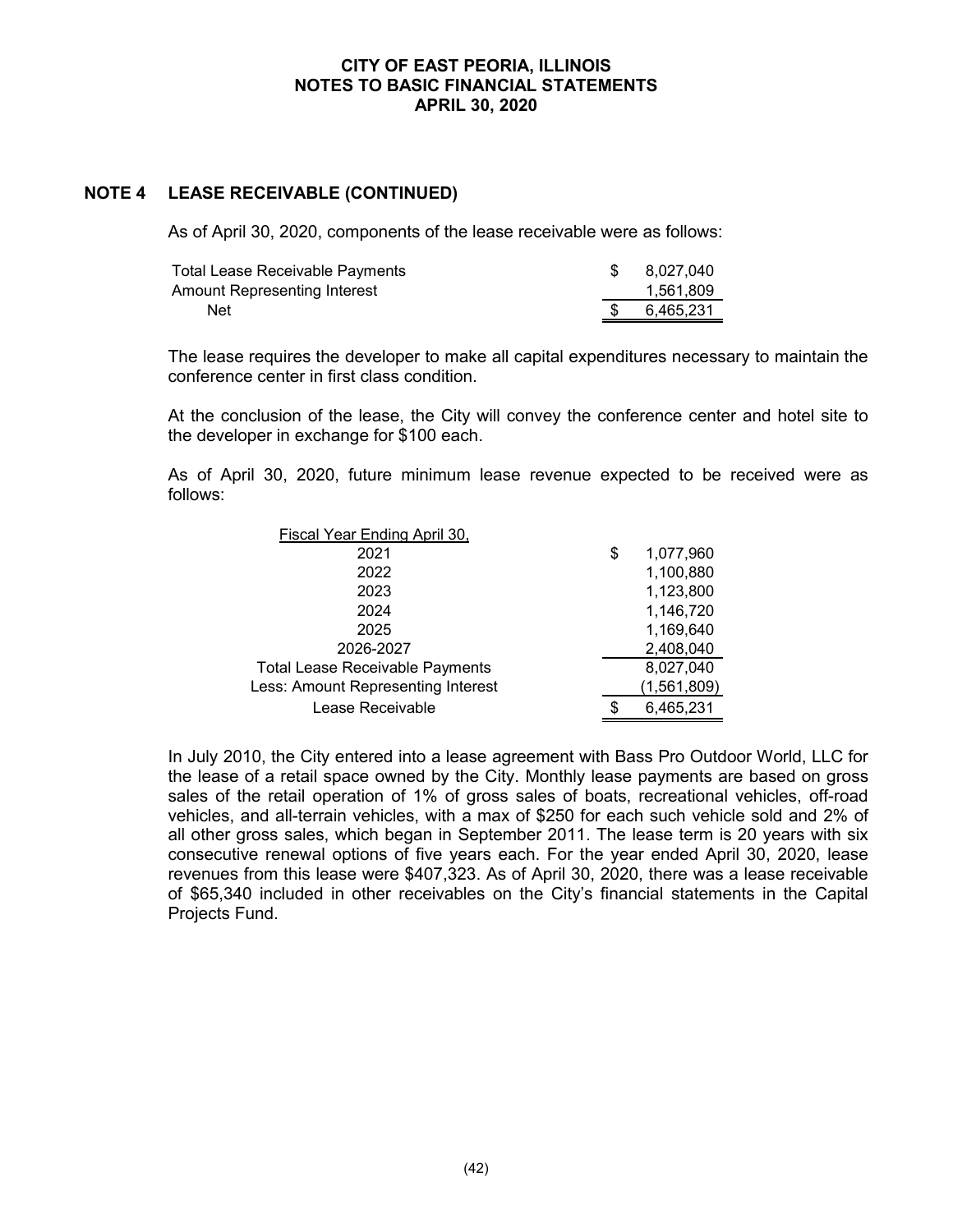## NOTE 4 LEASE RECEIVABLE (CONTINUED)

As of April 30, 2020, components of the lease receivable were as follows:

| | |
|---|---|
| Total Lease Receivable Payments | $ 8,027,040 |
| Amount Representing Interest | 1,561,809 |
| Net | $ 6,465,231 |

The lease requires the developer to make all capital expenditures necessary to maintain the conference center in first class condition.

At the conclusion of the lease, the City will convey the conference center and hotel site to the developer in exchange for $100 each.

As of April 30, 2020, future minimum lease revenue expected to be received were as follows:

| Fiscal Year Ending April 30, | |
|---|---|
| 2021 | $ 1,077,960 |
| 2022 | 1,100,880 |
| 2023 | 1,123,800 |
| 2024 | 1,146,720 |
| 2025 | 1,169,640 |
| 2026-2027 | 2,408,040 |
| Total Lease Receivable Payments | 8,027,040 |
| Less: Amount Representing Interest | (1,561,809) |
| Lease Receivable | $ 6,465,231 |

In July 2010, the City entered into a lease agreement with Bass Pro Outdoor World, LLC for the lease of a retail space owned by the City. Monthly lease payments are based on gross sales of the retail operation of 1% of gross sales of boats, recreational vehicles, off-road vehicles, and all-terrain vehicles, with a max of $250 for each such vehicle sold and 2% of all other gross sales, which began in September 2011. The lease term is 20 years with six consecutive renewal options of five years each. For the year ended April 30, 2020, lease revenues from this lease were $407,323. As of April 30, 2020, there was a lease receivable of $65,340 included in other receivables on the City's financial statements in the Capital Projects Fund.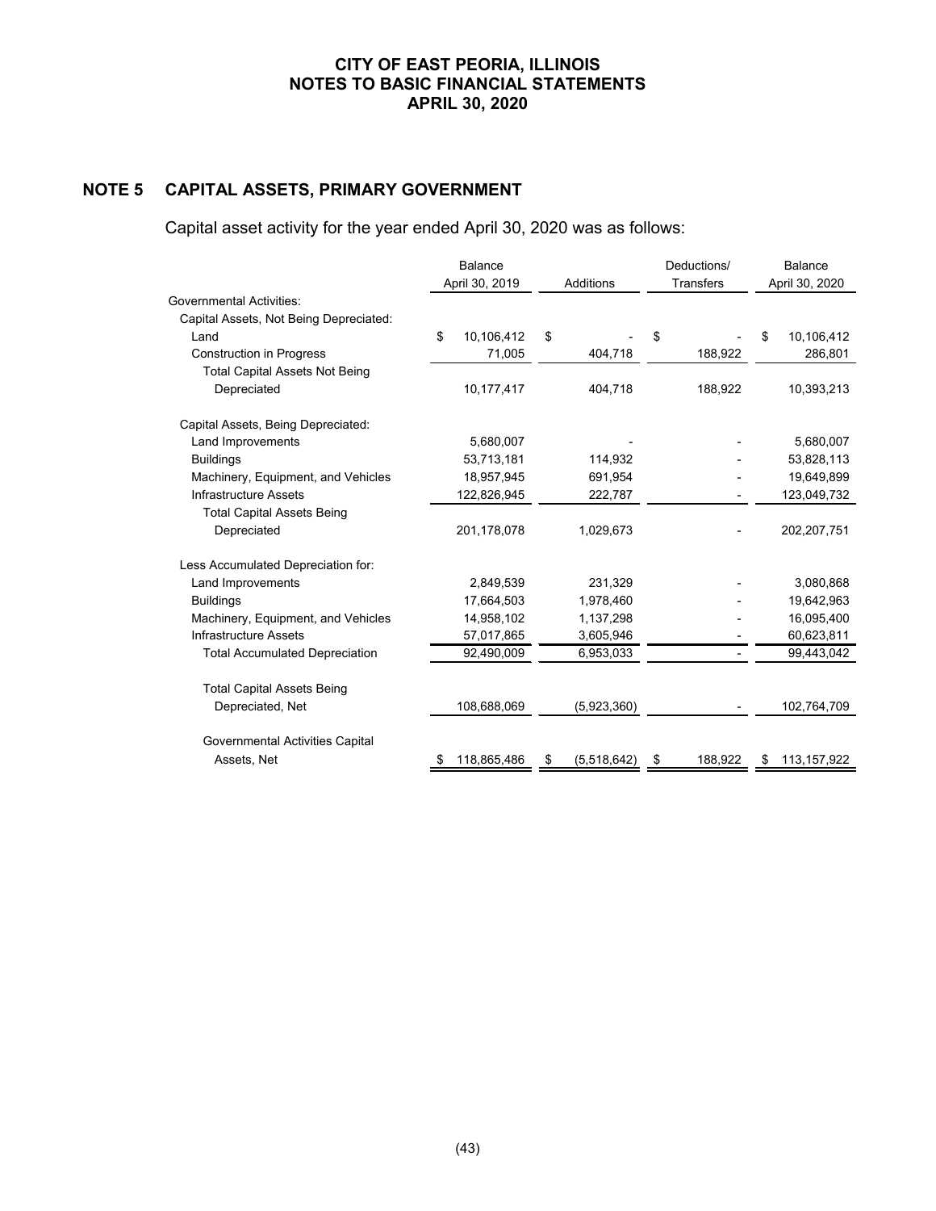## NOTE 5 CAPITAL ASSETS, PRIMARY GOVERNMENT

Capital asset activity for the year ended April 30, 2020 was as follows:

| | Balance April 30, 2019 | Additions | Deductions/ Transfers | Balance April 30, 2020 |
|---|---|---|---|---|
| Governmental Activities: | | | | |
| Capital Assets, Not Being Depreciated: | | | | |
| Land | $ 10,106,412 | $ - | $ - | $ 10,106,412 |
| Construction in Progress | 71,005 | 404,718 | 188,922 | 286,801 |
| Total Capital Assets Not Being Depreciated | 10,177,417 | 404,718 | 188,922 | 10,393,213 |
| Capital Assets, Being Depreciated: | | | | |
| Land Improvements | 5,680,007 | - | - | 5,680,007 |
| Buildings | 53,713,181 | 114,932 | - | 53,828,113 |
| Machinery, Equipment, and Vehicles | 18,957,945 | 691,954 | - | 19,649,899 |
| Infrastructure Assets | 122,826,945 | 222,787 | - | 123,049,732 |
| Total Capital Assets Being Depreciated | 201,178,078 | 1,029,673 | - | 202,207,751 |
| Less Accumulated Depreciation for: | | | | |
| Land Improvements | 2,849,539 | 231,329 | - | 3,080,868 |
| Buildings | 17,664,503 | 1,978,460 | - | 19,642,963 |
| Machinery, Equipment, and Vehicles | 14,958,102 | 1,137,298 | - | 16,095,400 |
| Infrastructure Assets | 57,017,865 | 3,605,946 | - | 60,623,811 |
| Total Accumulated Depreciation | 92,490,009 | 6,953,033 | - | 99,443,042 |
| Total Capital Assets Being Depreciated, Net | 108,688,069 | (5,923,360) | - | 102,764,709 |
| Governmental Activities Capital Assets, Net | $ 118,865,486 | $ (5,518,642) | $ 188,922 | $ 113,157,922 |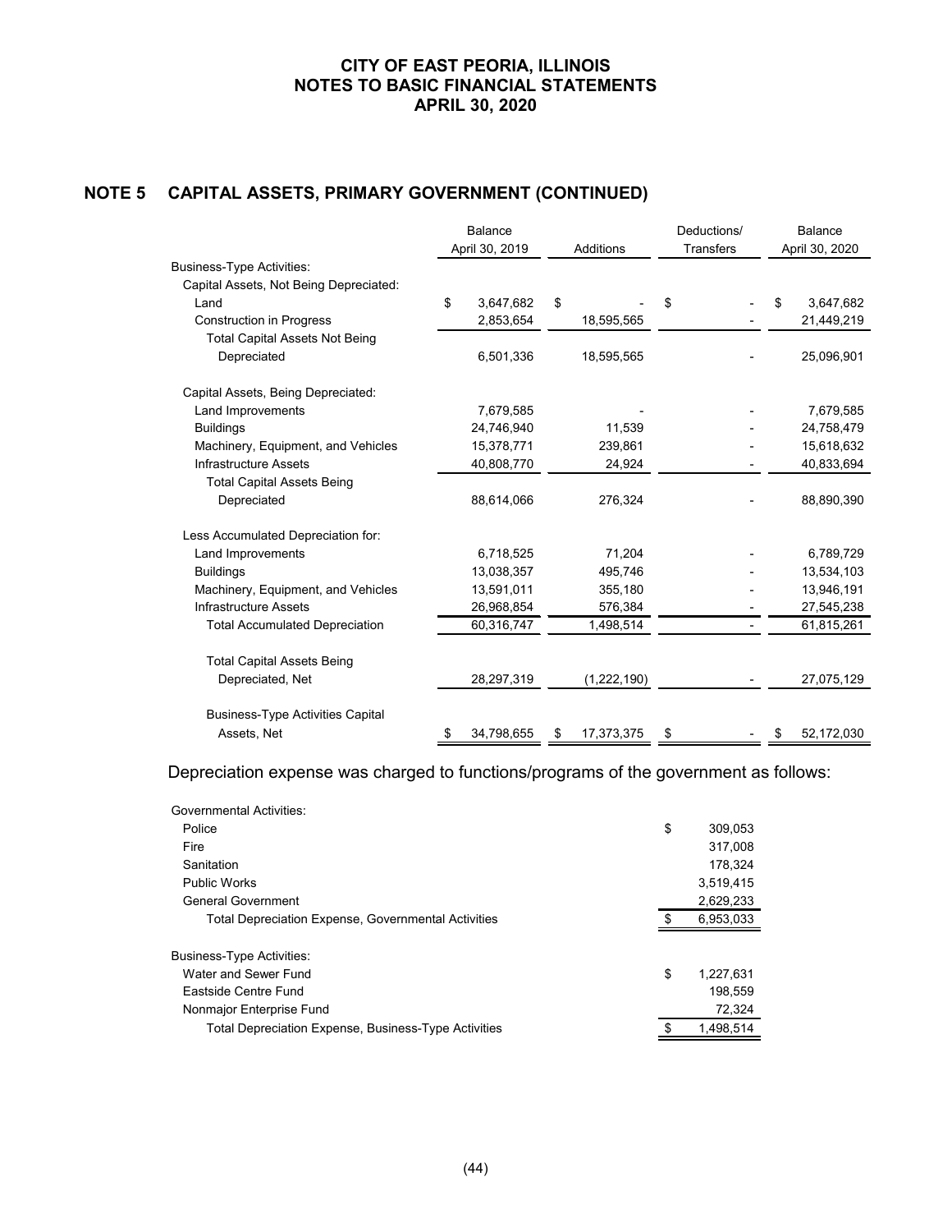## NOTE 5 CAPITAL ASSETS, PRIMARY GOVERNMENT (CONTINUED)

| | Balance April 30, 2019 | Additions | Deductions/ Transfers | Balance April 30, 2020 |
|---|---|---|---|---|
| Business-Type Activities: | | | | |
| Capital Assets, Not Being Depreciated: | | | | |
| Land | $ 3,647,682 | $ - | $ - | $ 3,647,682 |
| Construction in Progress | 2,853,654 | 18,595,565 | - | 21,449,219 |
| Total Capital Assets Not Being Depreciated | 6,501,336 | 18,595,565 | - | 25,096,901 |
| Capital Assets, Being Depreciated: | | | | |
| Land Improvements | 7,679,585 | - | - | 7,679,585 |
| Buildings | 24,746,940 | 11,539 | - | 24,758,479 |
| Machinery, Equipment, and Vehicles | 15,378,771 | 239,861 | - | 15,618,632 |
| Infrastructure Assets | 40,808,770 | 24,924 | - | 40,833,694 |
| Total Capital Assets Being Depreciated | 88,614,066 | 276,324 | - | 88,890,390 |
| Less Accumulated Depreciation for: | | | | |
| Land Improvements | 6,718,525 | 71,204 | - | 6,789,729 |
| Buildings | 13,038,357 | 495,746 | - | 13,534,103 |
| Machinery, Equipment, and Vehicles | 13,591,011 | 355,180 | - | 13,946,191 |
| Infrastructure Assets | 26,968,854 | 576,384 | - | 27,545,238 |
| Total Accumulated Depreciation | 60,316,747 | 1,498,514 | - | 61,815,261 |
| Total Capital Assets Being Depreciated, Net | 28,297,319 | (1,222,190) | - | 27,075,129 |
| Business-Type Activities Capital Assets, Net | $ 34,798,655 | $ 17,373,375 | $ - | $ 52,172,030 |

Depreciation expense was charged to functions/programs of the government as follows:

| | |
|---|---|
| Governmental Activities: | |
| Police | $ 309,053 |
| Fire | 317,008 |
| Sanitation | 178,324 |
| Public Works | 3,519,415 |
| General Government | 2,629,233 |
| Total Depreciation Expense, Governmental Activities | $ 6,953,033 |
| Business-Type Activities: | |
| Water and Sewer Fund | $ 1,227,631 |
| Eastside Centre Fund | 198,559 |
| Nonmajor Enterprise Fund | 72,324 |
| Total Depreciation Expense, Business-Type Activities | $ 1,498,514 |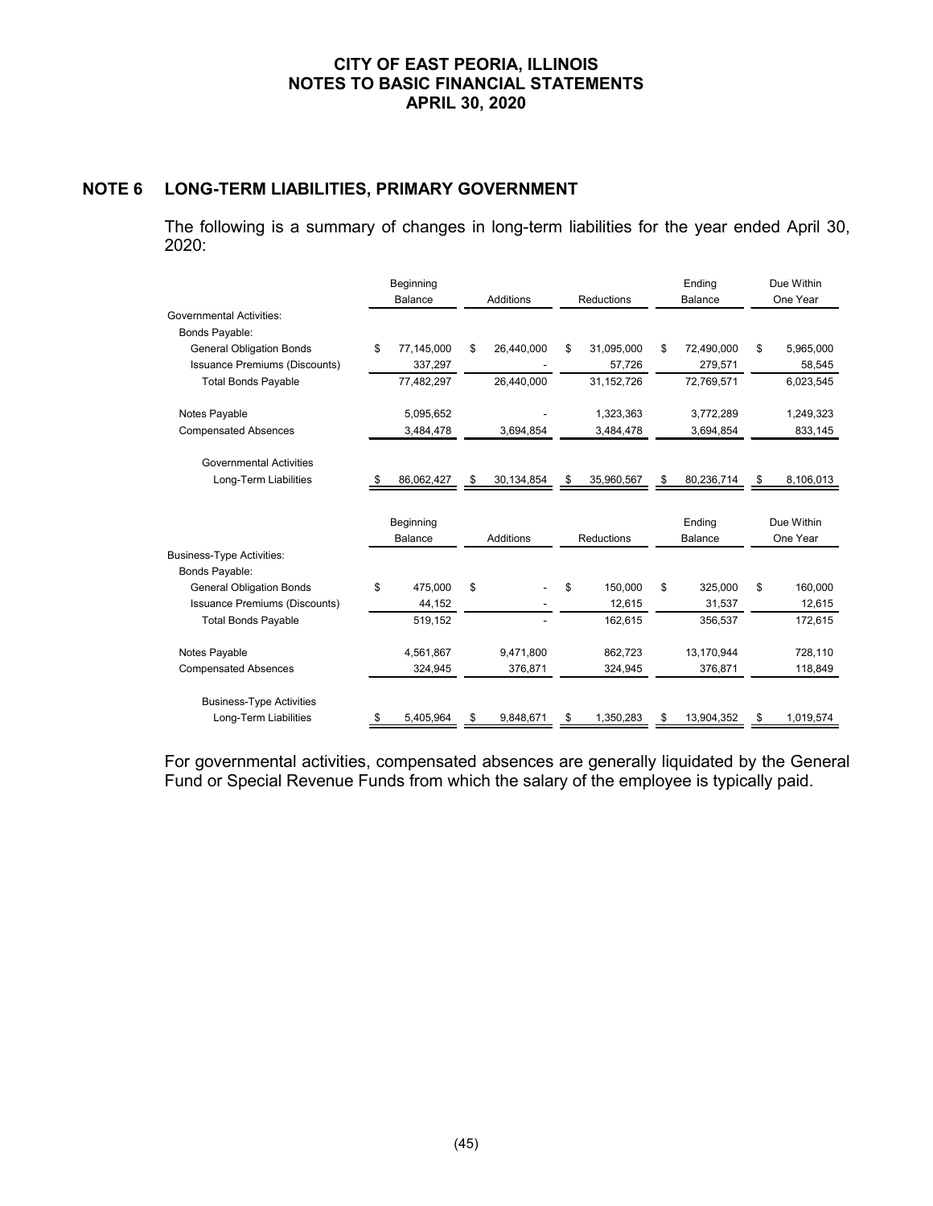## NOTE 6 LONG-TERM LIABILITIES, PRIMARY GOVERNMENT

The following is a summary of changes in long-term liabilities for the year ended April 30, 2020:

| | Beginning Balance | Additions | Reductions | Ending Balance | Due Within One Year |
|---|---|---|---|---|---|
| Governmental Activities: | | | | | |
| Bonds Payable: | | | | | |
| General Obligation Bonds | $ 77,145,000 | $ 26,440,000 | $ 31,095,000 | $ 72,490,000 | $ 5,965,000 |
| Issuance Premiums (Discounts) | 337,297 | - | 57,726 | 279,571 | 58,545 |
| Total Bonds Payable | 77,482,297 | 26,440,000 | 31,152,726 | 72,769,571 | 6,023,545 |
| Notes Payable | 5,095,652 | - | 1,323,363 | 3,772,289 | 1,249,323 |
| Compensated Absences | 3,484,478 | 3,694,854 | 3,484,478 | 3,694,854 | 833,145 |
| Governmental Activities Long-Term Liabilities | $ 86,062,427 | $ 30,134,854 | $ 35,960,567 | $ 80,236,714 | $ 8,106,013 |

| | Beginning Balance | Additions | Reductions | Ending Balance | Due Within One Year |
|---|---|---|---|---|---|
| Business-Type Activities: | | | | | |
| Bonds Payable: | | | | | |
| General Obligation Bonds | $ 475,000 | $ - | $ 150,000 | $ 325,000 | $ 160,000 |
| Issuance Premiums (Discounts) | 44,152 | - | 12,615 | 31,537 | 12,615 |
| Total Bonds Payable | 519,152 | - | 162,615 | 356,537 | 172,615 |
| Notes Payable | 4,561,867 | 9,471,800 | 862,723 | 13,170,944 | 728,110 |
| Compensated Absences | 324,945 | 376,871 | 324,945 | 376,871 | 118,849 |
| Business-Type Activities Long-Term Liabilities | $ 5,405,964 | $ 9,848,671 | $ 1,350,283 | $ 13,904,352 | $ 1,019,574 |

For governmental activities, compensated absences are generally liquidated by the General Fund or Special Revenue Funds from which the salary of the employee is typically paid.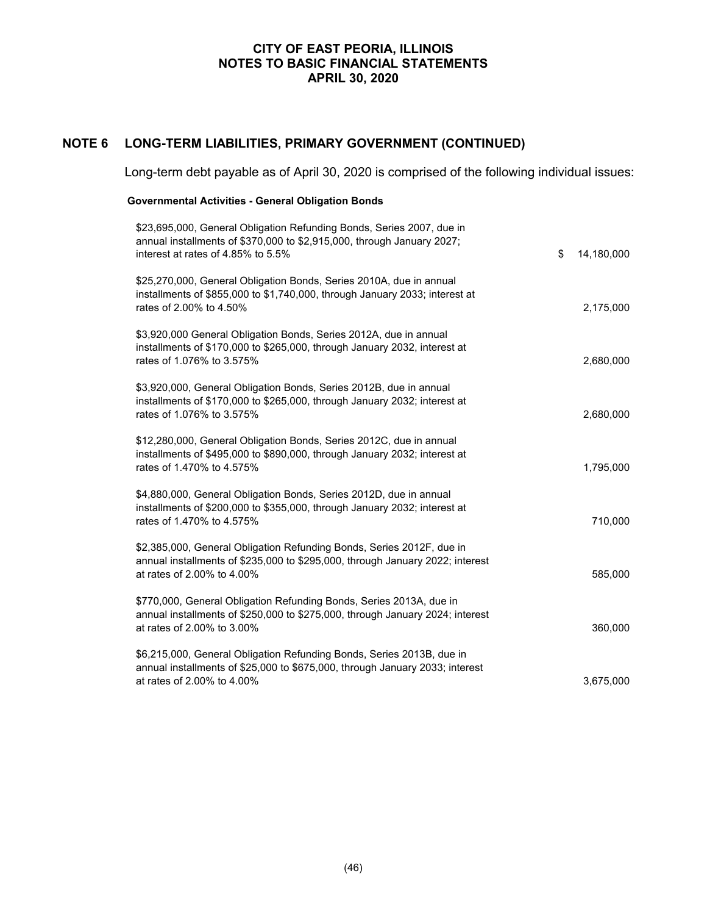# CITY OF EAST PEORIA, ILLINOIS
# NOTES TO BASIC FINANCIAL STATEMENTS
# APRIL 30, 2020

## NOTE 6 LONG-TERM LIABILITIES, PRIMARY GOVERNMENT (CONTINUED)

Long-term debt payable as of April 30, 2020 is comprised of the following individual issues:

**Governmental Activities - General Obligation Bonds**

| | |
|---|---|
| \$23,695,000, General Obligation Refunding Bonds, Series 2007, due in annual installments of \$370,000 to \$2,915,000, through January 2027; interest at rates of 4.85% to 5.5% | \$ 14,180,000 |
| \$25,270,000, General Obligation Bonds, Series 2010A, due in annual installments of \$855,000 to \$1,740,000, through January 2033; interest at rates of 2.00% to 4.50% | 2,175,000 |
| \$3,920,000 General Obligation Bonds, Series 2012A, due in annual installments of \$170,000 to \$265,000, through January 2032, interest at rates of 1.076% to 3.575% | 2,680,000 |
| \$3,920,000, General Obligation Bonds, Series 2012B, due in annual installments of \$170,000 to \$265,000, through January 2032; interest at rates of 1.076% to 3.575% | 2,680,000 |
| \$12,280,000, General Obligation Bonds, Series 2012C, due in annual installments of \$495,000 to \$890,000, through January 2032; interest at rates of 1.470% to 4.575% | 1,795,000 |
| \$4,880,000, General Obligation Bonds, Series 2012D, due in annual installments of \$200,000 to \$355,000, through January 2032; interest at rates of 1.470% to 4.575% | 710,000 |
| \$2,385,000, General Obligation Refunding Bonds, Series 2012F, due in annual installments of \$235,000 to \$295,000, through January 2022; interest at rates of 2.00% to 4.00% | 585,000 |
| \$770,000, General Obligation Refunding Bonds, Series 2013A, due in annual installments of \$250,000 to \$275,000, through January 2024; interest at rates of 2.00% to 3.00% | 360,000 |
| \$6,215,000, General Obligation Refunding Bonds, Series 2013B, due in annual installments of \$25,000 to \$675,000, through January 2033; interest at rates of 2.00% to 4.00% | 3,675,000 |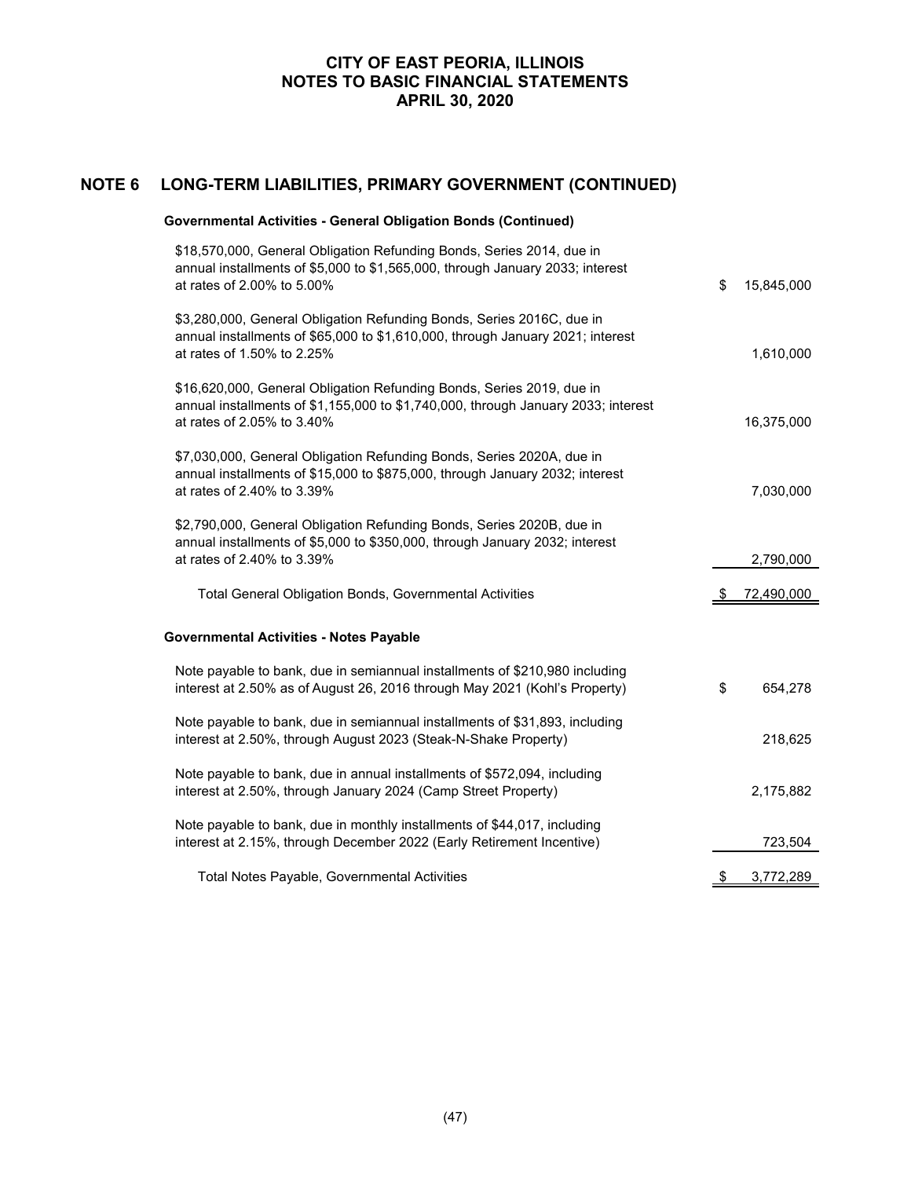# CITY OF EAST PEORIA, ILLINOIS
# NOTES TO BASIC FINANCIAL STATEMENTS
# APRIL 30, 2020

## NOTE 6 LONG-TERM LIABILITIES, PRIMARY GOVERNMENT (CONTINUED)

### Governmental Activities - General Obligation Bonds (Continued)

| | |
|---|---|
| $18,570,000, General Obligation Refunding Bonds, Series 2014, due in annual installments of $5,000 to $1,565,000, through January 2033; interest at rates of 2.00% to 5.00% | $ 15,845,000 |
| $3,280,000, General Obligation Refunding Bonds, Series 2016C, due in annual installments of $65,000 to $1,610,000, through January 2021; interest at rates of 1.50% to 2.25% | 1,610,000 |
| $16,620,000, General Obligation Refunding Bonds, Series 2019, due in annual installments of $1,155,000 to $1,740,000, through January 2033; interest at rates of 2.05% to 3.40% | 16,375,000 |
| $7,030,000, General Obligation Refunding Bonds, Series 2020A, due in annual installments of $15,000 to $875,000, through January 2032; interest at rates of 2.40% to 3.39% | 7,030,000 |
| $2,790,000, General Obligation Refunding Bonds, Series 2020B, due in annual installments of $5,000 to $350,000, through January 2032; interest at rates of 2.40% to 3.39% | 2,790,000 |
| Total General Obligation Bonds, Governmental Activities | $ 72,490,000 |

### Governmental Activities - Notes Payable

| | |
|---|---|
| Note payable to bank, due in semiannual installments of $210,980 including interest at 2.50% as of August 26, 2016 through May 2021 (Kohl's Property) | $ 654,278 |
| Note payable to bank, due in semiannual installments of $31,893, including interest at 2.50%, through August 2023 (Steak-N-Shake Property) | 218,625 |
| Note payable to bank, due in annual installments of $572,094, including interest at 2.50%, through January 2024 (Camp Street Property) | 2,175,882 |
| Note payable to bank, due in monthly installments of $44,017, including interest at 2.15%, through December 2022 (Early Retirement Incentive) | 723,504 |
| Total Notes Payable, Governmental Activities | $ 3,772,289 |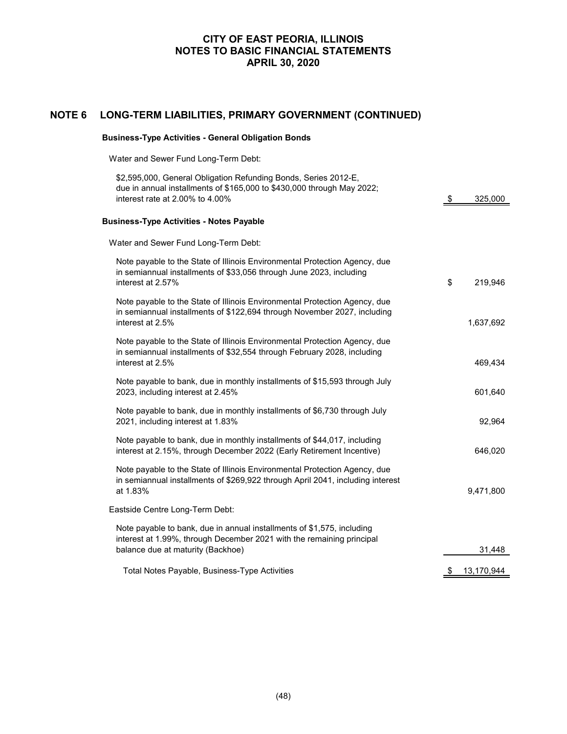## NOTE 6 LONG-TERM LIABILITIES, PRIMARY GOVERNMENT (CONTINUED)

### Business-Type Activities - General Obligation Bonds

Water and Sewer Fund Long-Term Debt:

| Description | Amount |
|---|---|
| \$2,595,000, General Obligation Refunding Bonds, Series 2012-E, due in annual installments of \$165,000 to \$430,000 through May 2022; interest rate at 2.00% to 4.00% | \$ 325,000 |

### Business-Type Activities - Notes Payable

| Description | Amount |
|---|---|
| **Water and Sewer Fund Long-Term Debt:** | |
| Note payable to the State of Illinois Environmental Protection Agency, due in semiannual installments of \$33,056 through June 2023, including interest at 2.57% | \$ 219,946 |
| Note payable to the State of Illinois Environmental Protection Agency, due in semiannual installments of \$122,694 through November 2027, including interest at 2.5% | 1,637,692 |
| Note payable to the State of Illinois Environmental Protection Agency, due in semiannual installments of \$32,554 through February 2028, including interest at 2.5% | 469,434 |
| Note payable to bank, due in monthly installments of \$15,593 through July 2023, including interest at 2.45% | 601,640 |
| Note payable to bank, due in monthly installments of \$6,730 through July 2021, including interest at 1.83% | 92,964 |
| Note payable to bank, due in monthly installments of \$44,017, including interest at 2.15%, through December 2022 (Early Retirement Incentive) | 646,020 |
| Note payable to the State of Illinois Environmental Protection Agency, due in semiannual installments of \$269,922 through April 2041, including interest at 1.83% | 9,471,800 |
| **Eastside Centre Long-Term Debt:** | |
| Note payable to bank, due in annual installments of \$1,575, including interest at 1.99%, through December 2021 with the remaining principal balance due at maturity (Backhoe) | 31,448 |
| Total Notes Payable, Business-Type Activities | \$ 13,170,944 |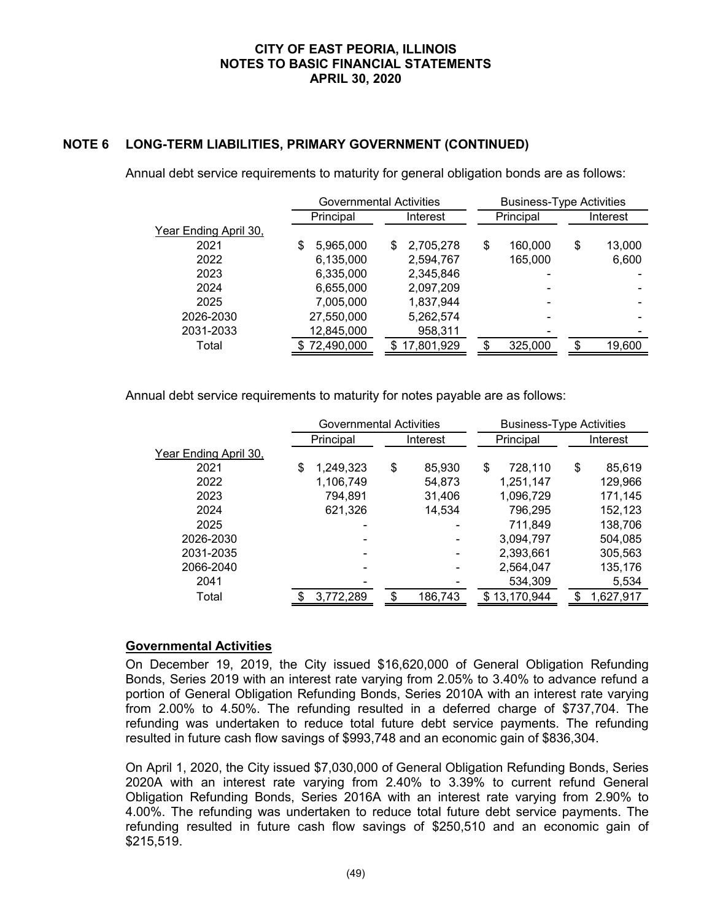## NOTE 6 LONG-TERM LIABILITIES, PRIMARY GOVERNMENT (CONTINUED)

Annual debt service requirements to maturity for general obligation bonds are as follows:

| | Governmental Activities | | Business-Type Activities | |
|---|---|---|---|---|
| | Principal | Interest | Principal | Interest |
| Year Ending April 30, | | | | |
| 2021 | $ 5,965,000 | $ 2,705,278 | $ 160,000 | $ 13,000 |
| 2022 | 6,135,000 | 2,594,767 | 165,000 | 6,600 |
| 2023 | 6,335,000 | 2,345,846 | - | - |
| 2024 | 6,655,000 | 2,097,209 | - | - |
| 2025 | 7,005,000 | 1,837,944 | - | - |
| 2026-2030 | 27,550,000 | 5,262,574 | - | - |
| 2031-2033 | 12,845,000 | 958,311 | - | - |
| Total | $ 72,490,000 | $ 17,801,929 | $ 325,000 | $ 19,600 |

Annual debt service requirements to maturity for notes payable are as follows:

| | Governmental Activities | | Business-Type Activities | |
|---|---|---|---|---|
| | Principal | Interest | Principal | Interest |
| Year Ending April 30, | | | | |
| 2021 | $ 1,249,323 | $ 85,930 | $ 728,110 | $ 85,619 |
| 2022 | 1,106,749 | 54,873 | 1,251,147 | 129,966 |
| 2023 | 794,891 | 31,406 | 1,096,729 | 171,145 |
| 2024 | 621,326 | 14,534 | 796,295 | 152,123 |
| 2025 | - | - | 711,849 | 138,706 |
| 2026-2030 | - | - | 3,094,797 | 504,085 |
| 2031-2035 | - | - | 2,393,661 | 305,563 |
| 2066-2040 | - | - | 2,564,047 | 135,176 |
| 2041 | - | - | 534,309 | 5,534 |
| Total | $ 3,772,289 | $ 186,743 | $ 13,170,944 | $ 1,627,917 |

**Governmental Activities**

On December 19, 2019, the City issued $16,620,000 of General Obligation Refunding Bonds, Series 2019 with an interest rate varying from 2.05% to 3.40% to advance refund a portion of General Obligation Refunding Bonds, Series 2010A with an interest rate varying from 2.00% to 4.50%. The refunding resulted in a deferred charge of $737,704. The refunding was undertaken to reduce total future debt service payments. The refunding resulted in future cash flow savings of $993,748 and an economic gain of $836,304.

On April 1, 2020, the City issued $7,030,000 of General Obligation Refunding Bonds, Series 2020A with an interest rate varying from 2.40% to 3.39% to current refund General Obligation Refunding Bonds, Series 2016A with an interest rate varying from 2.90% to 4.00%. The refunding was undertaken to reduce total future debt service payments. The refunding resulted in future cash flow savings of $250,510 and an economic gain of $215,519.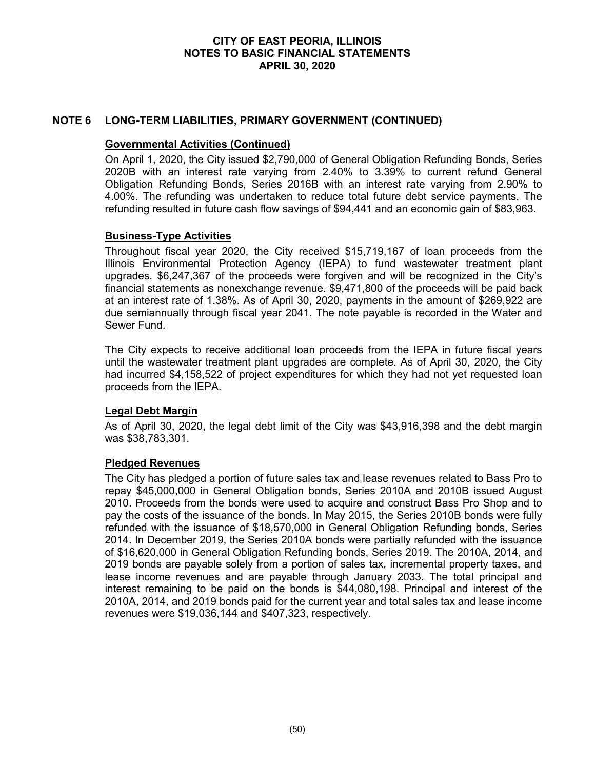## NOTE 6 LONG-TERM LIABILITIES, PRIMARY GOVERNMENT (CONTINUED)

### Governmental Activities (Continued)

On April 1, 2020, the City issued $2,790,000 of General Obligation Refunding Bonds, Series 2020B with an interest rate varying from 2.40% to 3.39% to current refund General Obligation Refunding Bonds, Series 2016B with an interest rate varying from 2.90% to 4.00%. The refunding was undertaken to reduce total future debt service payments. The refunding resulted in future cash flow savings of $94,441 and an economic gain of $83,963.

### Business-Type Activities

Throughout fiscal year 2020, the City received $15,719,167 of loan proceeds from the Illinois Environmental Protection Agency (IEPA) to fund wastewater treatment plant upgrades. $6,247,367 of the proceeds were forgiven and will be recognized in the City's financial statements as nonexchange revenue. $9,471,800 of the proceeds will be paid back at an interest rate of 1.38%. As of April 30, 2020, payments in the amount of $269,922 are due semiannually through fiscal year 2041. The note payable is recorded in the Water and Sewer Fund.

The City expects to receive additional loan proceeds from the IEPA in future fiscal years until the wastewater treatment plant upgrades are complete. As of April 30, 2020, the City had incurred $4,158,522 of project expenditures for which they had not yet requested loan proceeds from the IEPA.

### Legal Debt Margin

As of April 30, 2020, the legal debt limit of the City was $43,916,398 and the debt margin was $38,783,301.

### Pledged Revenues

The City has pledged a portion of future sales tax and lease revenues related to Bass Pro to repay $45,000,000 in General Obligation bonds, Series 2010A and 2010B issued August 2010. Proceeds from the bonds were used to acquire and construct Bass Pro Shop and to pay the costs of the issuance of the bonds. In May 2015, the Series 2010B bonds were fully refunded with the issuance of $18,570,000 in General Obligation Refunding bonds, Series 2014. In December 2019, the Series 2010A bonds were partially refunded with the issuance of $16,620,000 in General Obligation Refunding bonds, Series 2019. The 2010A, 2014, and 2019 bonds are payable solely from a portion of sales tax, incremental property taxes, and lease income revenues and are payable through January 2033. The total principal and interest remaining to be paid on the bonds is $44,080,198. Principal and interest of the 2010A, 2014, and 2019 bonds paid for the current year and total sales tax and lease income revenues were $19,036,144 and $407,323, respectively.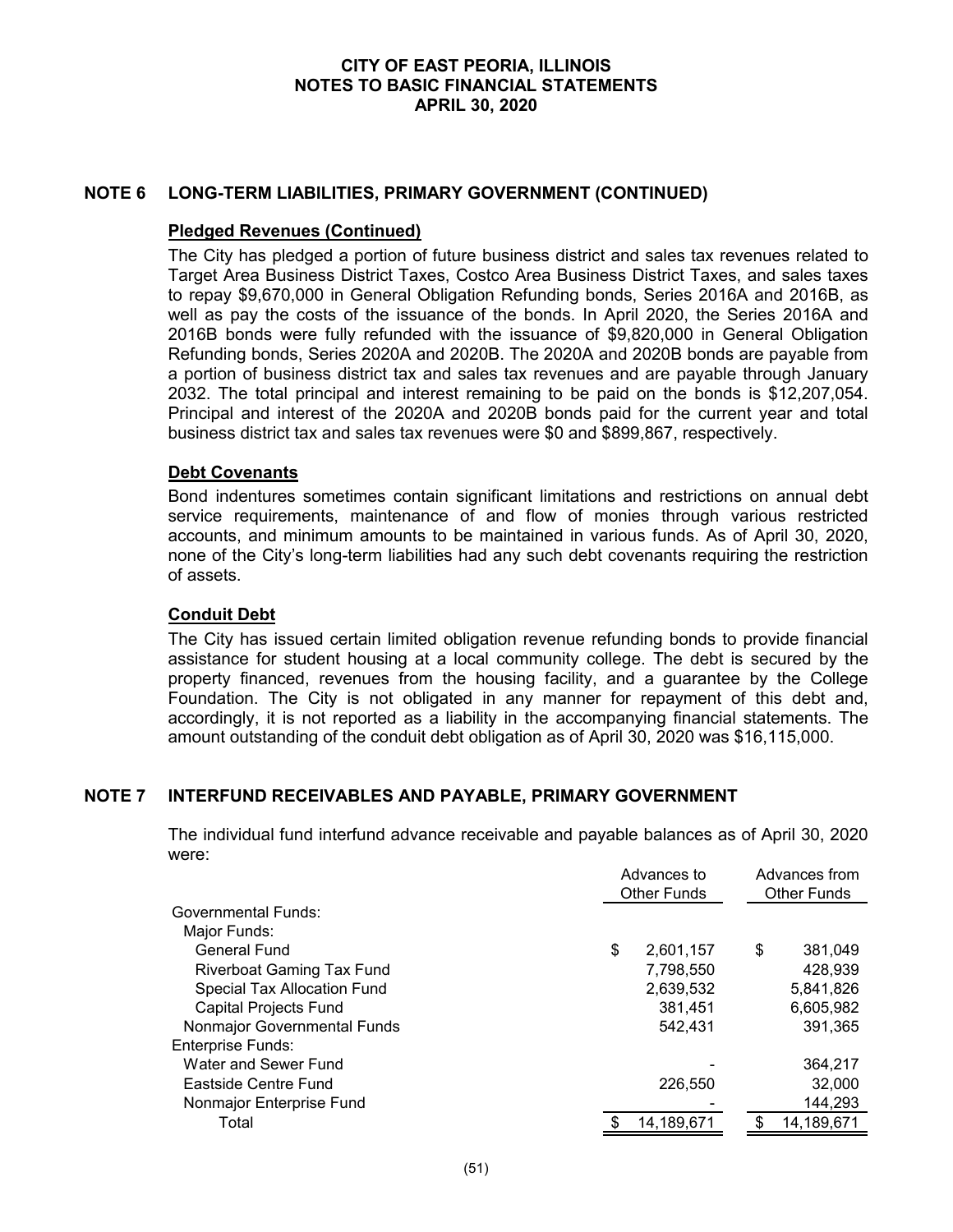## NOTE 6 LONG-TERM LIABILITIES, PRIMARY GOVERNMENT (CONTINUED)

**Pledged Revenues (Continued)**

The City has pledged a portion of future business district and sales tax revenues related to Target Area Business District Taxes, Costco Area Business District Taxes, and sales taxes to repay $9,670,000 in General Obligation Refunding bonds, Series 2016A and 2016B, as well as pay the costs of the issuance of the bonds. In April 2020, the Series 2016A and 2016B bonds were fully refunded with the issuance of $9,820,000 in General Obligation Refunding bonds, Series 2020A and 2020B. The 2020A and 2020B bonds are payable from a portion of business district tax and sales tax revenues and are payable through January 2032. The total principal and interest remaining to be paid on the bonds is $12,207,054. Principal and interest of the 2020A and 2020B bonds paid for the current year and total business district tax and sales tax revenues were $0 and $899,867, respectively.

**Debt Covenants**

Bond indentures sometimes contain significant limitations and restrictions on annual debt service requirements, maintenance of and flow of monies through various restricted accounts, and minimum amounts to be maintained in various funds. As of April 30, 2020, none of the City's long-term liabilities had any such debt covenants requiring the restriction of assets.

**Conduit Debt**

The City has issued certain limited obligation revenue refunding bonds to provide financial assistance for student housing at a local community college. The debt is secured by the property financed, revenues from the housing facility, and a guarantee by the College Foundation. The City is not obligated in any manner for repayment of this debt and, accordingly, it is not reported as a liability in the accompanying financial statements. The amount outstanding of the conduit debt obligation as of April 30, 2020 was $16,115,000.

## NOTE 7 INTERFUND RECEIVABLES AND PAYABLE, PRIMARY GOVERNMENT

The individual fund interfund advance receivable and payable balances as of April 30, 2020 were:

| | Advances to Other Funds | Advances from Other Funds |
|---|---|---|
| Governmental Funds: | | |
| Major Funds: | | |
| General Fund | $ 2,601,157 | $ 381,049 |
| Riverboat Gaming Tax Fund | 7,798,550 | 428,939 |
| Special Tax Allocation Fund | 2,639,532 | 5,841,826 |
| Capital Projects Fund | 381,451 | 6,605,982 |
| Nonmajor Governmental Funds | 542,431 | 391,365 |
| Enterprise Funds: | | |
| Water and Sewer Fund | - | 364,217 |
| Eastside Centre Fund | 226,550 | 32,000 |
| Nonmajor Enterprise Fund | - | 144,293 |
| Total | $ 14,189,671 | $ 14,189,671 |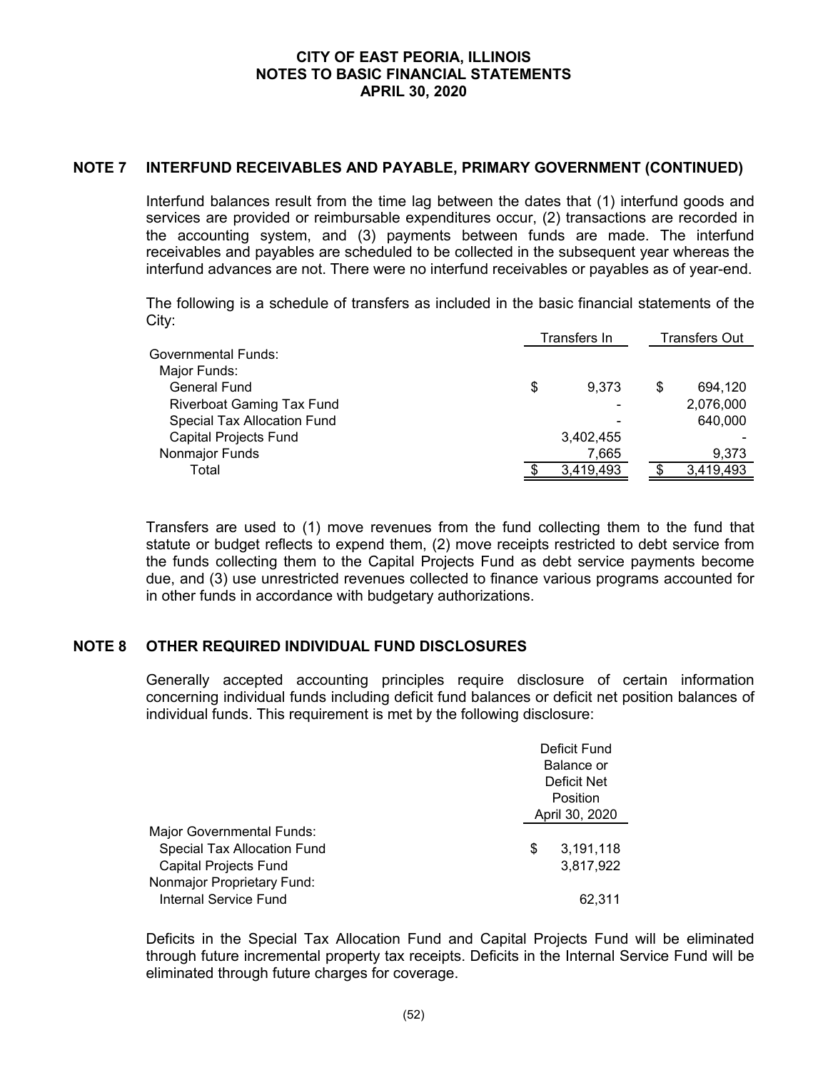## NOTE 7 INTERFUND RECEIVABLES AND PAYABLE, PRIMARY GOVERNMENT (CONTINUED)

Interfund balances result from the time lag between the dates that (1) interfund goods and services are provided or reimbursable expenditures occur, (2) transactions are recorded in the accounting system, and (3) payments between funds are made. The interfund receivables and payables are scheduled to be collected in the subsequent year whereas the interfund advances are not. There were no interfund receivables or payables as of year-end.

The following is a schedule of transfers as included in the basic financial statements of the City:

| | Transfers In | Transfers Out |
|---|---|---|
| Governmental Funds: | | |
| Major Funds: | | |
| General Fund | $ 9,373 | $ 694,120 |
| Riverboat Gaming Tax Fund | - | 2,076,000 |
| Special Tax Allocation Fund | - | 640,000 |
| Capital Projects Fund | 3,402,455 | - |
| Nonmajor Funds | 7,665 | 9,373 |
| Total | $ 3,419,493 | $ 3,419,493 |

Transfers are used to (1) move revenues from the fund collecting them to the fund that statute or budget reflects to expend them, (2) move receipts restricted to debt service from the funds collecting them to the Capital Projects Fund as debt service payments become due, and (3) use unrestricted revenues collected to finance various programs accounted for in other funds in accordance with budgetary authorizations.

## NOTE 8 OTHER REQUIRED INDIVIDUAL FUND DISCLOSURES

Generally accepted accounting principles require disclosure of certain information concerning individual funds including deficit fund balances or deficit net position balances of individual funds. This requirement is met by the following disclosure:

| | Deficit Fund Balance or Deficit Net Position April 30, 2020 |
|---|---|
| Major Governmental Funds: | |
| Special Tax Allocation Fund | $ 3,191,118 |
| Capital Projects Fund | 3,817,922 |
| Nonmajor Proprietary Fund: | |
| Internal Service Fund | 62,311 |

Deficits in the Special Tax Allocation Fund and Capital Projects Fund will be eliminated through future incremental property tax receipts. Deficits in the Internal Service Fund will be eliminated through future charges for coverage.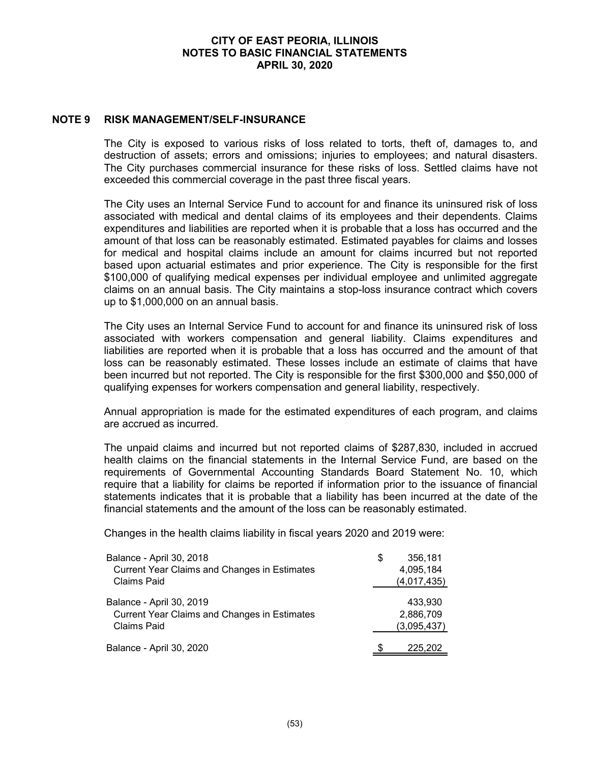# CITY OF EAST PEORIA, ILLINOIS
## NOTES TO BASIC FINANCIAL STATEMENTS
## APRIL 30, 2020

### NOTE 9 RISK MANAGEMENT/SELF-INSURANCE

The City is exposed to various risks of loss related to torts, theft of, damages to, and destruction of assets; errors and omissions; injuries to employees; and natural disasters. The City purchases commercial insurance for these risks of loss. Settled claims have not exceeded this commercial coverage in the past three fiscal years.

The City uses an Internal Service Fund to account for and finance its uninsured risk of loss associated with medical and dental claims of its employees and their dependents. Claims expenditures and liabilities are reported when it is probable that a loss has occurred and the amount of that loss can be reasonably estimated. Estimated payables for claims and losses for medical and hospital claims include an amount for claims incurred but not reported based upon actuarial estimates and prior experience. The City is responsible for the first \$100,000 of qualifying medical expenses per individual employee and unlimited aggregate claims on an annual basis. The City maintains a stop-loss insurance contract which covers up to \$1,000,000 on an annual basis.

The City uses an Internal Service Fund to account for and finance its uninsured risk of loss associated with workers compensation and general liability. Claims expenditures and liabilities are reported when it is probable that a loss has occurred and the amount of that loss can be reasonably estimated. These losses include an estimate of claims that have been incurred but not reported. The City is responsible for the first \$300,000 and \$50,000 of qualifying expenses for workers compensation and general liability, respectively.

Annual appropriation is made for the estimated expenditures of each program, and claims are accrued as incurred.

The unpaid claims and incurred but not reported claims of \$287,830, included in accrued health claims on the financial statements in the Internal Service Fund, are based on the requirements of Governmental Accounting Standards Board Statement No. 10, which require that a liability for claims be reported if information prior to the issuance of financial statements indicates that it is probable that a liability has been incurred at the date of the financial statements and the amount of the loss can be reasonably estimated.

Changes in the health claims liability in fiscal years 2020 and 2019 were:

| | |
|---|---|
| Balance - April 30, 2018 | \$ 356,181 |
| Current Year Claims and Changes in Estimates | 4,095,184 |
| Claims Paid | (4,017,435) |
| Balance - April 30, 2019 | 433,930 |
| Current Year Claims and Changes in Estimates | 2,886,709 |
| Claims Paid | (3,095,437) |
| Balance - April 30, 2020 | \$ 225,202 |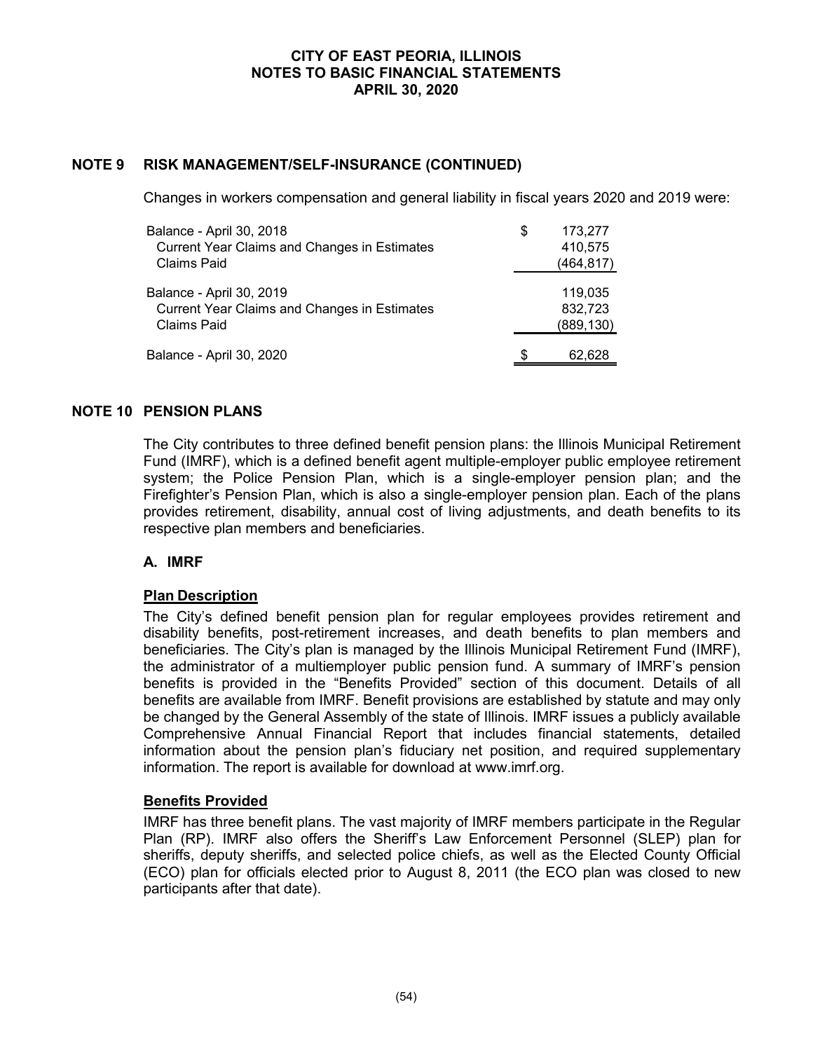# NOTE 9 RISK MANAGEMENT/SELF-INSURANCE (CONTINUED)

Changes in workers compensation and general liability in fiscal years 2020 and 2019 were:

| | |
|---|---|
| Balance - April 30, 2018 | $ 173,277 |
| Current Year Claims and Changes in Estimates | 410,575 |
| Claims Paid | (464,817) |
| Balance - April 30, 2019 | 119,035 |
| Current Year Claims and Changes in Estimates | 832,723 |
| Claims Paid | (889,130) |
| Balance - April 30, 2020 | $ 62,628 |

# NOTE 10 PENSION PLANS

The City contributes to three defined benefit pension plans: the Illinois Municipal Retirement Fund (IMRF), which is a defined benefit agent multiple-employer public employee retirement system; the Police Pension Plan, which is a single-employer pension plan; and the Firefighter's Pension Plan, which is also a single-employer pension plan. Each of the plans provides retirement, disability, annual cost of living adjustments, and death benefits to its respective plan members and beneficiaries.

## A. IMRF

### Plan Description

The City's defined benefit pension plan for regular employees provides retirement and disability benefits, post-retirement increases, and death benefits to plan members and beneficiaries. The City's plan is managed by the Illinois Municipal Retirement Fund (IMRF), the administrator of a multiemployer public pension fund. A summary of IMRF's pension benefits is provided in the "Benefits Provided" section of this document. Details of all benefits are available from IMRF. Benefit provisions are established by statute and may only be changed by the General Assembly of the state of Illinois. IMRF issues a publicly available Comprehensive Annual Financial Report that includes financial statements, detailed information about the pension plan's fiduciary net position, and required supplementary information. The report is available for download at www.imrf.org.

### Benefits Provided

IMRF has three benefit plans. The vast majority of IMRF members participate in the Regular Plan (RP). IMRF also offers the Sheriff's Law Enforcement Personnel (SLEP) plan for sheriffs, deputy sheriffs, and selected police chiefs, as well as the Elected County Official (ECO) plan for officials elected prior to August 8, 2011 (the ECO plan was closed to new participants after that date).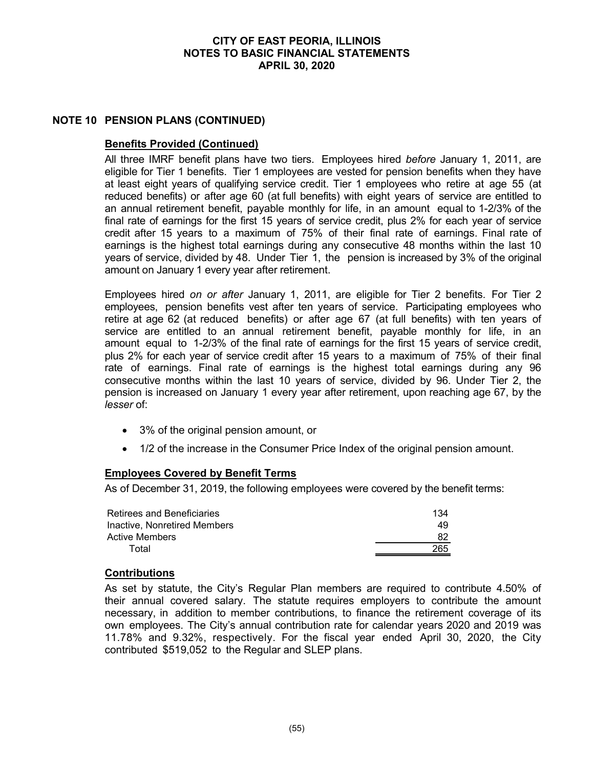## NOTE 10 PENSION PLANS (CONTINUED)

### Benefits Provided (Continued)

All three IMRF benefit plans have two tiers. Employees hired *before* January 1, 2011, are eligible for Tier 1 benefits. Tier 1 employees are vested for pension benefits when they have at least eight years of qualifying service credit. Tier 1 employees who retire at age 55 (at reduced benefits) or after age 60 (at full benefits) with eight years of service are entitled to an annual retirement benefit, payable monthly for life, in an amount equal to 1-2/3% of the final rate of earnings for the first 15 years of service credit, plus 2% for each year of service credit after 15 years to a maximum of 75% of their final rate of earnings. Final rate of earnings is the highest total earnings during any consecutive 48 months within the last 10 years of service, divided by 48. Under Tier 1, the pension is increased by 3% of the original amount on January 1 every year after retirement.

Employees hired *on or after* January 1, 2011, are eligible for Tier 2 benefits. For Tier 2 employees, pension benefits vest after ten years of service. Participating employees who retire at age 62 (at reduced benefits) or after age 67 (at full benefits) with ten years of service are entitled to an annual retirement benefit, payable monthly for life, in an amount equal to 1-2/3% of the final rate of earnings for the first 15 years of service credit, plus 2% for each year of service credit after 15 years to a maximum of 75% of their final rate of earnings. Final rate of earnings is the highest total earnings during any 96 consecutive months within the last 10 years of service, divided by 96. Under Tier 2, the pension is increased on January 1 every year after retirement, upon reaching age 67, by the *lesser* of:

- 3% of the original pension amount, or
- 1/2 of the increase in the Consumer Price Index of the original pension amount.

### Employees Covered by Benefit Terms

As of December 31, 2019, the following employees were covered by the benefit terms:

| | |
|---|---|
| Retirees and Beneficiaries | 134 |
| Inactive, Nonretired Members | 49 |
| Active Members | 82 |
| Total | 265 |

### Contributions

As set by statute, the City's Regular Plan members are required to contribute 4.50% of their annual covered salary. The statute requires employers to contribute the amount necessary, in addition to member contributions, to finance the retirement coverage of its own employees. The City's annual contribution rate for calendar years 2020 and 2019 was 11.78% and 9.32%, respectively. For the fiscal year ended April 30, 2020, the City contributed $519,052 to the Regular and SLEP plans.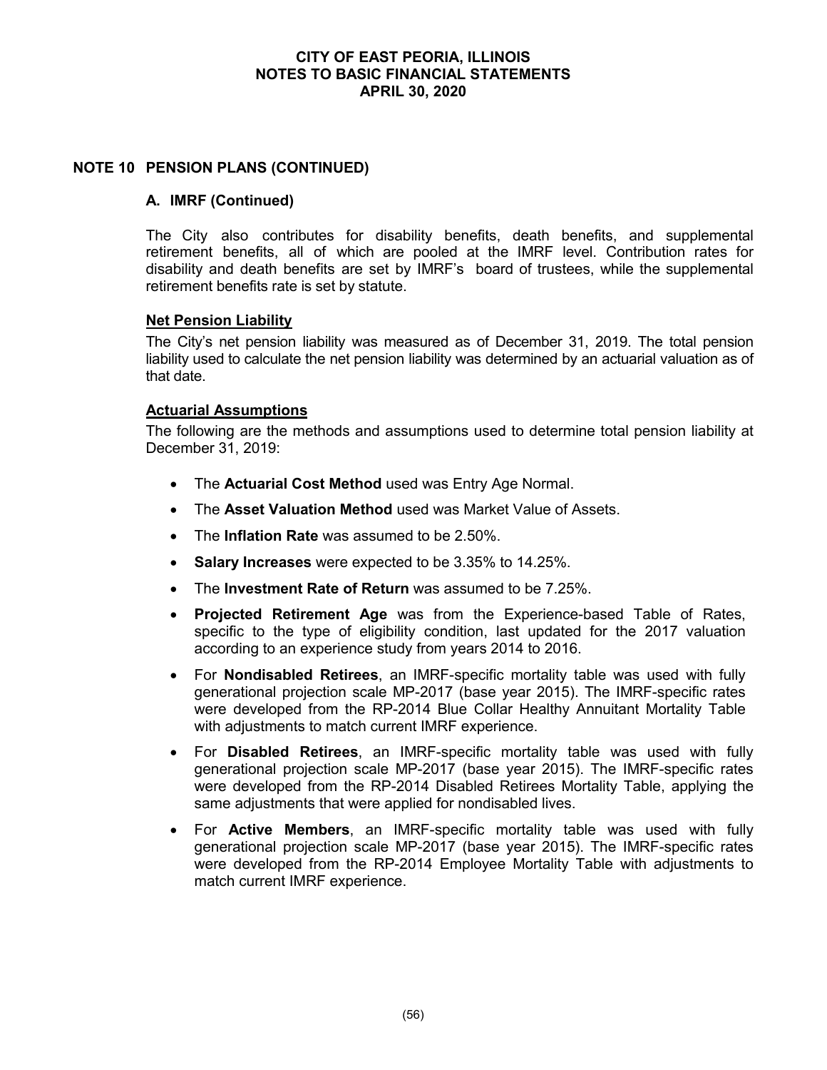## NOTE 10 PENSION PLANS (CONTINUED)

### A. IMRF (Continued)

The City also contributes for disability benefits, death benefits, and supplemental retirement benefits, all of which are pooled at the IMRF level. Contribution rates for disability and death benefits are set by IMRF's board of trustees, while the supplemental retirement benefits rate is set by statute.

**Net Pension Liability**

The City's net pension liability was measured as of December 31, 2019. The total pension liability used to calculate the net pension liability was determined by an actuarial valuation as of that date.

**Actuarial Assumptions**

The following are the methods and assumptions used to determine total pension liability at December 31, 2019:

- The **Actuarial Cost Method** used was Entry Age Normal.
- The **Asset Valuation Method** used was Market Value of Assets.
- The **Inflation Rate** was assumed to be 2.50%.
- **Salary Increases** were expected to be 3.35% to 14.25%.
- The **Investment Rate of Return** was assumed to be 7.25%.
- **Projected Retirement Age** was from the Experience-based Table of Rates, specific to the type of eligibility condition, last updated for the 2017 valuation according to an experience study from years 2014 to 2016.
- For **Nondisabled Retirees**, an IMRF-specific mortality table was used with fully generational projection scale MP-2017 (base year 2015). The IMRF-specific rates were developed from the RP-2014 Blue Collar Healthy Annuitant Mortality Table with adjustments to match current IMRF experience.
- For **Disabled Retirees**, an IMRF-specific mortality table was used with fully generational projection scale MP-2017 (base year 2015). The IMRF-specific rates were developed from the RP-2014 Disabled Retirees Mortality Table, applying the same adjustments that were applied for nondisabled lives.
- For **Active Members**, an IMRF-specific mortality table was used with fully generational projection scale MP-2017 (base year 2015). The IMRF-specific rates were developed from the RP-2014 Employee Mortality Table with adjustments to match current IMRF experience.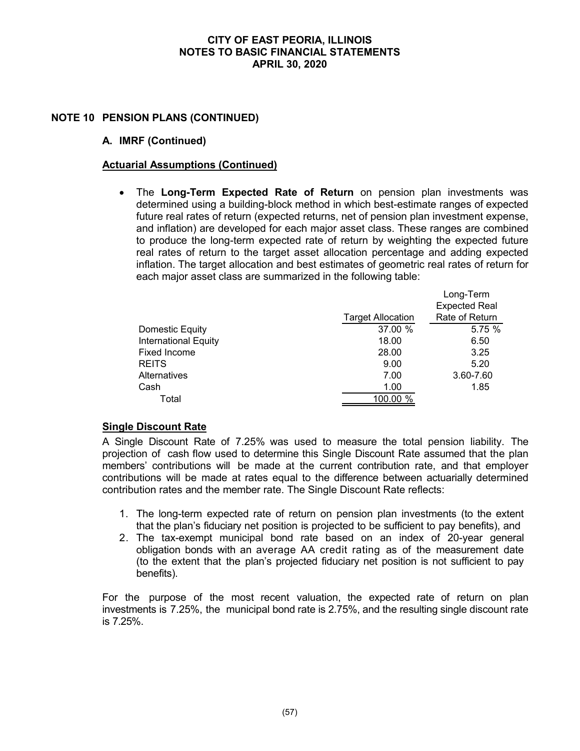# NOTE 10 PENSION PLANS (CONTINUED)

## A. IMRF (Continued)

### Actuarial Assumptions (Continued)

- The **Long-Term Expected Rate of Return** on pension plan investments was determined using a building-block method in which best-estimate ranges of expected future real rates of return (expected returns, net of pension plan investment expense, and inflation) are developed for each major asset class. These ranges are combined to produce the long-term expected rate of return by weighting the expected future real rates of return to the target asset allocation percentage and adding expected inflation. The target allocation and best estimates of geometric real rates of return for each major asset class are summarized in the following table:

| | Target Allocation | Long-Term Expected Real Rate of Return |
|---|---|---|
| Domestic Equity | 37.00 % | 5.75 % |
| International Equity | 18.00 | 6.50 |
| Fixed Income | 28.00 | 3.25 |
| REITS | 9.00 | 5.20 |
| Alternatives | 7.00 | 3.60-7.60 |
| Cash | 1.00 | 1.85 |
| Total | 100.00 % | |

### Single Discount Rate

A Single Discount Rate of 7.25% was used to measure the total pension liability. The projection of cash flow used to determine this Single Discount Rate assumed that the plan members' contributions will be made at the current contribution rate, and that employer contributions will be made at rates equal to the difference between actuarially determined contribution rates and the member rate. The Single Discount Rate reflects:

1. The long-term expected rate of return on pension plan investments (to the extent that the plan's fiduciary net position is projected to be sufficient to pay benefits), and
2. The tax-exempt municipal bond rate based on an index of 20-year general obligation bonds with an average AA credit rating as of the measurement date (to the extent that the plan's projected fiduciary net position is not sufficient to pay benefits).

For the purpose of the most recent valuation, the expected rate of return on plan investments is 7.25%, the municipal bond rate is 2.75%, and the resulting single discount rate is 7.25%.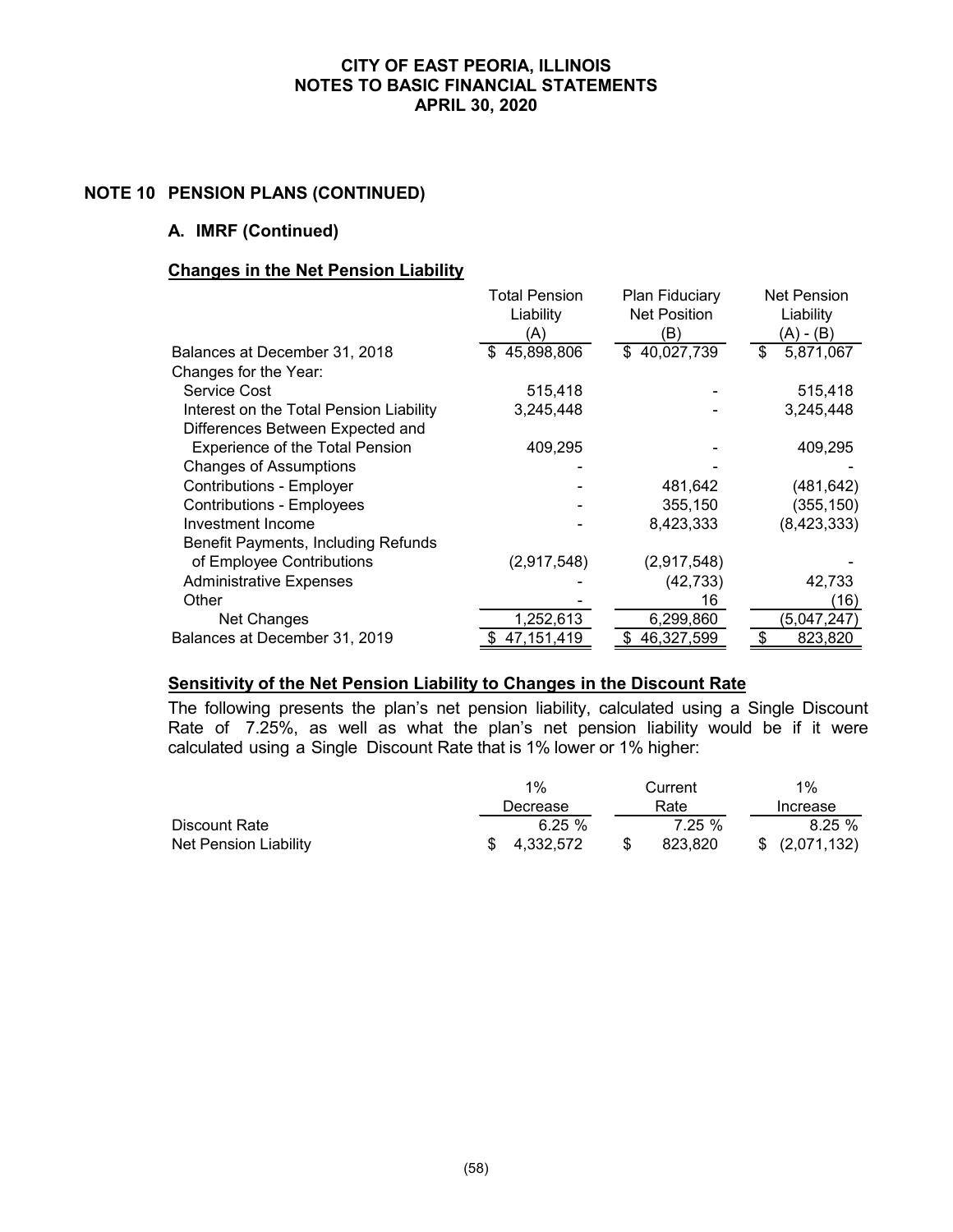# CITY OF EAST PEORIA, ILLINOIS
# NOTES TO BASIC FINANCIAL STATEMENTS
# APRIL 30, 2020

## NOTE 10 PENSION PLANS (CONTINUED)

### A. IMRF (Continued)

**Changes in the Net Pension Liability**

| | Total Pension Liability (A) | Plan Fiduciary Net Position (B) | Net Pension Liability (A) - (B) |
|---|---|---|---|
| Balances at December 31, 2018 | $ 45,898,806 | $ 40,027,739 | $ 5,871,067 |
| Changes for the Year: | | | |
| Service Cost | 515,418 | - | 515,418 |
| Interest on the Total Pension Liability | 3,245,448 | - | 3,245,448 |
| Differences Between Expected and Experience of the Total Pension | 409,295 | - | 409,295 |
| Changes of Assumptions | - | - | - |
| Contributions - Employer | - | 481,642 | (481,642) |
| Contributions - Employees | - | 355,150 | (355,150) |
| Investment Income | - | 8,423,333 | (8,423,333) |
| Benefit Payments, Including Refunds of Employee Contributions | (2,917,548) | (2,917,548) | - |
| Administrative Expenses | - | (42,733) | 42,733 |
| Other | - | 16 | (16) |
| Net Changes | 1,252,613 | 6,299,860 | (5,047,247) |
| Balances at December 31, 2019 | $ 47,151,419 | $ 46,327,599 | $ 823,820 |

**Sensitivity of the Net Pension Liability to Changes in the Discount Rate**

The following presents the plan's net pension liability, calculated using a Single Discount Rate of 7.25%, as well as what the plan's net pension liability would be if it were calculated using a Single Discount Rate that is 1% lower or 1% higher:

| | 1% Decrease | Current Rate | 1% Increase |
|---|---|---|---|
| Discount Rate | 6.25 % | 7.25 % | 8.25 % |
| Net Pension Liability | $ 4,332,572 | $ 823,820 | $ (2,071,132) |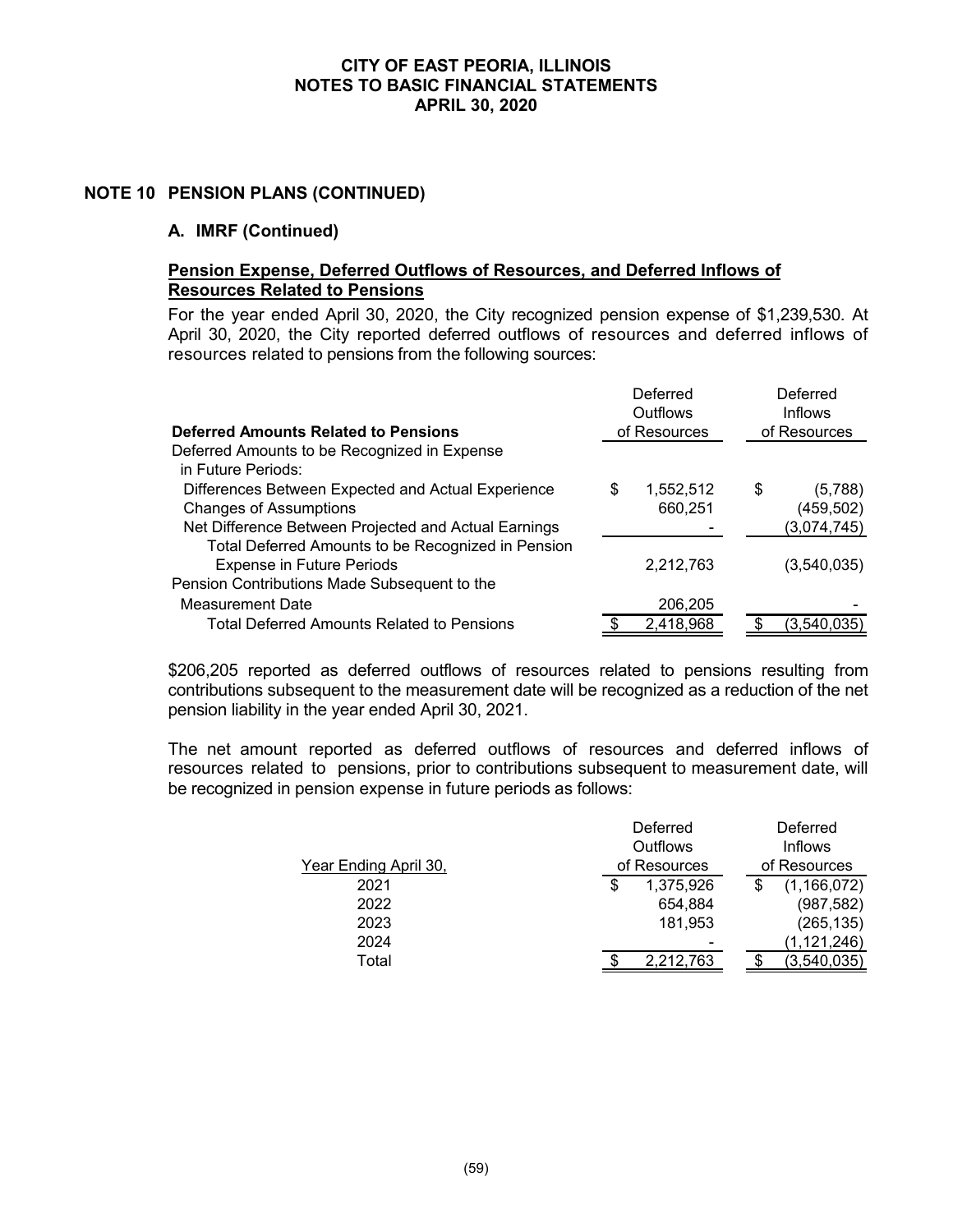# CITY OF EAST PEORIA, ILLINOIS
# NOTES TO BASIC FINANCIAL STATEMENTS
# APRIL 30, 2020

## NOTE 10 PENSION PLANS (CONTINUED)

### A. IMRF (Continued)

**Pension Expense, Deferred Outflows of Resources, and Deferred Inflows of Resources Related to Pensions**

For the year ended April 30, 2020, the City recognized pension expense of $1,239,530. At April 30, 2020, the City reported deferred outflows of resources and deferred inflows of resources related to pensions from the following sources:

| Deferred Amounts Related to Pensions | Deferred Outflows of Resources | Deferred Inflows of Resources |
|---|---|---|
| Deferred Amounts to be Recognized in Expense in Future Periods: | | |
| Differences Between Expected and Actual Experience | $ 1,552,512 | $ (5,788) |
| Changes of Assumptions | 660,251 | (459,502) |
| Net Difference Between Projected and Actual Earnings | - | (3,074,745) |
| Total Deferred Amounts to be Recognized in Pension Expense in Future Periods | 2,212,763 | (3,540,035) |
| Pension Contributions Made Subsequent to the Measurement Date | 206,205 | - |
| Total Deferred Amounts Related to Pensions | $ 2,418,968 | $ (3,540,035) |

$206,205 reported as deferred outflows of resources related to pensions resulting from contributions subsequent to the measurement date will be recognized as a reduction of the net pension liability in the year ended April 30, 2021.

The net amount reported as deferred outflows of resources and deferred inflows of resources related to pensions, prior to contributions subsequent to measurement date, will be recognized in pension expense in future periods as follows:

| Year Ending April 30, | Deferred Outflows of Resources | Deferred Inflows of Resources |
|---|---|---|
| 2021 | $ 1,375,926 | $ (1,166,072) |
| 2022 | 654,884 | (987,582) |
| 2023 | 181,953 | (265,135) |
| 2024 | - | (1,121,246) |
| Total | $ 2,212,763 | $ (3,540,035) |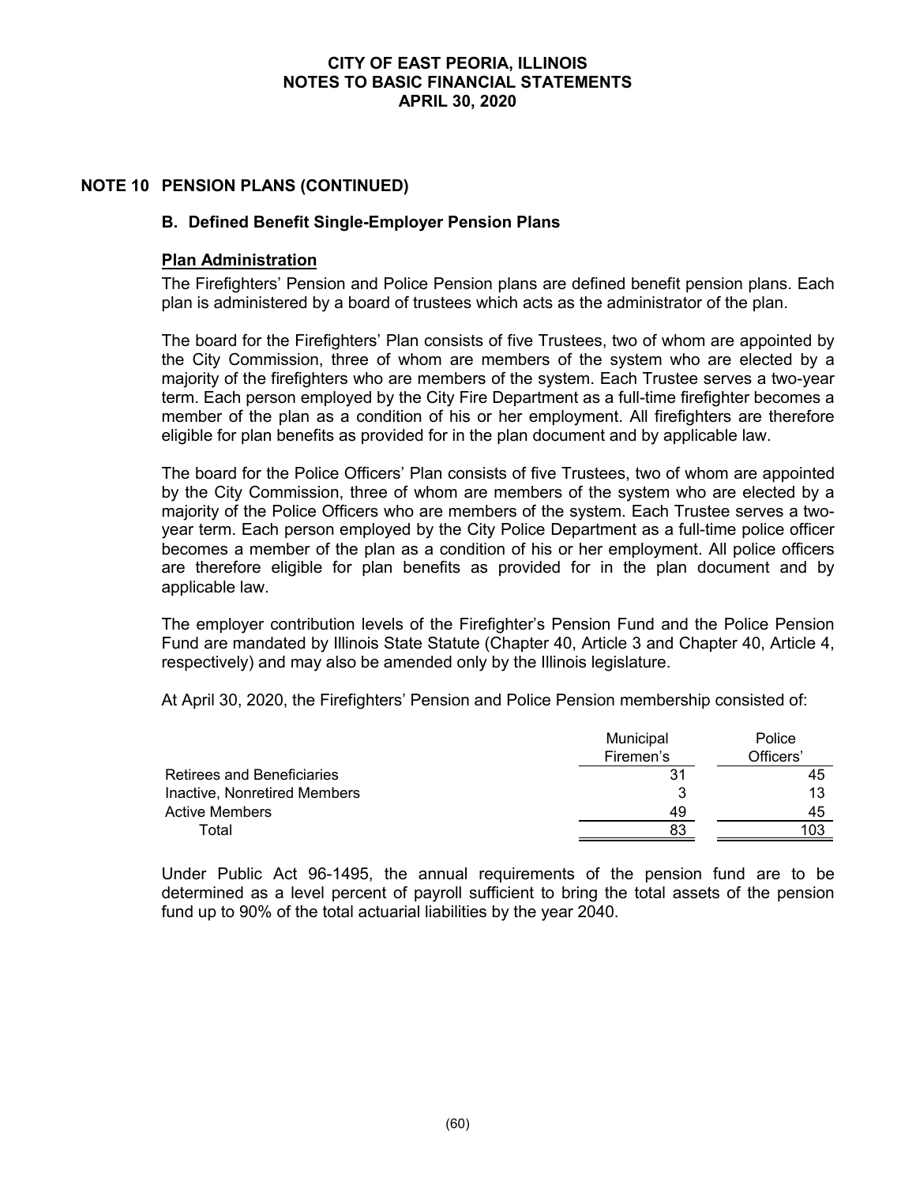## NOTE 10 PENSION PLANS (CONTINUED)

### B. Defined Benefit Single-Employer Pension Plans

**Plan Administration**

The Firefighters' Pension and Police Pension plans are defined benefit pension plans. Each plan is administered by a board of trustees which acts as the administrator of the plan.

The board for the Firefighters' Plan consists of five Trustees, two of whom are appointed by the City Commission, three of whom are members of the system who are elected by a majority of the firefighters who are members of the system. Each Trustee serves a two-year term. Each person employed by the City Fire Department as a full-time firefighter becomes a member of the plan as a condition of his or her employment. All firefighters are therefore eligible for plan benefits as provided for in the plan document and by applicable law.

The board for the Police Officers' Plan consists of five Trustees, two of whom are appointed by the City Commission, three of whom are members of the system who are elected by a majority of the Police Officers who are members of the system. Each Trustee serves a two-year term. Each person employed by the City Police Department as a full-time police officer becomes a member of the plan as a condition of his or her employment. All police officers are therefore eligible for plan benefits as provided for in the plan document and by applicable law.

The employer contribution levels of the Firefighter's Pension Fund and the Police Pension Fund are mandated by Illinois State Statute (Chapter 40, Article 3 and Chapter 40, Article 4, respectively) and may also be amended only by the Illinois legislature.

At April 30, 2020, the Firefighters' Pension and Police Pension membership consisted of:

| | Municipal Firemen's | Police Officers' |
|---|---|---|
| Retirees and Beneficiaries | 31 | 45 |
| Inactive, Nonretired Members | 3 | 13 |
| Active Members | 49 | 45 |
| Total | 83 | 103 |

Under Public Act 96-1495, the annual requirements of the pension fund are to be determined as a level percent of payroll sufficient to bring the total assets of the pension fund up to 90% of the total actuarial liabilities by the year 2040.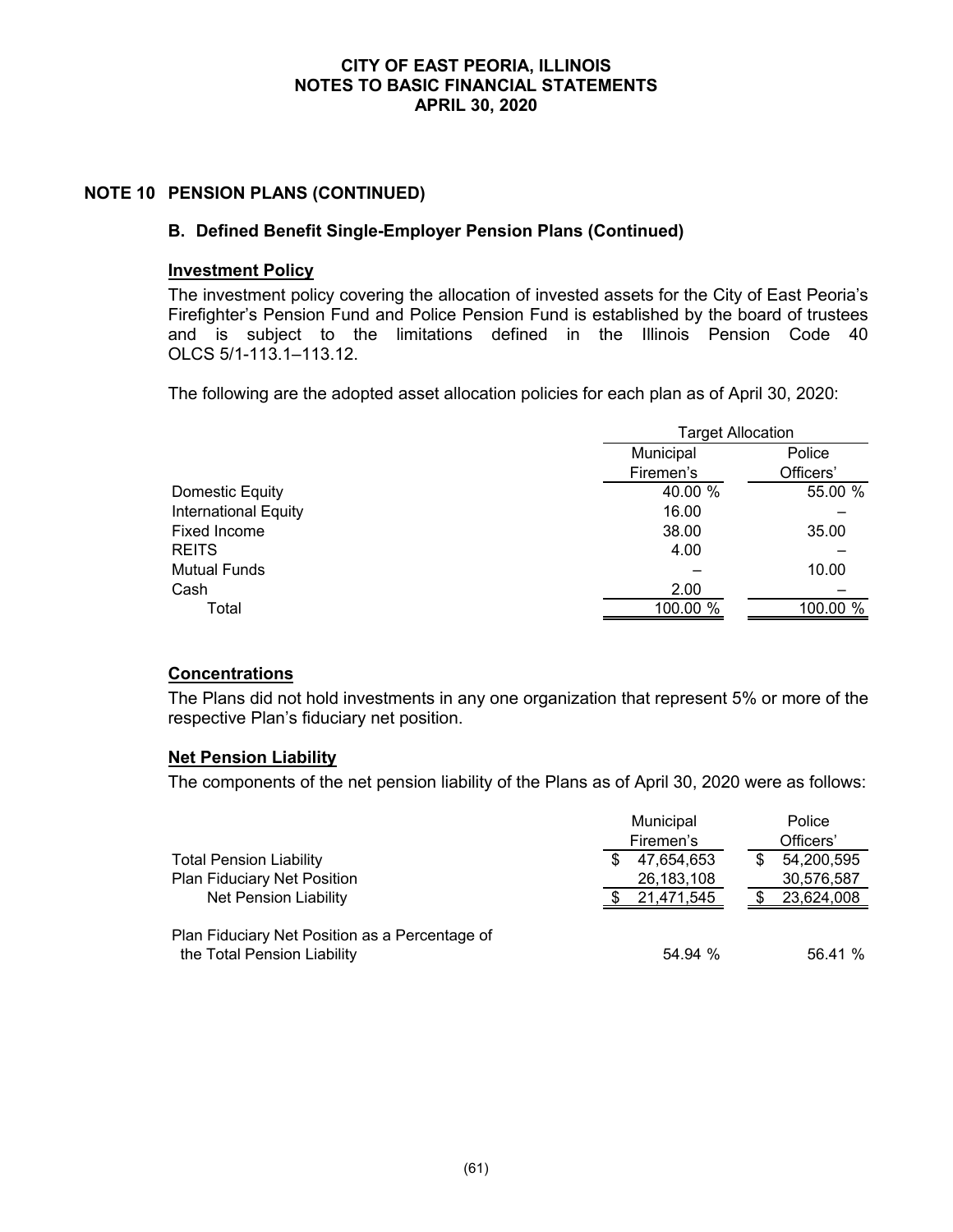## NOTE 10 PENSION PLANS (CONTINUED)

### B. Defined Benefit Single-Employer Pension Plans (Continued)

**Investment Policy**

The investment policy covering the allocation of invested assets for the City of East Peoria's Firefighter's Pension Fund and Police Pension Fund is established by the board of trustees and is subject to the limitations defined in the Illinois Pension Code 40 OLCS 5/1-113.1–113.12.

The following are the adopted asset allocation policies for each plan as of April 30, 2020:

| | Target Allocation | |
|---|---|---|
| | Municipal Firemen's | Police Officers' |
| Domestic Equity | 40.00 % | 55.00 % |
| International Equity | 16.00 | – |
| Fixed Income | 38.00 | 35.00 |
| REITS | 4.00 | – |
| Mutual Funds | – | 10.00 |
| Cash | 2.00 | – |
| Total | 100.00 % | 100.00 % |

**Concentrations**

The Plans did not hold investments in any one organization that represent 5% or more of the respective Plan's fiduciary net position.

**Net Pension Liability**

The components of the net pension liability of the Plans as of April 30, 2020 were as follows:

| | Municipal Firemen's | Police Officers' |
|---|---|---|
| Total Pension Liability | $ 47,654,653 | $ 54,200,595 |
| Plan Fiduciary Net Position | 26,183,108 | 30,576,587 |
| Net Pension Liability | $ 21,471,545 | $ 23,624,008 |
| Plan Fiduciary Net Position as a Percentage of the Total Pension Liability | 54.94 % | 56.41 % |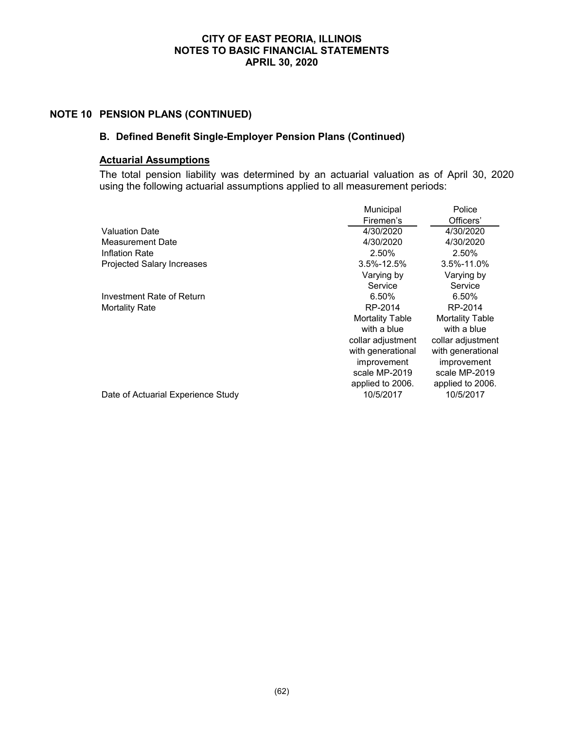**CITY OF EAST PEORIA, ILLINOIS**
**NOTES TO BASIC FINANCIAL STATEMENTS**
**APRIL 30, 2020**

## NOTE 10 PENSION PLANS (CONTINUED)

### B. Defined Benefit Single-Employer Pension Plans (Continued)

**Actuarial Assumptions**

The total pension liability was determined by an actuarial valuation as of April 30, 2020 using the following actuarial assumptions applied to all measurement periods:

| | Municipal Firemen's | Police Officers' |
|---|---|---|
| Valuation Date | 4/30/2020 | 4/30/2020 |
| Measurement Date | 4/30/2020 | 4/30/2020 |
| Inflation Rate | 2.50% | 2.50% |
| Projected Salary Increases | 3.5%-12.5% Varying by Service | 3.5%-11.0% Varying by Service |
| Investment Rate of Return | 6.50% | 6.50% |
| Mortality Rate | RP-2014 Mortality Table with a blue collar adjustment with generational improvement scale MP-2019 applied to 2006. | RP-2014 Mortality Table with a blue collar adjustment with generational improvement scale MP-2019 applied to 2006. |
| Date of Actuarial Experience Study | 10/5/2017 | 10/5/2017 |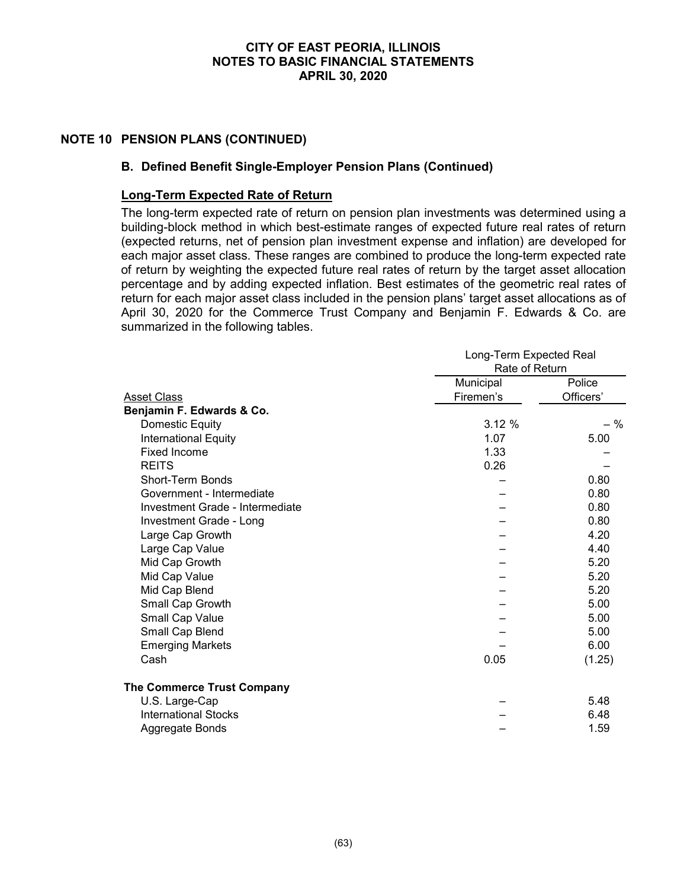## NOTE 10 PENSION PLANS (CONTINUED)

### B. Defined Benefit Single-Employer Pension Plans (Continued)

**Long-Term Expected Rate of Return**

The long-term expected rate of return on pension plan investments was determined using a building-block method in which best-estimate ranges of expected future real rates of return (expected returns, net of pension plan investment expense and inflation) are developed for each major asset class. These ranges are combined to produce the long-term expected rate of return by weighting the expected future real rates of return by the target asset allocation percentage and by adding expected inflation. Best estimates of the geometric real rates of return for each major asset class included in the pension plans' target asset allocations as of April 30, 2020 for the Commerce Trust Company and Benjamin F. Edwards & Co. are summarized in the following tables.

| | Long-Term Expected Real Rate of Return | |
|---|---|---|
| Asset Class | Municipal Firemen's | Police Officers' |
| **Benjamin F. Edwards & Co.** | | |
| Domestic Equity | 3.12 % | – % |
| International Equity | 1.07 | 5.00 |
| Fixed Income | 1.33 | – |
| REITS | 0.26 | – |
| Short-Term Bonds | – | 0.80 |
| Government - Intermediate | – | 0.80 |
| Investment Grade - Intermediate | – | 0.80 |
| Investment Grade - Long | – | 0.80 |
| Large Cap Growth | – | 4.20 |
| Large Cap Value | – | 4.40 |
| Mid Cap Growth | – | 5.20 |
| Mid Cap Value | – | 5.20 |
| Mid Cap Blend | – | 5.20 |
| Small Cap Growth | – | 5.00 |
| Small Cap Value | – | 5.00 |
| Small Cap Blend | – | 5.00 |
| Emerging Markets | – | 6.00 |
| Cash | 0.05 | (1.25) |
| **The Commerce Trust Company** | | |
| U.S. Large-Cap | – | 5.48 |
| International Stocks | – | 6.48 |
| Aggregate Bonds | – | 1.59 |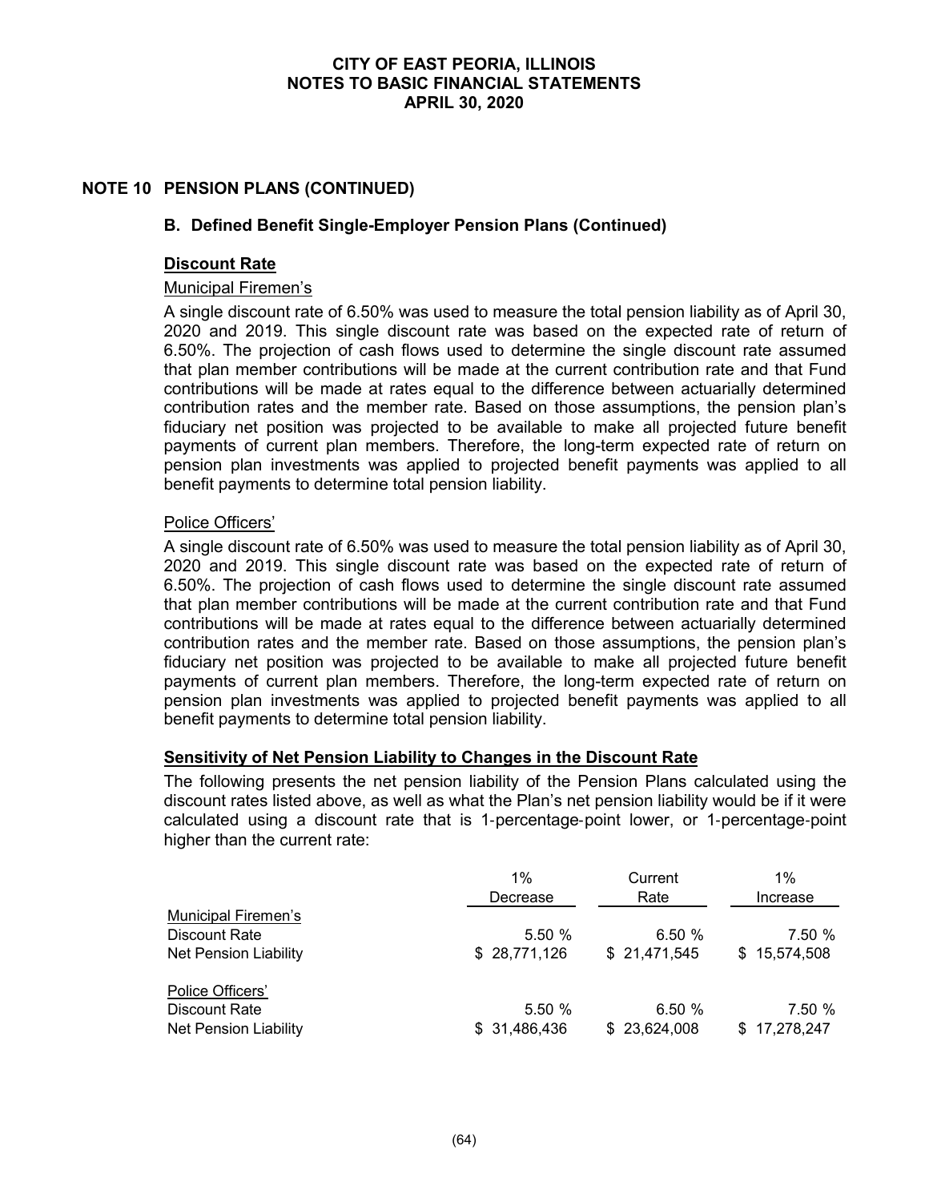# NOTE 10 PENSION PLANS (CONTINUED)

## B. Defined Benefit Single-Employer Pension Plans (Continued)

### Discount Rate

Municipal Firemen's

A single discount rate of 6.50% was used to measure the total pension liability as of April 30, 2020 and 2019. This single discount rate was based on the expected rate of return of 6.50%. The projection of cash flows used to determine the single discount rate assumed that plan member contributions will be made at the current contribution rate and that Fund contributions will be made at rates equal to the difference between actuarially determined contribution rates and the member rate. Based on those assumptions, the pension plan's fiduciary net position was projected to be available to make all projected future benefit payments of current plan members. Therefore, the long-term expected rate of return on pension plan investments was applied to projected benefit payments was applied to all benefit payments to determine total pension liability.

Police Officers'

A single discount rate of 6.50% was used to measure the total pension liability as of April 30, 2020 and 2019. This single discount rate was based on the expected rate of return of 6.50%. The projection of cash flows used to determine the single discount rate assumed that plan member contributions will be made at the current contribution rate and that Fund contributions will be made at rates equal to the difference between actuarially determined contribution rates and the member rate. Based on those assumptions, the pension plan's fiduciary net position was projected to be available to make all projected future benefit payments of current plan members. Therefore, the long-term expected rate of return on pension plan investments was applied to projected benefit payments was applied to all benefit payments to determine total pension liability.

### Sensitivity of Net Pension Liability to Changes in the Discount Rate

The following presents the net pension liability of the Pension Plans calculated using the discount rates listed above, as well as what the Plan's net pension liability would be if it were calculated using a discount rate that is 1-percentage-point lower, or 1-percentage-point higher than the current rate:

| | 1% Decrease | Current Rate | 1% Increase |
|---|---|---|---|
| Municipal Firemen's | | | |
| Discount Rate | 5.50 % | 6.50 % | 7.50 % |
| Net Pension Liability | $ 28,771,126 | $ 21,471,545 | $ 15,574,508 |
| Police Officers' | | | |
| Discount Rate | 5.50 % | 6.50 % | 7.50 % |
| Net Pension Liability | $ 31,486,436 | $ 23,624,008 | $ 17,278,247 |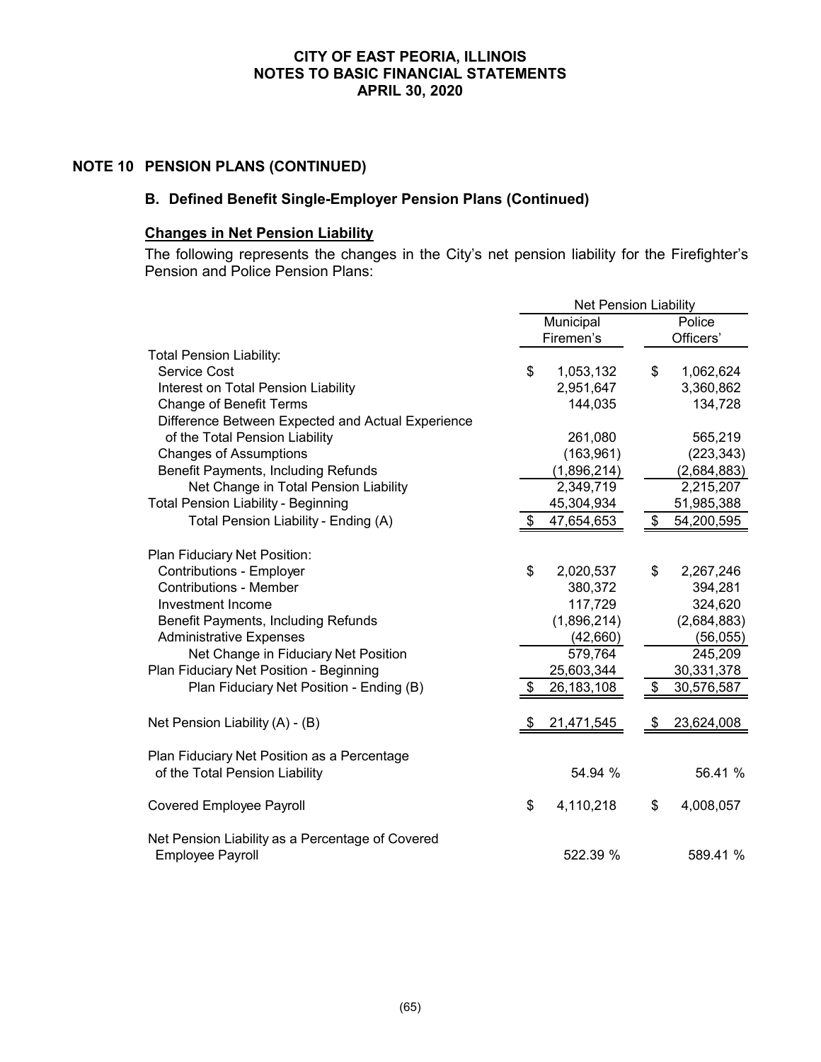# CITY OF EAST PEORIA, ILLINOIS
# NOTES TO BASIC FINANCIAL STATEMENTS
# APRIL 30, 2020

## NOTE 10 PENSION PLANS (CONTINUED)

### B. Defined Benefit Single-Employer Pension Plans (Continued)

**Changes in Net Pension Liability**

The following represents the changes in the City's net pension liability for the Firefighter's Pension and Police Pension Plans:

| | Net Pension Liability | |
|---|---|---|
| | Municipal Firemen's | Police Officers' |
| **Total Pension Liability:** | | |
| Service Cost | $ 1,053,132 | $ 1,062,624 |
| Interest on Total Pension Liability | 2,951,647 | 3,360,862 |
| Change of Benefit Terms | 144,035 | 134,728 |
| Difference Between Expected and Actual Experience of the Total Pension Liability | 261,080 | 565,219 |
| Changes of Assumptions | (163,961) | (223,343) |
| Benefit Payments, Including Refunds | (1,896,214) | (2,684,883) |
| Net Change in Total Pension Liability | 2,349,719 | 2,215,207 |
| Total Pension Liability - Beginning | 45,304,934 | 51,985,388 |
| Total Pension Liability - Ending (A) | $ 47,654,653 | $ 54,200,595 |
| | | |
| **Plan Fiduciary Net Position:** | | |
| Contributions - Employer | $ 2,020,537 | $ 2,267,246 |
| Contributions - Member | 380,372 | 394,281 |
| Investment Income | 117,729 | 324,620 |
| Benefit Payments, Including Refunds | (1,896,214) | (2,684,883) |
| Administrative Expenses | (42,660) | (56,055) |
| Net Change in Fiduciary Net Position | 579,764 | 245,209 |
| Plan Fiduciary Net Position - Beginning | 25,603,344 | 30,331,378 |
| Plan Fiduciary Net Position - Ending (B) | $ 26,183,108 | $ 30,576,587 |
| | | |
| Net Pension Liability (A) - (B) | $ 21,471,545 | $ 23,624,008 |
| | | |
| Plan Fiduciary Net Position as a Percentage of the Total Pension Liability | 54.94 % | 56.41 % |
| | | |
| Covered Employee Payroll | $ 4,110,218 | $ 4,008,057 |
| | | |
| Net Pension Liability as a Percentage of Covered Employee Payroll | 522.39 % | 589.41 % |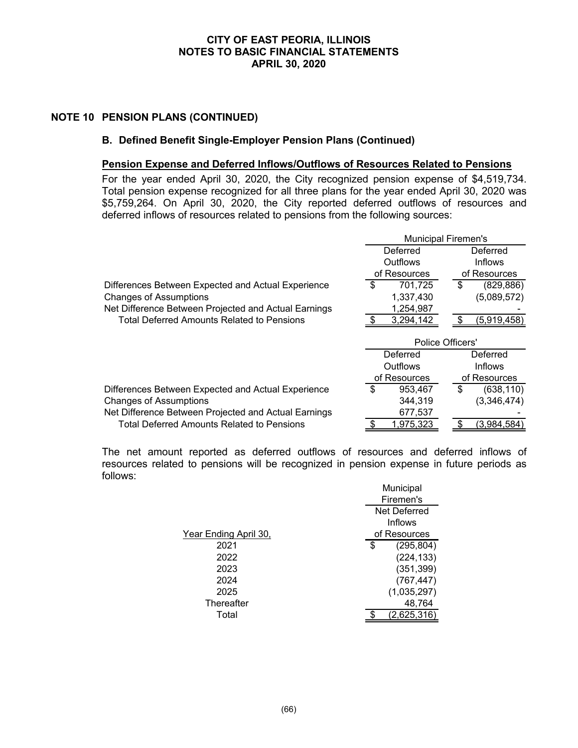# NOTE 10 PENSION PLANS (CONTINUED)

## B. Defined Benefit Single-Employer Pension Plans (Continued)

### Pension Expense and Deferred Inflows/Outflows of Resources Related to Pensions

For the year ended April 30, 2020, the City recognized pension expense of $4,519,734. Total pension expense recognized for all three plans for the year ended April 30, 2020 was $5,759,264. On April 30, 2020, the City reported deferred outflows of resources and deferred inflows of resources related to pensions from the following sources:

| | Municipal Firemen's | |
|---|---|---|
| | Deferred Outflows of Resources | Deferred Inflows of Resources |
| Differences Between Expected and Actual Experience | $ 701,725 | $ (829,886) |
| Changes of Assumptions | 1,337,430 | (5,089,572) |
| Net Difference Between Projected and Actual Earnings | 1,254,987 | - |
| Total Deferred Amounts Related to Pensions | $ 3,294,142 | $ (5,919,458) |

| | Police Officers' | |
|---|---|---|
| | Deferred Outflows of Resources | Deferred Inflows of Resources |
| Differences Between Expected and Actual Experience | $ 953,467 | $ (638,110) |
| Changes of Assumptions | 344,319 | (3,346,474) |
| Net Difference Between Projected and Actual Earnings | 677,537 | - |
| Total Deferred Amounts Related to Pensions | $ 1,975,323 | $ (3,984,584) |

The net amount reported as deferred outflows of resources and deferred inflows of resources related to pensions will be recognized in pension expense in future periods as follows:

| Year Ending April 30, | Municipal Firemen's Net Deferred Inflows of Resources |
|---|---|
| 2021 | $ (295,804) |
| 2022 | (224,133) |
| 2023 | (351,399) |
| 2024 | (767,447) |
| 2025 | (1,035,297) |
| Thereafter | 48,764 |
| Total | $ (2,625,316) |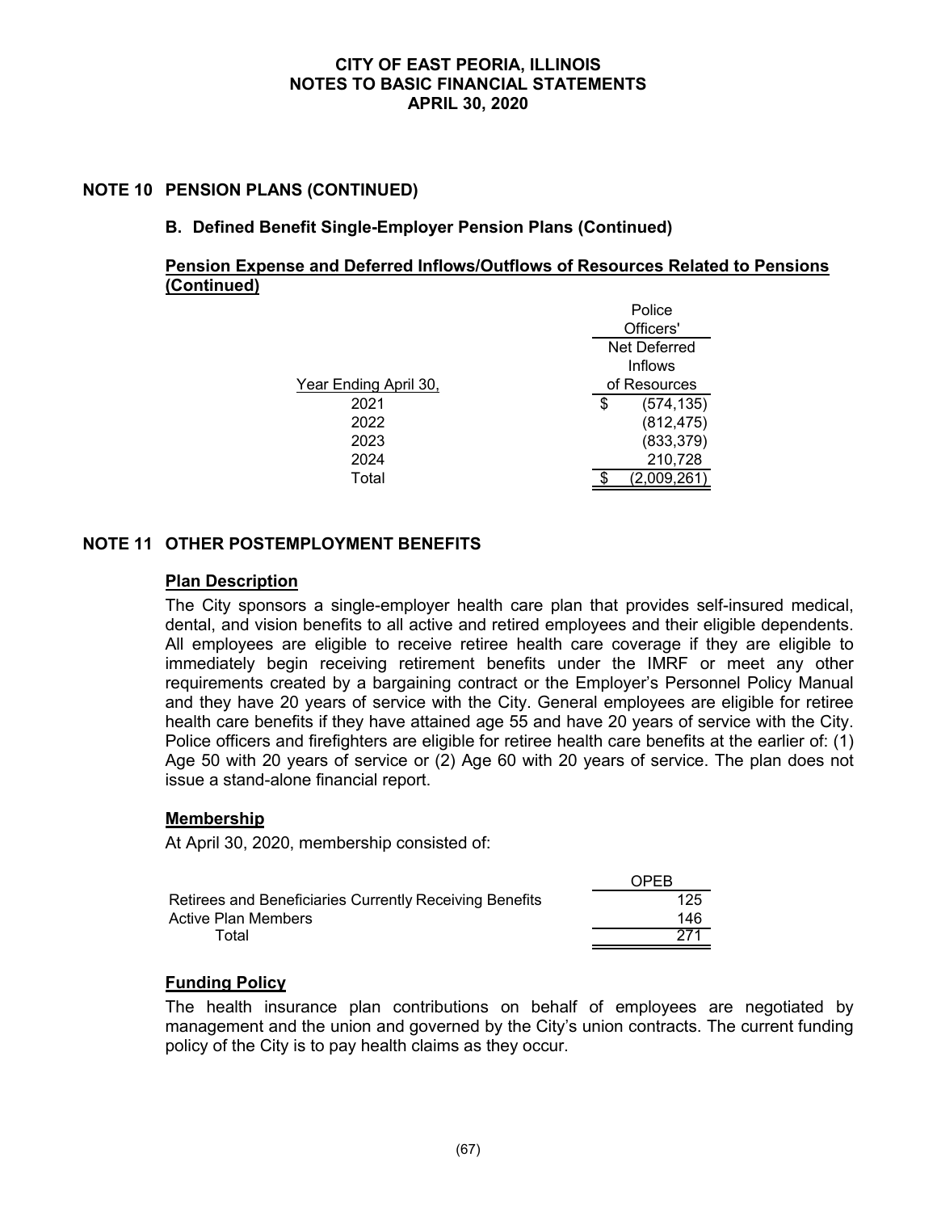## NOTE 10 PENSION PLANS (CONTINUED)

### B. Defined Benefit Single-Employer Pension Plans (Continued)

**Pension Expense and Deferred Inflows/Outflows of Resources Related to Pensions (Continued)**

| Year Ending April 30, | Police Officers' Net Deferred Inflows of Resources |
|---|---|
| 2021 | $ (574,135) |
| 2022 | (812,475) |
| 2023 | (833,379) |
| 2024 | 210,728 |
| Total | $ (2,009,261) |

## NOTE 11 OTHER POSTEMPLOYMENT BENEFITS

**Plan Description**

The City sponsors a single-employer health care plan that provides self-insured medical, dental, and vision benefits to all active and retired employees and their eligible dependents. All employees are eligible to receive retiree health care coverage if they are eligible to immediately begin receiving retirement benefits under the IMRF or meet any other requirements created by a bargaining contract or the Employer's Personnel Policy Manual and they have 20 years of service with the City. General employees are eligible for retiree health care benefits if they have attained age 55 and have 20 years of service with the City. Police officers and firefighters are eligible for retiree health care benefits at the earlier of: (1) Age 50 with 20 years of service or (2) Age 60 with 20 years of service. The plan does not issue a stand-alone financial report.

**Membership**

At April 30, 2020, membership consisted of:

| | OPEB |
|---|---|
| Retirees and Beneficiaries Currently Receiving Benefits | 125 |
| Active Plan Members | 146 |
| Total | 271 |

**Funding Policy**

The health insurance plan contributions on behalf of employees are negotiated by management and the union and governed by the City's union contracts. The current funding policy of the City is to pay health claims as they occur.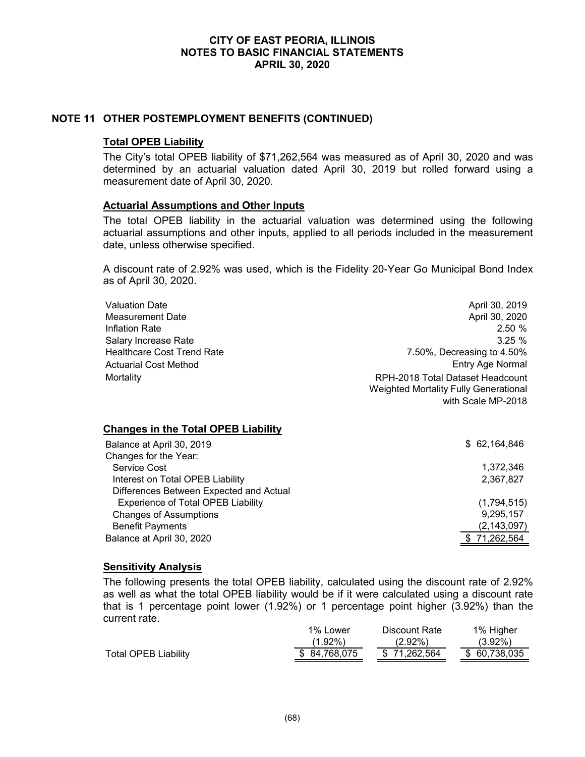## NOTE 11 OTHER POSTEMPLOYMENT BENEFITS (CONTINUED)

### Total OPEB Liability

The City's total OPEB liability of $71,262,564 was measured as of April 30, 2020 and was determined by an actuarial valuation dated April 30, 2019 but rolled forward using a measurement date of April 30, 2020.

### Actuarial Assumptions and Other Inputs

The total OPEB liability in the actuarial valuation was determined using the following actuarial assumptions and other inputs, applied to all periods included in the measurement date, unless otherwise specified.

A discount rate of 2.92% was used, which is the Fidelity 20-Year Go Municipal Bond Index as of April 30, 2020.

| | |
|---|---|
| Valuation Date | April 30, 2019 |
| Measurement Date | April 30, 2020 |
| Inflation Rate | 2.50 % |
| Salary Increase Rate | 3.25 % |
| Healthcare Cost Trend Rate | 7.50%, Decreasing to 4.50% |
| Actuarial Cost Method | Entry Age Normal |
| Mortality | RPH-2018 Total Dataset Headcount Weighted Mortality Fully Generational with Scale MP-2018 |

### Changes in the Total OPEB Liability

| | |
|---|---|
| Balance at April 30, 2019 | $ 62,164,846 |
| Changes for the Year: | |
| Service Cost | 1,372,346 |
| Interest on Total OPEB Liability | 2,367,827 |
| Differences Between Expected and Actual Experience of Total OPEB Liability | (1,794,515) |
| Changes of Assumptions | 9,295,157 |
| Benefit Payments | (2,143,097) |
| Balance at April 30, 2020 | $ 71,262,564 |

### Sensitivity Analysis

The following presents the total OPEB liability, calculated using the discount rate of 2.92% as well as what the total OPEB liability would be if it were calculated using a discount rate that is 1 percentage point lower (1.92%) or 1 percentage point higher (3.92%) than the current rate.

| | 1% Lower (1.92%) | Discount Rate (2.92%) | 1% Higher (3.92%) |
|---|---|---|---|
| Total OPEB Liability | $ 84,768,075 | $ 71,262,564 | $ 60,738,035 |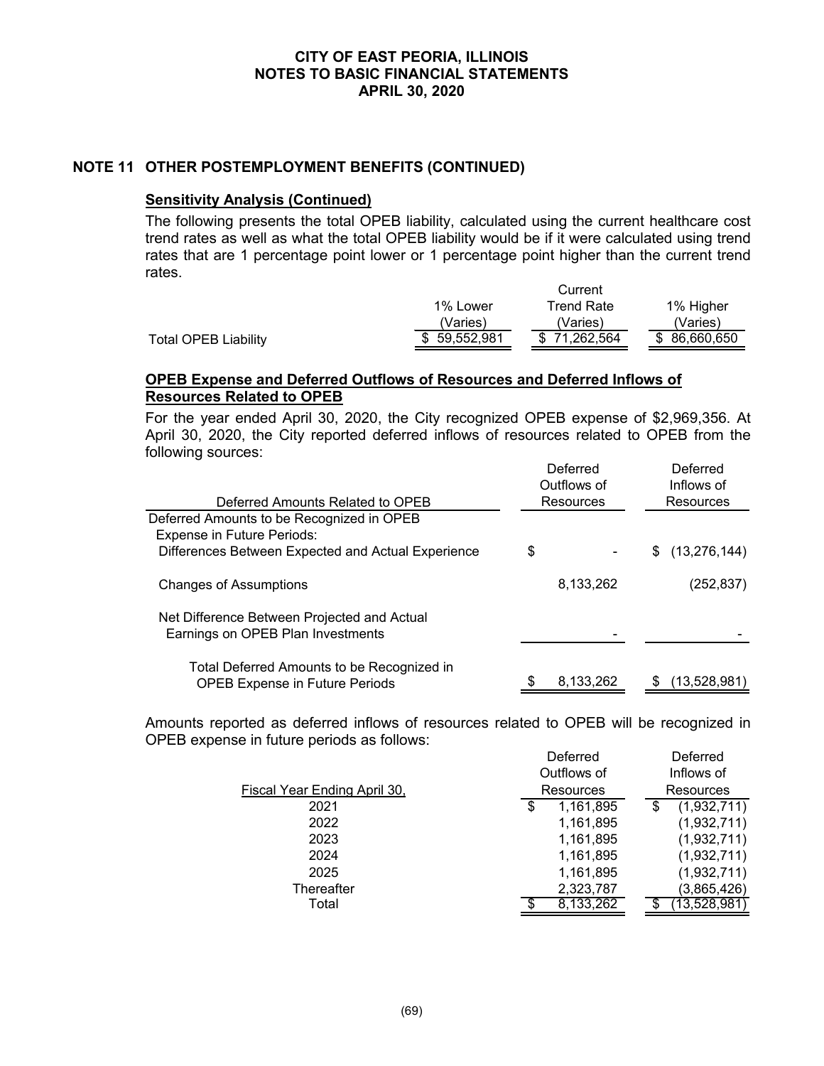# CITY OF EAST PEORIA, ILLINOIS
# NOTES TO BASIC FINANCIAL STATEMENTS
# APRIL 30, 2020

## NOTE 11 OTHER POSTEMPLOYMENT BENEFITS (CONTINUED)

### Sensitivity Analysis (Continued)

The following presents the total OPEB liability, calculated using the current healthcare cost trend rates as well as what the total OPEB liability would be if it were calculated using trend rates that are 1 percentage point lower or 1 percentage point higher than the current trend rates.

| | 1% Lower (Varies) | Current Trend Rate (Varies) | 1% Higher (Varies) |
|---|---|---|---|
| Total OPEB Liability | $ 59,552,981 | $ 71,262,564 | $ 86,660,650 |

### OPEB Expense and Deferred Outflows of Resources and Deferred Inflows of Resources Related to OPEB

For the year ended April 30, 2020, the City recognized OPEB expense of $2,969,356. At April 30, 2020, the City reported deferred inflows of resources related to OPEB from the following sources:

| Deferred Amounts Related to OPEB | Deferred Outflows of Resources | Deferred Inflows of Resources |
|---|---|---|
| Deferred Amounts to be Recognized in OPEB Expense in Future Periods: | | |
| Differences Between Expected and Actual Experience | $ - | $ (13,276,144) |
| Changes of Assumptions | 8,133,262 | (252,837) |
| Net Difference Between Projected and Actual Earnings on OPEB Plan Investments | - | - |
| Total Deferred Amounts to be Recognized in OPEB Expense in Future Periods | $ 8,133,262 | $ (13,528,981) |

Amounts reported as deferred inflows of resources related to OPEB will be recognized in OPEB expense in future periods as follows:

| Fiscal Year Ending April 30, | Deferred Outflows of Resources | Deferred Inflows of Resources |
|---|---|---|
| 2021 | $ 1,161,895 | $ (1,932,711) |
| 2022 | 1,161,895 | (1,932,711) |
| 2023 | 1,161,895 | (1,932,711) |
| 2024 | 1,161,895 | (1,932,711) |
| 2025 | 1,161,895 | (1,932,711) |
| Thereafter | 2,323,787 | (3,865,426) |
| Total | $ 8,133,262 | $ (13,528,981) |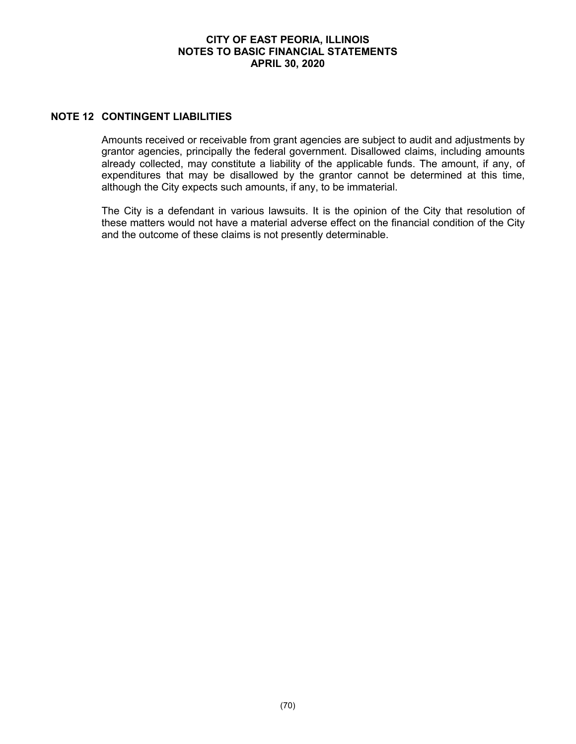## NOTE 12 CONTINGENT LIABILITIES

Amounts received or receivable from grant agencies are subject to audit and adjustments by grantor agencies, principally the federal government. Disallowed claims, including amounts already collected, may constitute a liability of the applicable funds. The amount, if any, of expenditures that may be disallowed by the grantor cannot be determined at this time, although the City expects such amounts, if any, to be immaterial.

The City is a defendant in various lawsuits. It is the opinion of the City that resolution of these matters would not have a material adverse effect on the financial condition of the City and the outcome of these claims is not presently determinable.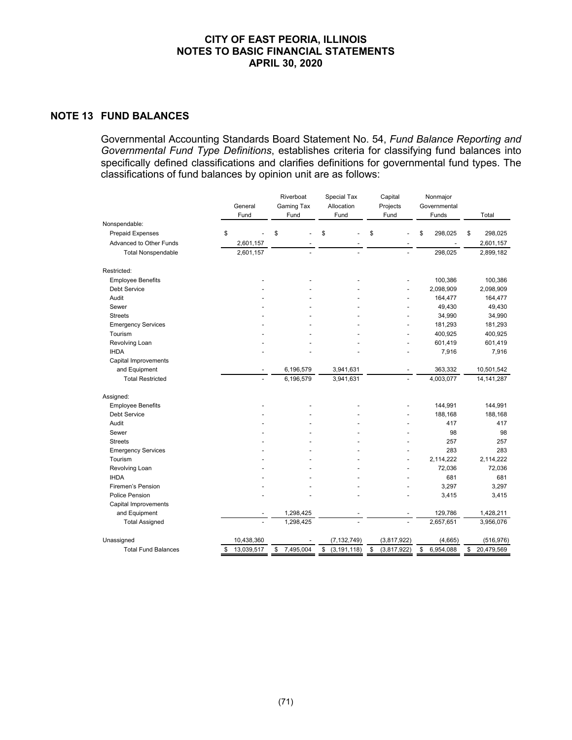## NOTE 13 FUND BALANCES

Governmental Accounting Standards Board Statement No. 54, *Fund Balance Reporting and Governmental Fund Type Definitions*, establishes criteria for classifying fund balances into specifically defined classifications and clarifies definitions for governmental fund types. The classifications of fund balances by opinion unit are as follows:

| | General Fund | Riverboat Gaming Tax Fund | Special Tax Allocation Fund | Capital Projects Fund | Nonmajor Governmental Funds | Total |
|---|---|---|---|---|---|---|
| Nonspendable: | | | | | | |
| Prepaid Expenses | $ - | $ - | $ - | $ - | $ 298,025 | $ 298,025 |
| Advanced to Other Funds | 2,601,157 | - | - | - | - | 2,601,157 |
| Total Nonspendable | 2,601,157 | - | - | - | 298,025 | 2,899,182 |
| Restricted: | | | | | | |
| Employee Benefits | - | - | - | - | 100,386 | 100,386 |
| Debt Service | - | - | - | - | 2,098,909 | 2,098,909 |
| Audit | - | - | - | - | 164,477 | 164,477 |
| Sewer | - | - | - | - | 49,430 | 49,430 |
| Streets | - | - | - | - | 34,990 | 34,990 |
| Emergency Services | - | - | - | - | 181,293 | 181,293 |
| Tourism | - | - | - | - | 400,925 | 400,925 |
| Revolving Loan | - | - | - | - | 601,419 | 601,419 |
| IHDA | - | - | - | - | 7,916 | 7,916 |
| Capital Improvements and Equipment | - | 6,196,579 | 3,941,631 | - | 363,332 | 10,501,542 |
| Total Restricted | - | 6,196,579 | 3,941,631 | - | 4,003,077 | 14,141,287 |
| Assigned: | | | | | | |
| Employee Benefits | - | - | - | - | 144,991 | 144,991 |
| Debt Service | - | - | - | - | 188,168 | 188,168 |
| Audit | - | - | - | - | 417 | 417 |
| Sewer | - | - | - | - | 98 | 98 |
| Streets | - | - | - | - | 257 | 257 |
| Emergency Services | - | - | - | - | 283 | 283 |
| Tourism | - | - | - | - | 2,114,222 | 2,114,222 |
| Revolving Loan | - | - | - | - | 72,036 | 72,036 |
| IHDA | - | - | - | - | 681 | 681 |
| Firemen's Pension | - | - | - | - | 3,297 | 3,297 |
| Police Pension | - | - | - | - | 3,415 | 3,415 |
| Capital Improvements and Equipment | - | 1,298,425 | - | - | 129,786 | 1,428,211 |
| Total Assigned | - | 1,298,425 | - | - | 2,657,651 | 3,956,076 |
| Unassigned | 10,438,360 | - | (7,132,749) | (3,817,922) | (4,665) | (516,976) |
| Total Fund Balances | $ 13,039,517 | $ 7,495,004 | $ (3,191,118) | $ (3,817,922) | $ 6,954,088 | $ 20,479,569 |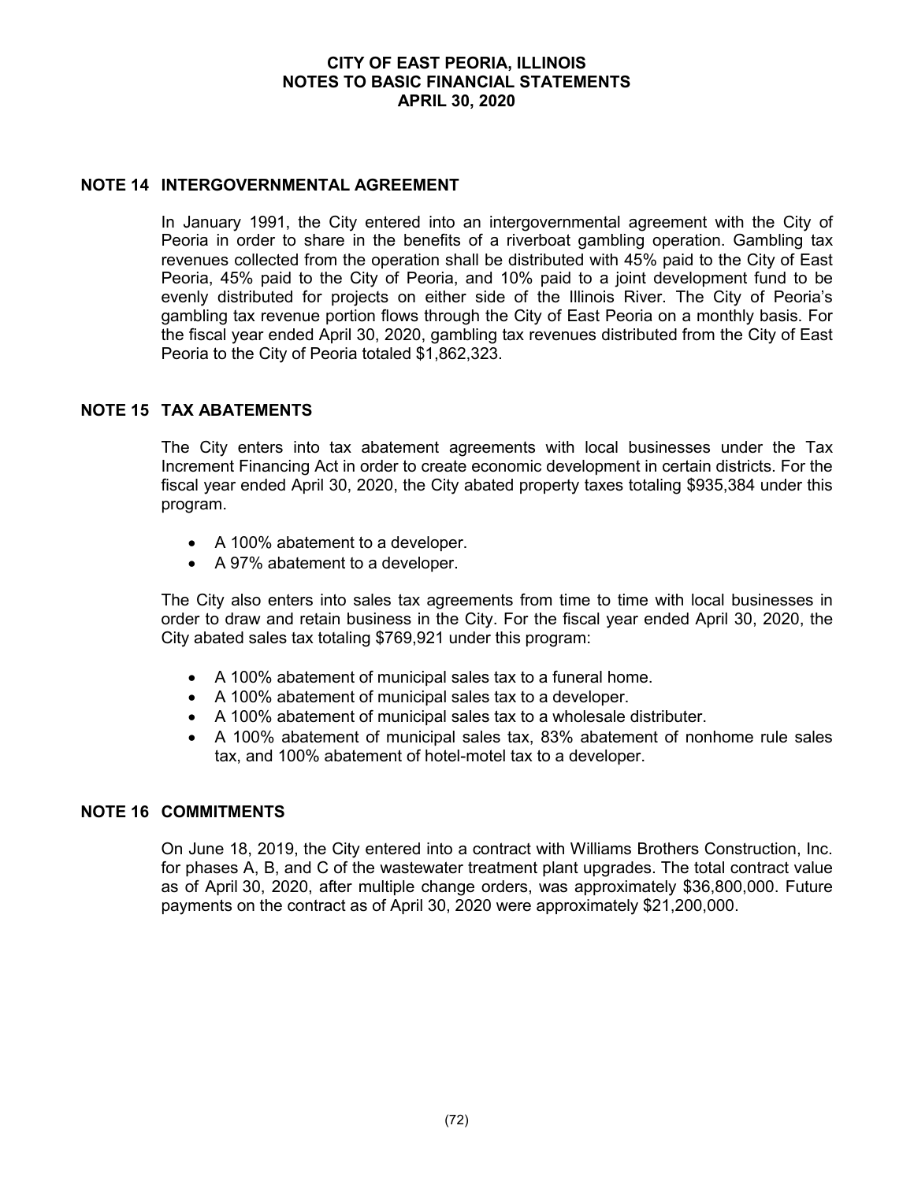## NOTE 14 INTERGOVERNMENTAL AGREEMENT

In January 1991, the City entered into an intergovernmental agreement with the City of Peoria in order to share in the benefits of a riverboat gambling operation. Gambling tax revenues collected from the operation shall be distributed with 45% paid to the City of East Peoria, 45% paid to the City of Peoria, and 10% paid to a joint development fund to be evenly distributed for projects on either side of the Illinois River. The City of Peoria's gambling tax revenue portion flows through the City of East Peoria on a monthly basis. For the fiscal year ended April 30, 2020, gambling tax revenues distributed from the City of East Peoria to the City of Peoria totaled $1,862,323.

## NOTE 15 TAX ABATEMENTS

The City enters into tax abatement agreements with local businesses under the Tax Increment Financing Act in order to create economic development in certain districts. For the fiscal year ended April 30, 2020, the City abated property taxes totaling $935,384 under this program.

- A 100% abatement to a developer.
- A 97% abatement to a developer.

The City also enters into sales tax agreements from time to time with local businesses in order to draw and retain business in the City. For the fiscal year ended April 30, 2020, the City abated sales tax totaling $769,921 under this program:

- A 100% abatement of municipal sales tax to a funeral home.
- A 100% abatement of municipal sales tax to a developer.
- A 100% abatement of municipal sales tax to a wholesale distributer.
- A 100% abatement of municipal sales tax, 83% abatement of nonhome rule sales tax, and 100% abatement of hotel-motel tax to a developer.

## NOTE 16 COMMITMENTS

On June 18, 2019, the City entered into a contract with Williams Brothers Construction, Inc. for phases A, B, and C of the wastewater treatment plant upgrades. The total contract value as of April 30, 2020, after multiple change orders, was approximately $36,800,000. Future payments on the contract as of April 30, 2020 were approximately $21,200,000.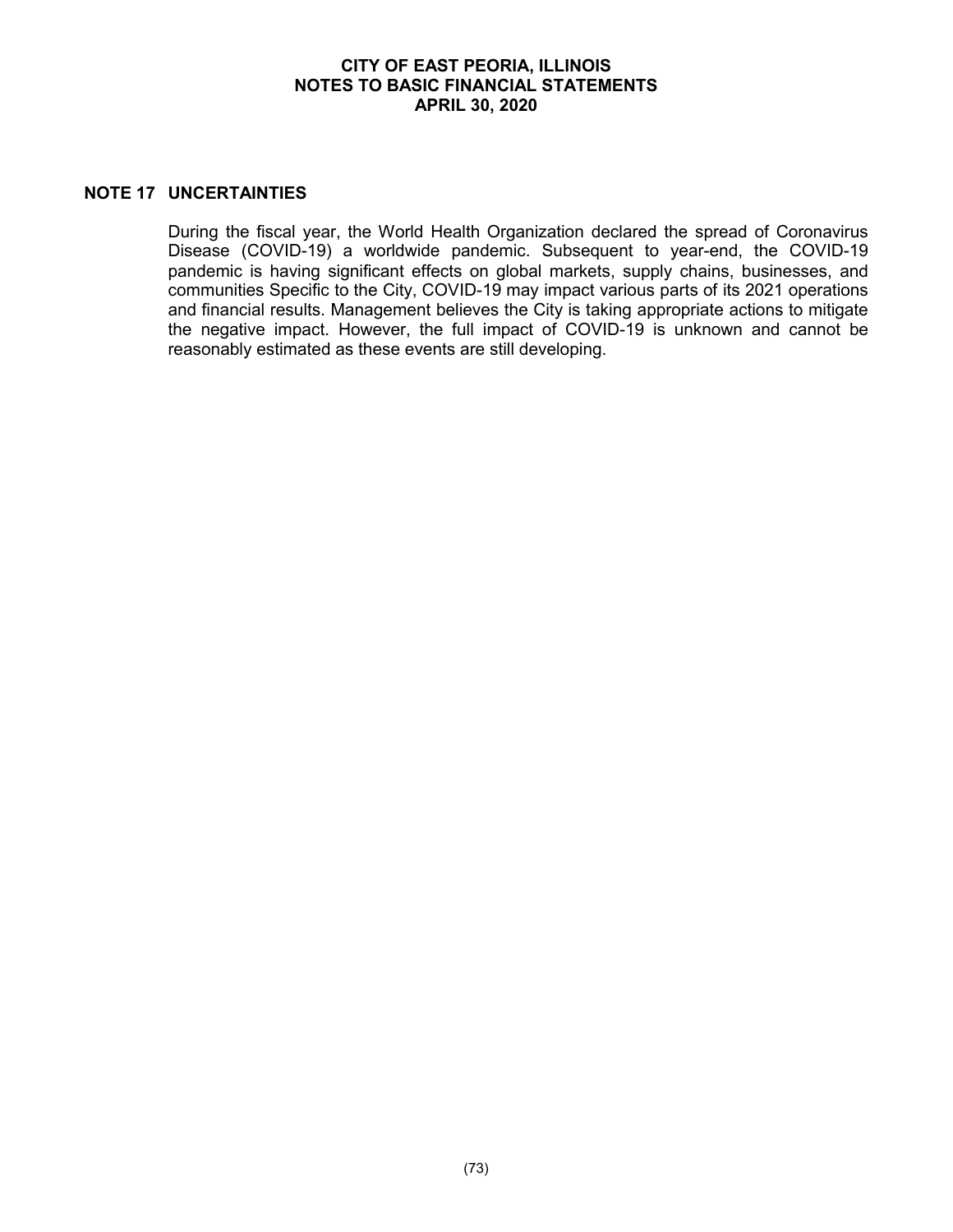## NOTE 17 UNCERTAINTIES

During the fiscal year, the World Health Organization declared the spread of Coronavirus Disease (COVID-19) a worldwide pandemic. Subsequent to year-end, the COVID-19 pandemic is having significant effects on global markets, supply chains, businesses, and communities Specific to the City, COVID-19 may impact various parts of its 2021 operations and financial results. Management believes the City is taking appropriate actions to mitigate the negative impact. However, the full impact of COVID-19 is unknown and cannot be reasonably estimated as these events are still developing.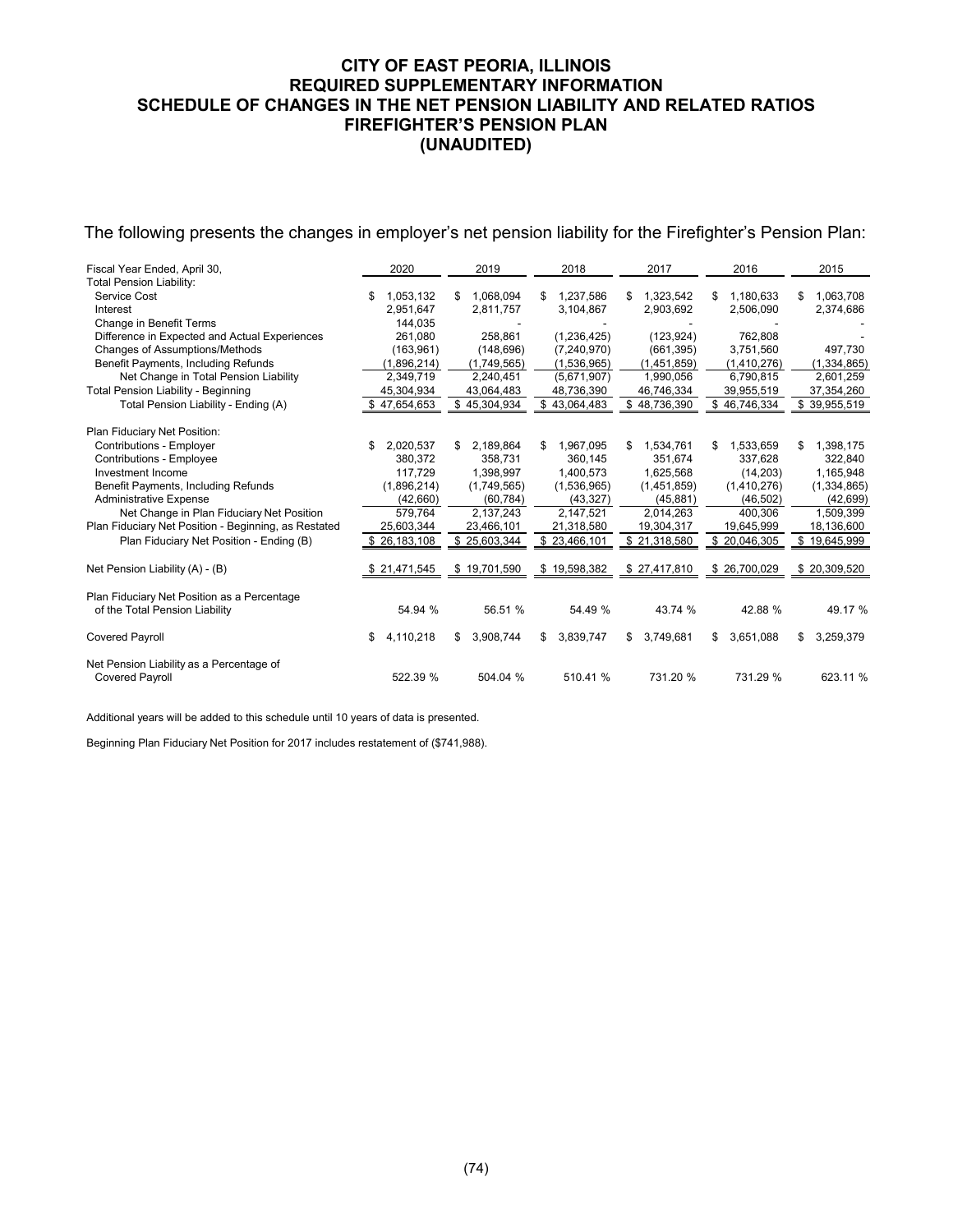# CITY OF EAST PEORIA, ILLINOIS
## REQUIRED SUPPLEMENTARY INFORMATION
## SCHEDULE OF CHANGES IN THE NET PENSION LIABILITY AND RELATED RATIOS
## FIREFIGHTER'S PENSION PLAN
## (UNAUDITED)

The following presents the changes in employer's net pension liability for the Firefighter's Pension Plan:

| Fiscal Year Ended, April 30, | 2020 | 2019 | 2018 | 2017 | 2016 | 2015 |
|---|---|---|---|---|---|---|
| Total Pension Liability: | | | | | | |
| Service Cost | $ 1,053,132 | $ 1,068,094 | $ 1,237,586 | $ 1,323,542 | $ 1,180,633 | $ 1,063,708 |
| Interest | 2,951,647 | 2,811,757 | 3,104,867 | 2,903,692 | 2,506,090 | 2,374,686 |
| Change in Benefit Terms | 144,035 | - | - | - | - | - |
| Difference in Expected and Actual Experiences | 261,080 | 258,861 | (1,236,425) | (123,924) | 762,808 | - |
| Changes of Assumptions/Methods | (163,961) | (148,696) | (7,240,970) | (661,395) | 3,751,560 | 497,730 |
| Benefit Payments, Including Refunds | (1,896,214) | (1,749,565) | (1,536,965) | (1,451,859) | (1,410,276) | (1,334,865) |
| Net Change in Total Pension Liability | 2,349,719 | 2,240,451 | (5,671,907) | 1,990,056 | 6,790,815 | 2,601,259 |
| Total Pension Liability - Beginning | 45,304,934 | 43,064,483 | 48,736,390 | 46,746,334 | 39,955,519 | 37,354,260 |
| Total Pension Liability - Ending (A) | $ 47,654,653 | $ 45,304,934 | $ 43,064,483 | $ 48,736,390 | $ 46,746,334 | $ 39,955,519 |
| Plan Fiduciary Net Position: | | | | | | |
| Contributions - Employer | $ 2,020,537 | $ 2,189,864 | $ 1,967,095 | $ 1,534,761 | $ 1,533,659 | $ 1,398,175 |
| Contributions - Employee | 380,372 | 358,731 | 360,145 | 351,674 | 337,628 | 322,840 |
| Investment Income | 117,729 | 1,398,997 | 1,400,573 | 1,625,568 | (14,203) | 1,165,948 |
| Benefit Payments, Including Refunds | (1,896,214) | (1,749,565) | (1,536,965) | (1,451,859) | (1,410,276) | (1,334,865) |
| Administrative Expense | (42,660) | (60,784) | (43,327) | (45,881) | (46,502) | (42,699) |
| Net Change in Plan Fiduciary Net Position | 579,764 | 2,137,243 | 2,147,521 | 2,014,263 | 400,306 | 1,509,399 |
| Plan Fiduciary Net Position - Beginning, as Restated | 25,603,344 | 23,466,101 | 21,318,580 | 19,304,317 | 19,645,999 | 18,136,600 |
| Plan Fiduciary Net Position - Ending (B) | $ 26,183,108 | $ 25,603,344 | $ 23,466,101 | $ 21,318,580 | $ 20,046,305 | $ 19,645,999 |
| Net Pension Liability (A) - (B) | $ 21,471,545 | $ 19,701,590 | $ 19,598,382 | $ 27,417,810 | $ 26,700,029 | $ 20,309,520 |
| Plan Fiduciary Net Position as a Percentage of the Total Pension Liability | 54.94 % | 56.51 % | 54.49 % | 43.74 % | 42.88 % | 49.17 % |
| Covered Payroll | $ 4,110,218 | $ 3,908,744 | $ 3,839,747 | $ 3,749,681 | $ 3,651,088 | $ 3,259,379 |
| Net Pension Liability as a Percentage of Covered Payroll | 522.39 % | 504.04 % | 510.41 % | 731.20 % | 731.29 % | 623.11 % |

Additional years will be added to this schedule until 10 years of data is presented.

Beginning Plan Fiduciary Net Position for 2017 includes restatement of ($741,988).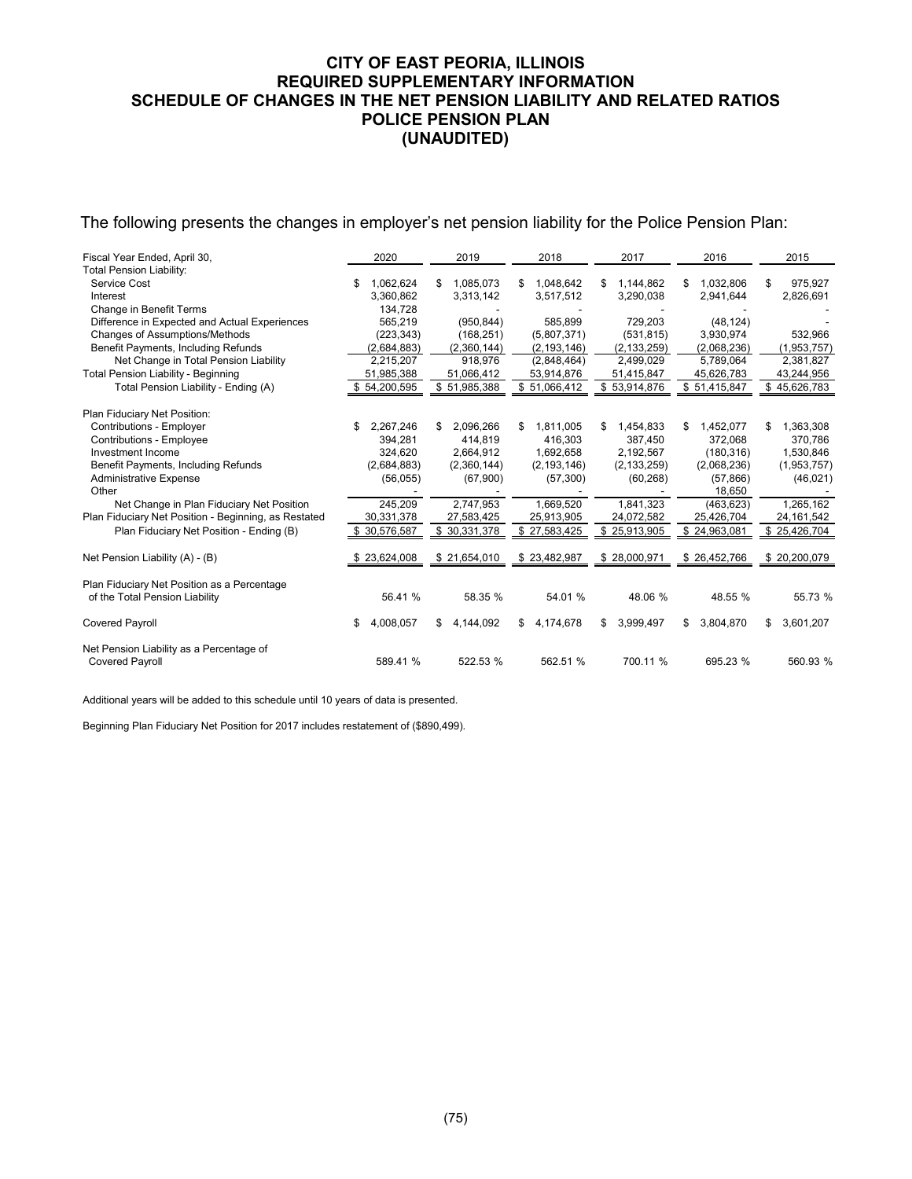# CITY OF EAST PEORIA, ILLINOIS
## REQUIRED SUPPLEMENTARY INFORMATION
## SCHEDULE OF CHANGES IN THE NET PENSION LIABILITY AND RELATED RATIOS
## POLICE PENSION PLAN
## (UNAUDITED)

The following presents the changes in employer's net pension liability for the Police Pension Plan:

| Fiscal Year Ended, April 30, | 2020 | 2019 | 2018 | 2017 | 2016 | 2015 |
|---|---|---|---|---|---|---|
| Total Pension Liability: | | | | | | |
| Service Cost | $ 1,062,624 | $ 1,085,073 | $ 1,048,642 | $ 1,144,862 | $ 1,032,806 | $ 975,927 |
| Interest | 3,360,862 | 3,313,142 | 3,517,512 | 3,290,038 | 2,941,644 | 2,826,691 |
| Change in Benefit Terms | 134,728 | - | - | - | - | - |
| Difference in Expected and Actual Experiences | 565,219 | (950,844) | 585,899 | 729,203 | (48,124) | - |
| Changes of Assumptions/Methods | (223,343) | (168,251) | (5,807,371) | (531,815) | 3,930,974 | 532,966 |
| Benefit Payments, Including Refunds | (2,684,883) | (2,360,144) | (2,193,146) | (2,133,259) | (2,068,236) | (1,953,757) |
| Net Change in Total Pension Liability | 2,215,207 | 918,976 | (2,848,464) | 2,499,029 | 5,789,064 | 2,381,827 |
| Total Pension Liability - Beginning | 51,985,388 | 51,066,412 | 53,914,876 | 51,415,847 | 45,626,783 | 43,244,956 |
| Total Pension Liability - Ending (A) | $ 54,200,595 | $ 51,985,388 | $ 51,066,412 | $ 53,914,876 | $ 51,415,847 | $ 45,626,783 |
| Plan Fiduciary Net Position: | | | | | | |
| Contributions - Employer | $ 2,267,246 | $ 2,096,266 | $ 1,811,005 | $ 1,454,833 | $ 1,452,077 | $ 1,363,308 |
| Contributions - Employee | 394,281 | 414,819 | 416,303 | 387,450 | 372,068 | 370,786 |
| Investment Income | 324,620 | 2,664,912 | 1,692,658 | 2,192,567 | (180,316) | 1,530,846 |
| Benefit Payments, Including Refunds | (2,684,883) | (2,360,144) | (2,193,146) | (2,133,259) | (2,068,236) | (1,953,757) |
| Administrative Expense | (56,055) | (67,900) | (57,300) | (60,268) | (57,866) | (46,021) |
| Other | - | - | - | - | 18,650 | - |
| Net Change in Plan Fiduciary Net Position | 245,209 | 2,747,953 | 1,669,520 | 1,841,323 | (463,623) | 1,265,162 |
| Plan Fiduciary Net Position - Beginning, as Restated | 30,331,378 | 27,583,425 | 25,913,905 | 24,072,582 | 25,426,704 | 24,161,542 |
| Plan Fiduciary Net Position - Ending (B) | $ 30,576,587 | $ 30,331,378 | $ 27,583,425 | $ 25,913,905 | $ 24,963,081 | $ 25,426,704 |
| Net Pension Liability (A) - (B) | $ 23,624,008 | $ 21,654,010 | $ 23,482,987 | $ 28,000,971 | $ 26,452,766 | $ 20,200,079 |
| Plan Fiduciary Net Position as a Percentage of the Total Pension Liability | 56.41 % | 58.35 % | 54.01 % | 48.06 % | 48.55 % | 55.73 % |
| Covered Payroll | $ 4,008,057 | $ 4,144,092 | $ 4,174,678 | $ 3,999,497 | $ 3,804,870 | $ 3,601,207 |
| Net Pension Liability as a Percentage of Covered Payroll | 589.41 % | 522.53 % | 562.51 % | 700.11 % | 695.23 % | 560.93 % |

Additional years will be added to this schedule until 10 years of data is presented.

Beginning Plan Fiduciary Net Position for 2017 includes restatement of ($890,499).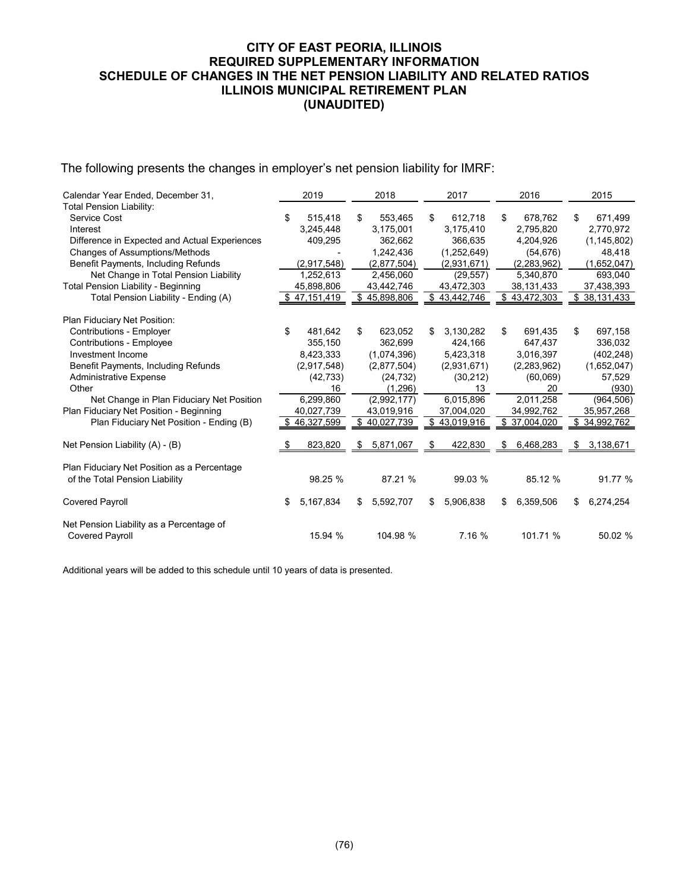# CITY OF EAST PEORIA, ILLINOIS
## REQUIRED SUPPLEMENTARY INFORMATION
## SCHEDULE OF CHANGES IN THE NET PENSION LIABILITY AND RELATED RATIOS
## ILLINOIS MUNICIPAL RETIREMENT PLAN
## (UNAUDITED)

The following presents the changes in employer's net pension liability for IMRF:

| Calendar Year Ended, December 31, | 2019 | 2018 | 2017 | 2016 | 2015 |
|---|---|---|---|---|---|
| **Total Pension Liability:** | | | | | |
| Service Cost | $ 515,418 | $ 553,465 | $ 612,718 | $ 678,762 | $ 671,499 |
| Interest | 3,245,448 | 3,175,001 | 3,175,410 | 2,795,820 | 2,770,972 |
| Difference in Expected and Actual Experiences | 409,295 | 362,662 | 366,635 | 4,204,926 | (1,145,802) |
| Changes of Assumptions/Methods | - | 1,242,436 | (1,252,649) | (54,676) | 48,418 |
| Benefit Payments, Including Refunds | (2,917,548) | (2,877,504) | (2,931,671) | (2,283,962) | (1,652,047) |
| Net Change in Total Pension Liability | 1,252,613 | 2,456,060 | (29,557) | 5,340,870 | 693,040 |
| Total Pension Liability - Beginning | 45,898,806 | 43,442,746 | 43,472,303 | 38,131,433 | 37,438,393 |
| Total Pension Liability - Ending (A) | $ 47,151,419 | $ 45,898,806 | $ 43,442,746 | $ 43,472,303 | $ 38,131,433 |
| **Plan Fiduciary Net Position:** | | | | | |
| Contributions - Employer | $ 481,642 | $ 623,052 | $ 3,130,282 | $ 691,435 | $ 697,158 |
| Contributions - Employee | 355,150 | 362,699 | 424,166 | 647,437 | 336,032 |
| Investment Income | 8,423,333 | (1,074,396) | 5,423,318 | 3,016,397 | (402,248) |
| Benefit Payments, Including Refunds | (2,917,548) | (2,877,504) | (2,931,671) | (2,283,962) | (1,652,047) |
| Administrative Expense | (42,733) | (24,732) | (30,212) | (60,069) | 57,529 |
| Other | 16 | (1,296) | 13 | 20 | (930) |
| Net Change in Plan Fiduciary Net Position | 6,299,860 | (2,992,177) | 6,015,896 | 2,011,258 | (964,506) |
| Plan Fiduciary Net Position - Beginning | 40,027,739 | 43,019,916 | 37,004,020 | 34,992,762 | 35,957,268 |
| Plan Fiduciary Net Position - Ending (B) | $ 46,327,599 | $ 40,027,739 | $ 43,019,916 | $ 37,004,020 | $ 34,992,762 |
| Net Pension Liability (A) - (B) | $ 823,820 | $ 5,871,067 | $ 422,830 | $ 6,468,283 | $ 3,138,671 |
| Plan Fiduciary Net Position as a Percentage of the Total Pension Liability | 98.25 % | 87.21 % | 99.03 % | 85.12 % | 91.77 % |
| Covered Payroll | $ 5,167,834 | $ 5,592,707 | $ 5,906,838 | $ 6,359,506 | $ 6,274,254 |
| Net Pension Liability as a Percentage of Covered Payroll | 15.94 % | 104.98 % | 7.16 % | 101.71 % | 50.02 % |

Additional years will be added to this schedule until 10 years of data is presented.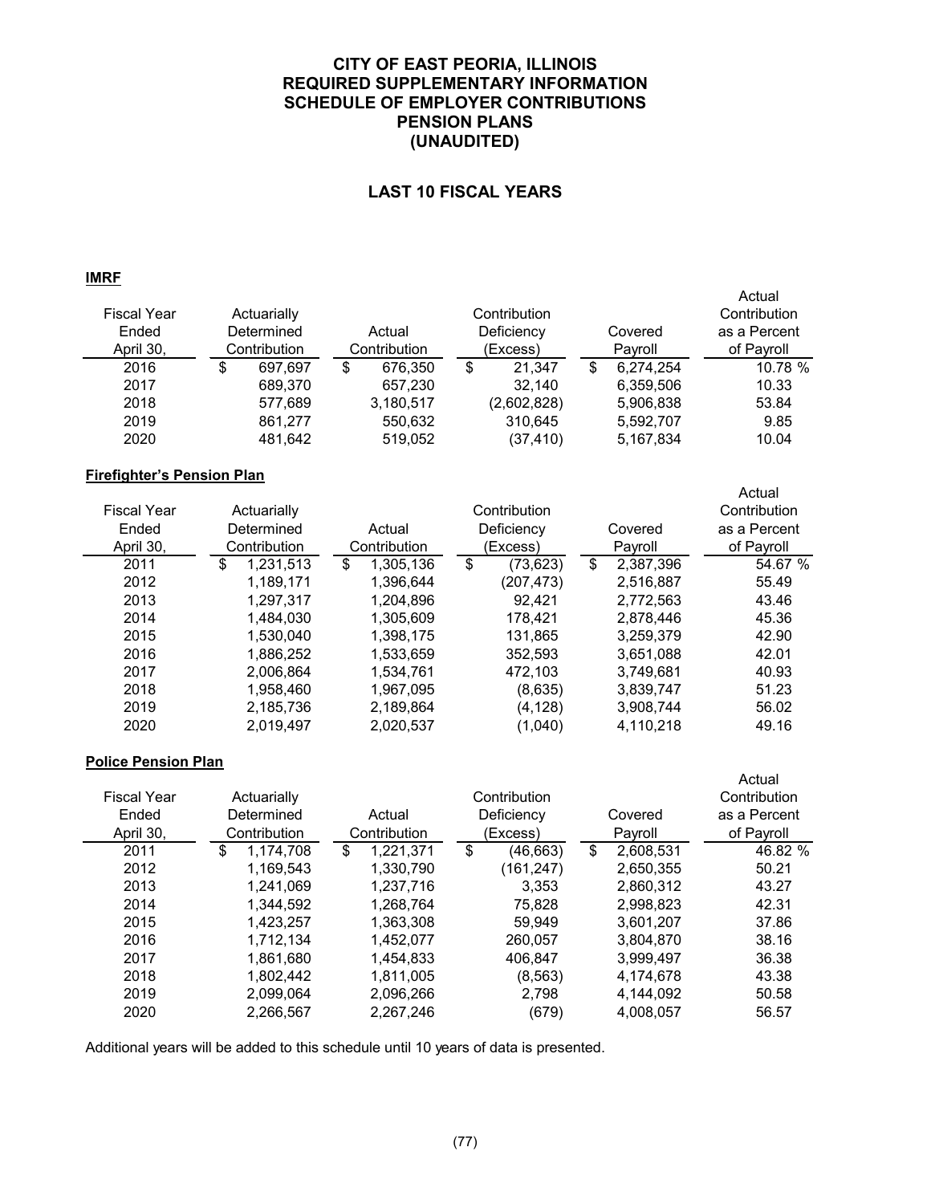# CITY OF EAST PEORIA, ILLINOIS
# REQUIRED SUPPLEMENTARY INFORMATION
# SCHEDULE OF EMPLOYER CONTRIBUTIONS
# PENSION PLANS
# (UNAUDITED)

## LAST 10 FISCAL YEARS

**IMRF**

| Fiscal Year Ended April 30, | Actuarially Determined Contribution | Actual Contribution | Contribution Deficiency (Excess) | Covered Payroll | Actual Contribution as a Percent of Payroll |
|---|---|---|---|---|---|
| 2016 | $ 697,697 | $ 676,350 | $ 21,347 | $ 6,274,254 | 10.78 % |
| 2017 | 689,370 | 657,230 | 32,140 | 6,359,506 | 10.33 |
| 2018 | 577,689 | 3,180,517 | (2,602,828) | 5,906,838 | 53.84 |
| 2019 | 861,277 | 550,632 | 310,645 | 5,592,707 | 9.85 |
| 2020 | 481,642 | 519,052 | (37,410) | 5,167,834 | 10.04 |

**Firefighter's Pension Plan**

| Fiscal Year Ended April 30, | Actuarially Determined Contribution | Actual Contribution | Contribution Deficiency (Excess) | Covered Payroll | Actual Contribution as a Percent of Payroll |
|---|---|---|---|---|---|
| 2011 | $ 1,231,513 | $ 1,305,136 | $ (73,623) | $ 2,387,396 | 54.67 % |
| 2012 | 1,189,171 | 1,396,644 | (207,473) | 2,516,887 | 55.49 |
| 2013 | 1,297,317 | 1,204,896 | 92,421 | 2,772,563 | 43.46 |
| 2014 | 1,484,030 | 1,305,609 | 178,421 | 2,878,446 | 45.36 |
| 2015 | 1,530,040 | 1,398,175 | 131,865 | 3,259,379 | 42.90 |
| 2016 | 1,886,252 | 1,533,659 | 352,593 | 3,651,088 | 42.01 |
| 2017 | 2,006,864 | 1,534,761 | 472,103 | 3,749,681 | 40.93 |
| 2018 | 1,958,460 | 1,967,095 | (8,635) | 3,839,747 | 51.23 |
| 2019 | 2,185,736 | 2,189,864 | (4,128) | 3,908,744 | 56.02 |
| 2020 | 2,019,497 | 2,020,537 | (1,040) | 4,110,218 | 49.16 |

**Police Pension Plan**

| Fiscal Year Ended April 30, | Actuarially Determined Contribution | Actual Contribution | Contribution Deficiency (Excess) | Covered Payroll | Actual Contribution as a Percent of Payroll |
|---|---|---|---|---|---|
| 2011 | $ 1,174,708 | $ 1,221,371 | $ (46,663) | $ 2,608,531 | 46.82 % |
| 2012 | 1,169,543 | 1,330,790 | (161,247) | 2,650,355 | 50.21 |
| 2013 | 1,241,069 | 1,237,716 | 3,353 | 2,860,312 | 43.27 |
| 2014 | 1,344,592 | 1,268,764 | 75,828 | 2,998,823 | 42.31 |
| 2015 | 1,423,257 | 1,363,308 | 59,949 | 3,601,207 | 37.86 |
| 2016 | 1,712,134 | 1,452,077 | 260,057 | 3,804,870 | 38.16 |
| 2017 | 1,861,680 | 1,454,833 | 406,847 | 3,999,497 | 36.38 |
| 2018 | 1,802,442 | 1,811,005 | (8,563) | 4,174,678 | 43.38 |
| 2019 | 2,099,064 | 2,096,266 | 2,798 | 4,144,092 | 50.58 |
| 2020 | 2,266,567 | 2,267,246 | (679) | 4,008,057 | 56.57 |

Additional years will be added to this schedule until 10 years of data is presented.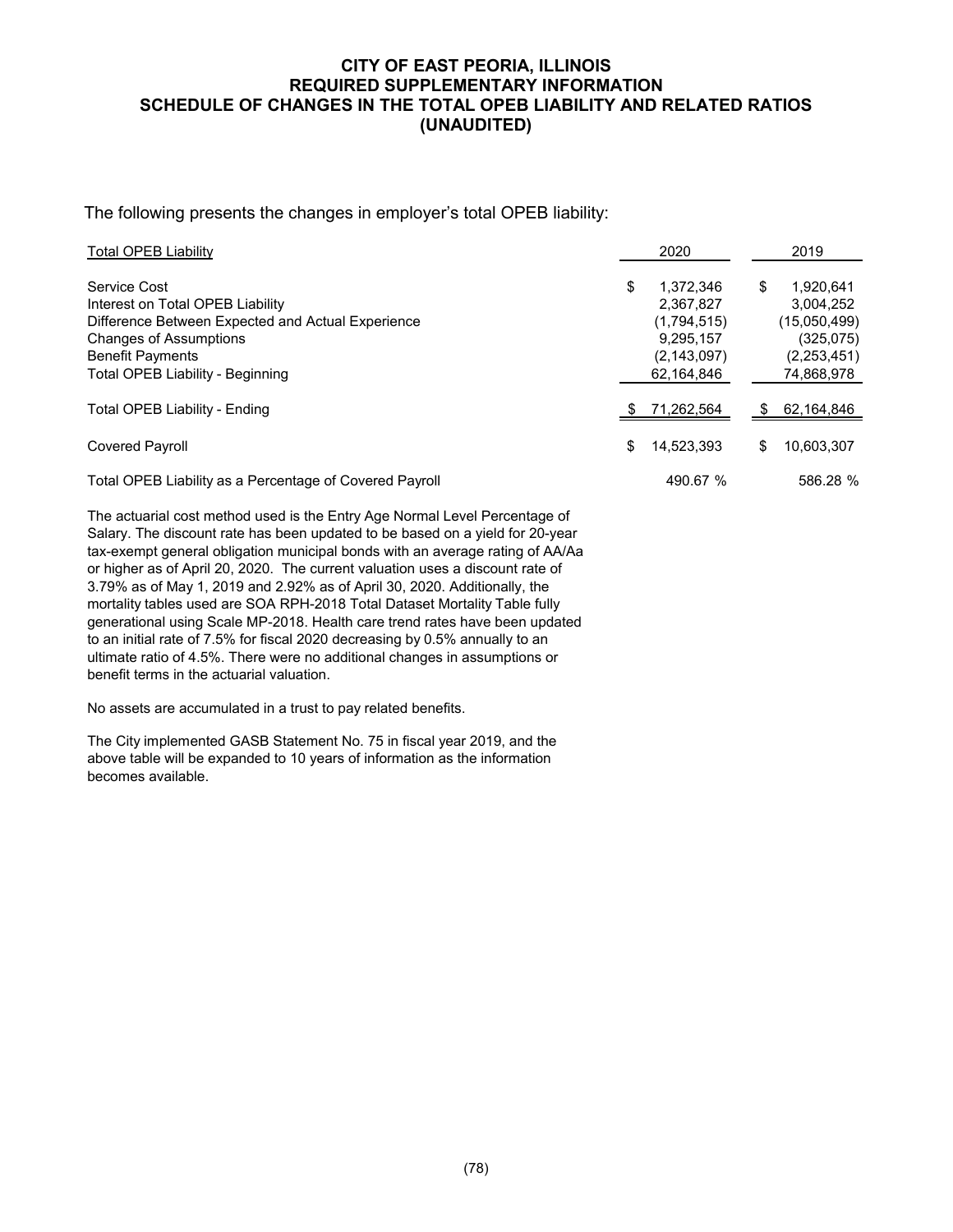# CITY OF EAST PEORIA, ILLINOIS
## REQUIRED SUPPLEMENTARY INFORMATION
## SCHEDULE OF CHANGES IN THE TOTAL OPEB LIABILITY AND RELATED RATIOS
## (UNAUDITED)

The following presents the changes in employer's total OPEB liability:

| Total OPEB Liability | 2020 | 2019 |
|---|---|---|
| Service Cost | $ 1,372,346 | $ 1,920,641 |
| Interest on Total OPEB Liability | 2,367,827 | 3,004,252 |
| Difference Between Expected and Actual Experience | (1,794,515) | (15,050,499) |
| Changes of Assumptions | 9,295,157 | (325,075) |
| Benefit Payments | (2,143,097) | (2,253,451) |
| Total OPEB Liability - Beginning | 62,164,846 | 74,868,978 |
| Total OPEB Liability - Ending | $ 71,262,564 | $ 62,164,846 |
| Covered Payroll | $ 14,523,393 | $ 10,603,307 |
| Total OPEB Liability as a Percentage of Covered Payroll | 490.67 % | 586.28 % |

The actuarial cost method used is the Entry Age Normal Level Percentage of Salary. The discount rate has been updated to be based on a yield for 20-year tax-exempt general obligation municipal bonds with an average rating of AA/Aa or higher as of April 20, 2020. The current valuation uses a discount rate of 3.79% as of May 1, 2019 and 2.92% as of April 30, 2020. Additionally, the mortality tables used are SOA RPH-2018 Total Dataset Mortality Table fully generational using Scale MP-2018. Health care trend rates have been updated to an initial rate of 7.5% for fiscal 2020 decreasing by 0.5% annually to an ultimate ratio of 4.5%. There were no additional changes in assumptions or benefit terms in the actuarial valuation.

No assets are accumulated in a trust to pay related benefits.

The City implemented GASB Statement No. 75 in fiscal year 2019, and the above table will be expanded to 10 years of information as the information becomes available.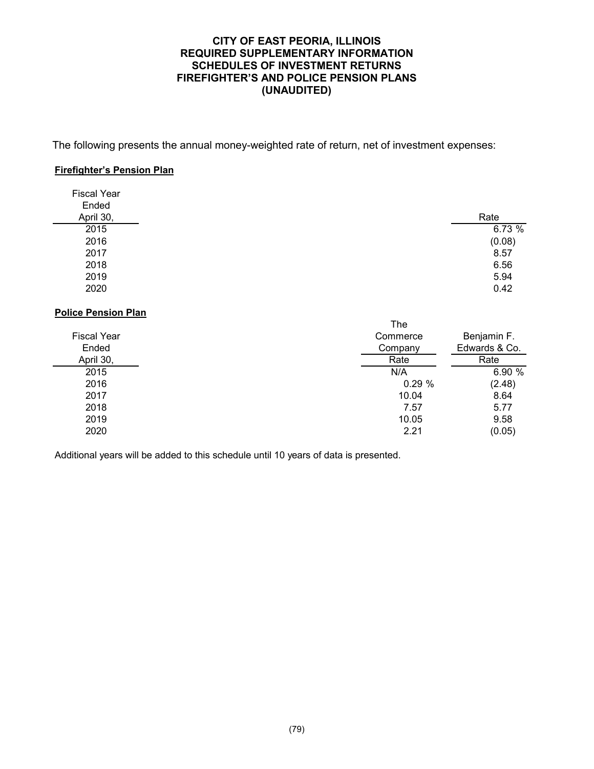# CITY OF EAST PEORIA, ILLINOIS
## REQUIRED SUPPLEMENTARY INFORMATION
## SCHEDULES OF INVESTMENT RETURNS
## FIREFIGHTER'S AND POLICE PENSION PLANS
## (UNAUDITED)

The following presents the annual money-weighted rate of return, net of investment expenses:

**Firefighter's Pension Plan**

| Fiscal Year Ended April 30, | Rate |
|---|---|
| 2015 | 6.73 % |
| 2016 | (0.08) |
| 2017 | 8.57 |
| 2018 | 6.56 |
| 2019 | 5.94 |
| 2020 | 0.42 |

**Police Pension Plan**

| Fiscal Year Ended April 30, | The Commerce Company Rate | Benjamin F. Edwards & Co. Rate |
|---|---|---|
| 2015 | N/A | 6.90 % |
| 2016 | 0.29 % | (2.48) |
| 2017 | 10.04 | 8.64 |
| 2018 | 7.57 | 5.77 |
| 2019 | 10.05 | 9.58 |
| 2020 | 2.21 | (0.05) |

Additional years will be added to this schedule until 10 years of data is presented.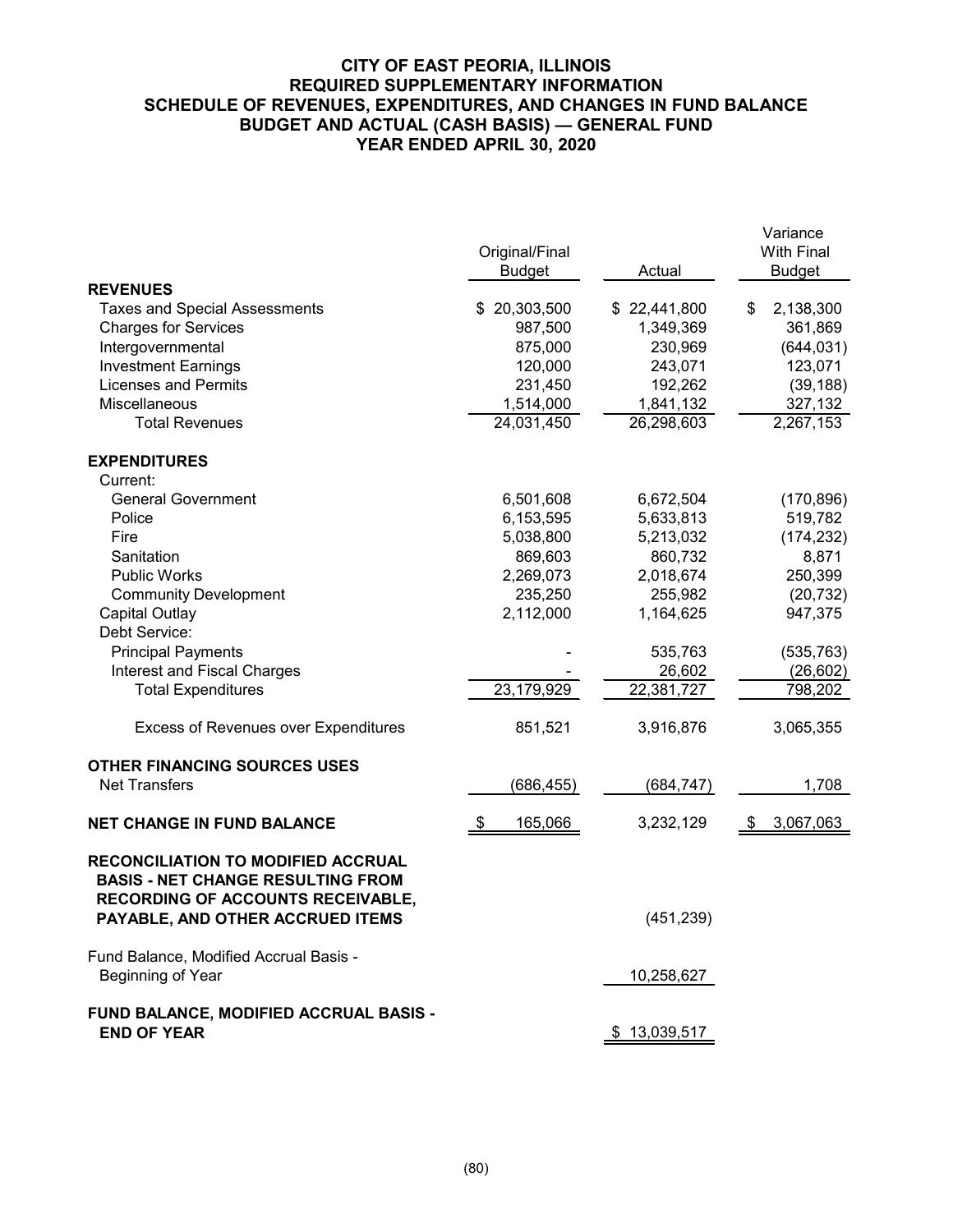# CITY OF EAST PEORIA, ILLINOIS
## REQUIRED SUPPLEMENTARY INFORMATION
## SCHEDULE OF REVENUES, EXPENDITURES, AND CHANGES IN FUND BALANCE
## BUDGET AND ACTUAL (CASH BASIS) — GENERAL FUND
## YEAR ENDED APRIL 30, 2020

| | Original/Final Budget | Actual | Variance With Final Budget |
|---|---|---|---|
| **REVENUES** | | | |
| Taxes and Special Assessments | $ 20,303,500 | $ 22,441,800 | $ 2,138,300 |
| Charges for Services | 987,500 | 1,349,369 | 361,869 |
| Intergovernmental | 875,000 | 230,969 | (644,031) |
| Investment Earnings | 120,000 | 243,071 | 123,071 |
| Licenses and Permits | 231,450 | 192,262 | (39,188) |
| Miscellaneous | 1,514,000 | 1,841,132 | 327,132 |
| Total Revenues | 24,031,450 | 26,298,603 | 2,267,153 |
| **EXPENDITURES** | | | |
| Current: | | | |
| General Government | 6,501,608 | 6,672,504 | (170,896) |
| Police | 6,153,595 | 5,633,813 | 519,782 |
| Fire | 5,038,800 | 5,213,032 | (174,232) |
| Sanitation | 869,603 | 860,732 | 8,871 |
| Public Works | 2,269,073 | 2,018,674 | 250,399 |
| Community Development | 235,250 | 255,982 | (20,732) |
| Capital Outlay | 2,112,000 | 1,164,625 | 947,375 |
| Debt Service: | | | |
| Principal Payments | - | 535,763 | (535,763) |
| Interest and Fiscal Charges | - | 26,602 | (26,602) |
| Total Expenditures | 23,179,929 | 22,381,727 | 798,202 |
| Excess of Revenues over Expenditures | 851,521 | 3,916,876 | 3,065,355 |
| **OTHER FINANCING SOURCES USES** | | | |
| Net Transfers | (686,455) | (684,747) | 1,708 |
| **NET CHANGE IN FUND BALANCE** | $ 165,066 | 3,232,129 | $ 3,067,063 |
| **RECONCILIATION TO MODIFIED ACCRUAL BASIS - NET CHANGE RESULTING FROM RECORDING OF ACCOUNTS RECEIVABLE, PAYABLE, AND OTHER ACCRUED ITEMS** | | (451,239) | |
| Fund Balance, Modified Accrual Basis - Beginning of Year | | 10,258,627 | |
| **FUND BALANCE, MODIFIED ACCRUAL BASIS - END OF YEAR** | | $ 13,039,517 | |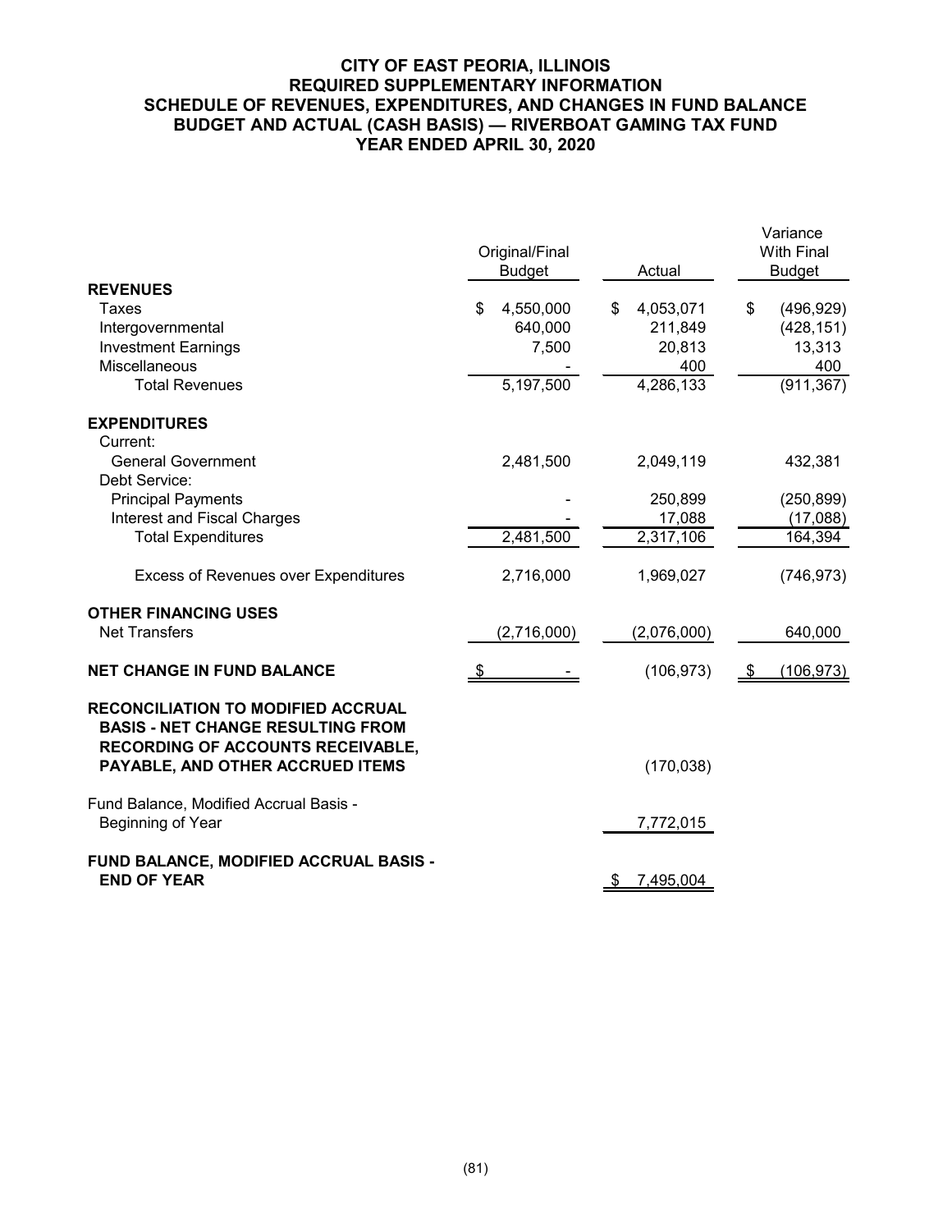# CITY OF EAST PEORIA, ILLINOIS
## REQUIRED SUPPLEMENTARY INFORMATION
## SCHEDULE OF REVENUES, EXPENDITURES, AND CHANGES IN FUND BALANCE
## BUDGET AND ACTUAL (CASH BASIS) — RIVERBOAT GAMING TAX FUND
## YEAR ENDED APRIL 30, 2020

| | Original/Final Budget | Actual | Variance With Final Budget |
|---|---|---|---|
| **REVENUES** | | | |
| Taxes | $ 4,550,000 | $ 4,053,071 | $ (496,929) |
| Intergovernmental | 640,000 | 211,849 | (428,151) |
| Investment Earnings | 7,500 | 20,813 | 13,313 |
| Miscellaneous | - | 400 | 400 |
| Total Revenues | 5,197,500 | 4,286,133 | (911,367) |
| **EXPENDITURES** | | | |
| Current: | | | |
| General Government | 2,481,500 | 2,049,119 | 432,381 |
| Debt Service: | | | |
| Principal Payments | - | 250,899 | (250,899) |
| Interest and Fiscal Charges | - | 17,088 | (17,088) |
| Total Expenditures | 2,481,500 | 2,317,106 | 164,394 |
| Excess of Revenues over Expenditures | 2,716,000 | 1,969,027 | (746,973) |
| **OTHER FINANCING USES** | | | |
| Net Transfers | (2,716,000) | (2,076,000) | 640,000 |
| **NET CHANGE IN FUND BALANCE** | $ - | (106,973) | $ (106,973) |
| **RECONCILIATION TO MODIFIED ACCRUAL BASIS - NET CHANGE RESULTING FROM RECORDING OF ACCOUNTS RECEIVABLE, PAYABLE, AND OTHER ACCRUED ITEMS** | | (170,038) | |
| Fund Balance, Modified Accrual Basis - Beginning of Year | | 7,772,015 | |
| **FUND BALANCE, MODIFIED ACCRUAL BASIS - END OF YEAR** | | $ 7,495,004 | |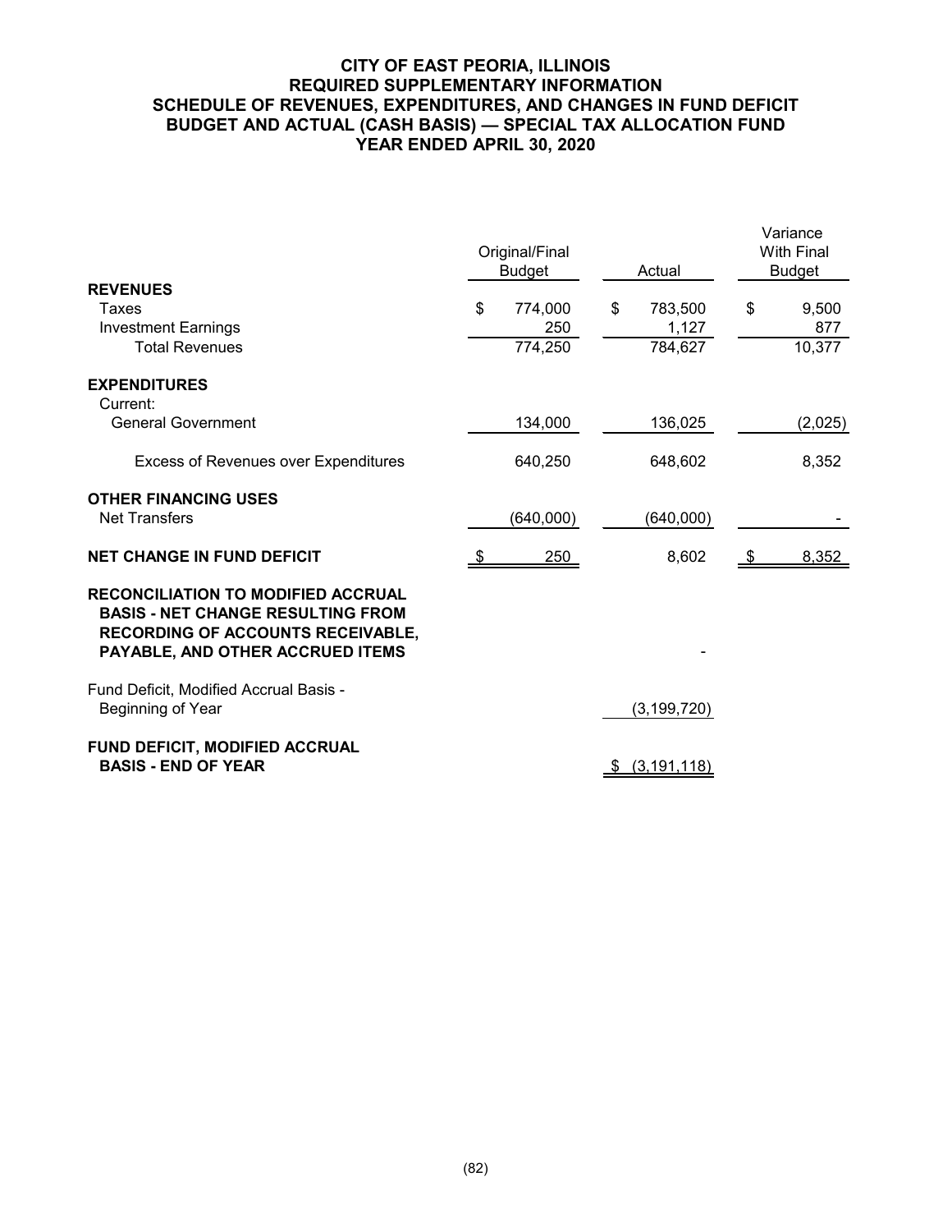# CITY OF EAST PEORIA, ILLINOIS
## REQUIRED SUPPLEMENTARY INFORMATION
## SCHEDULE OF REVENUES, EXPENDITURES, AND CHANGES IN FUND DEFICIT
## BUDGET AND ACTUAL (CASH BASIS) — SPECIAL TAX ALLOCATION FUND
## YEAR ENDED APRIL 30, 2020

| | Original/Final Budget | Actual | Variance With Final Budget |
|---|---|---|---|
| **REVENUES** | | | |
| Taxes | $ 774,000 | $ 783,500 | $ 9,500 |
| Investment Earnings | 250 | 1,127 | 877 |
| Total Revenues | 774,250 | 784,627 | 10,377 |
| **EXPENDITURES** | | | |
| Current: | | | |
| General Government | 134,000 | 136,025 | (2,025) |
| Excess of Revenues over Expenditures | 640,250 | 648,602 | 8,352 |
| **OTHER FINANCING USES** | | | |
| Net Transfers | (640,000) | (640,000) | - |
| **NET CHANGE IN FUND DEFICIT** | $ 250 | 8,602 | $ 8,352 |
| **RECONCILIATION TO MODIFIED ACCRUAL BASIS - NET CHANGE RESULTING FROM RECORDING OF ACCOUNTS RECEIVABLE, PAYABLE, AND OTHER ACCRUED ITEMS** | | - | |
| Fund Deficit, Modified Accrual Basis - Beginning of Year | | (3,199,720) | |
| **FUND DEFICIT, MODIFIED ACCRUAL BASIS - END OF YEAR** | | $ (3,191,118) | |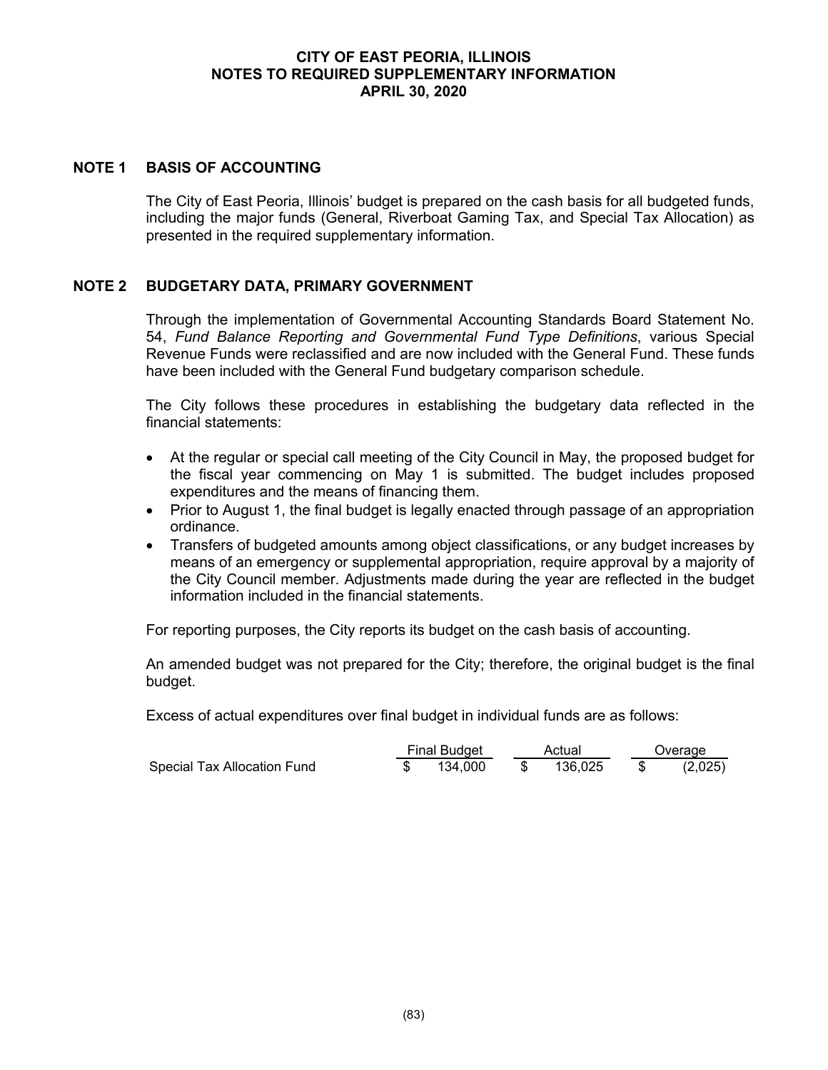# CITY OF EAST PEORIA, ILLINOIS
## NOTES TO REQUIRED SUPPLEMENTARY INFORMATION
## APRIL 30, 2020

## NOTE 1 BASIS OF ACCOUNTING

The City of East Peoria, Illinois' budget is prepared on the cash basis for all budgeted funds, including the major funds (General, Riverboat Gaming Tax, and Special Tax Allocation) as presented in the required supplementary information.

## NOTE 2 BUDGETARY DATA, PRIMARY GOVERNMENT

Through the implementation of Governmental Accounting Standards Board Statement No. 54, *Fund Balance Reporting and Governmental Fund Type Definitions*, various Special Revenue Funds were reclassified and are now included with the General Fund. These funds have been included with the General Fund budgetary comparison schedule.

The City follows these procedures in establishing the budgetary data reflected in the financial statements:

- At the regular or special call meeting of the City Council in May, the proposed budget for the fiscal year commencing on May 1 is submitted. The budget includes proposed expenditures and the means of financing them.
- Prior to August 1, the final budget is legally enacted through passage of an appropriation ordinance.
- Transfers of budgeted amounts among object classifications, or any budget increases by means of an emergency or supplemental appropriation, require approval by a majority of the City Council member. Adjustments made during the year are reflected in the budget information included in the financial statements.

For reporting purposes, the City reports its budget on the cash basis of accounting.

An amended budget was not prepared for the City; therefore, the original budget is the final budget.

Excess of actual expenditures over final budget in individual funds are as follows:

| | Final Budget | Actual | Overage |
|---|---|---|---|
| Special Tax Allocation Fund | $ 134,000 | $ 136,025 | $ (2,025) |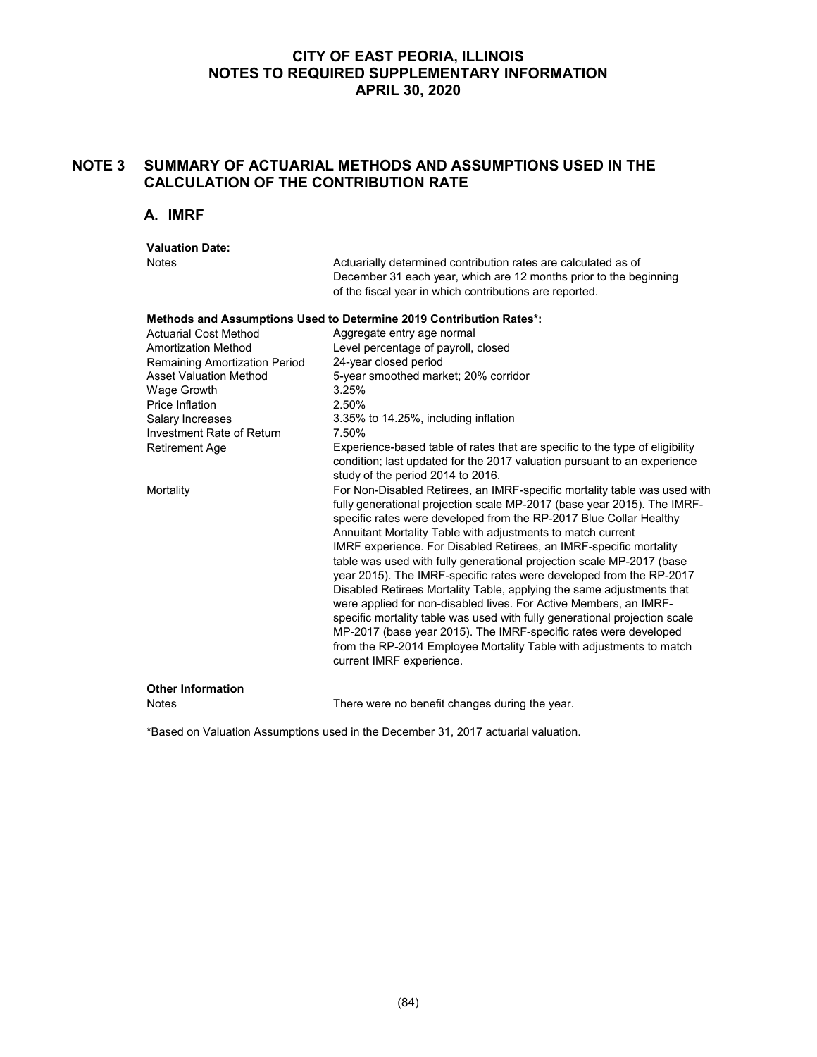# CITY OF EAST PEORIA, ILLINOIS
# NOTES TO REQUIRED SUPPLEMENTARY INFORMATION
# APRIL 30, 2020

## NOTE 3 SUMMARY OF ACTUARIAL METHODS AND ASSUMPTIONS USED IN THE CALCULATION OF THE CONTRIBUTION RATE

### A. IMRF

**Valuation Date:**

| | |
|---|---|
| Notes | Actuarially determined contribution rates are calculated as of December 31 each year, which are 12 months prior to the beginning of the fiscal year in which contributions are reported. |

**Methods and Assumptions Used to Determine 2019 Contribution Rates*:**

| | |
|---|---|
| Actuarial Cost Method | Aggregate entry age normal |
| Amortization Method | Level percentage of payroll, closed |
| Remaining Amortization Period | 24-year closed period |
| Asset Valuation Method | 5-year smoothed market; 20% corridor |
| Wage Growth | 3.25% |
| Price Inflation | 2.50% |
| Salary Increases | 3.35% to 14.25%, including inflation |
| Investment Rate of Return | 7.50% |
| Retirement Age | Experience-based table of rates that are specific to the type of eligibility condition; last updated for the 2017 valuation pursuant to an experience study of the period 2014 to 2016. |
| Mortality | For Non-Disabled Retirees, an IMRF-specific mortality table was used with fully generational projection scale MP-2017 (base year 2015). The IMRF-specific rates were developed from the RP-2017 Blue Collar Healthy Annuitant Mortality Table with adjustments to match current IMRF experience. For Disabled Retirees, an IMRF-specific mortality table was used with fully generational projection scale MP-2017 (base year 2015). The IMRF-specific rates were developed from the RP-2017 Disabled Retirees Mortality Table, applying the same adjustments that were applied for non-disabled lives. For Active Members, an IMRF-specific mortality table was used with fully generational projection scale MP-2017 (base year 2015). The IMRF-specific rates were developed from the RP-2014 Employee Mortality Table with adjustments to match current IMRF experience. |

**Other Information**

| | |
|---|---|
| Notes | There were no benefit changes during the year. |

*Based on Valuation Assumptions used in the December 31, 2017 actuarial valuation.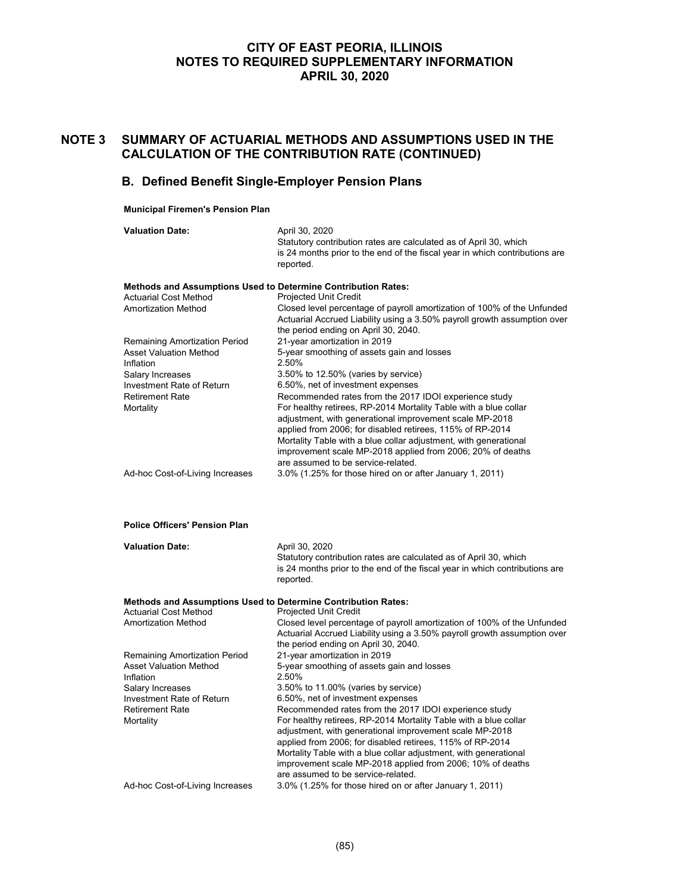# CITY OF EAST PEORIA, ILLINOIS
# NOTES TO REQUIRED SUPPLEMENTARY INFORMATION
# APRIL 30, 2020

## NOTE 3 SUMMARY OF ACTUARIAL METHODS AND ASSUMPTIONS USED IN THE CALCULATION OF THE CONTRIBUTION RATE (CONTINUED)

### B. Defined Benefit Single-Employer Pension Plans

**Municipal Firemen's Pension Plan**

| | |
|---|---|
| **Valuation Date:** | April 30, 2020<br>Statutory contribution rates are calculated as of April 30, which is 24 months prior to the end of the fiscal year in which contributions are reported. |

**Methods and Assumptions Used to Determine Contribution Rates:**

| | |
|---|---|
| Actuarial Cost Method | Projected Unit Credit |
| Amortization Method | Closed level percentage of payroll amortization of 100% of the Unfunded Actuarial Accrued Liability using a 3.50% payroll growth assumption over the period ending on April 30, 2040. |
| Remaining Amortization Period | 21-year amortization in 2019 |
| Asset Valuation Method | 5-year smoothing of assets gain and losses |
| Inflation | 2.50% |
| Salary Increases | 3.50% to 12.50% (varies by service) |
| Investment Rate of Return | 6.50%, net of investment expenses |
| Retirement Rate | Recommended rates from the 2017 IDOI experience study |
| Mortality | For healthy retirees, RP-2014 Mortality Table with a blue collar adjustment, with generational improvement scale MP-2018 applied from 2006; for disabled retirees, 115% of RP-2014 Mortality Table with a blue collar adjustment, with generational improvement scale MP-2018 applied from 2006; 20% of deaths are assumed to be service-related. |
| Ad-hoc Cost-of-Living Increases | 3.0% (1.25% for those hired on or after January 1, 2011) |

**Police Officers' Pension Plan**

| | |
|---|---|
| **Valuation Date:** | April 30, 2020<br>Statutory contribution rates are calculated as of April 30, which is 24 months prior to the end of the fiscal year in which contributions are reported. |

**Methods and Assumptions Used to Determine Contribution Rates:**

| | |
|---|---|
| Actuarial Cost Method | Projected Unit Credit |
| Amortization Method | Closed level percentage of payroll amortization of 100% of the Unfunded Actuarial Accrued Liability using a 3.50% payroll growth assumption over the period ending on April 30, 2040. |
| Remaining Amortization Period | 21-year amortization in 2019 |
| Asset Valuation Method | 5-year smoothing of assets gain and losses |
| Inflation | 2.50% |
| Salary Increases | 3.50% to 11.00% (varies by service) |
| Investment Rate of Return | 6.50%, net of investment expenses |
| Retirement Rate | Recommended rates from the 2017 IDOI experience study |
| Mortality | For healthy retirees, RP-2014 Mortality Table with a blue collar adjustment, with generational improvement scale MP-2018 applied from 2006; for disabled retirees, 115% of RP-2014 Mortality Table with a blue collar adjustment, with generational improvement scale MP-2018 applied from 2006; 10% of deaths are assumed to be service-related. |
| Ad-hoc Cost-of-Living Increases | 3.0% (1.25% for those hired on or after January 1, 2011) |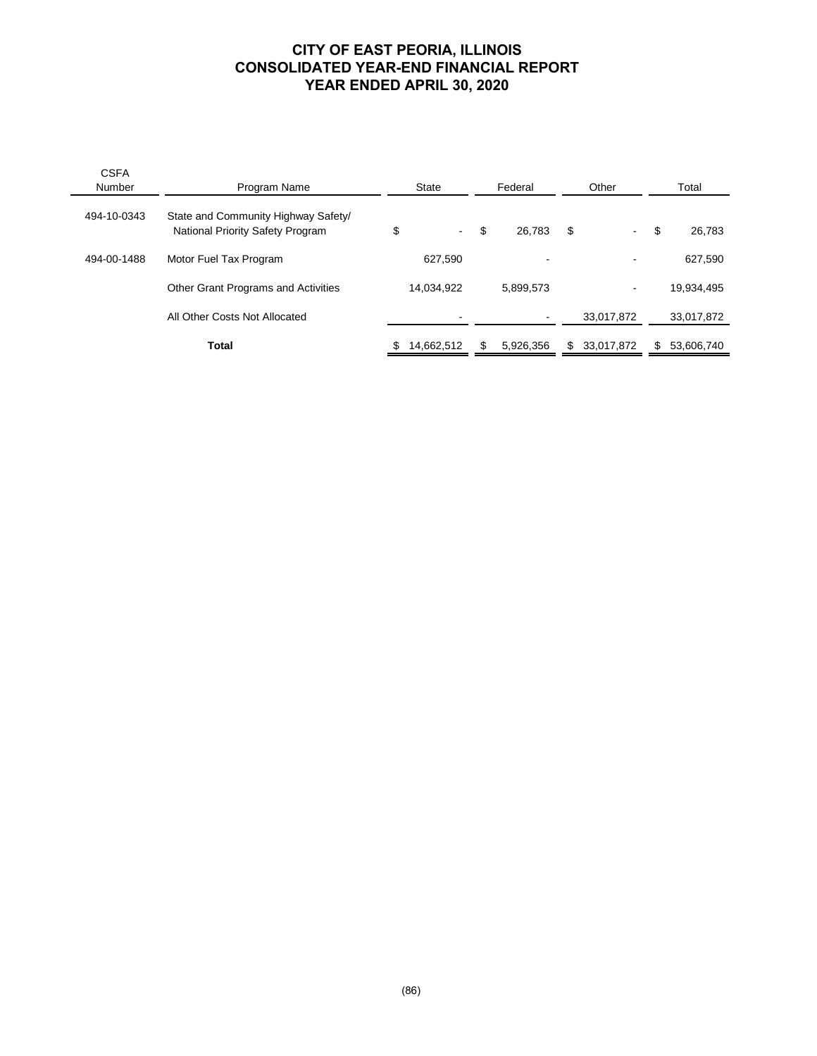# CITY OF EAST PEORIA, ILLINOIS
## CONSOLIDATED YEAR-END FINANCIAL REPORT
## YEAR ENDED APRIL 30, 2020

| CSFA Number | Program Name | State | Federal | Other | Total |
|---|---|---|---|---|---|
| 494-10-0343 | State and Community Highway Safety/ National Priority Safety Program | $ - | $ 26,783 | $ - | $ 26,783 |
| 494-00-1488 | Motor Fuel Tax Program | 627,590 | - | - | 627,590 |
| | Other Grant Programs and Activities | 14,034,922 | 5,899,573 | - | 19,934,495 |
| | All Other Costs Not Allocated | - | - | 33,017,872 | 33,017,872 |
| | **Total** | $ 14,662,512 | $ 5,926,356 | $ 33,017,872 | $ 53,606,740 |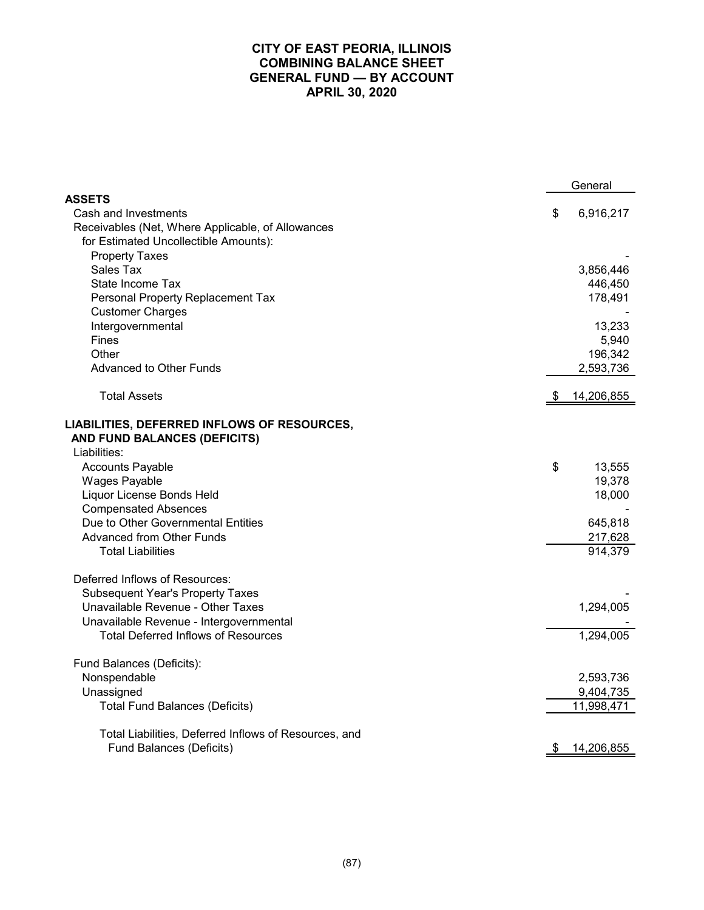# CITY OF EAST PEORIA, ILLINOIS
# COMBINING BALANCE SHEET
# GENERAL FUND — BY ACCOUNT
# APRIL 30, 2020

| | General |
|---|---|
| **ASSETS** | |
| Cash and Investments | $ 6,916,217 |
| Receivables (Net, Where Applicable, of Allowances for Estimated Uncollectible Amounts): | |
| Property Taxes | - |
| Sales Tax | 3,856,446 |
| State Income Tax | 446,450 |
| Personal Property Replacement Tax | 178,491 |
| Customer Charges | - |
| Intergovernmental | 13,233 |
| Fines | 5,940 |
| Other | 196,342 |
| Advanced to Other Funds | 2,593,736 |
| Total Assets | $ 14,206,855 |
| **LIABILITIES, DEFERRED INFLOWS OF RESOURCES, AND FUND BALANCES (DEFICITS)** | |
| Liabilities: | |
| Accounts Payable | $ 13,555 |
| Wages Payable | 19,378 |
| Liquor License Bonds Held | 18,000 |
| Compensated Absences | - |
| Due to Other Governmental Entities | 645,818 |
| Advanced from Other Funds | 217,628 |
| Total Liabilities | 914,379 |
| Deferred Inflows of Resources: | |
| Subsequent Year's Property Taxes | - |
| Unavailable Revenue - Other Taxes | 1,294,005 |
| Unavailable Revenue - Intergovernmental | - |
| Total Deferred Inflows of Resources | 1,294,005 |
| Fund Balances (Deficits): | |
| Nonspendable | 2,593,736 |
| Unassigned | 9,404,735 |
| Total Fund Balances (Deficits) | 11,998,471 |
| Total Liabilities, Deferred Inflows of Resources, and Fund Balances (Deficits) | $ 14,206,855 |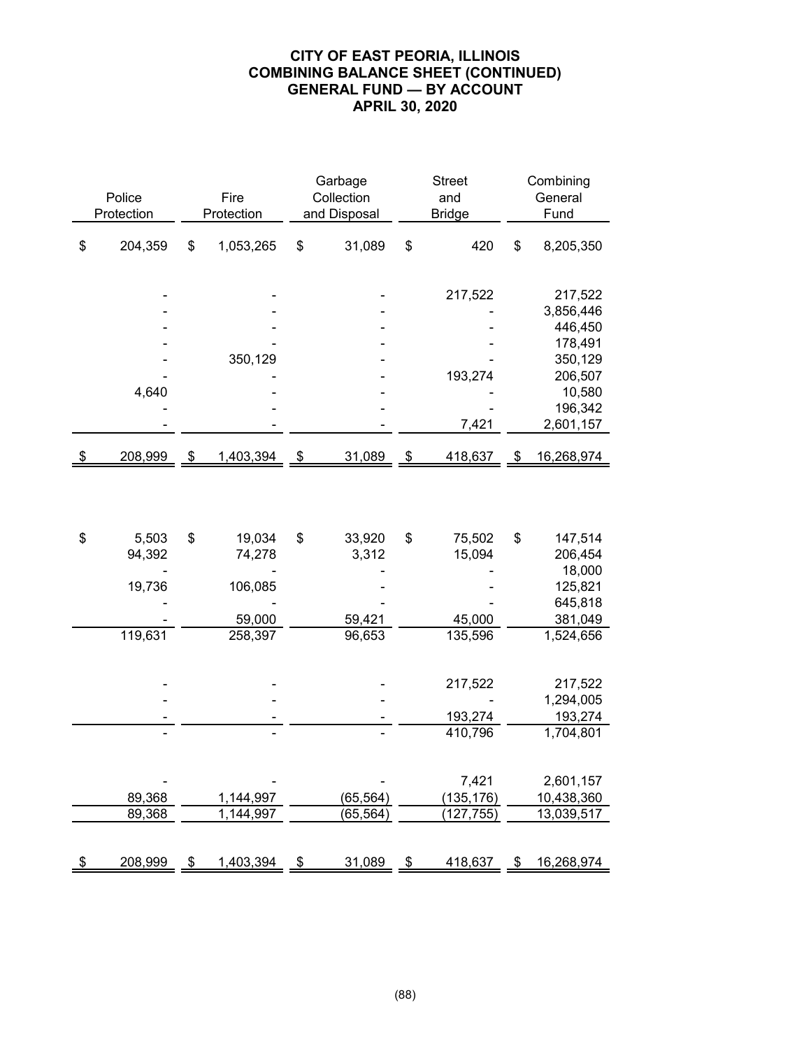# CITY OF EAST PEORIA, ILLINOIS
## COMBINING BALANCE SHEET (CONTINUED)
## GENERAL FUND — BY ACCOUNT
## APRIL 30, 2020

| Police Protection | Fire Protection | Garbage Collection and Disposal | Street and Bridge | Combining General Fund |
|---|---|---|---|---|
| $ 204,359 | $ 1,053,265 | $ 31,089 | $ 420 | $ 8,205,350 |
| | | | | |
| - | - | - | 217,522 | 217,522 |
| - | - | - | - | 3,856,446 |
| - | - | - | - | 446,450 |
| - | - | - | - | 178,491 |
| - | 350,129 | - | - | 350,129 |
| - | - | - | 193,274 | 206,507 |
| 4,640 | - | - | - | 10,580 |
| - | - | - | - | 196,342 |
| - | - | - | 7,421 | 2,601,157 |
| $ 208,999 | $ 1,403,394 | $ 31,089 | $ 418,637 | $ 16,268,974 |
| | | | | |
| $ 5,503 | $ 19,034 | $ 33,920 | $ 75,502 | $ 147,514 |
| 94,392 | 74,278 | 3,312 | 15,094 | 206,454 |
| - | - | - | - | 18,000 |
| 19,736 | 106,085 | - | - | 125,821 |
| - | - | - | - | 645,818 |
| - | 59,000 | 59,421 | 45,000 | 381,049 |
| 119,631 | 258,397 | 96,653 | 135,596 | 1,524,656 |
| | | | | |
| - | - | - | 217,522 | 217,522 |
| - | - | - | - | 1,294,005 |
| - | - | - | 193,274 | 193,274 |
| - | - | - | 410,796 | 1,704,801 |
| | | | | |
| - | - | - | 7,421 | 2,601,157 |
| 89,368 | 1,144,997 | (65,564) | (135,176) | 10,438,360 |
| 89,368 | 1,144,997 | (65,564) | (127,755) | 13,039,517 |
| | | | | |
| $ 208,999 | $ 1,403,394 | $ 31,089 | $ 418,637 | $ 16,268,974 |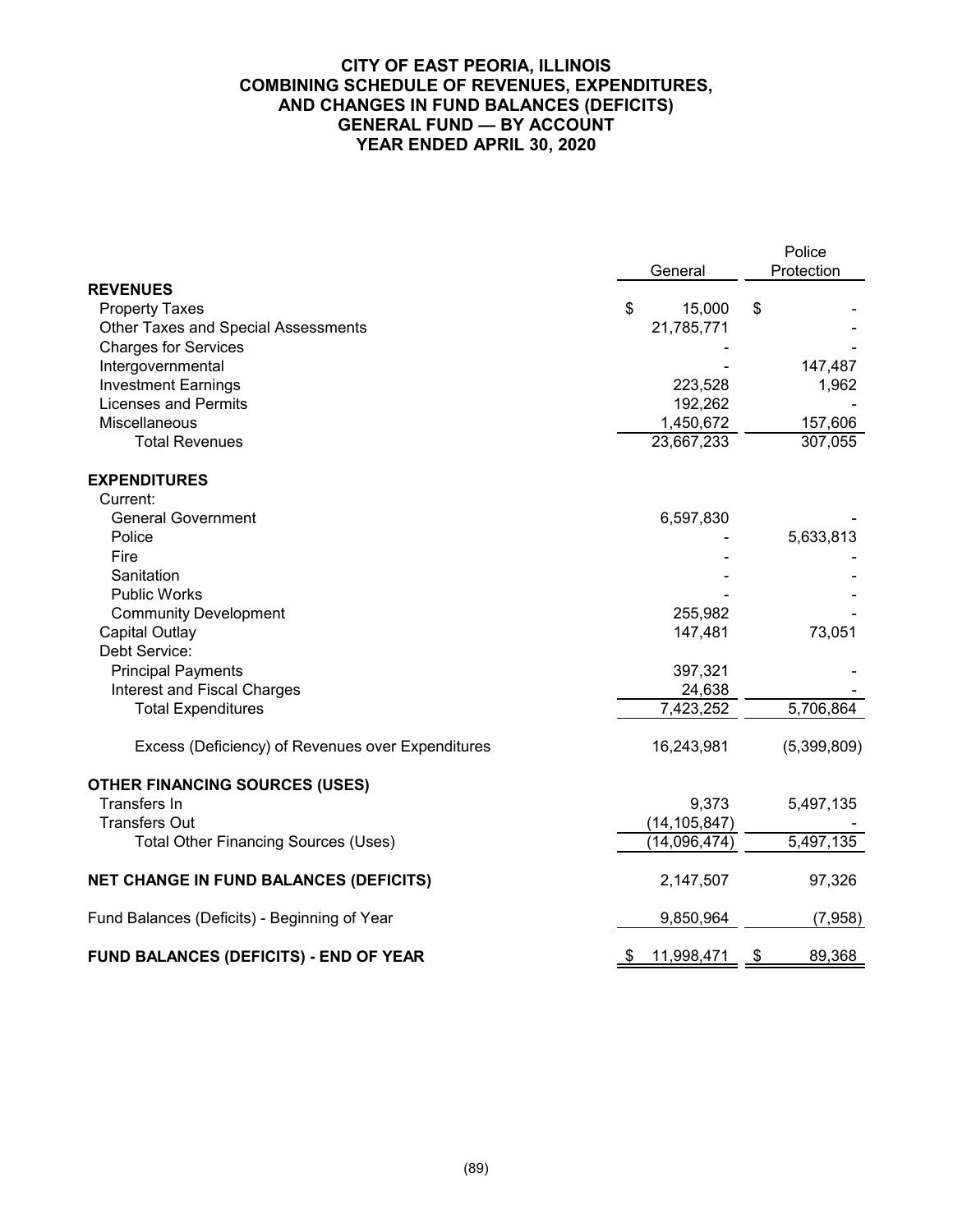# CITY OF EAST PEORIA, ILLINOIS
## COMBINING SCHEDULE OF REVENUES, EXPENDITURES, AND CHANGES IN FUND BALANCES (DEFICITS)
## GENERAL FUND — BY ACCOUNT
## YEAR ENDED APRIL 30, 2020

| | General | Police Protection |
|---|---|---|
| **REVENUES** | | |
| Property Taxes | $ 15,000 | $ - |
| Other Taxes and Special Assessments | 21,785,771 | - |
| Charges for Services | - | - |
| Intergovernmental | - | 147,487 |
| Investment Earnings | 223,528 | 1,962 |
| Licenses and Permits | 192,262 | - |
| Miscellaneous | 1,450,672 | 157,606 |
| Total Revenues | 23,667,233 | 307,055 |
| **EXPENDITURES** | | |
| Current: | | |
| General Government | 6,597,830 | - |
| Police | - | 5,633,813 |
| Fire | - | - |
| Sanitation | - | - |
| Public Works | - | - |
| Community Development | 255,982 | - |
| Capital Outlay | 147,481 | 73,051 |
| Debt Service: | | |
| Principal Payments | 397,321 | - |
| Interest and Fiscal Charges | 24,638 | - |
| Total Expenditures | 7,423,252 | 5,706,864 |
| Excess (Deficiency) of Revenues over Expenditures | 16,243,981 | (5,399,809) |
| **OTHER FINANCING SOURCES (USES)** | | |
| Transfers In | 9,373 | 5,497,135 |
| Transfers Out | (14,105,847) | - |
| Total Other Financing Sources (Uses) | (14,096,474) | 5,497,135 |
| **NET CHANGE IN FUND BALANCES (DEFICITS)** | 2,147,507 | 97,326 |
| Fund Balances (Deficits) - Beginning of Year | 9,850,964 | (7,958) |
| **FUND BALANCES (DEFICITS) - END OF YEAR** | $ 11,998,471 | $ 89,368 |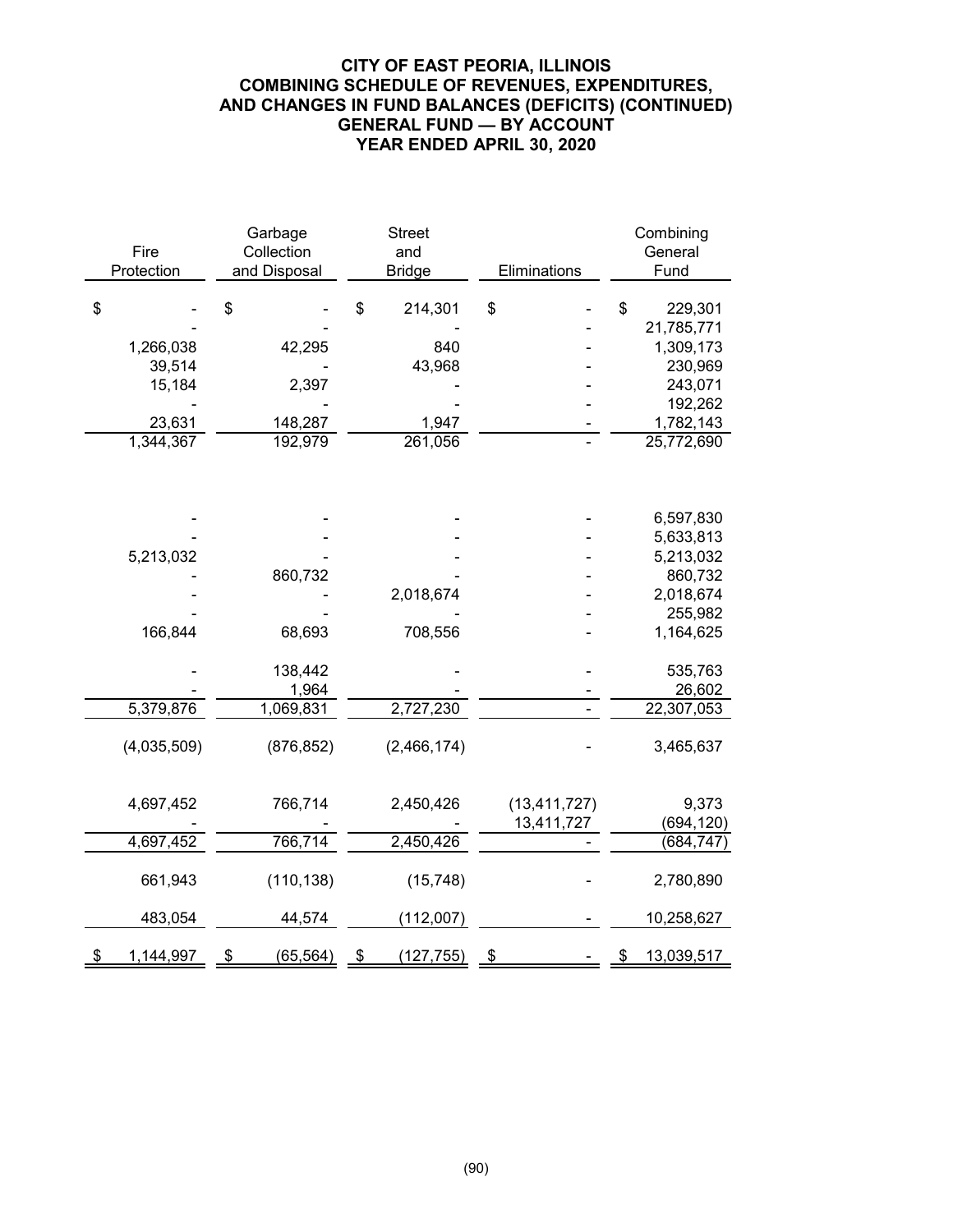# CITY OF EAST PEORIA, ILLINOIS
## COMBINING SCHEDULE OF REVENUES, EXPENDITURES, AND CHANGES IN FUND BALANCES (DEFICITS) (CONTINUED)
## GENERAL FUND — BY ACCOUNT
## YEAR ENDED APRIL 30, 2020

| Fire Protection | Garbage Collection and Disposal | Street and Bridge | Eliminations | Combining General Fund |
|---|---|---|---|---|
| $ - | $ - | $ 214,301 | $ - | $ 229,301 |
| - | - | - | - | 21,785,771 |
| 1,266,038 | 42,295 | 840 | - | 1,309,173 |
| 39,514 | - | 43,968 | - | 230,969 |
| 15,184 | 2,397 | - | - | 243,071 |
| - | - | - | - | 192,262 |
| 23,631 | 148,287 | 1,947 | - | 1,782,143 |
| 1,344,367 | 192,979 | 261,056 | - | 25,772,690 |
| | | | | |
| - | - | - | - | 6,597,830 |
| - | - | - | - | 5,633,813 |
| 5,213,032 | - | - | - | 5,213,032 |
| - | 860,732 | - | - | 860,732 |
| - | - | 2,018,674 | - | 2,018,674 |
| - | - | - | - | 255,982 |
| 166,844 | 68,693 | 708,556 | - | 1,164,625 |
| | | | | |
| - | 138,442 | - | - | 535,763 |
| - | 1,964 | - | - | 26,602 |
| 5,379,876 | 1,069,831 | 2,727,230 | - | 22,307,053 |
| | | | | |
| (4,035,509) | (876,852) | (2,466,174) | - | 3,465,637 |
| | | | | |
| 4,697,452 | 766,714 | 2,450,426 | (13,411,727) | 9,373 |
| - | - | - | 13,411,727 | (694,120) |
| 4,697,452 | 766,714 | 2,450,426 | - | (684,747) |
| | | | | |
| 661,943 | (110,138) | (15,748) | - | 2,780,890 |
| | | | | |
| 483,054 | 44,574 | (112,007) | - | 10,258,627 |
| | | | | |
| $ 1,144,997 | $ (65,564) | $ (127,755) | $ - | $ 13,039,517 |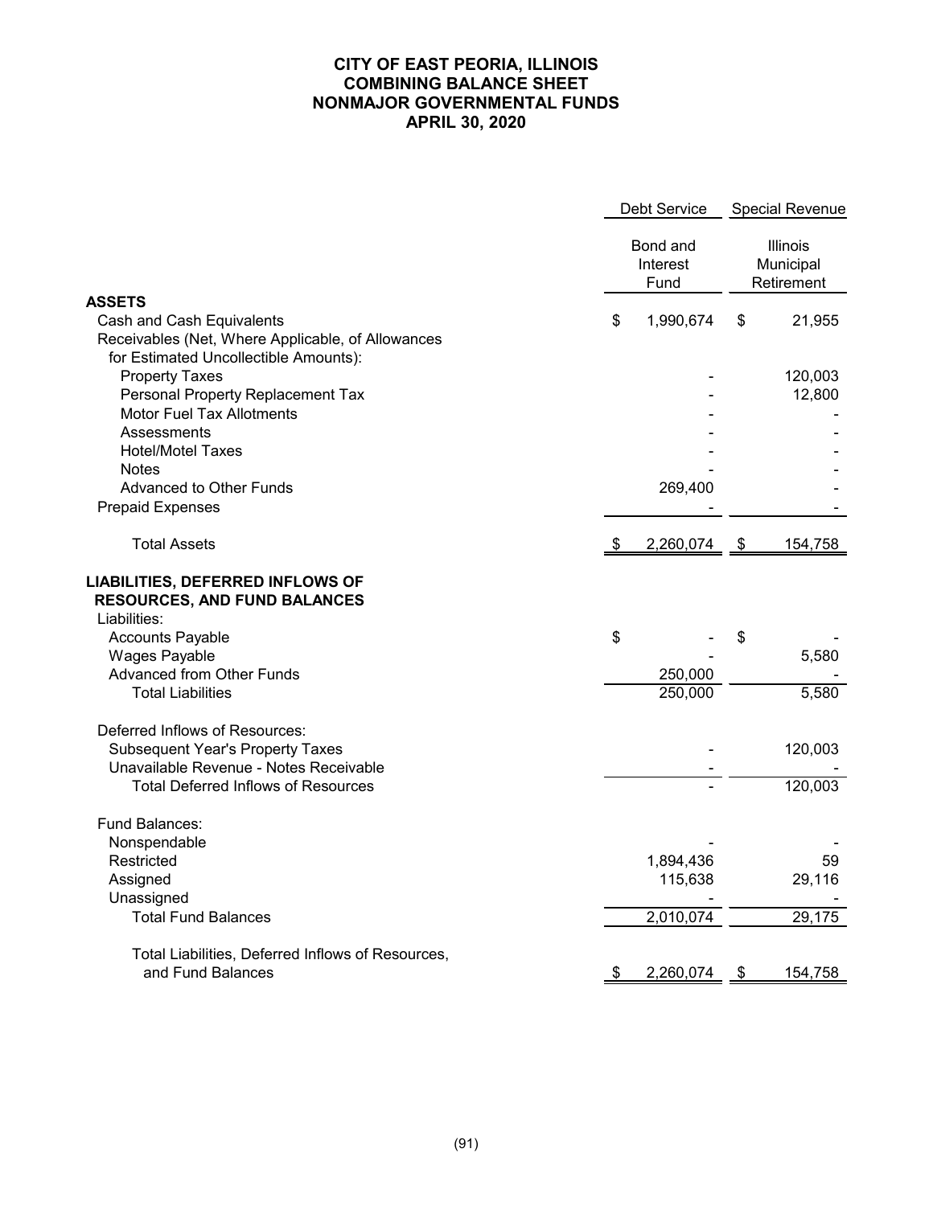# CITY OF EAST PEORIA, ILLINOIS
# COMBINING BALANCE SHEET
# NONMAJOR GOVERNMENTAL FUNDS
# APRIL 30, 2020

| | Debt Service | Special Revenue |
|---|---|---|
| | Bond and Interest Fund | Illinois Municipal Retirement |
| **ASSETS** | | |
| Cash and Cash Equivalents | $ 1,990,674 | $ 21,955 |
| Receivables (Net, Where Applicable, of Allowances for Estimated Uncollectible Amounts): | | |
| Property Taxes | - | 120,003 |
| Personal Property Replacement Tax | - | 12,800 |
| Motor Fuel Tax Allotments | - | - |
| Assessments | - | - |
| Hotel/Motel Taxes | - | - |
| Notes | - | - |
| Advanced to Other Funds | 269,400 | - |
| Prepaid Expenses | - | - |
| Total Assets | $ 2,260,074 | $ 154,758 |
| **LIABILITIES, DEFERRED INFLOWS OF RESOURCES, AND FUND BALANCES** | | |
| Liabilities: | | |
| Accounts Payable | $ - | $ - |
| Wages Payable | - | 5,580 |
| Advanced from Other Funds | 250,000 | - |
| Total Liabilities | 250,000 | 5,580 |
| Deferred Inflows of Resources: | | |
| Subsequent Year's Property Taxes | - | 120,003 |
| Unavailable Revenue - Notes Receivable | - | - |
| Total Deferred Inflows of Resources | - | 120,003 |
| Fund Balances: | | |
| Nonspendable | - | - |
| Restricted | 1,894,436 | 59 |
| Assigned | 115,638 | 29,116 |
| Unassigned | - | - |
| Total Fund Balances | 2,010,074 | 29,175 |
| Total Liabilities, Deferred Inflows of Resources, and Fund Balances | $ 2,260,074 | $ 154,758 |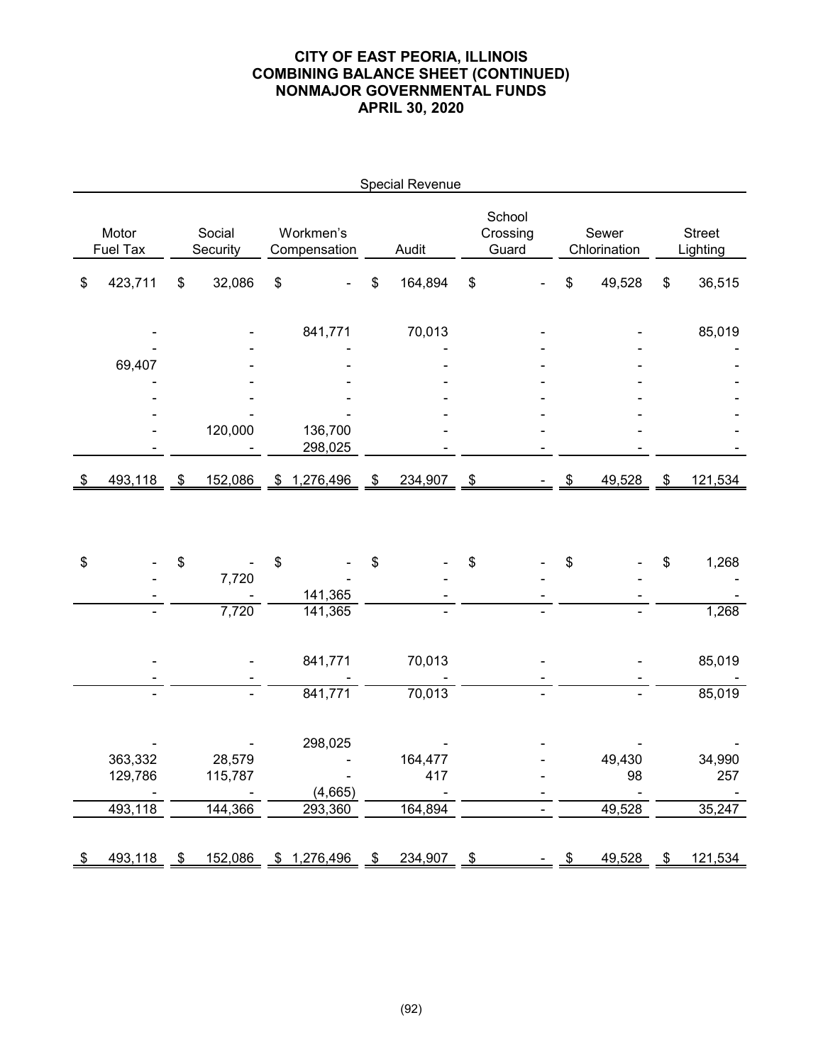# CITY OF EAST PEORIA, ILLINOIS
## COMBINING BALANCE SHEET (CONTINUED)
## NONMAJOR GOVERNMENTAL FUNDS
## APRIL 30, 2020

| | Special Revenue | | | | | | |
|---|---|---|---|---|---|---|---|
| | Motor Fuel Tax | Social Security | Workmen's Compensation | Audit | School Crossing Guard | Sewer Chlorination | Street Lighting |
| | $ 423,711 | $ 32,086 | $ - | $ 164,894 | $ - | $ 49,528 | $ 36,515 |
| | - | - | 841,771 | 70,013 | - | - | 85,019 |
| | - | - | - | - | - | - | - |
| | 69,407 | - | - | - | - | - | - |
| | - | - | - | - | - | - | - |
| | - | - | - | - | - | - | - |
| | - | - | - | - | - | - | - |
| | - | 120,000 | 136,700 | - | - | - | - |
| | - | - | 298,025 | - | - | - | - |
| | $ 493,118 | $ 152,086 | $ 1,276,496 | $ 234,907 | $ - | $ 49,528 | $ 121,534 |
| | $ - | $ - | $ - | $ - | $ - | $ - | $ 1,268 |
| | - | 7,720 | - | - | - | - | - |
| | - | - | 141,365 | - | - | - | - |
| | - | 7,720 | 141,365 | - | - | - | 1,268 |
| | - | - | 841,771 | 70,013 | - | - | 85,019 |
| | - | - | - | - | - | - | - |
| | - | - | 841,771 | 70,013 | - | - | 85,019 |
| | - | - | 298,025 | - | - | - | - |
| | 363,332 | 28,579 | - | 164,477 | - | 49,430 | 34,990 |
| | 129,786 | 115,787 | - | 417 | - | 98 | 257 |
| | - | - | (4,665) | - | - | - | - |
| | 493,118 | 144,366 | 293,360 | 164,894 | - | 49,528 | 35,247 |
| | $ 493,118 | $ 152,086 | $ 1,276,496 | $ 234,907 | $ - | $ 49,528 | $ 121,534 |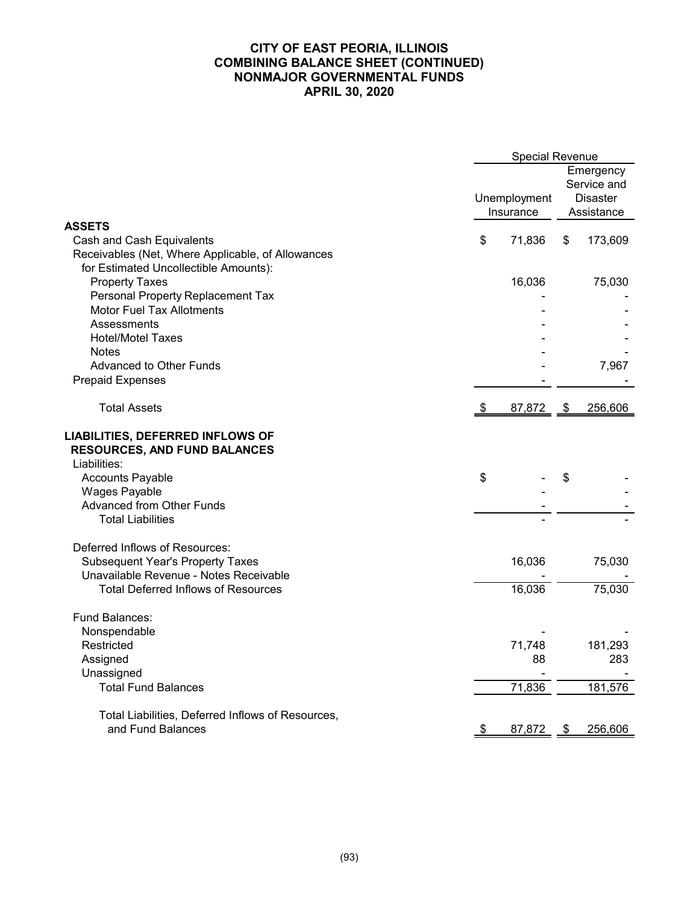# CITY OF EAST PEORIA, ILLINOIS
# COMBINING BALANCE SHEET (CONTINUED)
# NONMAJOR GOVERNMENTAL FUNDS
# APRIL 30, 2020

| | Special Revenue | |
|---|---|---|
| | Unemployment Insurance | Emergency Service and Disaster Assistance |
| **ASSETS** | | |
| Cash and Cash Equivalents | $ 71,836 | $ 173,609 |
| Receivables (Net, Where Applicable, of Allowances for Estimated Uncollectible Amounts): | | |
| Property Taxes | 16,036 | 75,030 |
| Personal Property Replacement Tax | - | - |
| Motor Fuel Tax Allotments | - | - |
| Assessments | - | - |
| Hotel/Motel Taxes | - | - |
| Notes | - | - |
| Advanced to Other Funds | - | 7,967 |
| Prepaid Expenses | - | - |
| Total Assets | $ 87,872 | $ 256,606 |
| **LIABILITIES, DEFERRED INFLOWS OF RESOURCES, AND FUND BALANCES** | | |
| Liabilities: | | |
| Accounts Payable | $ - | $ - |
| Wages Payable | - | - |
| Advanced from Other Funds | - | - |
| Total Liabilities | - | - |
| Deferred Inflows of Resources: | | |
| Subsequent Year's Property Taxes | 16,036 | 75,030 |
| Unavailable Revenue - Notes Receivable | - | - |
| Total Deferred Inflows of Resources | 16,036 | 75,030 |
| Fund Balances: | | |
| Nonspendable | - | - |
| Restricted | 71,748 | 181,293 |
| Assigned | 88 | 283 |
| Unassigned | - | - |
| Total Fund Balances | 71,836 | 181,576 |
| Total Liabilities, Deferred Inflows of Resources, and Fund Balances | $ 87,872 | $ 256,606 |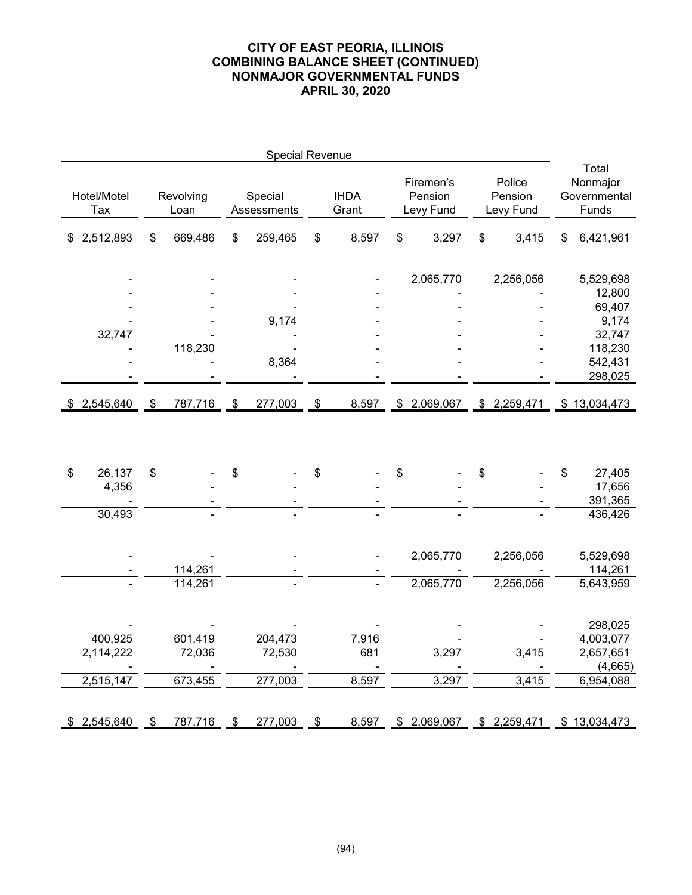# CITY OF EAST PEORIA, ILLINOIS
# COMBINING BALANCE SHEET (CONTINUED)
# NONMAJOR GOVERNMENTAL FUNDS
# APRIL 30, 2020

| Special Revenue | | | | | | | |
|---|---|---|---|---|---|---|---|
| Hotel/Motel Tax | Revolving Loan | Special Assessments | IHDA Grant | Firemen's Pension Levy Fund | Police Pension Levy Fund | | Total Nonmajor Governmental Funds |
| $ 2,512,893 | $ 669,486 | $ 259,465 | $ 8,597 | $ 3,297 | $ 3,415 | | $ 6,421,961 |
| - | - | - | - | 2,065,770 | 2,256,056 | | 5,529,698 |
| - | - | - | - | - | - | | 12,800 |
| - | - | - | - | - | - | | 69,407 |
| - | - | 9,174 | - | - | - | | 9,174 |
| 32,747 | - | - | - | - | - | | 32,747 |
| - | 118,230 | - | - | - | - | | 118,230 |
| - | - | 8,364 | - | - | - | | 542,431 |
| - | - | - | - | - | - | | 298,025 |
| $ 2,545,640 | $ 787,716 | $ 277,003 | $ 8,597 | $ 2,069,067 | $ 2,259,471 | | $ 13,034,473 |
| | | | | | | | |
| $ 26,137 | $ - | $ - | $ - | $ - | $ - | | $ 27,405 |
| 4,356 | - | - | - | - | - | | 17,656 |
| - | - | - | - | - | - | | 391,365 |
| 30,493 | - | - | - | - | - | | 436,426 |
| | | | | | | | |
| - | - | - | - | 2,065,770 | 2,256,056 | | 5,529,698 |
| - | 114,261 | - | - | - | - | | 114,261 |
| - | 114,261 | - | - | 2,065,770 | 2,256,056 | | 5,643,959 |
| | | | | | | | |
| - | - | - | - | - | - | | 298,025 |
| 400,925 | 601,419 | 204,473 | 7,916 | - | - | | 4,003,077 |
| 2,114,222 | 72,036 | 72,530 | 681 | 3,297 | 3,415 | | 2,657,651 |
| - | - | - | - | - | - | | (4,665) |
| 2,515,147 | 673,455 | 277,003 | 8,597 | 3,297 | 3,415 | | 6,954,088 |
| | | | | | | | |
| $ 2,545,640 | $ 787,716 | $ 277,003 | $ 8,597 | $ 2,069,067 | $ 2,259,471 | | $ 13,034,473 |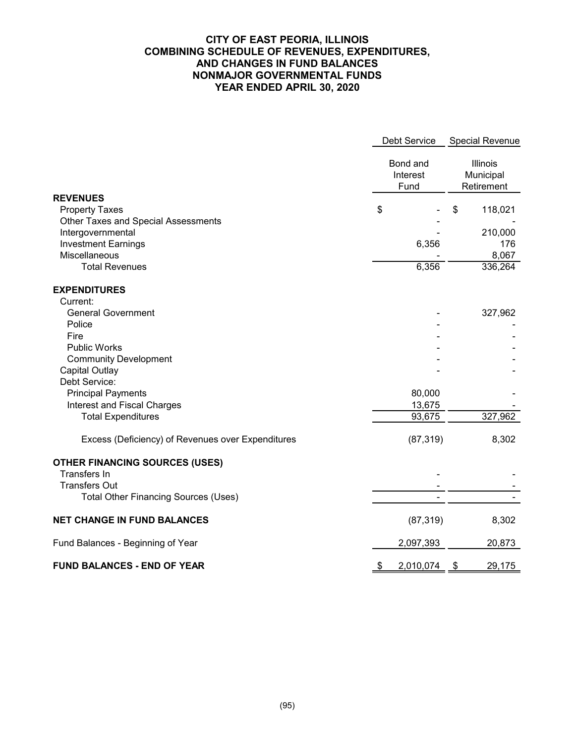# CITY OF EAST PEORIA, ILLINOIS
## COMBINING SCHEDULE OF REVENUES, EXPENDITURES, AND CHANGES IN FUND BALANCES
## NONMAJOR GOVERNMENTAL FUNDS
## YEAR ENDED APRIL 30, 2020

| | Debt Service | Special Revenue |
|---|---|---|
| | Bond and Interest Fund | Illinois Municipal Retirement |
| **REVENUES** | | |
| Property Taxes | $ - | $ 118,021 |
| Other Taxes and Special Assessments | - | - |
| Intergovernmental | - | 210,000 |
| Investment Earnings | 6,356 | 176 |
| Miscellaneous | - | 8,067 |
| Total Revenues | 6,356 | 336,264 |
| **EXPENDITURES** | | |
| Current: | | |
| General Government | - | 327,962 |
| Police | - | - |
| Fire | - | - |
| Public Works | - | - |
| Community Development | - | - |
| Capital Outlay | - | - |
| Debt Service: | | |
| Principal Payments | 80,000 | - |
| Interest and Fiscal Charges | 13,675 | - |
| Total Expenditures | 93,675 | 327,962 |
| Excess (Deficiency) of Revenues over Expenditures | (87,319) | 8,302 |
| **OTHER FINANCING SOURCES (USES)** | | |
| Transfers In | - | - |
| Transfers Out | - | - |
| Total Other Financing Sources (Uses) | - | - |
| **NET CHANGE IN FUND BALANCES** | (87,319) | 8,302 |
| Fund Balances - Beginning of Year | 2,097,393 | 20,873 |
| **FUND BALANCES - END OF YEAR** | $ 2,010,074 | $ 29,175 |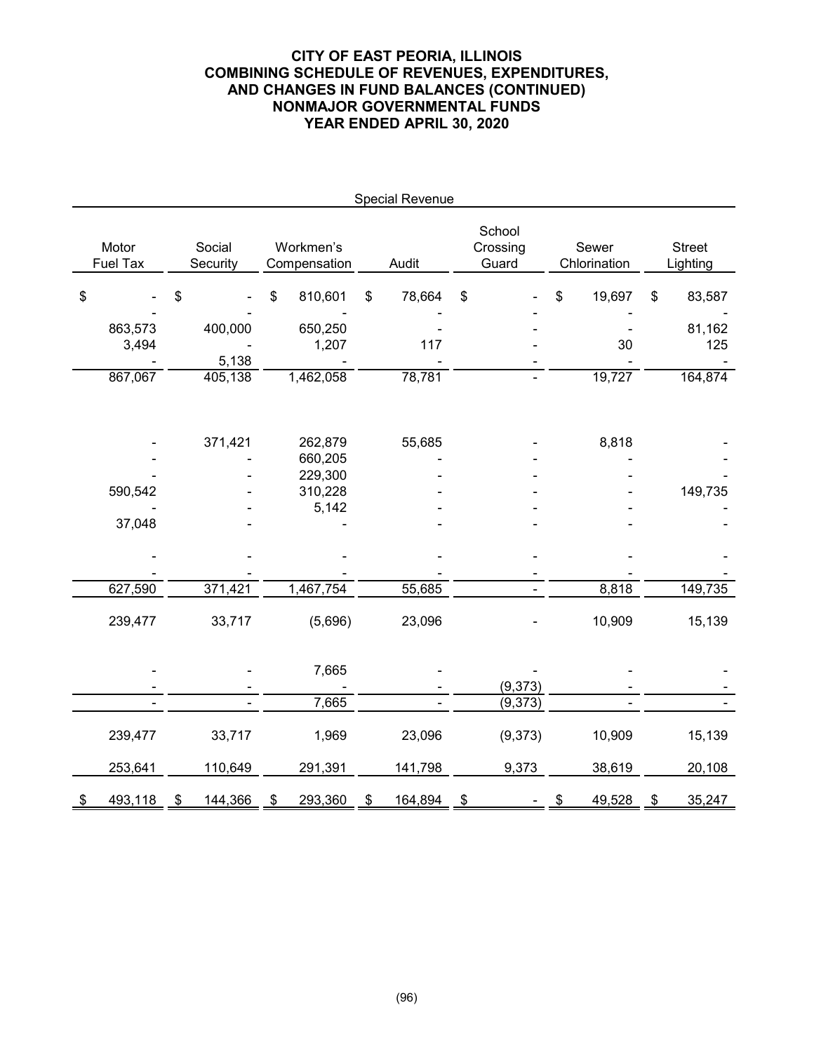# CITY OF EAST PEORIA, ILLINOIS
## COMBINING SCHEDULE OF REVENUES, EXPENDITURES, AND CHANGES IN FUND BALANCES (CONTINUED)
## NONMAJOR GOVERNMENTAL FUNDS
## YEAR ENDED APRIL 30, 2020

| Special Revenue | | | | | | |
|---|---|---|---|---|---|---|
| Motor Fuel Tax | Social Security | Workmen's Compensation | Audit | School Crossing Guard | Sewer Chlorination | Street Lighting |
| $ - | $ - | $ 810,601 | $ 78,664 | $ - | $ 19,697 | $ 83,587 |
| - | - | - | - | - | - | - |
| 863,573 | 400,000 | 650,250 | - | - | - | 81,162 |
| 3,494 | - | 1,207 | 117 | - | 30 | 125 |
| - | 5,138 | - | - | - | - | - |
| 867,067 | 405,138 | 1,462,058 | 78,781 | - | 19,727 | 164,874 |
| | | | | | | |
| - | 371,421 | 262,879 | 55,685 | - | 8,818 | - |
| - | - | 660,205 | - | - | - | - |
| - | - | 229,300 | - | - | - | - |
| 590,542 | - | 310,228 | - | - | - | 149,735 |
| - | - | 5,142 | - | - | - | - |
| 37,048 | - | - | - | - | - | - |
| | | | | | | |
| - | - | - | - | - | - | - |
| - | - | - | - | - | - | - |
| 627,590 | 371,421 | 1,467,754 | 55,685 | - | 8,818 | 149,735 |
| | | | | | | |
| 239,477 | 33,717 | (5,696) | 23,096 | - | 10,909 | 15,139 |
| | | | | | | |
| - | - | 7,665 | - | - | - | - |
| - | - | - | - | (9,373) | - | - |
| - | - | 7,665 | - | (9,373) | - | - |
| | | | | | | |
| 239,477 | 33,717 | 1,969 | 23,096 | (9,373) | 10,909 | 15,139 |
| | | | | | | |
| 253,641 | 110,649 | 291,391 | 141,798 | 9,373 | 38,619 | 20,108 |
| | | | | | | |
| $ 493,118 | $ 144,366 | $ 293,360 | $ 164,894 | $ - | $ 49,528 | $ 35,247 |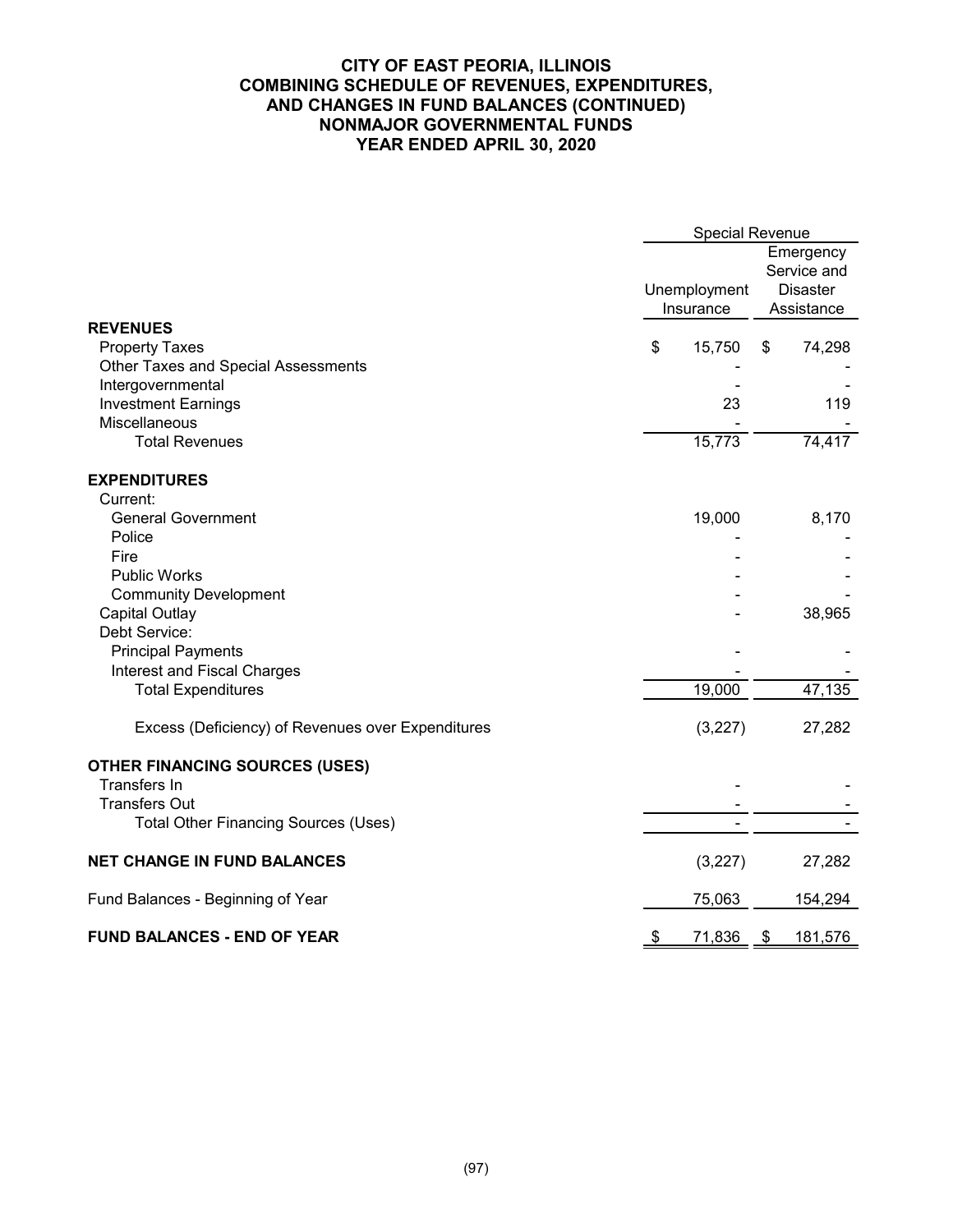# CITY OF EAST PEORIA, ILLINOIS
## COMBINING SCHEDULE OF REVENUES, EXPENDITURES, AND CHANGES IN FUND BALANCES (CONTINUED)
## NONMAJOR GOVERNMENTAL FUNDS
## YEAR ENDED APRIL 30, 2020

| | Special Revenue | |
|---|---|---|
| | Unemployment Insurance | Emergency Service and Disaster Assistance |
| **REVENUES** | | |
| Property Taxes | $ 15,750 | $ 74,298 |
| Other Taxes and Special Assessments | - | - |
| Intergovernmental | - | - |
| Investment Earnings | 23 | 119 |
| Miscellaneous | - | - |
| Total Revenues | 15,773 | 74,417 |
| **EXPENDITURES** | | |
| Current: | | |
| General Government | 19,000 | 8,170 |
| Police | - | - |
| Fire | - | - |
| Public Works | - | - |
| Community Development | - | - |
| Capital Outlay | - | 38,965 |
| Debt Service: | | |
| Principal Payments | - | - |
| Interest and Fiscal Charges | - | - |
| Total Expenditures | 19,000 | 47,135 |
| Excess (Deficiency) of Revenues over Expenditures | (3,227) | 27,282 |
| **OTHER FINANCING SOURCES (USES)** | | |
| Transfers In | - | - |
| Transfers Out | - | - |
| Total Other Financing Sources (Uses) | - | - |
| **NET CHANGE IN FUND BALANCES** | (3,227) | 27,282 |
| Fund Balances - Beginning of Year | 75,063 | 154,294 |
| **FUND BALANCES - END OF YEAR** | $ 71,836 | $ 181,576 |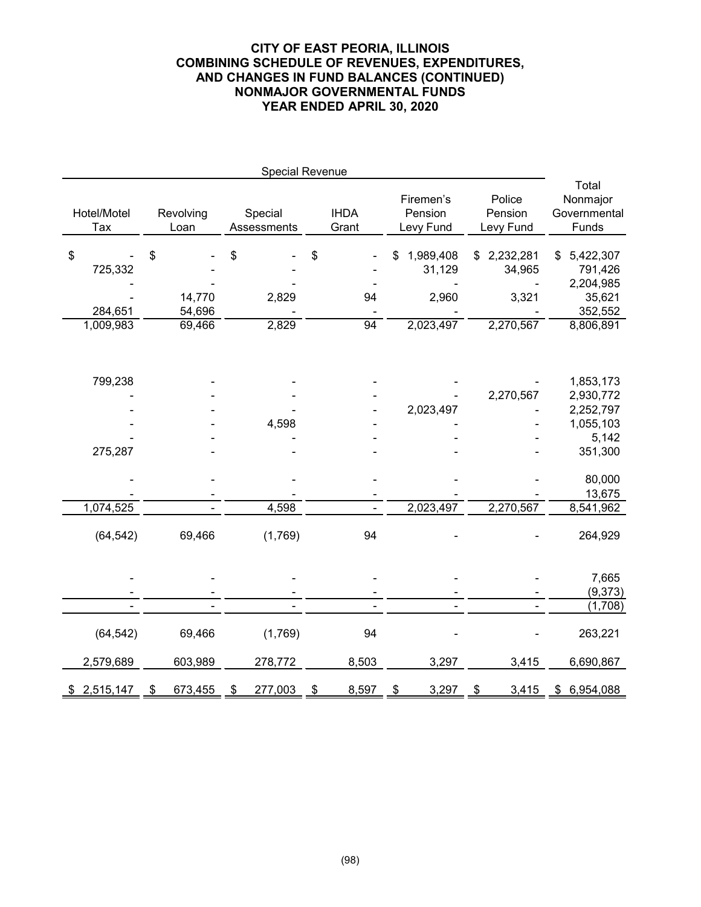# CITY OF EAST PEORIA, ILLINOIS
## COMBINING SCHEDULE OF REVENUES, EXPENDITURES, AND CHANGES IN FUND BALANCES (CONTINUED)
## NONMAJOR GOVERNMENTAL FUNDS
## YEAR ENDED APRIL 30, 2020

| Special Revenue | | | | | | |
|---|---|---|---|---|---|---|
| Hotel/Motel Tax | Revolving Loan | Special Assessments | IHDA Grant | Firemen's Pension Levy Fund | Police Pension Levy Fund | Total Nonmajor Governmental Funds |
| $ - | $ - | $ - | $ - | $ 1,989,408 | $ 2,232,281 | $ 5,422,307 |
| 725,332 | - | - | - | 31,129 | 34,965 | 791,426 |
| - | - | - | - | - | - | 2,204,985 |
| - | 14,770 | 2,829 | 94 | 2,960 | 3,321 | 35,621 |
| 284,651 | 54,696 | - | - | - | - | 352,552 |
| 1,009,983 | 69,466 | 2,829 | 94 | 2,023,497 | 2,270,567 | 8,806,891 |
| | | | | | | |
| 799,238 | - | - | - | - | - | 1,853,173 |
| - | - | - | - | - | 2,270,567 | 2,930,772 |
| - | - | - | - | 2,023,497 | - | 2,252,797 |
| - | - | 4,598 | - | - | - | 1,055,103 |
| - | - | - | - | - | - | 5,142 |
| 275,287 | - | - | - | - | - | 351,300 |
| - | - | - | - | - | - | 80,000 |
| - | - | - | - | - | - | 13,675 |
| 1,074,525 | - | 4,598 | - | 2,023,497 | 2,270,567 | 8,541,962 |
| (64,542) | 69,466 | (1,769) | 94 | - | - | 264,929 |
| | | | | | | |
| - | - | - | - | - | - | 7,665 |
| - | - | - | - | - | - | (9,373) |
| - | - | - | - | - | - | (1,708) |
| (64,542) | 69,466 | (1,769) | 94 | - | - | 263,221 |
| 2,579,689 | 603,989 | 278,772 | 8,503 | 3,297 | 3,415 | 6,690,867 |
| $ 2,515,147 | $ 673,455 | $ 277,003 | $ 8,597 | $ 3,297 | $ 3,415 | $ 6,954,088 |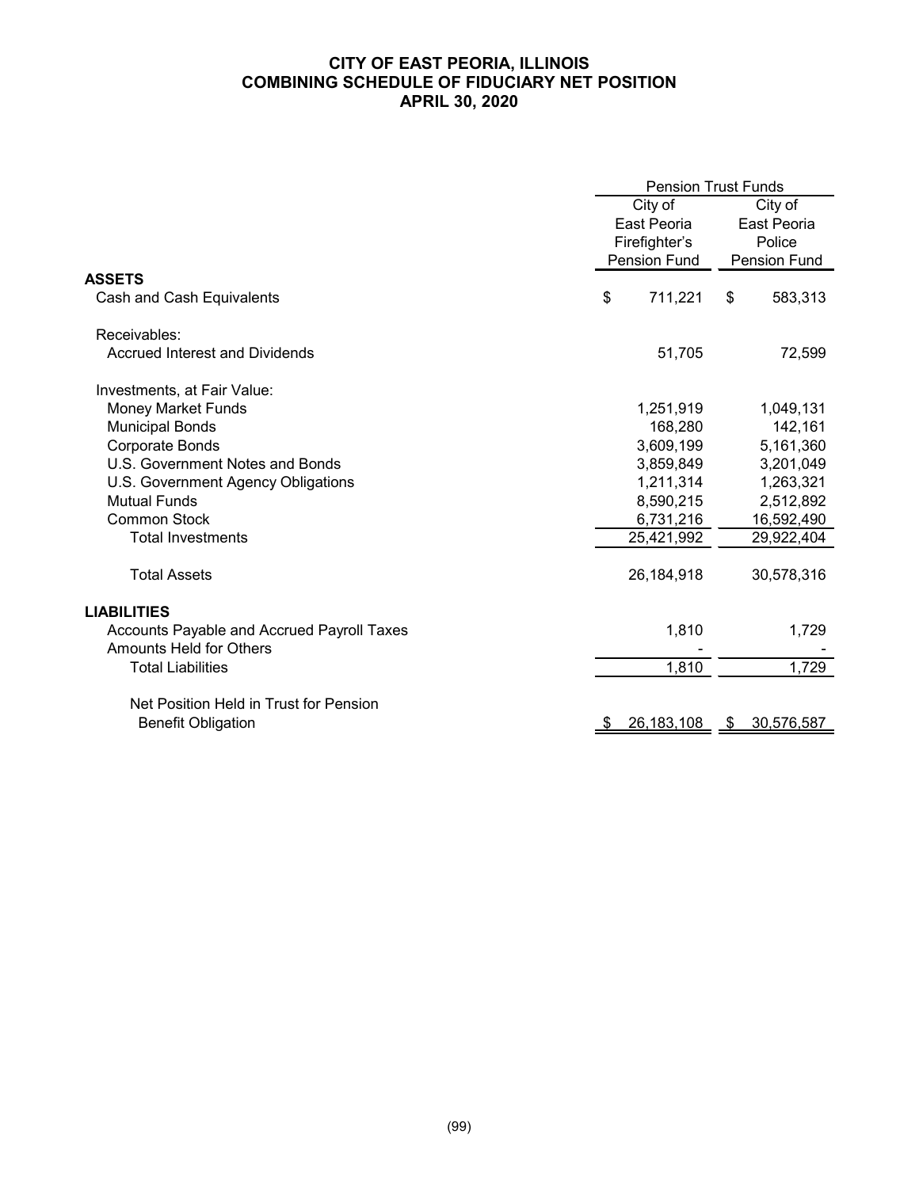# CITY OF EAST PEORIA, ILLINOIS
## COMBINING SCHEDULE OF FIDUCIARY NET POSITION
## APRIL 30, 2020

| | Pension Trust Funds | |
|---|---|---|
| | City of East Peoria Firefighter's Pension Fund | City of East Peoria Police Pension Fund |
| **ASSETS** | | |
| Cash and Cash Equivalents | $ 711,221 | $ 583,313 |
| Receivables: | | |
| Accrued Interest and Dividends | 51,705 | 72,599 |
| Investments, at Fair Value: | | |
| Money Market Funds | 1,251,919 | 1,049,131 |
| Municipal Bonds | 168,280 | 142,161 |
| Corporate Bonds | 3,609,199 | 5,161,360 |
| U.S. Government Notes and Bonds | 3,859,849 | 3,201,049 |
| U.S. Government Agency Obligations | 1,211,314 | 1,263,321 |
| Mutual Funds | 8,590,215 | 2,512,892 |
| Common Stock | 6,731,216 | 16,592,490 |
| Total Investments | 25,421,992 | 29,922,404 |
| Total Assets | 26,184,918 | 30,578,316 |
| **LIABILITIES** | | |
| Accounts Payable and Accrued Payroll Taxes | 1,810 | 1,729 |
| Amounts Held for Others | - | - |
| Total Liabilities | 1,810 | 1,729 |
| Net Position Held in Trust for Pension Benefit Obligation | $ 26,183,108 | $ 30,576,587 |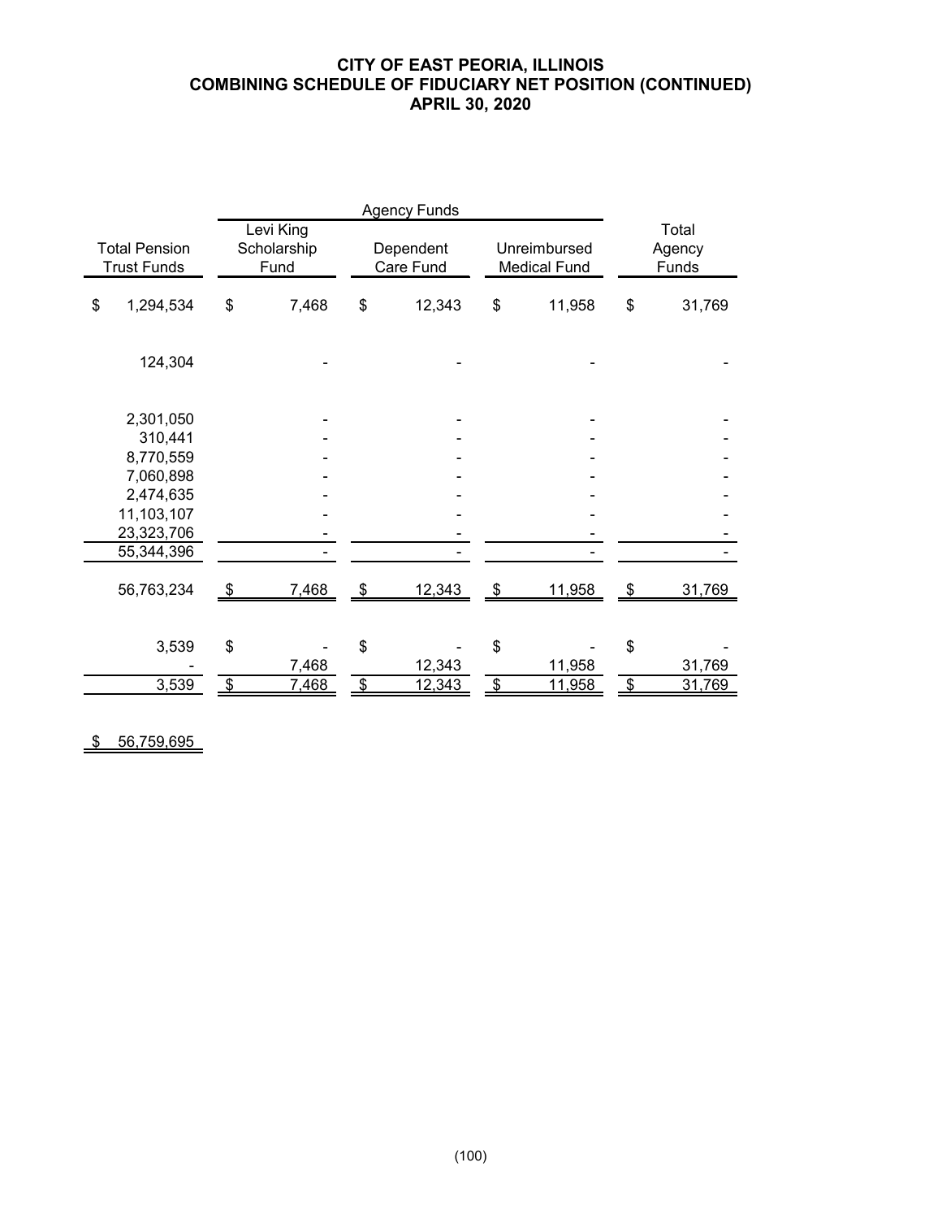# CITY OF EAST PEORIA, ILLINOIS
## COMBINING SCHEDULE OF FIDUCIARY NET POSITION (CONTINUED)
## APRIL 30, 2020

| | | Agency Funds | | | |
|---|---|---|---|---|---|
| Total Pension Trust Funds | Levi King Scholarship Fund | Dependent Care Fund | Unreimbursed Medical Fund | Total Agency Funds |
| $ 1,294,534 | $ 7,468 | $ 12,343 | $ 11,958 | $ 31,769 |
| 124,304 | - | - | - | - |
| 2,301,050 | - | - | - | - |
| 310,441 | - | - | - | - |
| 8,770,559 | - | - | - | - |
| 7,060,898 | - | - | - | - |
| 2,474,635 | - | - | - | - |
| 11,103,107 | - | - | - | - |
| 23,323,706 | - | - | - | - |
| 55,344,396 | - | - | - | - |
| 56,763,234 | $ 7,468 | $ 12,343 | $ 11,958 | $ 31,769 |
| 3,539 | $ - | $ - | $ - | $ - |
| - | 7,468 | 12,343 | 11,958 | 31,769 |
| 3,539 | $ 7,468 | $ 12,343 | $ 11,958 | $ 31,769 |
| $ 56,759,695 | | | | |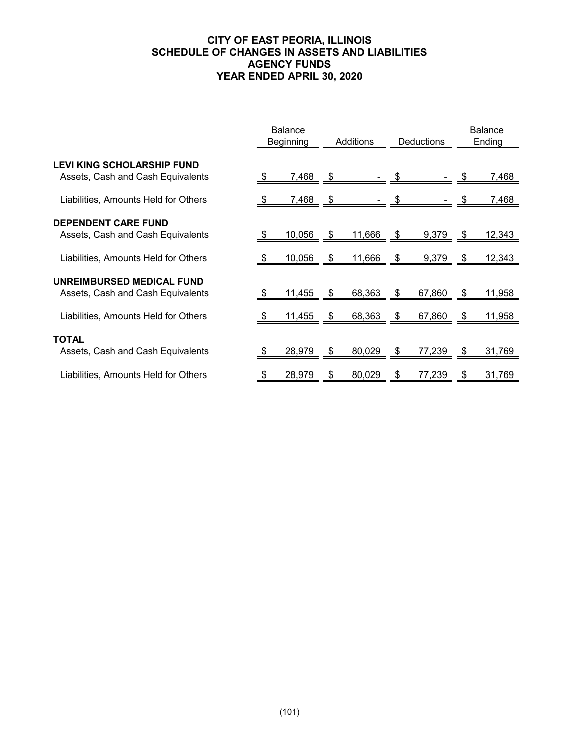# CITY OF EAST PEORIA, ILLINOIS
## SCHEDULE OF CHANGES IN ASSETS AND LIABILITIES
## AGENCY FUNDS
## YEAR ENDED APRIL 30, 2020

| | Balance Beginning | Additions | Deductions | Balance Ending |
|---|---|---|---|---|
| **LEVI KING SCHOLARSHIP FUND** | | | | |
| Assets, Cash and Cash Equivalents | $ 7,468 | $ - | $ - | $ 7,468 |
| Liabilities, Amounts Held for Others | $ 7,468 | $ - | $ - | $ 7,468 |
| **DEPENDENT CARE FUND** | | | | |
| Assets, Cash and Cash Equivalents | $ 10,056 | $ 11,666 | $ 9,379 | $ 12,343 |
| Liabilities, Amounts Held for Others | $ 10,056 | $ 11,666 | $ 9,379 | $ 12,343 |
| **UNREIMBURSED MEDICAL FUND** | | | | |
| Assets, Cash and Cash Equivalents | $ 11,455 | $ 68,363 | $ 67,860 | $ 11,958 |
| Liabilities, Amounts Held for Others | $ 11,455 | $ 68,363 | $ 67,860 | $ 11,958 |
| **TOTAL** | | | | |
| Assets, Cash and Cash Equivalents | $ 28,979 | $ 80,029 | $ 77,239 | $ 31,769 |
| Liabilities, Amounts Held for Others | $ 28,979 | $ 80,029 | $ 77,239 | $ 31,769 |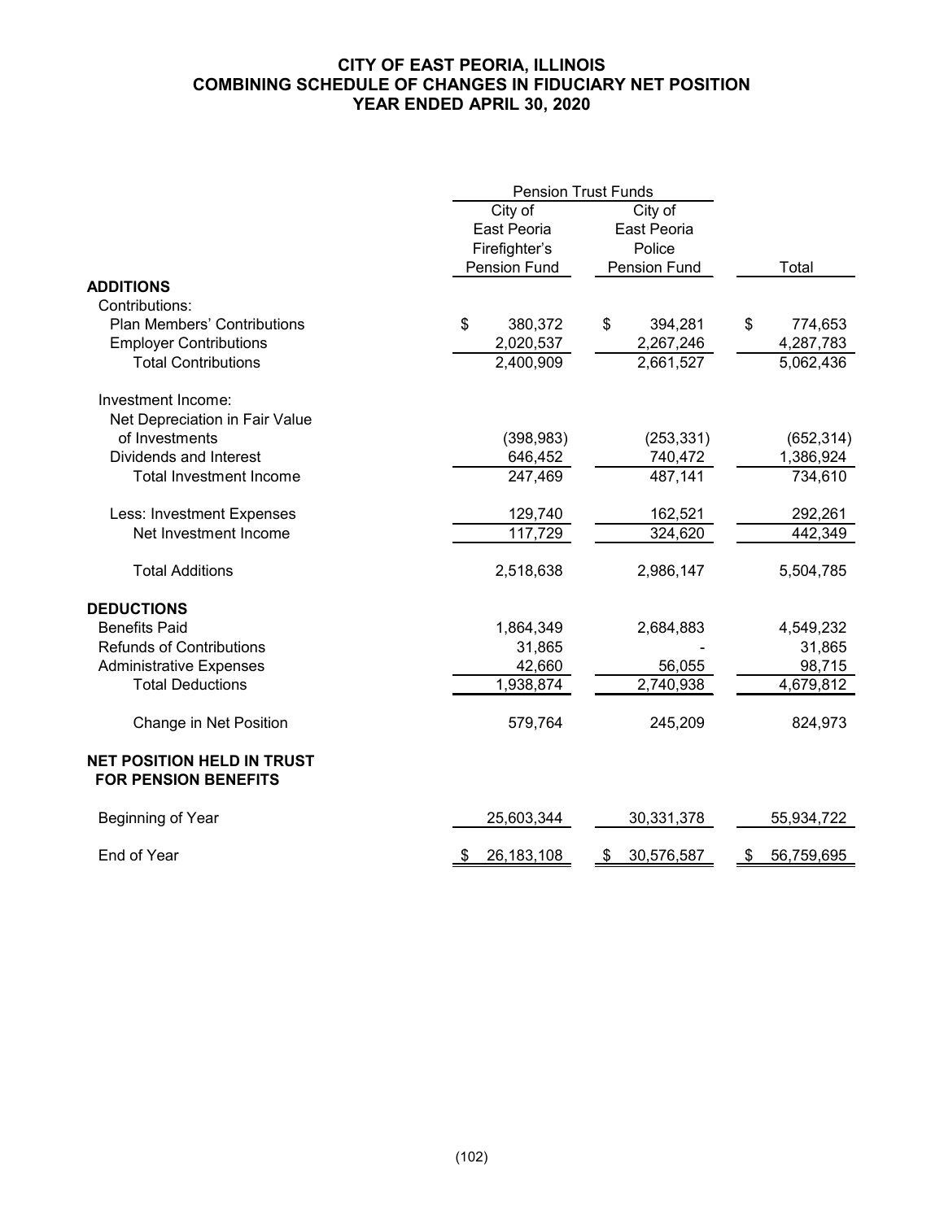# CITY OF EAST PEORIA, ILLINOIS
## COMBINING SCHEDULE OF CHANGES IN FIDUCIARY NET POSITION
### YEAR ENDED APRIL 30, 2020

| | Pension Trust Funds | | |
|---|---|---|---|
| | City of East Peoria Firefighter's Pension Fund | City of East Peoria Police Pension Fund | Total |
| **ADDITIONS** | | | |
| Contributions: | | | |
| Plan Members' Contributions | $ 380,372 | $ 394,281 | $ 774,653 |
| Employer Contributions | 2,020,537 | 2,267,246 | 4,287,783 |
| Total Contributions | 2,400,909 | 2,661,527 | 5,062,436 |
| Investment Income: | | | |
| Net Depreciation in Fair Value of Investments | (398,983) | (253,331) | (652,314) |
| Dividends and Interest | 646,452 | 740,472 | 1,386,924 |
| Total Investment Income | 247,469 | 487,141 | 734,610 |
| Less: Investment Expenses | 129,740 | 162,521 | 292,261 |
| Net Investment Income | 117,729 | 324,620 | 442,349 |
| Total Additions | 2,518,638 | 2,986,147 | 5,504,785 |
| **DEDUCTIONS** | | | |
| Benefits Paid | 1,864,349 | 2,684,883 | 4,549,232 |
| Refunds of Contributions | 31,865 | - | 31,865 |
| Administrative Expenses | 42,660 | 56,055 | 98,715 |
| Total Deductions | 1,938,874 | 2,740,938 | 4,679,812 |
| Change in Net Position | 579,764 | 245,209 | 824,973 |
| **NET POSITION HELD IN TRUST FOR PENSION BENEFITS** | | | |
| Beginning of Year | 25,603,344 | 30,331,378 | 55,934,722 |
| End of Year | $ 26,183,108 | $ 30,576,587 | $ 56,759,695 |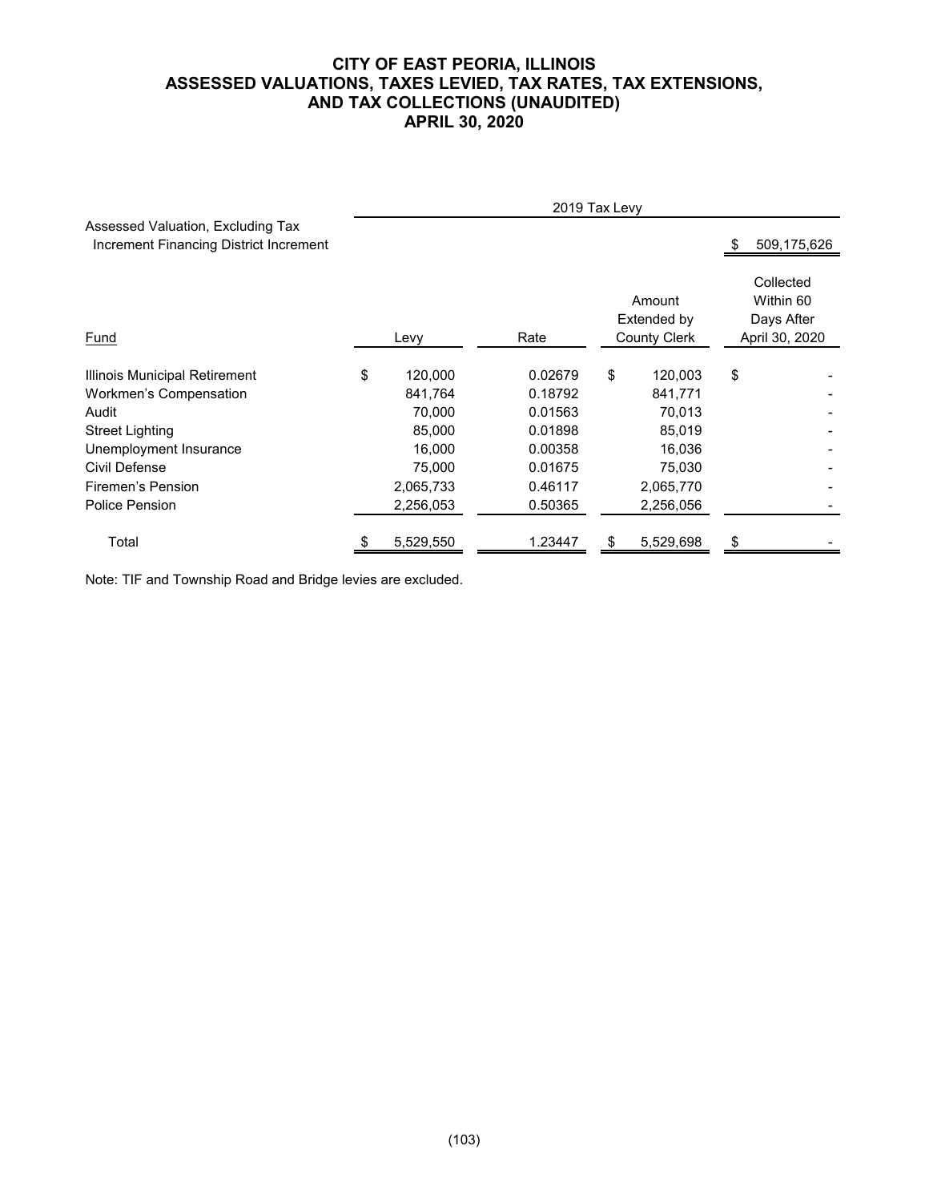# CITY OF EAST PEORIA, ILLINOIS
## ASSESSED VALUATIONS, TAXES LEVIED, TAX RATES, TAX EXTENSIONS, AND TAX COLLECTIONS (UNAUDITED)
## APRIL 30, 2020

| | 2019 Tax Levy | | | |
|---|---|---|---|---|
| Assessed Valuation, Excluding Tax Increment Financing District Increment | | | | $ 509,175,626 |
| Fund | Levy | Rate | Amount Extended by County Clerk | Collected Within 60 Days After April 30, 2020 |
| Illinois Municipal Retirement | $ 120,000 | 0.02679 | $ 120,003 | $ - |
| Workmen's Compensation | 841,764 | 0.18792 | 841,771 | - |
| Audit | 70,000 | 0.01563 | 70,013 | - |
| Street Lighting | 85,000 | 0.01898 | 85,019 | - |
| Unemployment Insurance | 16,000 | 0.00358 | 16,036 | - |
| Civil Defense | 75,000 | 0.01675 | 75,030 | - |
| Firemen's Pension | 2,065,733 | 0.46117 | 2,065,770 | - |
| Police Pension | 2,256,053 | 0.50365 | 2,256,056 | - |
| Total | $ 5,529,550 | 1.23447 | $ 5,529,698 | $ - |

Note: TIF and Township Road and Bridge levies are excluded.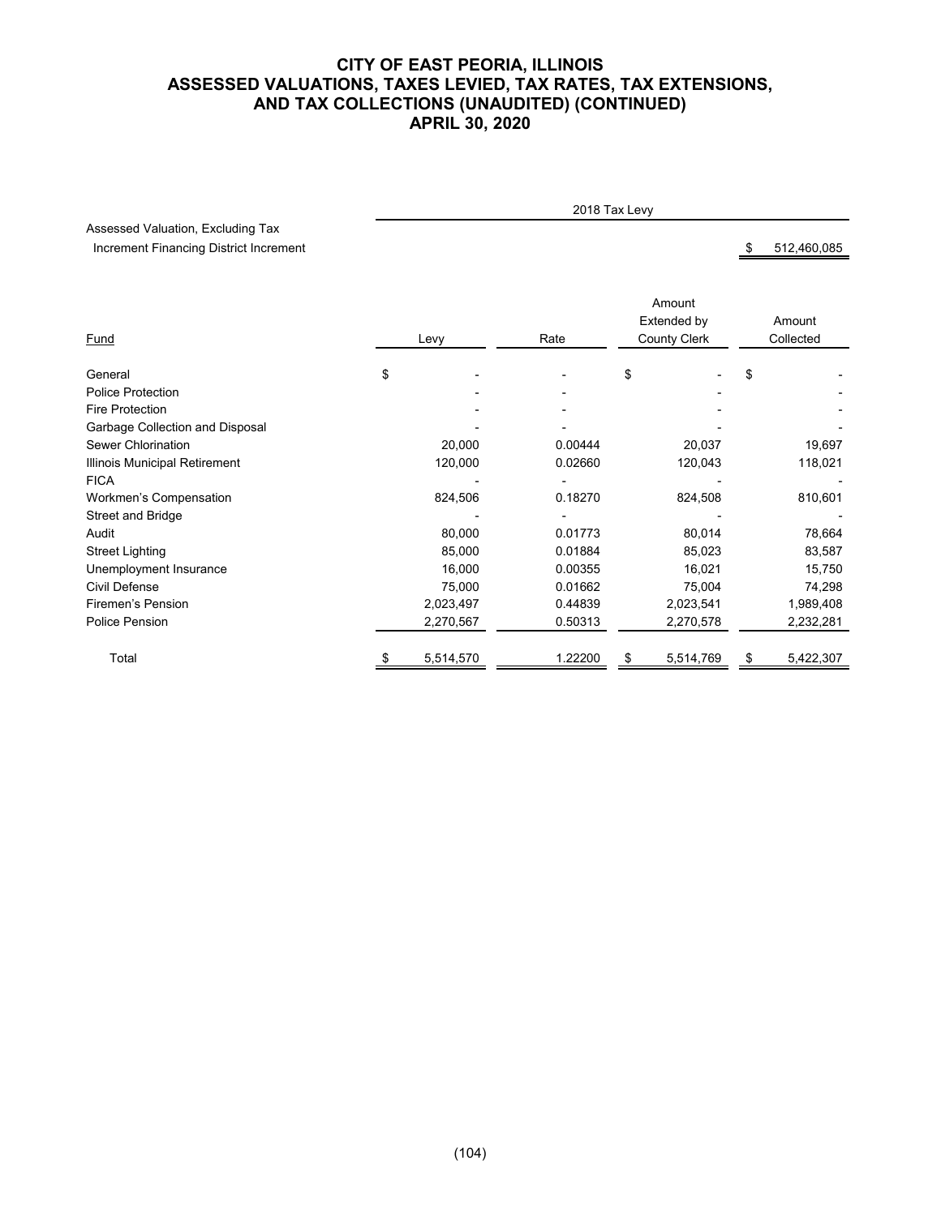# CITY OF EAST PEORIA, ILLINOIS
# ASSESSED VALUATIONS, TAXES LEVIED, TAX RATES, TAX EXTENSIONS, AND TAX COLLECTIONS (UNAUDITED) (CONTINUED)
# APRIL 30, 2020

| | 2018 Tax Levy | | | |
|---|---|---|---|---|
| Assessed Valuation, Excluding Tax Increment Financing District Increment | | | | $ 512,460,085 |

| Fund | Levy | Rate | Amount Extended by County Clerk | Amount Collected |
|---|---|---|---|---|
| General | $ - | - | $ - | $ - |
| Police Protection | - | - | - | - |
| Fire Protection | - | - | - | - |
| Garbage Collection and Disposal | - | - | - | - |
| Sewer Chlorination | 20,000 | 0.00444 | 20,037 | 19,697 |
| Illinois Municipal Retirement | 120,000 | 0.02660 | 120,043 | 118,021 |
| FICA | - | - | - | - |
| Workmen's Compensation | 824,506 | 0.18270 | 824,508 | 810,601 |
| Street and Bridge | - | - | - | - |
| Audit | 80,000 | 0.01773 | 80,014 | 78,664 |
| Street Lighting | 85,000 | 0.01884 | 85,023 | 83,587 |
| Unemployment Insurance | 16,000 | 0.00355 | 16,021 | 15,750 |
| Civil Defense | 75,000 | 0.01662 | 75,004 | 74,298 |
| Firemen's Pension | 2,023,497 | 0.44839 | 2,023,541 | 1,989,408 |
| Police Pension | 2,270,567 | 0.50313 | 2,270,578 | 2,232,281 |
| Total | $ 5,514,570 | 1.22200 | $ 5,514,769 | $ 5,422,307 |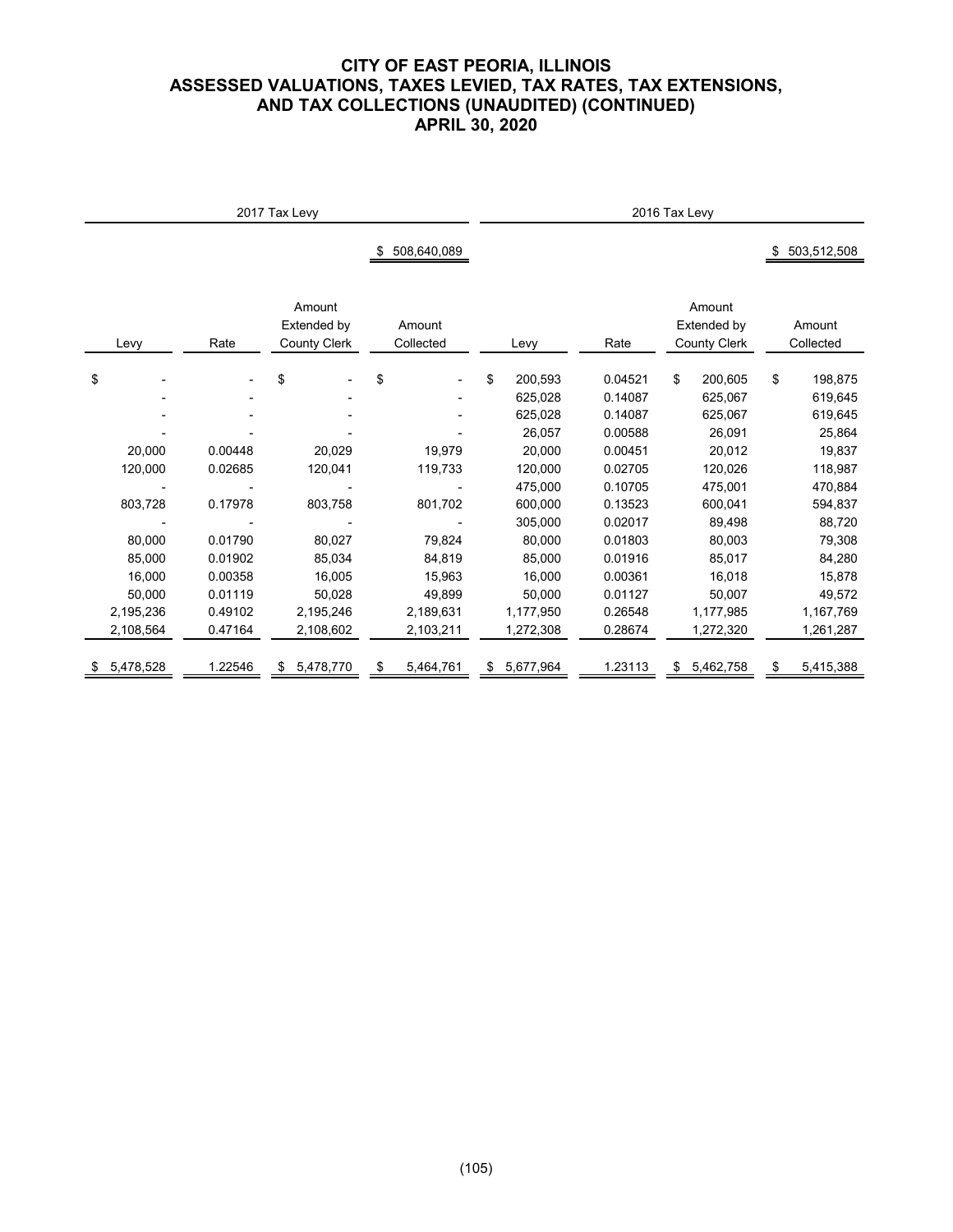# CITY OF EAST PEORIA, ILLINOIS
## ASSESSED VALUATIONS, TAXES LEVIED, TAX RATES, TAX EXTENSIONS, AND TAX COLLECTIONS (UNAUDITED) (CONTINUED)
## APRIL 30, 2020

| 2017 Tax Levy | | | | 2016 Tax Levy | | | |
|---|---|---|---|---|---|---|---|
| | | | $ 508,640,089 | | | | $ 503,512,508 |
| Levy | Rate | Amount Extended by County Clerk | Amount Collected | Levy | Rate | Amount Extended by County Clerk | Amount Collected |
| $ - | - | $ - | $ - | $ 200,593 | 0.04521 | $ 200,605 | $ 198,875 |
| - | - | - | - | 625,028 | 0.14087 | 625,067 | 619,645 |
| - | - | - | - | 625,028 | 0.14087 | 625,067 | 619,645 |
| - | - | - | - | 26,057 | 0.00588 | 26,091 | 25,864 |
| 20,000 | 0.00448 | 20,029 | 19,979 | 20,000 | 0.00451 | 20,012 | 19,837 |
| 120,000 | 0.02685 | 120,041 | 119,733 | 120,000 | 0.02705 | 120,026 | 118,987 |
| - | - | - | - | 475,000 | 0.10705 | 475,001 | 470,884 |
| 803,728 | 0.17978 | 803,758 | 801,702 | 600,000 | 0.13523 | 600,041 | 594,837 |
| - | - | - | - | 305,000 | 0.02017 | 89,498 | 88,720 |
| 80,000 | 0.01790 | 80,027 | 79,824 | 80,000 | 0.01803 | 80,003 | 79,308 |
| 85,000 | 0.01902 | 85,034 | 84,819 | 85,000 | 0.01916 | 85,017 | 84,280 |
| 16,000 | 0.00358 | 16,005 | 15,963 | 16,000 | 0.00361 | 16,018 | 15,878 |
| 50,000 | 0.01119 | 50,028 | 49,899 | 50,000 | 0.01127 | 50,007 | 49,572 |
| 2,195,236 | 0.49102 | 2,195,246 | 2,189,631 | 1,177,950 | 0.26548 | 1,177,985 | 1,167,769 |
| 2,108,564 | 0.47164 | 2,108,602 | 2,103,211 | 1,272,308 | 0.28674 | 1,272,320 | 1,261,287 |
| $ 5,478,528 | 1.22546 | $ 5,478,770 | $ 5,464,761 | $ 5,677,964 | 1.23113 | $ 5,462,758 | $ 5,415,388 |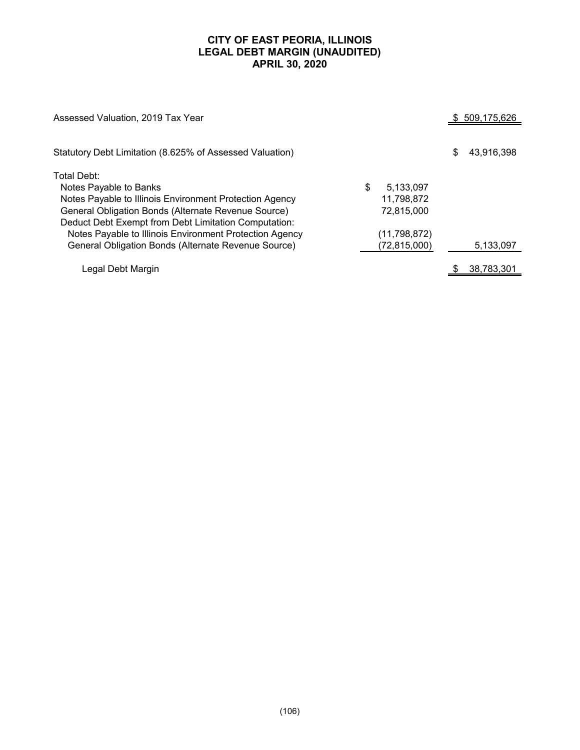# CITY OF EAST PEORIA, ILLINOIS
## LEGAL DEBT MARGIN (UNAUDITED)
### APRIL 30, 2020

| | | |
|---|---|---|
| Assessed Valuation, 2019 Tax Year | | $ 509,175,626 |
| Statutory Debt Limitation (8.625% of Assessed Valuation) | | $ 43,916,398 |
| Total Debt: | | |
| Notes Payable to Banks | $ 5,133,097 | |
| Notes Payable to Illinois Environment Protection Agency | 11,798,872 | |
| General Obligation Bonds (Alternate Revenue Source) | 72,815,000 | |
| Deduct Debt Exempt from Debt Limitation Computation: | | |
| Notes Payable to Illinois Environment Protection Agency | (11,798,872) | |
| General Obligation Bonds (Alternate Revenue Source) | (72,815,000) | 5,133,097 |
| Legal Debt Margin | | $ 38,783,301 |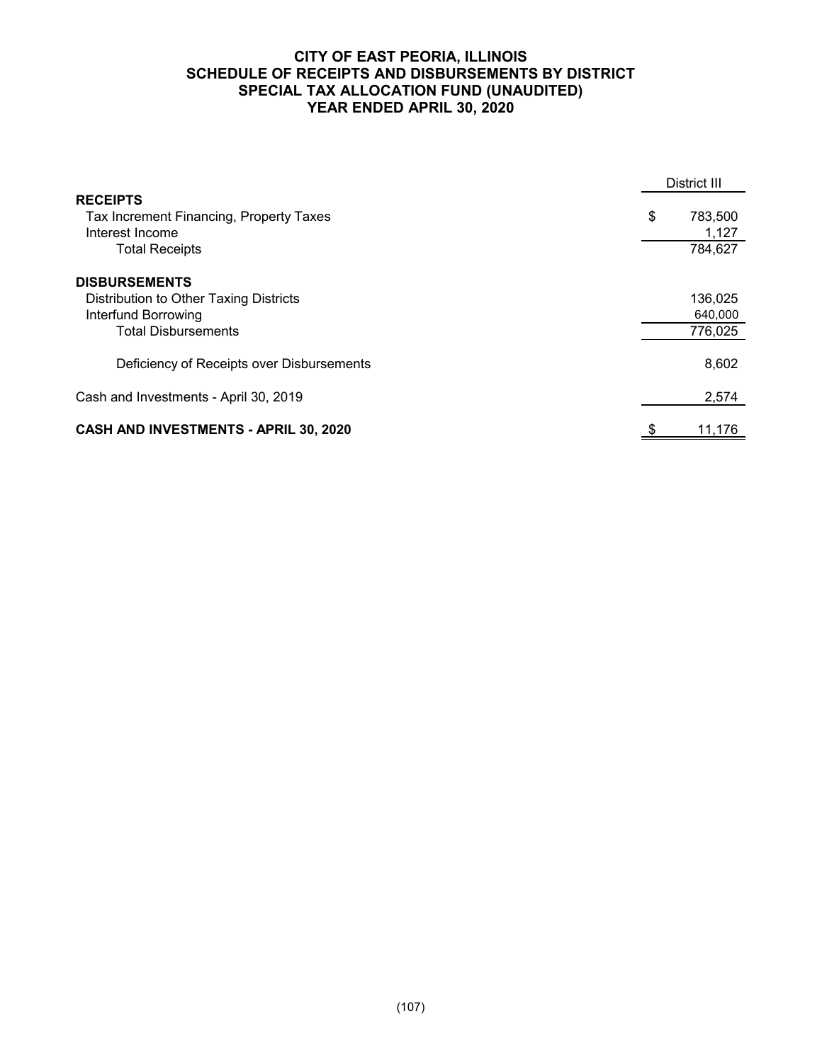# CITY OF EAST PEORIA, ILLINOIS
## SCHEDULE OF RECEIPTS AND DISBURSEMENTS BY DISTRICT
## SPECIAL TAX ALLOCATION FUND (UNAUDITED)
## YEAR ENDED APRIL 30, 2020

| | District III |
|---|---|
| **RECEIPTS** | |
| Tax Increment Financing, Property Taxes | $ 783,500 |
| Interest Income | 1,127 |
| Total Receipts | 784,627 |
| **DISBURSEMENTS** | |
| Distribution to Other Taxing Districts | 136,025 |
| Interfund Borrowing | 640,000 |
| Total Disbursements | 776,025 |
| Deficiency of Receipts over Disbursements | 8,602 |
| Cash and Investments - April 30, 2019 | 2,574 |
| **CASH AND INVESTMENTS - APRIL 30, 2020** | $ 11,176 |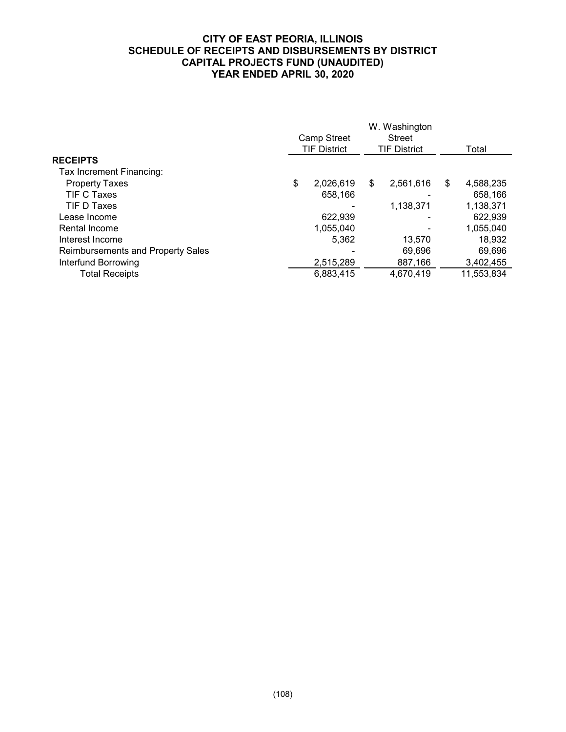# CITY OF EAST PEORIA, ILLINOIS
## SCHEDULE OF RECEIPTS AND DISBURSEMENTS BY DISTRICT
## CAPITAL PROJECTS FUND (UNAUDITED)
## YEAR ENDED APRIL 30, 2020

| | Camp Street TIF District | W. Washington Street TIF District | Total |
|---|---|---|---|
| **RECEIPTS** | | | |
| Tax Increment Financing: | | | |
| Property Taxes | $ 2,026,619 | $ 2,561,616 | $ 4,588,235 |
| TIF C Taxes | 658,166 | - | 658,166 |
| TIF D Taxes | - | 1,138,371 | 1,138,371 |
| Lease Income | 622,939 | - | 622,939 |
| Rental Income | 1,055,040 | - | 1,055,040 |
| Interest Income | 5,362 | 13,570 | 18,932 |
| Reimbursements and Property Sales | - | 69,696 | 69,696 |
| Interfund Borrowing | 2,515,289 | 887,166 | 3,402,455 |
| Total Receipts | 6,883,415 | 4,670,419 | 11,553,834 |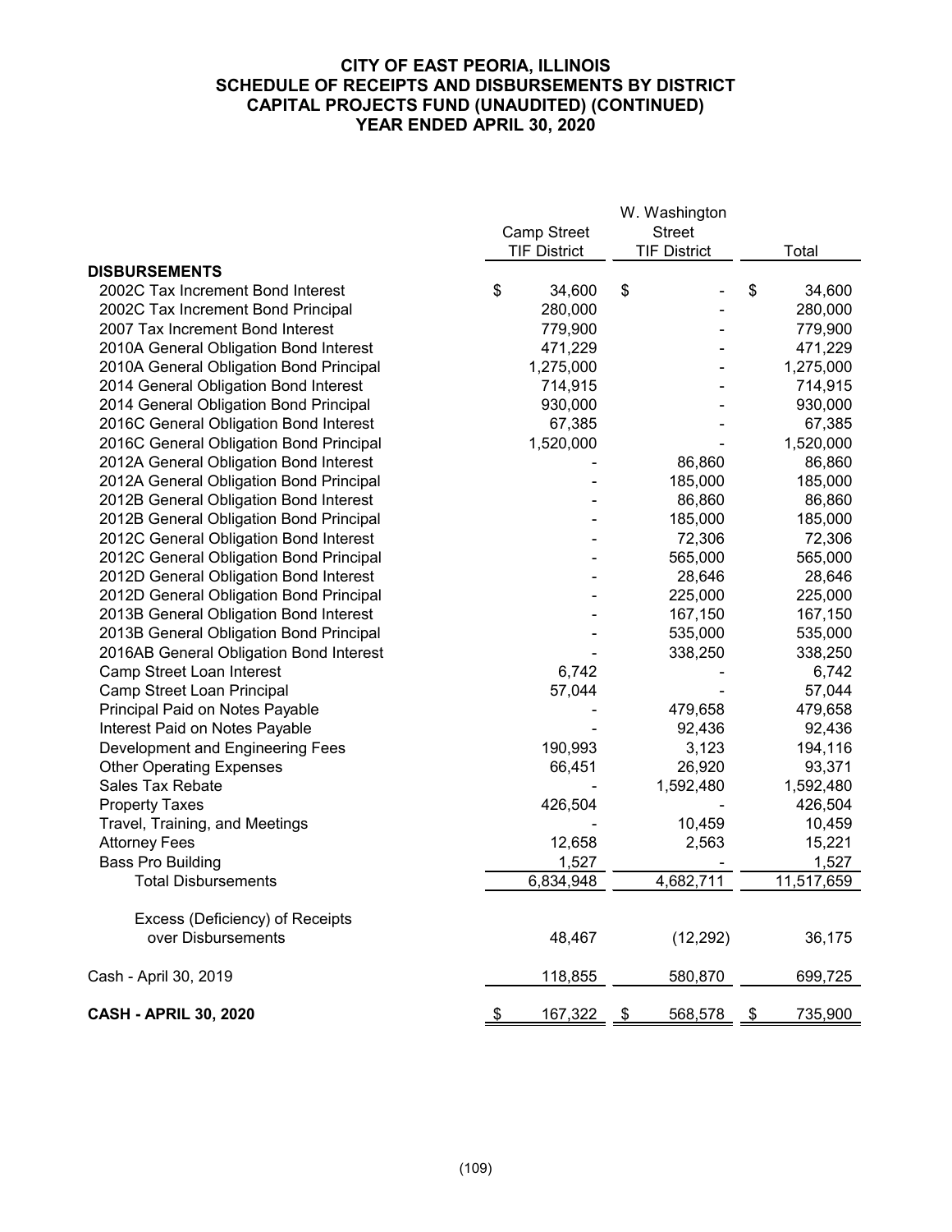# CITY OF EAST PEORIA, ILLINOIS
## SCHEDULE OF RECEIPTS AND DISBURSEMENTS BY DISTRICT
## CAPITAL PROJECTS FUND (UNAUDITED) (CONTINUED)
## YEAR ENDED APRIL 30, 2020

| | Camp Street TIF District | W. Washington Street TIF District | Total |
|---|---|---|---|
| **DISBURSEMENTS** | | | |
| 2002C Tax Increment Bond Interest | $ 34,600 | $ - | $ 34,600 |
| 2002C Tax Increment Bond Principal | 280,000 | - | 280,000 |
| 2007 Tax Increment Bond Interest | 779,900 | - | 779,900 |
| 2010A General Obligation Bond Interest | 471,229 | - | 471,229 |
| 2010A General Obligation Bond Principal | 1,275,000 | - | 1,275,000 |
| 2014 General Obligation Bond Interest | 714,915 | - | 714,915 |
| 2014 General Obligation Bond Principal | 930,000 | - | 930,000 |
| 2016C General Obligation Bond Interest | 67,385 | - | 67,385 |
| 2016C General Obligation Bond Principal | 1,520,000 | - | 1,520,000 |
| 2012A General Obligation Bond Interest | - | 86,860 | 86,860 |
| 2012A General Obligation Bond Principal | - | 185,000 | 185,000 |
| 2012B General Obligation Bond Interest | - | 86,860 | 86,860 |
| 2012B General Obligation Bond Principal | - | 185,000 | 185,000 |
| 2012C General Obligation Bond Interest | - | 72,306 | 72,306 |
| 2012C General Obligation Bond Principal | - | 565,000 | 565,000 |
| 2012D General Obligation Bond Interest | - | 28,646 | 28,646 |
| 2012D General Obligation Bond Principal | - | 225,000 | 225,000 |
| 2013B General Obligation Bond Interest | - | 167,150 | 167,150 |
| 2013B General Obligation Bond Principal | - | 535,000 | 535,000 |
| 2016AB General Obligation Bond Interest | - | 338,250 | 338,250 |
| Camp Street Loan Interest | 6,742 | - | 6,742 |
| Camp Street Loan Principal | 57,044 | - | 57,044 |
| Principal Paid on Notes Payable | - | 479,658 | 479,658 |
| Interest Paid on Notes Payable | - | 92,436 | 92,436 |
| Development and Engineering Fees | 190,993 | 3,123 | 194,116 |
| Other Operating Expenses | 66,451 | 26,920 | 93,371 |
| Sales Tax Rebate | - | 1,592,480 | 1,592,480 |
| Property Taxes | 426,504 | - | 426,504 |
| Travel, Training, and Meetings | - | 10,459 | 10,459 |
| Attorney Fees | 12,658 | 2,563 | 15,221 |
| Bass Pro Building | 1,527 | - | 1,527 |
| Total Disbursements | 6,834,948 | 4,682,711 | 11,517,659 |
| Excess (Deficiency) of Receipts over Disbursements | 48,467 | (12,292) | 36,175 |
| Cash - April 30, 2019 | 118,855 | 580,870 | 699,725 |
| **CASH - APRIL 30, 2020** | $ 167,322 | $ 568,578 | $ 735,900 |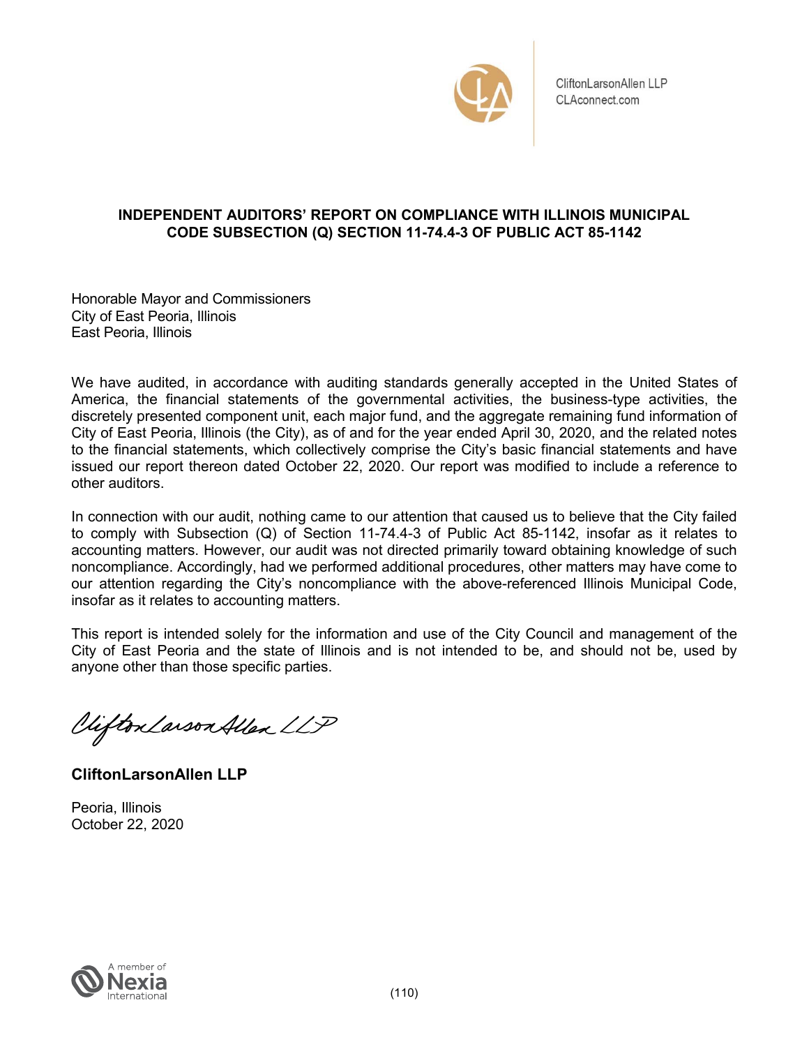CliftonLarsonAllen LLP
CLAconnect.com

# INDEPENDENT AUDITORS' REPORT ON COMPLIANCE WITH ILLINOIS MUNICIPAL CODE SUBSECTION (Q) SECTION 11-74.4-3 OF PUBLIC ACT 85-1142

Honorable Mayor and Commissioners
City of East Peoria, Illinois
East Peoria, Illinois

We have audited, in accordance with auditing standards generally accepted in the United States of America, the financial statements of the governmental activities, the business-type activities, the discretely presented component unit, each major fund, and the aggregate remaining fund information of City of East Peoria, Illinois (the City), as of and for the year ended April 30, 2020, and the related notes to the financial statements, which collectively comprise the City's basic financial statements and have issued our report thereon dated October 22, 2020. Our report was modified to include a reference to other auditors.

In connection with our audit, nothing came to our attention that caused us to believe that the City failed to comply with Subsection (Q) of Section 11-74.4-3 of Public Act 85-1142, insofar as it relates to accounting matters. However, our audit was not directed primarily toward obtaining knowledge of such noncompliance. Accordingly, had we performed additional procedures, other matters may have come to our attention regarding the City's noncompliance with the above-referenced Illinois Municipal Code, insofar as it relates to accounting matters.

This report is intended solely for the information and use of the City Council and management of the City of East Peoria and the state of Illinois and is not intended to be, and should not be, used by anyone other than those specific parties.

*CliftonLarsonAllen LLP*

**CliftonLarsonAllen LLP**

Peoria, Illinois
October 22, 2020

A member of Nexia International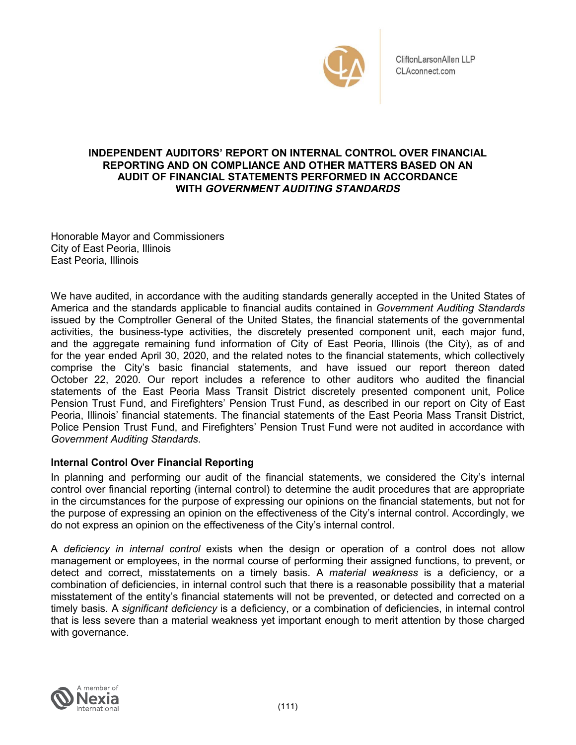CliftonLarsonAllen LLP
CLAconnect.com

# INDEPENDENT AUDITORS' REPORT ON INTERNAL CONTROL OVER FINANCIAL REPORTING AND ON COMPLIANCE AND OTHER MATTERS BASED ON AN AUDIT OF FINANCIAL STATEMENTS PERFORMED IN ACCORDANCE WITH *GOVERNMENT AUDITING STANDARDS*

Honorable Mayor and Commissioners
City of East Peoria, Illinois
East Peoria, Illinois

We have audited, in accordance with the auditing standards generally accepted in the United States of America and the standards applicable to financial audits contained in *Government Auditing Standards* issued by the Comptroller General of the United States, the financial statements of the governmental activities, the business-type activities, the discretely presented component unit, each major fund, and the aggregate remaining fund information of City of East Peoria, Illinois (the City), as of and for the year ended April 30, 2020, and the related notes to the financial statements, which collectively comprise the City's basic financial statements, and have issued our report thereon dated October 22, 2020. Our report includes a reference to other auditors who audited the financial statements of the East Peoria Mass Transit District discretely presented component unit, Police Pension Trust Fund, and Firefighters' Pension Trust Fund, as described in our report on City of East Peoria, Illinois' financial statements. The financial statements of the East Peoria Mass Transit District, Police Pension Trust Fund, and Firefighters' Pension Trust Fund were not audited in accordance with *Government Auditing Standards*.

## Internal Control Over Financial Reporting

In planning and performing our audit of the financial statements, we considered the City's internal control over financial reporting (internal control) to determine the audit procedures that are appropriate in the circumstances for the purpose of expressing our opinions on the financial statements, but not for the purpose of expressing an opinion on the effectiveness of the City's internal control. Accordingly, we do not express an opinion on the effectiveness of the City's internal control.

A *deficiency in internal control* exists when the design or operation of a control does not allow management or employees, in the normal course of performing their assigned functions, to prevent, or detect and correct, misstatements on a timely basis. A *material weakness* is a deficiency, or a combination of deficiencies, in internal control such that there is a reasonable possibility that a material misstatement of the entity's financial statements will not be prevented, or detected and corrected on a timely basis. A *significant deficiency* is a deficiency, or a combination of deficiencies, in internal control that is less severe than a material weakness yet important enough to merit attention by those charged with governance.

A member of Nexia International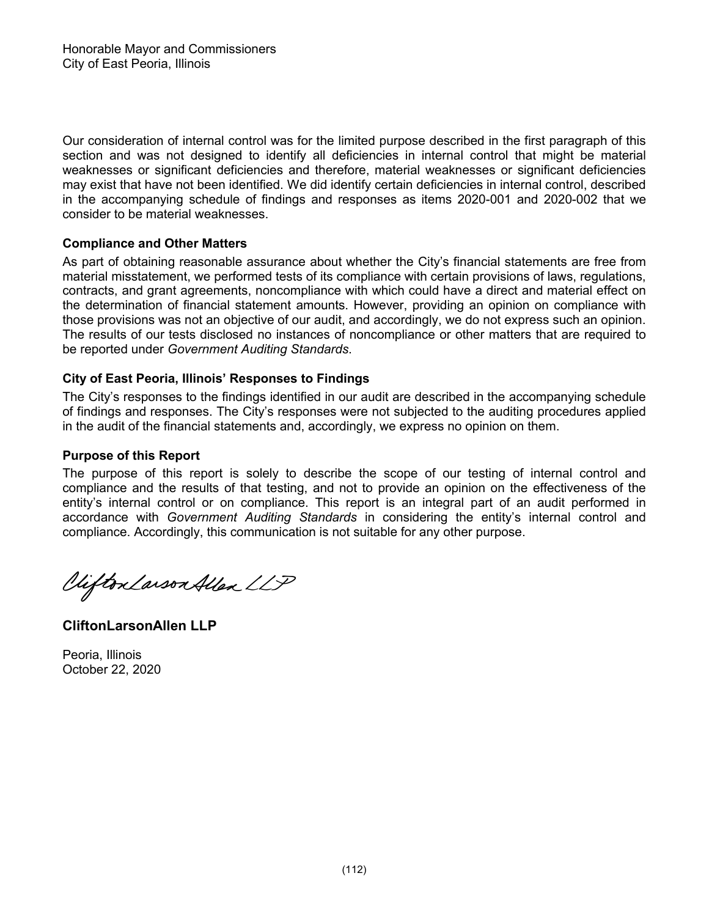Honorable Mayor and Commissioners
City of East Peoria, Illinois

Our consideration of internal control was for the limited purpose described in the first paragraph of this section and was not designed to identify all deficiencies in internal control that might be material weaknesses or significant deficiencies and therefore, material weaknesses or significant deficiencies may exist that have not been identified. We did identify certain deficiencies in internal control, described in the accompanying schedule of findings and responses as items 2020-001 and 2020-002 that we consider to be material weaknesses.

**Compliance and Other Matters**

As part of obtaining reasonable assurance about whether the City's financial statements are free from material misstatement, we performed tests of its compliance with certain provisions of laws, regulations, contracts, and grant agreements, noncompliance with which could have a direct and material effect on the determination of financial statement amounts. However, providing an opinion on compliance with those provisions was not an objective of our audit, and accordingly, we do not express such an opinion. The results of our tests disclosed no instances of noncompliance or other matters that are required to be reported under *Government Auditing Standards*.

**City of East Peoria, Illinois' Responses to Findings**

The City's responses to the findings identified in our audit are described in the accompanying schedule of findings and responses. The City's responses were not subjected to the auditing procedures applied in the audit of the financial statements and, accordingly, we express no opinion on them.

**Purpose of this Report**

The purpose of this report is solely to describe the scope of our testing of internal control and compliance and the results of that testing, and not to provide an opinion on the effectiveness of the entity's internal control or on compliance. This report is an integral part of an audit performed in accordance with *Government Auditing Standards* in considering the entity's internal control and compliance. Accordingly, this communication is not suitable for any other purpose.

CliftonLarsonAllen LLP

**CliftonLarsonAllen LLP**

Peoria, Illinois
October 22, 2020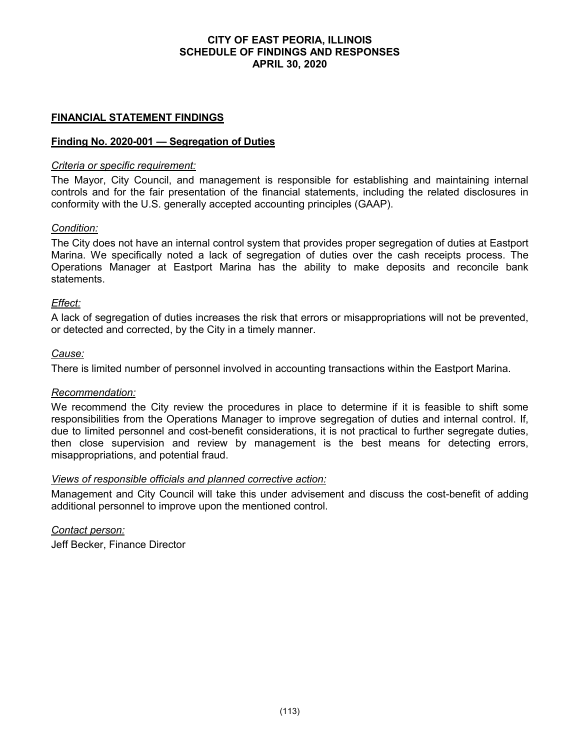# CITY OF EAST PEORIA, ILLINOIS
## SCHEDULE OF FINDINGS AND RESPONSES
## APRIL 30, 2020

### FINANCIAL STATEMENT FINDINGS

### Finding No. 2020-001 — Segregation of Duties

*Criteria or specific requirement:*

The Mayor, City Council, and management is responsible for establishing and maintaining internal controls and for the fair presentation of the financial statements, including the related disclosures in conformity with the U.S. generally accepted accounting principles (GAAP).

*Condition:*

The City does not have an internal control system that provides proper segregation of duties at Eastport Marina. We specifically noted a lack of segregation of duties over the cash receipts process. The Operations Manager at Eastport Marina has the ability to make deposits and reconcile bank statements.

*Effect:*

A lack of segregation of duties increases the risk that errors or misappropriations will not be prevented, or detected and corrected, by the City in a timely manner.

*Cause:*

There is limited number of personnel involved in accounting transactions within the Eastport Marina.

*Recommendation:*

We recommend the City review the procedures in place to determine if it is feasible to shift some responsibilities from the Operations Manager to improve segregation of duties and internal control. If, due to limited personnel and cost-benefit considerations, it is not practical to further segregate duties, then close supervision and review by management is the best means for detecting errors, misappropriations, and potential fraud.

*Views of responsible officials and planned corrective action:*

Management and City Council will take this under advisement and discuss the cost-benefit of adding additional personnel to improve upon the mentioned control.

*Contact person:*

Jeff Becker, Finance Director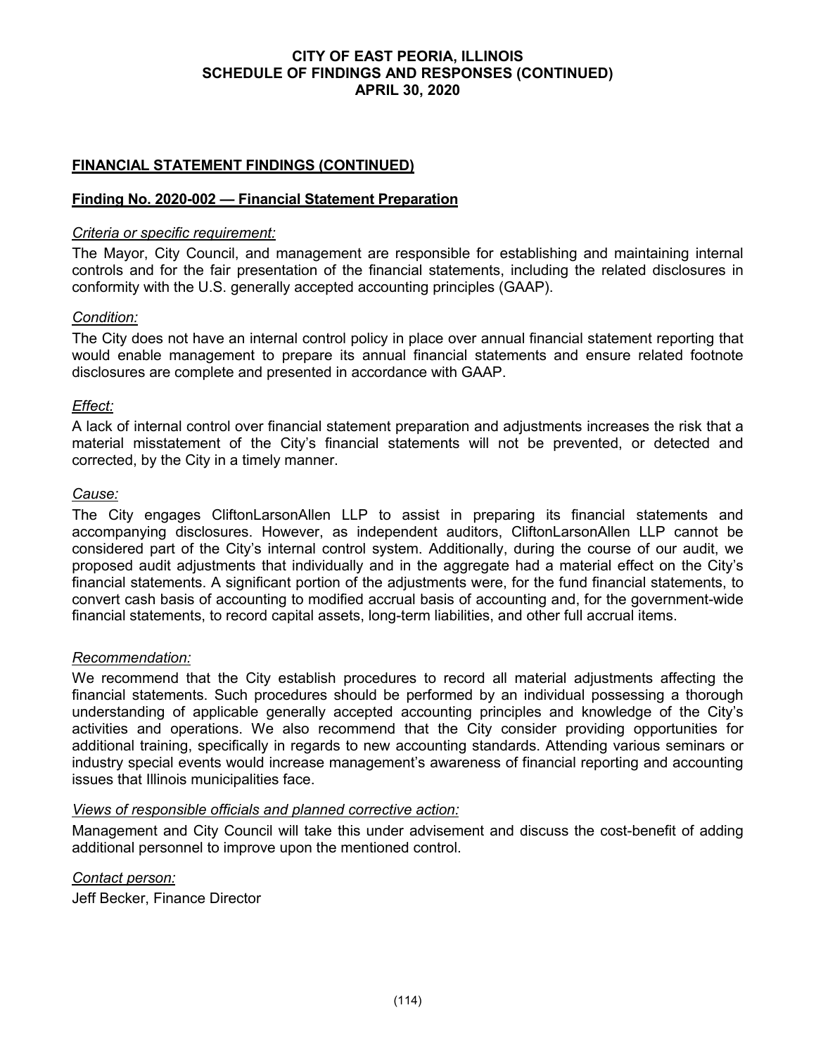**FINANCIAL STATEMENT FINDINGS (CONTINUED)**

**Finding No. 2020-002 — Financial Statement Preparation**

*Criteria or specific requirement:*

The Mayor, City Council, and management are responsible for establishing and maintaining internal controls and for the fair presentation of the financial statements, including the related disclosures in conformity with the U.S. generally accepted accounting principles (GAAP).

*Condition:*

The City does not have an internal control policy in place over annual financial statement reporting that would enable management to prepare its annual financial statements and ensure related footnote disclosures are complete and presented in accordance with GAAP.

*Effect:*

A lack of internal control over financial statement preparation and adjustments increases the risk that a material misstatement of the City's financial statements will not be prevented, or detected and corrected, by the City in a timely manner.

*Cause:*

The City engages CliftonLarsonAllen LLP to assist in preparing its financial statements and accompanying disclosures. However, as independent auditors, CliftonLarsonAllen LLP cannot be considered part of the City's internal control system. Additionally, during the course of our audit, we proposed audit adjustments that individually and in the aggregate had a material effect on the City's financial statements. A significant portion of the adjustments were, for the fund financial statements, to convert cash basis of accounting to modified accrual basis of accounting and, for the government-wide financial statements, to record capital assets, long-term liabilities, and other full accrual items.

*Recommendation:*

We recommend that the City establish procedures to record all material adjustments affecting the financial statements. Such procedures should be performed by an individual possessing a thorough understanding of applicable generally accepted accounting principles and knowledge of the City's activities and operations. We also recommend that the City consider providing opportunities for additional training, specifically in regards to new accounting standards. Attending various seminars or industry special events would increase management's awareness of financial reporting and accounting issues that Illinois municipalities face.

*Views of responsible officials and planned corrective action:*

Management and City Council will take this under advisement and discuss the cost-benefit of adding additional personnel to improve upon the mentioned control.

*Contact person:*

Jeff Becker, Finance Director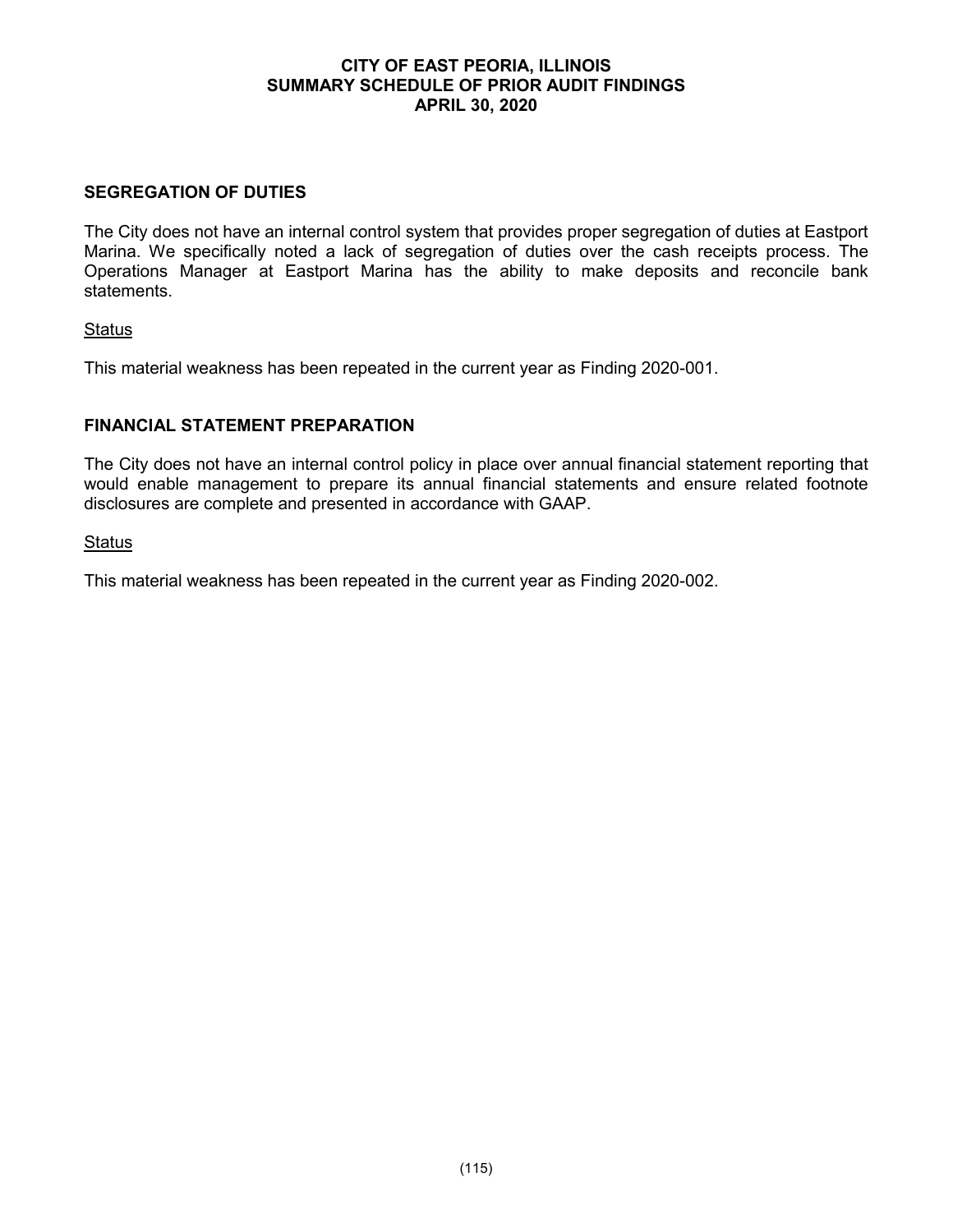# CITY OF EAST PEORIA, ILLINOIS
# SUMMARY SCHEDULE OF PRIOR AUDIT FINDINGS
# APRIL 30, 2020

## SEGREGATION OF DUTIES

The City does not have an internal control system that provides proper segregation of duties at Eastport Marina. We specifically noted a lack of segregation of duties over the cash receipts process. The Operations Manager at Eastport Marina has the ability to make deposits and reconcile bank statements.

Status

This material weakness has been repeated in the current year as Finding 2020-001.

## FINANCIAL STATEMENT PREPARATION

The City does not have an internal control policy in place over annual financial statement reporting that would enable management to prepare its annual financial statements and ensure related footnote disclosures are complete and presented in accordance with GAAP.

Status

This material weakness has been repeated in the current year as Finding 2020-002.